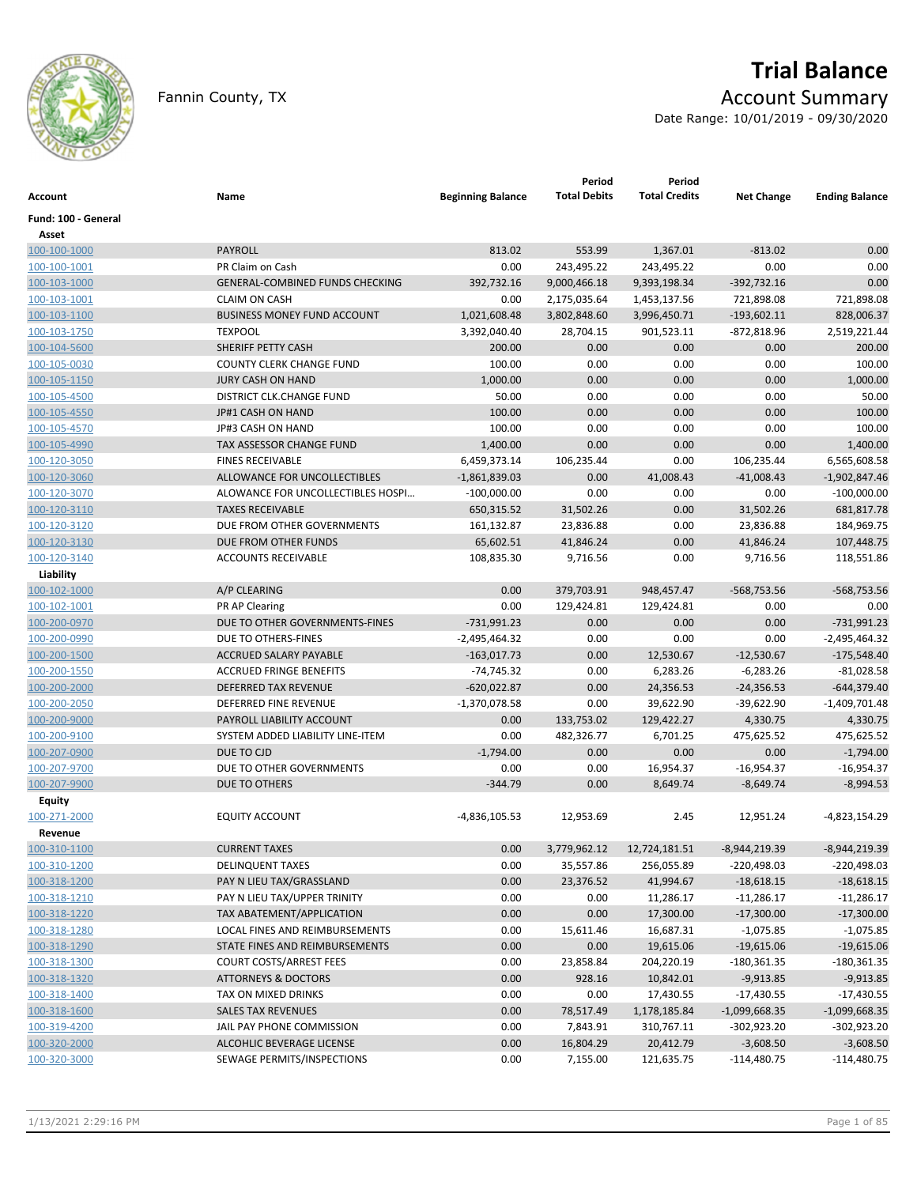# Trial Balance

Fannin County, TX

## Account Summary

Date Range: 10/01/2019 - 09/30/2020

| Account | Name | Beginning Balance | Period Total Debits | Period Total Credits | Net Change | Ending Balance |
|---|---|---|---|---|---|---|
| **Fund: 100 - General** | | | | | | |
| **Asset** | | | | | | |
| 100-100-1000 | PAYROLL | 813.02 | 553.99 | 1,367.01 | -813.02 | 0.00 |
| 100-100-1001 | PR Claim on Cash | 0.00 | 243,495.22 | 243,495.22 | 0.00 | 0.00 |
| 100-103-1000 | GENERAL-COMBINED FUNDS CHECKING | 392,732.16 | 9,000,466.18 | 9,393,198.34 | -392,732.16 | 0.00 |
| 100-103-1001 | CLAIM ON CASH | 0.00 | 2,175,035.64 | 1,453,137.56 | 721,898.08 | 721,898.08 |
| 100-103-1100 | BUSINESS MONEY FUND ACCOUNT | 1,021,608.48 | 3,802,848.60 | 3,996,450.71 | -193,602.11 | 828,006.37 |
| 100-103-1750 | TEXPOOL | 3,392,040.40 | 28,704.15 | 901,523.11 | -872,818.96 | 2,519,221.44 |
| 100-104-5600 | SHERIFF PETTY CASH | 200.00 | 0.00 | 0.00 | 0.00 | 200.00 |
| 100-105-0030 | COUNTY CLERK CHANGE FUND | 100.00 | 0.00 | 0.00 | 0.00 | 100.00 |
| 100-105-1150 | JURY CASH ON HAND | 1,000.00 | 0.00 | 0.00 | 0.00 | 1,000.00 |
| 100-105-4500 | DISTRICT CLK.CHANGE FUND | 50.00 | 0.00 | 0.00 | 0.00 | 50.00 |
| 100-105-4550 | JP#1 CASH ON HAND | 100.00 | 0.00 | 0.00 | 0.00 | 100.00 |
| 100-105-4570 | JP#3 CASH ON HAND | 100.00 | 0.00 | 0.00 | 0.00 | 100.00 |
| 100-105-4990 | TAX ASSESSOR CHANGE FUND | 1,400.00 | 0.00 | 0.00 | 0.00 | 1,400.00 |
| 100-120-3050 | FINES RECEIVABLE | 6,459,373.14 | 106,235.44 | 0.00 | 106,235.44 | 6,565,608.58 |
| 100-120-3060 | ALLOWANCE FOR UNCOLLECTIBLES | -1,861,839.03 | 0.00 | 41,008.43 | -41,008.43 | -1,902,847.46 |
| 100-120-3070 | ALOWANCE FOR UNCOLLECTIBLES HOSPI... | -100,000.00 | 0.00 | 0.00 | 0.00 | -100,000.00 |
| 100-120-3110 | TAXES RECEIVABLE | 650,315.52 | 31,502.26 | 0.00 | 31,502.26 | 681,817.78 |
| 100-120-3120 | DUE FROM OTHER GOVERNMENTS | 161,132.87 | 23,836.88 | 0.00 | 23,836.88 | 184,969.75 |
| 100-120-3130 | DUE FROM OTHER FUNDS | 65,602.51 | 41,846.24 | 0.00 | 41,846.24 | 107,448.75 |
| 100-120-3140 | ACCOUNTS RECEIVABLE | 108,835.30 | 9,716.56 | 0.00 | 9,716.56 | 118,551.86 |
| **Liability** | | | | | | |
| 100-102-1000 | A/P CLEARING | 0.00 | 379,703.91 | 948,457.47 | -568,753.56 | -568,753.56 |
| 100-102-1001 | PR AP Clearing | 0.00 | 129,424.81 | 129,424.81 | 0.00 | 0.00 |
| 100-200-0970 | DUE TO OTHER GOVERNMENTS-FINES | -731,991.23 | 0.00 | 0.00 | 0.00 | -731,991.23 |
| 100-200-0990 | DUE TO OTHERS-FINES | -2,495,464.32 | 0.00 | 0.00 | 0.00 | -2,495,464.32 |
| 100-200-1500 | ACCRUED SALARY PAYABLE | -163,017.73 | 0.00 | 12,530.67 | -12,530.67 | -175,548.40 |
| 100-200-1550 | ACCRUED FRINGE BENEFITS | -74,745.32 | 0.00 | 6,283.26 | -6,283.26 | -81,028.58 |
| 100-200-2000 | DEFERRED TAX REVENUE | -620,022.87 | 0.00 | 24,356.53 | -24,356.53 | -644,379.40 |
| 100-200-2050 | DEFERRED FINE REVENUE | -1,370,078.58 | 0.00 | 39,622.90 | -39,622.90 | -1,409,701.48 |
| 100-200-9000 | PAYROLL LIABILITY ACCOUNT | 0.00 | 133,753.02 | 129,422.27 | 4,330.75 | 4,330.75 |
| 100-200-9100 | SYSTEM ADDED LIABILITY LINE-ITEM | 0.00 | 482,326.77 | 6,701.25 | 475,625.52 | 475,625.52 |
| 100-207-0900 | DUE TO CJD | -1,794.00 | 0.00 | 0.00 | 0.00 | -1,794.00 |
| 100-207-9700 | DUE TO OTHER GOVERNMENTS | 0.00 | 0.00 | 16,954.37 | -16,954.37 | -16,954.37 |
| 100-207-9900 | DUE TO OTHERS | -344.79 | 0.00 | 8,649.74 | -8,649.74 | -8,994.53 |
| **Equity** | | | | | | |
| 100-271-2000 | EQUITY ACCOUNT | -4,836,105.53 | 12,953.69 | 2.45 | 12,951.24 | -4,823,154.29 |
| **Revenue** | | | | | | |
| 100-310-1100 | CURRENT TAXES | 0.00 | 3,779,962.12 | 12,724,181.51 | -8,944,219.39 | -8,944,219.39 |
| 100-310-1200 | DELINQUENT TAXES | 0.00 | 35,557.86 | 256,055.89 | -220,498.03 | -220,498.03 |
| 100-318-1200 | PAY N LIEU TAX/GRASSLAND | 0.00 | 23,376.52 | 41,994.67 | -18,618.15 | -18,618.15 |
| 100-318-1210 | PAY N LIEU TAX/UPPER TRINITY | 0.00 | 0.00 | 11,286.17 | -11,286.17 | -11,286.17 |
| 100-318-1220 | TAX ABATEMENT/APPLICATION | 0.00 | 0.00 | 17,300.00 | -17,300.00 | -17,300.00 |
| 100-318-1280 | LOCAL FINES AND REIMBURSEMENTS | 0.00 | 15,611.46 | 16,687.31 | -1,075.85 | -1,075.85 |
| 100-318-1290 | STATE FINES AND REIMBURSEMENTS | 0.00 | 0.00 | 19,615.06 | -19,615.06 | -19,615.06 |
| 100-318-1300 | COURT COSTS/ARREST FEES | 0.00 | 23,858.84 | 204,220.19 | -180,361.35 | -180,361.35 |
| 100-318-1320 | ATTORNEYS & DOCTORS | 0.00 | 928.16 | 10,842.01 | -9,913.85 | -9,913.85 |
| 100-318-1400 | TAX ON MIXED DRINKS | 0.00 | 0.00 | 17,430.55 | -17,430.55 | -17,430.55 |
| 100-318-1600 | SALES TAX REVENUES | 0.00 | 78,517.49 | 1,178,185.84 | -1,099,668.35 | -1,099,668.35 |
| 100-319-4200 | JAIL PAY PHONE COMMISSION | 0.00 | 7,843.91 | 310,767.11 | -302,923.20 | -302,923.20 |
| 100-320-2000 | ALCOHLIC BEVERAGE LICENSE | 0.00 | 16,804.29 | 20,412.79 | -3,608.50 | -3,608.50 |
| 100-320-3000 | SEWAGE PERMITS/INSPECTIONS | 0.00 | 7,155.00 | 121,635.75 | -114,480.75 | -114,480.75 |

1/13/2021 2:29:16 PM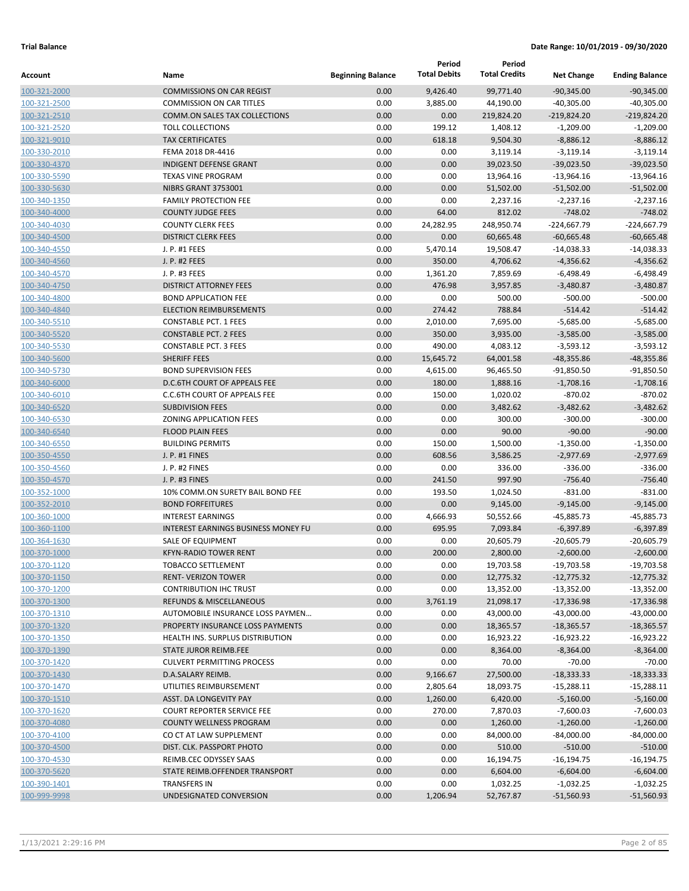**Trial Balance** **Date Range: 10/01/2019 - 09/30/2020**

| Account | Name | Beginning Balance | Period Total Debits | Period Total Credits | Net Change | Ending Balance |
|---|---|---|---|---|---|---|
| 100-321-2000 | COMMISSIONS ON CAR REGIST | 0.00 | 9,426.40 | 99,771.40 | -90,345.00 | -90,345.00 |
| 100-321-2500 | COMMISSION ON CAR TITLES | 0.00 | 3,885.00 | 44,190.00 | -40,305.00 | -40,305.00 |
| 100-321-2510 | COMM.ON SALES TAX COLLECTIONS | 0.00 | 0.00 | 219,824.20 | -219,824.20 | -219,824.20 |
| 100-321-2520 | TOLL COLLECTIONS | 0.00 | 199.12 | 1,408.12 | -1,209.00 | -1,209.00 |
| 100-321-9010 | TAX CERTIFICATES | 0.00 | 618.18 | 9,504.30 | -8,886.12 | -8,886.12 |
| 100-330-2010 | FEMA 2018 DR-4416 | 0.00 | 0.00 | 3,119.14 | -3,119.14 | -3,119.14 |
| 100-330-4370 | INDIGENT DEFENSE GRANT | 0.00 | 0.00 | 39,023.50 | -39,023.50 | -39,023.50 |
| 100-330-5590 | TEXAS VINE PROGRAM | 0.00 | 0.00 | 13,964.16 | -13,964.16 | -13,964.16 |
| 100-330-5630 | NIBRS GRANT 3753001 | 0.00 | 0.00 | 51,502.00 | -51,502.00 | -51,502.00 |
| 100-340-1350 | FAMILY PROTECTION FEE | 0.00 | 0.00 | 2,237.16 | -2,237.16 | -2,237.16 |
| 100-340-4000 | COUNTY JUDGE FEES | 0.00 | 64.00 | 812.02 | -748.02 | -748.02 |
| 100-340-4030 | COUNTY CLERK FEES | 0.00 | 24,282.95 | 248,950.74 | -224,667.79 | -224,667.79 |
| 100-340-4500 | DISTRICT CLERK FEES | 0.00 | 0.00 | 60,665.48 | -60,665.48 | -60,665.48 |
| 100-340-4550 | J. P. #1 FEES | 0.00 | 5,470.14 | 19,508.47 | -14,038.33 | -14,038.33 |
| 100-340-4560 | J. P. #2 FEES | 0.00 | 350.00 | 4,706.62 | -4,356.62 | -4,356.62 |
| 100-340-4570 | J. P. #3 FEES | 0.00 | 1,361.20 | 7,859.69 | -6,498.49 | -6,498.49 |
| 100-340-4750 | DISTRICT ATTORNEY FEES | 0.00 | 476.98 | 3,957.85 | -3,480.87 | -3,480.87 |
| 100-340-4800 | BOND APPLICATION FEE | 0.00 | 0.00 | 500.00 | -500.00 | -500.00 |
| 100-340-4840 | ELECTION REIMBURSEMENTS | 0.00 | 274.42 | 788.84 | -514.42 | -514.42 |
| 100-340-5510 | CONSTABLE PCT. 1 FEES | 0.00 | 2,010.00 | 7,695.00 | -5,685.00 | -5,685.00 |
| 100-340-5520 | CONSTABLE PCT. 2 FEES | 0.00 | 350.00 | 3,935.00 | -3,585.00 | -3,585.00 |
| 100-340-5530 | CONSTABLE PCT. 3 FEES | 0.00 | 490.00 | 4,083.12 | -3,593.12 | -3,593.12 |
| 100-340-5600 | SHERIFF FEES | 0.00 | 15,645.72 | 64,001.58 | -48,355.86 | -48,355.86 |
| 100-340-5730 | BOND SUPERVISION FEES | 0.00 | 4,615.00 | 96,465.50 | -91,850.50 | -91,850.50 |
| 100-340-6000 | D.C.6TH COURT OF APPEALS FEE | 0.00 | 180.00 | 1,888.16 | -1,708.16 | -1,708.16 |
| 100-340-6010 | C.C.6TH COURT OF APPEALS FEE | 0.00 | 150.00 | 1,020.02 | -870.02 | -870.02 |
| 100-340-6520 | SUBDIVISION FEES | 0.00 | 0.00 | 3,482.62 | -3,482.62 | -3,482.62 |
| 100-340-6530 | ZONING APPLICATION FEES | 0.00 | 0.00 | 300.00 | -300.00 | -300.00 |
| 100-340-6540 | FLOOD PLAIN FEES | 0.00 | 0.00 | 90.00 | -90.00 | -90.00 |
| 100-340-6550 | BUILDING PERMITS | 0.00 | 150.00 | 1,500.00 | -1,350.00 | -1,350.00 |
| 100-350-4550 | J. P. #1 FINES | 0.00 | 608.56 | 3,586.25 | -2,977.69 | -2,977.69 |
| 100-350-4560 | J. P. #2 FINES | 0.00 | 0.00 | 336.00 | -336.00 | -336.00 |
| 100-350-4570 | J. P. #3 FINES | 0.00 | 241.50 | 997.90 | -756.40 | -756.40 |
| 100-352-1000 | 10% COMM.ON SURETY BAIL BOND FEE | 0.00 | 193.50 | 1,024.50 | -831.00 | -831.00 |
| 100-352-2010 | BOND FORFEITURES | 0.00 | 0.00 | 9,145.00 | -9,145.00 | -9,145.00 |
| 100-360-1000 | INTEREST EARNINGS | 0.00 | 4,666.93 | 50,552.66 | -45,885.73 | -45,885.73 |
| 100-360-1100 | INTEREST EARNINGS BUSINESS MONEY FU | 0.00 | 695.95 | 7,093.84 | -6,397.89 | -6,397.89 |
| 100-364-1630 | SALE OF EQUIPMENT | 0.00 | 0.00 | 20,605.79 | -20,605.79 | -20,605.79 |
| 100-370-1000 | KFYN-RADIO TOWER RENT | 0.00 | 200.00 | 2,800.00 | -2,600.00 | -2,600.00 |
| 100-370-1120 | TOBACCO SETTLEMENT | 0.00 | 0.00 | 19,703.58 | -19,703.58 | -19,703.58 |
| 100-370-1150 | RENT- VERIZON TOWER | 0.00 | 0.00 | 12,775.32 | -12,775.32 | -12,775.32 |
| 100-370-1200 | CONTRIBUTION IHC TRUST | 0.00 | 0.00 | 13,352.00 | -13,352.00 | -13,352.00 |
| 100-370-1300 | REFUNDS & MISCELLANEOUS | 0.00 | 3,761.19 | 21,098.17 | -17,336.98 | -17,336.98 |
| 100-370-1310 | AUTOMOBILE INSURANCE LOSS PAYMEN... | 0.00 | 0.00 | 43,000.00 | -43,000.00 | -43,000.00 |
| 100-370-1320 | PROPERTY INSURANCE LOSS PAYMENTS | 0.00 | 0.00 | 18,365.57 | -18,365.57 | -18,365.57 |
| 100-370-1350 | HEALTH INS. SURPLUS DISTRIBUTION | 0.00 | 0.00 | 16,923.22 | -16,923.22 | -16,923.22 |
| 100-370-1390 | STATE JUROR REIMB.FEE | 0.00 | 0.00 | 8,364.00 | -8,364.00 | -8,364.00 |
| 100-370-1420 | CULVERT PERMITTING PROCESS | 0.00 | 0.00 | 70.00 | -70.00 | -70.00 |
| 100-370-1430 | D.A.SALARY REIMB. | 0.00 | 9,166.67 | 27,500.00 | -18,333.33 | -18,333.33 |
| 100-370-1470 | UTILITIES REIMBURSEMENT | 0.00 | 2,805.64 | 18,093.75 | -15,288.11 | -15,288.11 |
| 100-370-1510 | ASST. DA LONGEVITY PAY | 0.00 | 1,260.00 | 6,420.00 | -5,160.00 | -5,160.00 |
| 100-370-1620 | COURT REPORTER SERVICE FEE | 0.00 | 270.00 | 7,870.03 | -7,600.03 | -7,600.03 |
| 100-370-4080 | COUNTY WELLNESS PROGRAM | 0.00 | 0.00 | 1,260.00 | -1,260.00 | -1,260.00 |
| 100-370-4100 | CO CT AT LAW SUPPLEMENT | 0.00 | 0.00 | 84,000.00 | -84,000.00 | -84,000.00 |
| 100-370-4500 | DIST. CLK. PASSPORT PHOTO | 0.00 | 0.00 | 510.00 | -510.00 | -510.00 |
| 100-370-4530 | REIMB.CEC ODYSSEY SAAS | 0.00 | 0.00 | 16,194.75 | -16,194.75 | -16,194.75 |
| 100-370-5620 | STATE REIMB.OFFENDER TRANSPORT | 0.00 | 0.00 | 6,604.00 | -6,604.00 | -6,604.00 |
| 100-390-1401 | TRANSFERS IN | 0.00 | 0.00 | 1,032.25 | -1,032.25 | -1,032.25 |
| 100-999-9998 | UNDESIGNATED CONVERSION | 0.00 | 1,206.94 | 52,767.87 | -51,560.93 | -51,560.93 |

1/13/2021 2:29:16 PM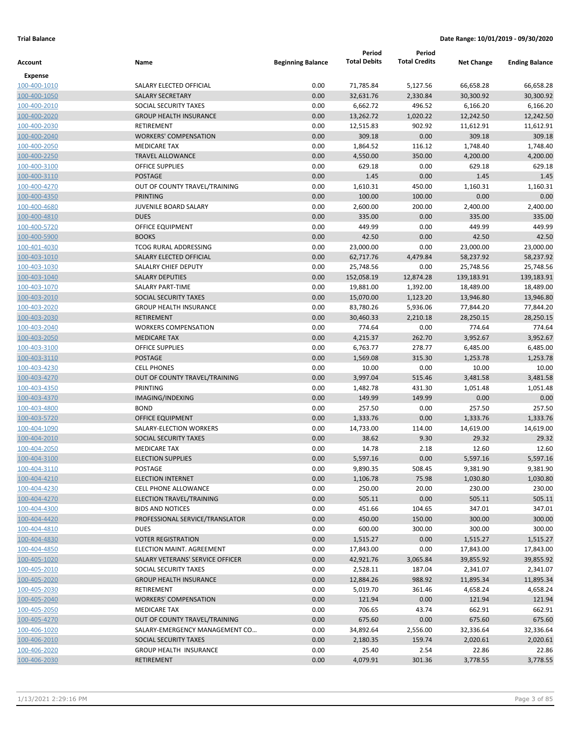**Trial Balance** **Date Range: 10/01/2019 - 09/30/2020**

| Account | Name | Beginning Balance | Period Total Debits | Period Total Credits | Net Change | Ending Balance |
|---|---|---|---|---|---|---|
| **Expense** | | | | | | |
| 100-400-1010 | SALARY ELECTED OFFICIAL | 0.00 | 71,785.84 | 5,127.56 | 66,658.28 | 66,658.28 |
| 100-400-1050 | SALARY SECRETARY | 0.00 | 32,631.76 | 2,330.84 | 30,300.92 | 30,300.92 |
| 100-400-2010 | SOCIAL SECURITY TAXES | 0.00 | 6,662.72 | 496.52 | 6,166.20 | 6,166.20 |
| 100-400-2020 | GROUP HEALTH INSURANCE | 0.00 | 13,262.72 | 1,020.22 | 12,242.50 | 12,242.50 |
| 100-400-2030 | RETIREMENT | 0.00 | 12,515.83 | 902.92 | 11,612.91 | 11,612.91 |
| 100-400-2040 | WORKERS' COMPENSATION | 0.00 | 309.18 | 0.00 | 309.18 | 309.18 |
| 100-400-2050 | MEDICARE TAX | 0.00 | 1,864.52 | 116.12 | 1,748.40 | 1,748.40 |
| 100-400-2250 | TRAVEL ALLOWANCE | 0.00 | 4,550.00 | 350.00 | 4,200.00 | 4,200.00 |
| 100-400-3100 | OFFICE SUPPLIES | 0.00 | 629.18 | 0.00 | 629.18 | 629.18 |
| 100-400-3110 | POSTAGE | 0.00 | 1.45 | 0.00 | 1.45 | 1.45 |
| 100-400-4270 | OUT OF COUNTY TRAVEL/TRAINING | 0.00 | 1,610.31 | 450.00 | 1,160.31 | 1,160.31 |
| 100-400-4350 | PRINTING | 0.00 | 100.00 | 100.00 | 0.00 | 0.00 |
| 100-400-4680 | JUVENILE BOARD SALARY | 0.00 | 2,600.00 | 200.00 | 2,400.00 | 2,400.00 |
| 100-400-4810 | DUES | 0.00 | 335.00 | 0.00 | 335.00 | 335.00 |
| 100-400-5720 | OFFICE EQUIPMENT | 0.00 | 449.99 | 0.00 | 449.99 | 449.99 |
| 100-400-5900 | BOOKS | 0.00 | 42.50 | 0.00 | 42.50 | 42.50 |
| 100-401-4030 | TCOG RURAL ADDRESSING | 0.00 | 23,000.00 | 0.00 | 23,000.00 | 23,000.00 |
| 100-403-1010 | SALARY ELECTED OFFICIAL | 0.00 | 62,717.76 | 4,479.84 | 58,237.92 | 58,237.92 |
| 100-403-1030 | SALALRY CHIEF DEPUTY | 0.00 | 25,748.56 | 0.00 | 25,748.56 | 25,748.56 |
| 100-403-1040 | SALARY DEPUTIES | 0.00 | 152,058.19 | 12,874.28 | 139,183.91 | 139,183.91 |
| 100-403-1070 | SALARY PART-TIME | 0.00 | 19,881.00 | 1,392.00 | 18,489.00 | 18,489.00 |
| 100-403-2010 | SOCIAL SECURITY TAXES | 0.00 | 15,070.00 | 1,123.20 | 13,946.80 | 13,946.80 |
| 100-403-2020 | GROUP HEALTH INSURANCE | 0.00 | 83,780.26 | 5,936.06 | 77,844.20 | 77,844.20 |
| 100-403-2030 | RETIREMENT | 0.00 | 30,460.33 | 2,210.18 | 28,250.15 | 28,250.15 |
| 100-403-2040 | WORKERS COMPENSATION | 0.00 | 774.64 | 0.00 | 774.64 | 774.64 |
| 100-403-2050 | MEDICARE TAX | 0.00 | 4,215.37 | 262.70 | 3,952.67 | 3,952.67 |
| 100-403-3100 | OFFICE SUPPLIES | 0.00 | 6,763.77 | 278.77 | 6,485.00 | 6,485.00 |
| 100-403-3110 | POSTAGE | 0.00 | 1,569.08 | 315.30 | 1,253.78 | 1,253.78 |
| 100-403-4230 | CELL PHONES | 0.00 | 10.00 | 0.00 | 10.00 | 10.00 |
| 100-403-4270 | OUT OF COUNTY TRAVEL/TRAINING | 0.00 | 3,997.04 | 515.46 | 3,481.58 | 3,481.58 |
| 100-403-4350 | PRINTING | 0.00 | 1,482.78 | 431.30 | 1,051.48 | 1,051.48 |
| 100-403-4370 | IMAGING/INDEXING | 0.00 | 149.99 | 149.99 | 0.00 | 0.00 |
| 100-403-4800 | BOND | 0.00 | 257.50 | 0.00 | 257.50 | 257.50 |
| 100-403-5720 | OFFICE EQUIPMENT | 0.00 | 1,333.76 | 0.00 | 1,333.76 | 1,333.76 |
| 100-404-1090 | SALARY-ELECTION WORKERS | 0.00 | 14,733.00 | 114.00 | 14,619.00 | 14,619.00 |
| 100-404-2010 | SOCIAL SECURITY TAXES | 0.00 | 38.62 | 9.30 | 29.32 | 29.32 |
| 100-404-2050 | MEDICARE TAX | 0.00 | 14.78 | 2.18 | 12.60 | 12.60 |
| 100-404-3100 | ELECTION SUPPLIES | 0.00 | 5,597.16 | 0.00 | 5,597.16 | 5,597.16 |
| 100-404-3110 | POSTAGE | 0.00 | 9,890.35 | 508.45 | 9,381.90 | 9,381.90 |
| 100-404-4210 | ELECTION INTERNET | 0.00 | 1,106.78 | 75.98 | 1,030.80 | 1,030.80 |
| 100-404-4230 | CELL PHONE ALLOWANCE | 0.00 | 250.00 | 20.00 | 230.00 | 230.00 |
| 100-404-4270 | ELECTION TRAVEL/TRAINING | 0.00 | 505.11 | 0.00 | 505.11 | 505.11 |
| 100-404-4300 | BIDS AND NOTICES | 0.00 | 451.66 | 104.65 | 347.01 | 347.01 |
| 100-404-4420 | PROFESSIONAL SERVICE/TRANSLATOR | 0.00 | 450.00 | 150.00 | 300.00 | 300.00 |
| 100-404-4810 | DUES | 0.00 | 600.00 | 300.00 | 300.00 | 300.00 |
| 100-404-4830 | VOTER REGISTRATION | 0.00 | 1,515.27 | 0.00 | 1,515.27 | 1,515.27 |
| 100-404-4850 | ELECTION MAINT. AGREEMENT | 0.00 | 17,843.00 | 0.00 | 17,843.00 | 17,843.00 |
| 100-405-1020 | SALARY VETERANS' SERVICE OFFICER | 0.00 | 42,921.76 | 3,065.84 | 39,855.92 | 39,855.92 |
| 100-405-2010 | SOCIAL SECURITY TAXES | 0.00 | 2,528.11 | 187.04 | 2,341.07 | 2,341.07 |
| 100-405-2020 | GROUP HEALTH INSURANCE | 0.00 | 12,884.26 | 988.92 | 11,895.34 | 11,895.34 |
| 100-405-2030 | RETIREMENT | 0.00 | 5,019.70 | 361.46 | 4,658.24 | 4,658.24 |
| 100-405-2040 | WORKERS' COMPENSATION | 0.00 | 121.94 | 0.00 | 121.94 | 121.94 |
| 100-405-2050 | MEDICARE TAX | 0.00 | 706.65 | 43.74 | 662.91 | 662.91 |
| 100-405-4270 | OUT OF COUNTY TRAVEL/TRAINING | 0.00 | 675.60 | 0.00 | 675.60 | 675.60 |
| 100-406-1020 | SALARY-EMERGENCY MANAGEMENT CO... | 0.00 | 34,892.64 | 2,556.00 | 32,336.64 | 32,336.64 |
| 100-406-2010 | SOCIAL SECURITY TAXES | 0.00 | 2,180.35 | 159.74 | 2,020.61 | 2,020.61 |
| 100-406-2020 | GROUP HEALTH INSURANCE | 0.00 | 25.40 | 2.54 | 22.86 | 22.86 |
| 100-406-2030 | RETIREMENT | 0.00 | 4,079.91 | 301.36 | 3,778.55 | 3,778.55 |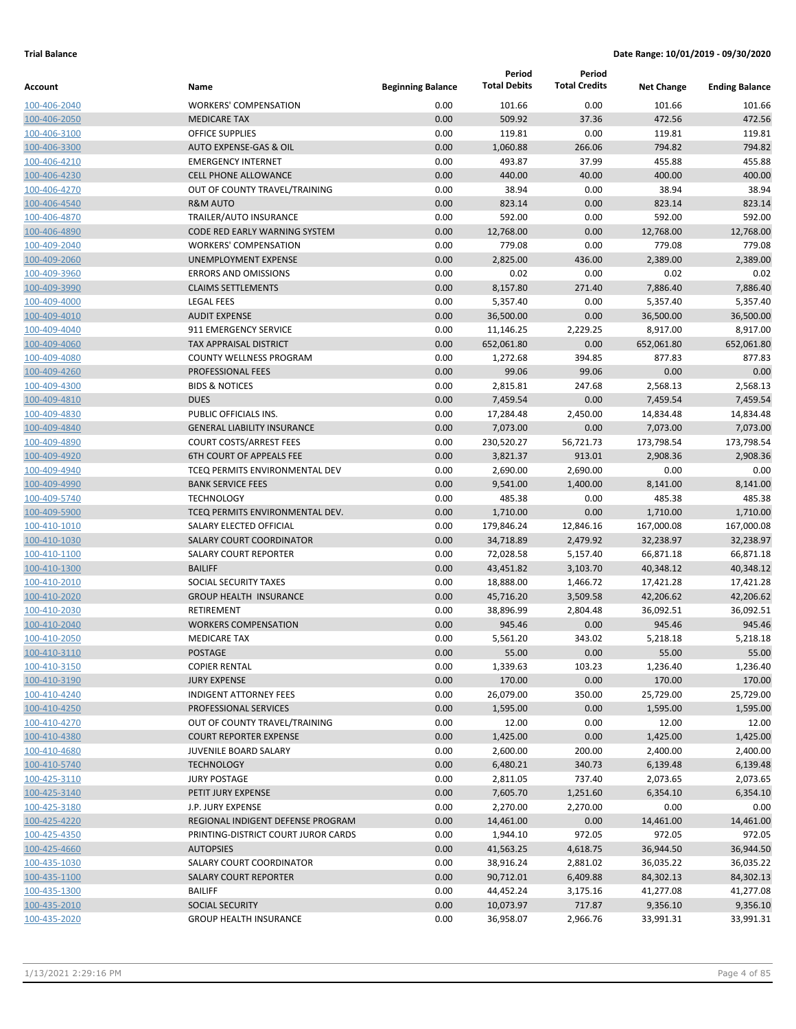**Trial Balance** **Date Range: 10/01/2019 - 09/30/2020**

| Account | Name | Beginning Balance | Period Total Debits | Period Total Credits | Net Change | Ending Balance |
|---|---|---|---|---|---|---|
| 100-406-2040 | WORKERS' COMPENSATION | 0.00 | 101.66 | 0.00 | 101.66 | 101.66 |
| 100-406-2050 | MEDICARE TAX | 0.00 | 509.92 | 37.36 | 472.56 | 472.56 |
| 100-406-3100 | OFFICE SUPPLIES | 0.00 | 119.81 | 0.00 | 119.81 | 119.81 |
| 100-406-3300 | AUTO EXPENSE-GAS & OIL | 0.00 | 1,060.88 | 266.06 | 794.82 | 794.82 |
| 100-406-4210 | EMERGENCY INTERNET | 0.00 | 493.87 | 37.99 | 455.88 | 455.88 |
| 100-406-4230 | CELL PHONE ALLOWANCE | 0.00 | 440.00 | 40.00 | 400.00 | 400.00 |
| 100-406-4270 | OUT OF COUNTY TRAVEL/TRAINING | 0.00 | 38.94 | 0.00 | 38.94 | 38.94 |
| 100-406-4540 | R&M AUTO | 0.00 | 823.14 | 0.00 | 823.14 | 823.14 |
| 100-406-4870 | TRAILER/AUTO INSURANCE | 0.00 | 592.00 | 0.00 | 592.00 | 592.00 |
| 100-406-4890 | CODE RED EARLY WARNING SYSTEM | 0.00 | 12,768.00 | 0.00 | 12,768.00 | 12,768.00 |
| 100-409-2040 | WORKERS' COMPENSATION | 0.00 | 779.08 | 0.00 | 779.08 | 779.08 |
| 100-409-2060 | UNEMPLOYMENT EXPENSE | 0.00 | 2,825.00 | 436.00 | 2,389.00 | 2,389.00 |
| 100-409-3960 | ERRORS AND OMISSIONS | 0.00 | 0.02 | 0.00 | 0.02 | 0.02 |
| 100-409-3990 | CLAIMS SETTLEMENTS | 0.00 | 8,157.80 | 271.40 | 7,886.40 | 7,886.40 |
| 100-409-4000 | LEGAL FEES | 0.00 | 5,357.40 | 0.00 | 5,357.40 | 5,357.40 |
| 100-409-4010 | AUDIT EXPENSE | 0.00 | 36,500.00 | 0.00 | 36,500.00 | 36,500.00 |
| 100-409-4040 | 911 EMERGENCY SERVICE | 0.00 | 11,146.25 | 2,229.25 | 8,917.00 | 8,917.00 |
| 100-409-4060 | TAX APPRAISAL DISTRICT | 0.00 | 652,061.80 | 0.00 | 652,061.80 | 652,061.80 |
| 100-409-4080 | COUNTY WELLNESS PROGRAM | 0.00 | 1,272.68 | 394.85 | 877.83 | 877.83 |
| 100-409-4260 | PROFESSIONAL FEES | 0.00 | 99.06 | 99.06 | 0.00 | 0.00 |
| 100-409-4300 | BIDS & NOTICES | 0.00 | 2,815.81 | 247.68 | 2,568.13 | 2,568.13 |
| 100-409-4810 | DUES | 0.00 | 7,459.54 | 0.00 | 7,459.54 | 7,459.54 |
| 100-409-4830 | PUBLIC OFFICIALS INS. | 0.00 | 17,284.48 | 2,450.00 | 14,834.48 | 14,834.48 |
| 100-409-4840 | GENERAL LIABILITY INSURANCE | 0.00 | 7,073.00 | 0.00 | 7,073.00 | 7,073.00 |
| 100-409-4890 | COURT COSTS/ARREST FEES | 0.00 | 230,520.27 | 56,721.73 | 173,798.54 | 173,798.54 |
| 100-409-4920 | 6TH COURT OF APPEALS FEE | 0.00 | 3,821.37 | 913.01 | 2,908.36 | 2,908.36 |
| 100-409-4940 | TCEQ PERMITS ENVIRONMENTAL DEV | 0.00 | 2,690.00 | 2,690.00 | 0.00 | 0.00 |
| 100-409-4990 | BANK SERVICE FEES | 0.00 | 9,541.00 | 1,400.00 | 8,141.00 | 8,141.00 |
| 100-409-5740 | TECHNOLOGY | 0.00 | 485.38 | 0.00 | 485.38 | 485.38 |
| 100-409-5900 | TCEQ PERMITS ENVIRONMENTAL DEV. | 0.00 | 1,710.00 | 0.00 | 1,710.00 | 1,710.00 |
| 100-410-1010 | SALARY ELECTED OFFICIAL | 0.00 | 179,846.24 | 12,846.16 | 167,000.08 | 167,000.08 |
| 100-410-1030 | SALARY COURT COORDINATOR | 0.00 | 34,718.89 | 2,479.92 | 32,238.97 | 32,238.97 |
| 100-410-1100 | SALARY COURT REPORTER | 0.00 | 72,028.58 | 5,157.40 | 66,871.18 | 66,871.18 |
| 100-410-1300 | BAILIFF | 0.00 | 43,451.82 | 3,103.70 | 40,348.12 | 40,348.12 |
| 100-410-2010 | SOCIAL SECURITY TAXES | 0.00 | 18,888.00 | 1,466.72 | 17,421.28 | 17,421.28 |
| 100-410-2020 | GROUP HEALTH INSURANCE | 0.00 | 45,716.20 | 3,509.58 | 42,206.62 | 42,206.62 |
| 100-410-2030 | RETIREMENT | 0.00 | 38,896.99 | 2,804.48 | 36,092.51 | 36,092.51 |
| 100-410-2040 | WORKERS COMPENSATION | 0.00 | 945.46 | 0.00 | 945.46 | 945.46 |
| 100-410-2050 | MEDICARE TAX | 0.00 | 5,561.20 | 343.02 | 5,218.18 | 5,218.18 |
| 100-410-3110 | POSTAGE | 0.00 | 55.00 | 0.00 | 55.00 | 55.00 |
| 100-410-3150 | COPIER RENTAL | 0.00 | 1,339.63 | 103.23 | 1,236.40 | 1,236.40 |
| 100-410-3190 | JURY EXPENSE | 0.00 | 170.00 | 0.00 | 170.00 | 170.00 |
| 100-410-4240 | INDIGENT ATTORNEY FEES | 0.00 | 26,079.00 | 350.00 | 25,729.00 | 25,729.00 |
| 100-410-4250 | PROFESSIONAL SERVICES | 0.00 | 1,595.00 | 0.00 | 1,595.00 | 1,595.00 |
| 100-410-4270 | OUT OF COUNTY TRAVEL/TRAINING | 0.00 | 12.00 | 0.00 | 12.00 | 12.00 |
| 100-410-4380 | COURT REPORTER EXPENSE | 0.00 | 1,425.00 | 0.00 | 1,425.00 | 1,425.00 |
| 100-410-4680 | JUVENILE BOARD SALARY | 0.00 | 2,600.00 | 200.00 | 2,400.00 | 2,400.00 |
| 100-410-5740 | TECHNOLOGY | 0.00 | 6,480.21 | 340.73 | 6,139.48 | 6,139.48 |
| 100-425-3110 | JURY POSTAGE | 0.00 | 2,811.05 | 737.40 | 2,073.65 | 2,073.65 |
| 100-425-3140 | PETIT JURY EXPENSE | 0.00 | 7,605.70 | 1,251.60 | 6,354.10 | 6,354.10 |
| 100-425-3180 | J.P. JURY EXPENSE | 0.00 | 2,270.00 | 2,270.00 | 0.00 | 0.00 |
| 100-425-4220 | REGIONAL INDIGENT DEFENSE PROGRAM | 0.00 | 14,461.00 | 0.00 | 14,461.00 | 14,461.00 |
| 100-425-4350 | PRINTING-DISTRICT COURT JUROR CARDS | 0.00 | 1,944.10 | 972.05 | 972.05 | 972.05 |
| 100-425-4660 | AUTOPSIES | 0.00 | 41,563.25 | 4,618.75 | 36,944.50 | 36,944.50 |
| 100-435-1030 | SALARY COURT COORDINATOR | 0.00 | 38,916.24 | 2,881.02 | 36,035.22 | 36,035.22 |
| 100-435-1100 | SALARY COURT REPORTER | 0.00 | 90,712.01 | 6,409.88 | 84,302.13 | 84,302.13 |
| 100-435-1300 | BAILIFF | 0.00 | 44,452.24 | 3,175.16 | 41,277.08 | 41,277.08 |
| 100-435-2010 | SOCIAL SECURITY | 0.00 | 10,073.97 | 717.87 | 9,356.10 | 9,356.10 |
| 100-435-2020 | GROUP HEALTH INSURANCE | 0.00 | 36,958.07 | 2,966.76 | 33,991.31 | 33,991.31 |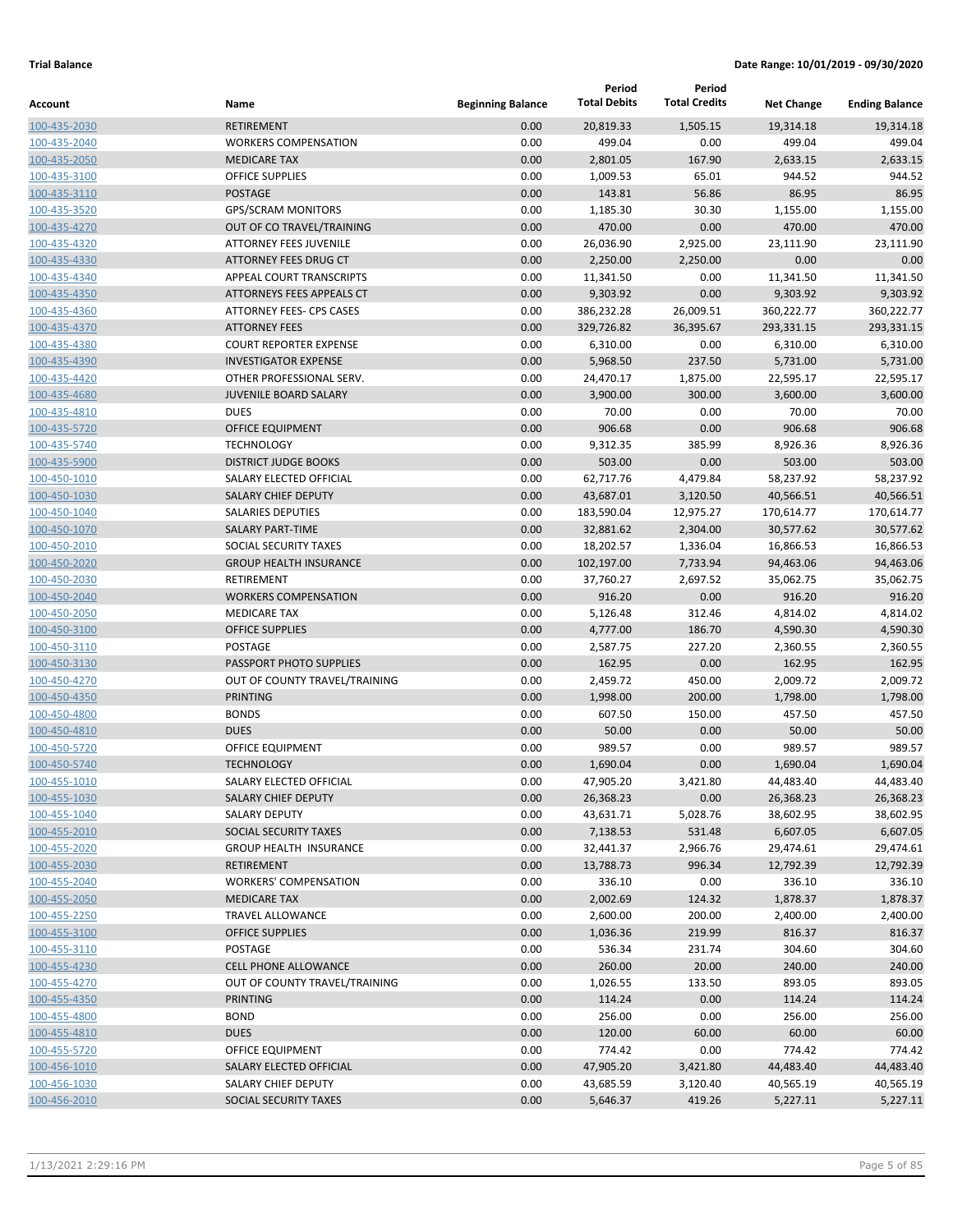**Trial Balance** **Date Range: 10/01/2019 - 09/30/2020**

| Account | Name | Beginning Balance | Period Total Debits | Period Total Credits | Net Change | Ending Balance |
|---|---|---|---|---|---|---|
| 100-435-2030 | RETIREMENT | 0.00 | 20,819.33 | 1,505.15 | 19,314.18 | 19,314.18 |
| 100-435-2040 | WORKERS COMPENSATION | 0.00 | 499.04 | 0.00 | 499.04 | 499.04 |
| 100-435-2050 | MEDICARE TAX | 0.00 | 2,801.05 | 167.90 | 2,633.15 | 2,633.15 |
| 100-435-3100 | OFFICE SUPPLIES | 0.00 | 1,009.53 | 65.01 | 944.52 | 944.52 |
| 100-435-3110 | POSTAGE | 0.00 | 143.81 | 56.86 | 86.95 | 86.95 |
| 100-435-3520 | GPS/SCRAM MONITORS | 0.00 | 1,185.30 | 30.30 | 1,155.00 | 1,155.00 |
| 100-435-4270 | OUT OF CO TRAVEL/TRAINING | 0.00 | 470.00 | 0.00 | 470.00 | 470.00 |
| 100-435-4320 | ATTORNEY FEES JUVENILE | 0.00 | 26,036.90 | 2,925.00 | 23,111.90 | 23,111.90 |
| 100-435-4330 | ATTORNEY FEES DRUG CT | 0.00 | 2,250.00 | 2,250.00 | 0.00 | 0.00 |
| 100-435-4340 | APPEAL COURT TRANSCRIPTS | 0.00 | 11,341.50 | 0.00 | 11,341.50 | 11,341.50 |
| 100-435-4350 | ATTORNEYS FEES APPEALS CT | 0.00 | 9,303.92 | 0.00 | 9,303.92 | 9,303.92 |
| 100-435-4360 | ATTORNEY FEES- CPS CASES | 0.00 | 386,232.28 | 26,009.51 | 360,222.77 | 360,222.77 |
| 100-435-4370 | ATTORNEY FEES | 0.00 | 329,726.82 | 36,395.67 | 293,331.15 | 293,331.15 |
| 100-435-4380 | COURT REPORTER EXPENSE | 0.00 | 6,310.00 | 0.00 | 6,310.00 | 6,310.00 |
| 100-435-4390 | INVESTIGATOR EXPENSE | 0.00 | 5,968.50 | 237.50 | 5,731.00 | 5,731.00 |
| 100-435-4420 | OTHER PROFESSIONAL SERV. | 0.00 | 24,470.17 | 1,875.00 | 22,595.17 | 22,595.17 |
| 100-435-4680 | JUVENILE BOARD SALARY | 0.00 | 3,900.00 | 300.00 | 3,600.00 | 3,600.00 |
| 100-435-4810 | DUES | 0.00 | 70.00 | 0.00 | 70.00 | 70.00 |
| 100-435-5720 | OFFICE EQUIPMENT | 0.00 | 906.68 | 0.00 | 906.68 | 906.68 |
| 100-435-5740 | TECHNOLOGY | 0.00 | 9,312.35 | 385.99 | 8,926.36 | 8,926.36 |
| 100-435-5900 | DISTRICT JUDGE BOOKS | 0.00 | 503.00 | 0.00 | 503.00 | 503.00 |
| 100-450-1010 | SALARY ELECTED OFFICIAL | 0.00 | 62,717.76 | 4,479.84 | 58,237.92 | 58,237.92 |
| 100-450-1030 | SALARY CHIEF DEPUTY | 0.00 | 43,687.01 | 3,120.50 | 40,566.51 | 40,566.51 |
| 100-450-1040 | SALARIES DEPUTIES | 0.00 | 183,590.04 | 12,975.27 | 170,614.77 | 170,614.77 |
| 100-450-1070 | SALARY PART-TIME | 0.00 | 32,881.62 | 2,304.00 | 30,577.62 | 30,577.62 |
| 100-450-2010 | SOCIAL SECURITY TAXES | 0.00 | 18,202.57 | 1,336.04 | 16,866.53 | 16,866.53 |
| 100-450-2020 | GROUP HEALTH INSURANCE | 0.00 | 102,197.00 | 7,733.94 | 94,463.06 | 94,463.06 |
| 100-450-2030 | RETIREMENT | 0.00 | 37,760.27 | 2,697.52 | 35,062.75 | 35,062.75 |
| 100-450-2040 | WORKERS COMPENSATION | 0.00 | 916.20 | 0.00 | 916.20 | 916.20 |
| 100-450-2050 | MEDICARE TAX | 0.00 | 5,126.48 | 312.46 | 4,814.02 | 4,814.02 |
| 100-450-3100 | OFFICE SUPPLIES | 0.00 | 4,777.00 | 186.70 | 4,590.30 | 4,590.30 |
| 100-450-3110 | POSTAGE | 0.00 | 2,587.75 | 227.20 | 2,360.55 | 2,360.55 |
| 100-450-3130 | PASSPORT PHOTO SUPPLIES | 0.00 | 162.95 | 0.00 | 162.95 | 162.95 |
| 100-450-4270 | OUT OF COUNTY TRAVEL/TRAINING | 0.00 | 2,459.72 | 450.00 | 2,009.72 | 2,009.72 |
| 100-450-4350 | PRINTING | 0.00 | 1,998.00 | 200.00 | 1,798.00 | 1,798.00 |
| 100-450-4800 | BONDS | 0.00 | 607.50 | 150.00 | 457.50 | 457.50 |
| 100-450-4810 | DUES | 0.00 | 50.00 | 0.00 | 50.00 | 50.00 |
| 100-450-5720 | OFFICE EQUIPMENT | 0.00 | 989.57 | 0.00 | 989.57 | 989.57 |
| 100-450-5740 | TECHNOLOGY | 0.00 | 1,690.04 | 0.00 | 1,690.04 | 1,690.04 |
| 100-455-1010 | SALARY ELECTED OFFICIAL | 0.00 | 47,905.20 | 3,421.80 | 44,483.40 | 44,483.40 |
| 100-455-1030 | SALARY CHIEF DEPUTY | 0.00 | 26,368.23 | 0.00 | 26,368.23 | 26,368.23 |
| 100-455-1040 | SALARY DEPUTY | 0.00 | 43,631.71 | 5,028.76 | 38,602.95 | 38,602.95 |
| 100-455-2010 | SOCIAL SECURITY TAXES | 0.00 | 7,138.53 | 531.48 | 6,607.05 | 6,607.05 |
| 100-455-2020 | GROUP HEALTH INSURANCE | 0.00 | 32,441.37 | 2,966.76 | 29,474.61 | 29,474.61 |
| 100-455-2030 | RETIREMENT | 0.00 | 13,788.73 | 996.34 | 12,792.39 | 12,792.39 |
| 100-455-2040 | WORKERS' COMPENSATION | 0.00 | 336.10 | 0.00 | 336.10 | 336.10 |
| 100-455-2050 | MEDICARE TAX | 0.00 | 2,002.69 | 124.32 | 1,878.37 | 1,878.37 |
| 100-455-2250 | TRAVEL ALLOWANCE | 0.00 | 2,600.00 | 200.00 | 2,400.00 | 2,400.00 |
| 100-455-3100 | OFFICE SUPPLIES | 0.00 | 1,036.36 | 219.99 | 816.37 | 816.37 |
| 100-455-3110 | POSTAGE | 0.00 | 536.34 | 231.74 | 304.60 | 304.60 |
| 100-455-4230 | CELL PHONE ALLOWANCE | 0.00 | 260.00 | 20.00 | 240.00 | 240.00 |
| 100-455-4270 | OUT OF COUNTY TRAVEL/TRAINING | 0.00 | 1,026.55 | 133.50 | 893.05 | 893.05 |
| 100-455-4350 | PRINTING | 0.00 | 114.24 | 0.00 | 114.24 | 114.24 |
| 100-455-4800 | BOND | 0.00 | 256.00 | 0.00 | 256.00 | 256.00 |
| 100-455-4810 | DUES | 0.00 | 120.00 | 60.00 | 60.00 | 60.00 |
| 100-455-5720 | OFFICE EQUIPMENT | 0.00 | 774.42 | 0.00 | 774.42 | 774.42 |
| 100-456-1010 | SALARY ELECTED OFFICIAL | 0.00 | 47,905.20 | 3,421.80 | 44,483.40 | 44,483.40 |
| 100-456-1030 | SALARY CHIEF DEPUTY | 0.00 | 43,685.59 | 3,120.40 | 40,565.19 | 40,565.19 |
| 100-456-2010 | SOCIAL SECURITY TAXES | 0.00 | 5,646.37 | 419.26 | 5,227.11 | 5,227.11 |

1/13/2021 2:29:16 PM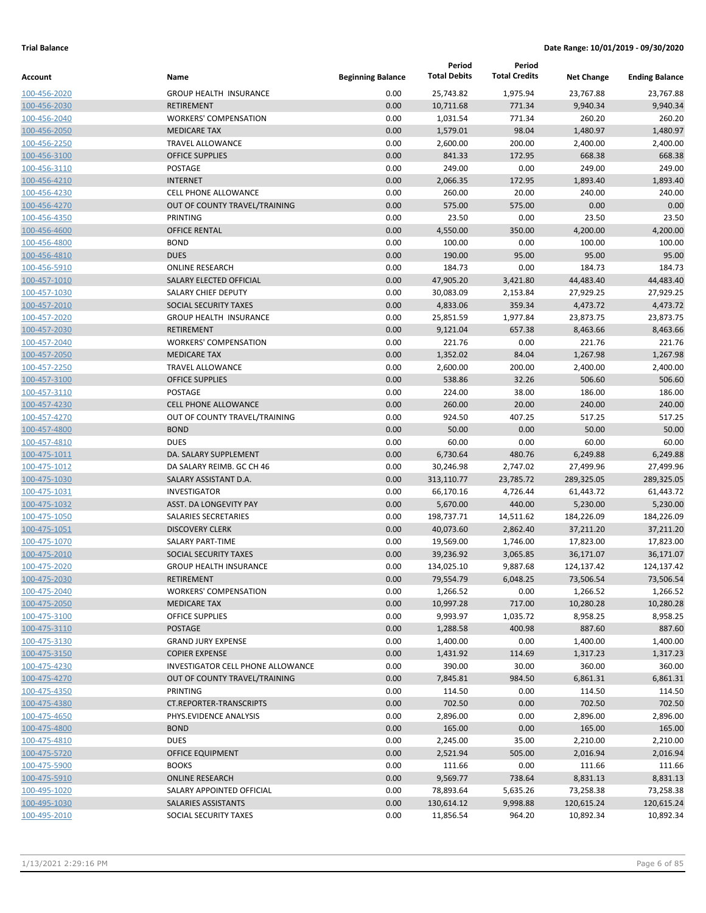**Trial Balance** **Date Range: 10/01/2019 - 09/30/2020**

| Account | Name | Beginning Balance | Period Total Debits | Period Total Credits | Net Change | Ending Balance |
|---|---|---|---|---|---|---|
| 100-456-2020 | GROUP HEALTH INSURANCE | 0.00 | 25,743.82 | 1,975.94 | 23,767.88 | 23,767.88 |
| 100-456-2030 | RETIREMENT | 0.00 | 10,711.68 | 771.34 | 9,940.34 | 9,940.34 |
| 100-456-2040 | WORKERS' COMPENSATION | 0.00 | 1,031.54 | 771.34 | 260.20 | 260.20 |
| 100-456-2050 | MEDICARE TAX | 0.00 | 1,579.01 | 98.04 | 1,480.97 | 1,480.97 |
| 100-456-2250 | TRAVEL ALLOWANCE | 0.00 | 2,600.00 | 200.00 | 2,400.00 | 2,400.00 |
| 100-456-3100 | OFFICE SUPPLIES | 0.00 | 841.33 | 172.95 | 668.38 | 668.38 |
| 100-456-3110 | POSTAGE | 0.00 | 249.00 | 0.00 | 249.00 | 249.00 |
| 100-456-4210 | INTERNET | 0.00 | 2,066.35 | 172.95 | 1,893.40 | 1,893.40 |
| 100-456-4230 | CELL PHONE ALLOWANCE | 0.00 | 260.00 | 20.00 | 240.00 | 240.00 |
| 100-456-4270 | OUT OF COUNTY TRAVEL/TRAINING | 0.00 | 575.00 | 575.00 | 0.00 | 0.00 |
| 100-456-4350 | PRINTING | 0.00 | 23.50 | 0.00 | 23.50 | 23.50 |
| 100-456-4600 | OFFICE RENTAL | 0.00 | 4,550.00 | 350.00 | 4,200.00 | 4,200.00 |
| 100-456-4800 | BOND | 0.00 | 100.00 | 0.00 | 100.00 | 100.00 |
| 100-456-4810 | DUES | 0.00 | 190.00 | 95.00 | 95.00 | 95.00 |
| 100-456-5910 | ONLINE RESEARCH | 0.00 | 184.73 | 0.00 | 184.73 | 184.73 |
| 100-457-1010 | SALARY ELECTED OFFICIAL | 0.00 | 47,905.20 | 3,421.80 | 44,483.40 | 44,483.40 |
| 100-457-1030 | SALARY CHIEF DEPUTY | 0.00 | 30,083.09 | 2,153.84 | 27,929.25 | 27,929.25 |
| 100-457-2010 | SOCIAL SECURITY TAXES | 0.00 | 4,833.06 | 359.34 | 4,473.72 | 4,473.72 |
| 100-457-2020 | GROUP HEALTH INSURANCE | 0.00 | 25,851.59 | 1,977.84 | 23,873.75 | 23,873.75 |
| 100-457-2030 | RETIREMENT | 0.00 | 9,121.04 | 657.38 | 8,463.66 | 8,463.66 |
| 100-457-2040 | WORKERS' COMPENSATION | 0.00 | 221.76 | 0.00 | 221.76 | 221.76 |
| 100-457-2050 | MEDICARE TAX | 0.00 | 1,352.02 | 84.04 | 1,267.98 | 1,267.98 |
| 100-457-2250 | TRAVEL ALLOWANCE | 0.00 | 2,600.00 | 200.00 | 2,400.00 | 2,400.00 |
| 100-457-3100 | OFFICE SUPPLIES | 0.00 | 538.86 | 32.26 | 506.60 | 506.60 |
| 100-457-3110 | POSTAGE | 0.00 | 224.00 | 38.00 | 186.00 | 186.00 |
| 100-457-4230 | CELL PHONE ALLOWANCE | 0.00 | 260.00 | 20.00 | 240.00 | 240.00 |
| 100-457-4270 | OUT OF COUNTY TRAVEL/TRAINING | 0.00 | 924.50 | 407.25 | 517.25 | 517.25 |
| 100-457-4800 | BOND | 0.00 | 50.00 | 0.00 | 50.00 | 50.00 |
| 100-457-4810 | DUES | 0.00 | 60.00 | 0.00 | 60.00 | 60.00 |
| 100-475-1011 | DA. SALARY SUPPLEMENT | 0.00 | 6,730.64 | 480.76 | 6,249.88 | 6,249.88 |
| 100-475-1012 | DA SALARY REIMB. GC CH 46 | 0.00 | 30,246.98 | 2,747.02 | 27,499.96 | 27,499.96 |
| 100-475-1030 | SALARY ASSISTANT D.A. | 0.00 | 313,110.77 | 23,785.72 | 289,325.05 | 289,325.05 |
| 100-475-1031 | INVESTIGATOR | 0.00 | 66,170.16 | 4,726.44 | 61,443.72 | 61,443.72 |
| 100-475-1032 | ASST. DA LONGEVITY PAY | 0.00 | 5,670.00 | 440.00 | 5,230.00 | 5,230.00 |
| 100-475-1050 | SALARIES SECRETARIES | 0.00 | 198,737.71 | 14,511.62 | 184,226.09 | 184,226.09 |
| 100-475-1051 | DISCOVERY CLERK | 0.00 | 40,073.60 | 2,862.40 | 37,211.20 | 37,211.20 |
| 100-475-1070 | SALARY PART-TIME | 0.00 | 19,569.00 | 1,746.00 | 17,823.00 | 17,823.00 |
| 100-475-2010 | SOCIAL SECURITY TAXES | 0.00 | 39,236.92 | 3,065.85 | 36,171.07 | 36,171.07 |
| 100-475-2020 | GROUP HEALTH INSURANCE | 0.00 | 134,025.10 | 9,887.68 | 124,137.42 | 124,137.42 |
| 100-475-2030 | RETIREMENT | 0.00 | 79,554.79 | 6,048.25 | 73,506.54 | 73,506.54 |
| 100-475-2040 | WORKERS' COMPENSATION | 0.00 | 1,266.52 | 0.00 | 1,266.52 | 1,266.52 |
| 100-475-2050 | MEDICARE TAX | 0.00 | 10,997.28 | 717.00 | 10,280.28 | 10,280.28 |
| 100-475-3100 | OFFICE SUPPLIES | 0.00 | 9,993.97 | 1,035.72 | 8,958.25 | 8,958.25 |
| 100-475-3110 | POSTAGE | 0.00 | 1,288.58 | 400.98 | 887.60 | 887.60 |
| 100-475-3130 | GRAND JURY EXPENSE | 0.00 | 1,400.00 | 0.00 | 1,400.00 | 1,400.00 |
| 100-475-3150 | COPIER EXPENSE | 0.00 | 1,431.92 | 114.69 | 1,317.23 | 1,317.23 |
| 100-475-4230 | INVESTIGATOR CELL PHONE ALLOWANCE | 0.00 | 390.00 | 30.00 | 360.00 | 360.00 |
| 100-475-4270 | OUT OF COUNTY TRAVEL/TRAINING | 0.00 | 7,845.81 | 984.50 | 6,861.31 | 6,861.31 |
| 100-475-4350 | PRINTING | 0.00 | 114.50 | 0.00 | 114.50 | 114.50 |
| 100-475-4380 | CT.REPORTER-TRANSCRIPTS | 0.00 | 702.50 | 0.00 | 702.50 | 702.50 |
| 100-475-4650 | PHYS.EVIDENCE ANALYSIS | 0.00 | 2,896.00 | 0.00 | 2,896.00 | 2,896.00 |
| 100-475-4800 | BOND | 0.00 | 165.00 | 0.00 | 165.00 | 165.00 |
| 100-475-4810 | DUES | 0.00 | 2,245.00 | 35.00 | 2,210.00 | 2,210.00 |
| 100-475-5720 | OFFICE EQUIPMENT | 0.00 | 2,521.94 | 505.00 | 2,016.94 | 2,016.94 |
| 100-475-5900 | BOOKS | 0.00 | 111.66 | 0.00 | 111.66 | 111.66 |
| 100-475-5910 | ONLINE RESEARCH | 0.00 | 9,569.77 | 738.64 | 8,831.13 | 8,831.13 |
| 100-495-1020 | SALARY APPOINTED OFFICIAL | 0.00 | 78,893.64 | 5,635.26 | 73,258.38 | 73,258.38 |
| 100-495-1030 | SALARIES ASSISTANTS | 0.00 | 130,614.12 | 9,998.88 | 120,615.24 | 120,615.24 |
| 100-495-2010 | SOCIAL SECURITY TAXES | 0.00 | 11,856.54 | 964.20 | 10,892.34 | 10,892.34 |

1/13/2021 2:29:16 PM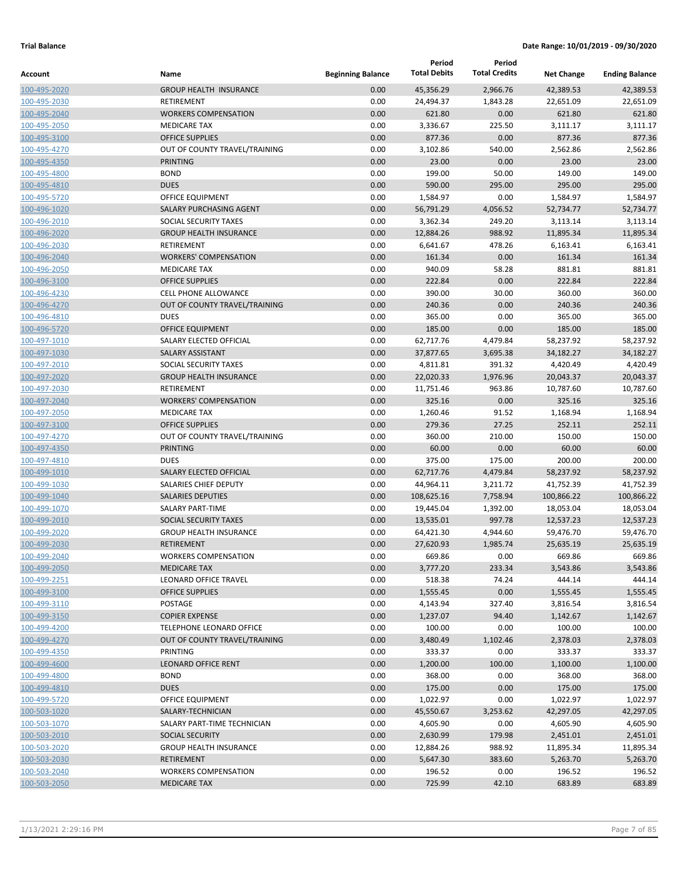**Trial Balance** **Date Range: 10/01/2019 - 09/30/2020**

| Account | Name | Beginning Balance | Period Total Debits | Period Total Credits | Net Change | Ending Balance |
|---|---|---|---|---|---|---|
| 100-495-2020 | GROUP HEALTH INSURANCE | 0.00 | 45,356.29 | 2,966.76 | 42,389.53 | 42,389.53 |
| 100-495-2030 | RETIREMENT | 0.00 | 24,494.37 | 1,843.28 | 22,651.09 | 22,651.09 |
| 100-495-2040 | WORKERS COMPENSATION | 0.00 | 621.80 | 0.00 | 621.80 | 621.80 |
| 100-495-2050 | MEDICARE TAX | 0.00 | 3,336.67 | 225.50 | 3,111.17 | 3,111.17 |
| 100-495-3100 | OFFICE SUPPLIES | 0.00 | 877.36 | 0.00 | 877.36 | 877.36 |
| 100-495-4270 | OUT OF COUNTY TRAVEL/TRAINING | 0.00 | 3,102.86 | 540.00 | 2,562.86 | 2,562.86 |
| 100-495-4350 | PRINTING | 0.00 | 23.00 | 0.00 | 23.00 | 23.00 |
| 100-495-4800 | BOND | 0.00 | 199.00 | 50.00 | 149.00 | 149.00 |
| 100-495-4810 | DUES | 0.00 | 590.00 | 295.00 | 295.00 | 295.00 |
| 100-495-5720 | OFFICE EQUIPMENT | 0.00 | 1,584.97 | 0.00 | 1,584.97 | 1,584.97 |
| 100-496-1020 | SALARY PURCHASING AGENT | 0.00 | 56,791.29 | 4,056.52 | 52,734.77 | 52,734.77 |
| 100-496-2010 | SOCIAL SECURITY TAXES | 0.00 | 3,362.34 | 249.20 | 3,113.14 | 3,113.14 |
| 100-496-2020 | GROUP HEALTH INSURANCE | 0.00 | 12,884.26 | 988.92 | 11,895.34 | 11,895.34 |
| 100-496-2030 | RETIREMENT | 0.00 | 6,641.67 | 478.26 | 6,163.41 | 6,163.41 |
| 100-496-2040 | WORKERS' COMPENSATION | 0.00 | 161.34 | 0.00 | 161.34 | 161.34 |
| 100-496-2050 | MEDICARE TAX | 0.00 | 940.09 | 58.28 | 881.81 | 881.81 |
| 100-496-3100 | OFFICE SUPPLIES | 0.00 | 222.84 | 0.00 | 222.84 | 222.84 |
| 100-496-4230 | CELL PHONE ALLOWANCE | 0.00 | 390.00 | 30.00 | 360.00 | 360.00 |
| 100-496-4270 | OUT OF COUNTY TRAVEL/TRAINING | 0.00 | 240.36 | 0.00 | 240.36 | 240.36 |
| 100-496-4810 | DUES | 0.00 | 365.00 | 0.00 | 365.00 | 365.00 |
| 100-496-5720 | OFFICE EQUIPMENT | 0.00 | 185.00 | 0.00 | 185.00 | 185.00 |
| 100-497-1010 | SALARY ELECTED OFFICIAL | 0.00 | 62,717.76 | 4,479.84 | 58,237.92 | 58,237.92 |
| 100-497-1030 | SALARY ASSISTANT | 0.00 | 37,877.65 | 3,695.38 | 34,182.27 | 34,182.27 |
| 100-497-2010 | SOCIAL SECURITY TAXES | 0.00 | 4,811.81 | 391.32 | 4,420.49 | 4,420.49 |
| 100-497-2020 | GROUP HEALTH INSURANCE | 0.00 | 22,020.33 | 1,976.96 | 20,043.37 | 20,043.37 |
| 100-497-2030 | RETIREMENT | 0.00 | 11,751.46 | 963.86 | 10,787.60 | 10,787.60 |
| 100-497-2040 | WORKERS' COMPENSATION | 0.00 | 325.16 | 0.00 | 325.16 | 325.16 |
| 100-497-2050 | MEDICARE TAX | 0.00 | 1,260.46 | 91.52 | 1,168.94 | 1,168.94 |
| 100-497-3100 | OFFICE SUPPLIES | 0.00 | 279.36 | 27.25 | 252.11 | 252.11 |
| 100-497-4270 | OUT OF COUNTY TRAVEL/TRAINING | 0.00 | 360.00 | 210.00 | 150.00 | 150.00 |
| 100-497-4350 | PRINTING | 0.00 | 60.00 | 0.00 | 60.00 | 60.00 |
| 100-497-4810 | DUES | 0.00 | 375.00 | 175.00 | 200.00 | 200.00 |
| 100-499-1010 | SALARY ELECTED OFFICIAL | 0.00 | 62,717.76 | 4,479.84 | 58,237.92 | 58,237.92 |
| 100-499-1030 | SALARIES CHIEF DEPUTY | 0.00 | 44,964.11 | 3,211.72 | 41,752.39 | 41,752.39 |
| 100-499-1040 | SALARIES DEPUTIES | 0.00 | 108,625.16 | 7,758.94 | 100,866.22 | 100,866.22 |
| 100-499-1070 | SALARY PART-TIME | 0.00 | 19,445.04 | 1,392.00 | 18,053.04 | 18,053.04 |
| 100-499-2010 | SOCIAL SECURITY TAXES | 0.00 | 13,535.01 | 997.78 | 12,537.23 | 12,537.23 |
| 100-499-2020 | GROUP HEALTH INSURANCE | 0.00 | 64,421.30 | 4,944.60 | 59,476.70 | 59,476.70 |
| 100-499-2030 | RETIREMENT | 0.00 | 27,620.93 | 1,985.74 | 25,635.19 | 25,635.19 |
| 100-499-2040 | WORKERS COMPENSATION | 0.00 | 669.86 | 0.00 | 669.86 | 669.86 |
| 100-499-2050 | MEDICARE TAX | 0.00 | 3,777.20 | 233.34 | 3,543.86 | 3,543.86 |
| 100-499-2251 | LEONARD OFFICE TRAVEL | 0.00 | 518.38 | 74.24 | 444.14 | 444.14 |
| 100-499-3100 | OFFICE SUPPLIES | 0.00 | 1,555.45 | 0.00 | 1,555.45 | 1,555.45 |
| 100-499-3110 | POSTAGE | 0.00 | 4,143.94 | 327.40 | 3,816.54 | 3,816.54 |
| 100-499-3150 | COPIER EXPENSE | 0.00 | 1,237.07 | 94.40 | 1,142.67 | 1,142.67 |
| 100-499-4200 | TELEPHONE LEONARD OFFICE | 0.00 | 100.00 | 0.00 | 100.00 | 100.00 |
| 100-499-4270 | OUT OF COUNTY TRAVEL/TRAINING | 0.00 | 3,480.49 | 1,102.46 | 2,378.03 | 2,378.03 |
| 100-499-4350 | PRINTING | 0.00 | 333.37 | 0.00 | 333.37 | 333.37 |
| 100-499-4600 | LEONARD OFFICE RENT | 0.00 | 1,200.00 | 100.00 | 1,100.00 | 1,100.00 |
| 100-499-4800 | BOND | 0.00 | 368.00 | 0.00 | 368.00 | 368.00 |
| 100-499-4810 | DUES | 0.00 | 175.00 | 0.00 | 175.00 | 175.00 |
| 100-499-5720 | OFFICE EQUIPMENT | 0.00 | 1,022.97 | 0.00 | 1,022.97 | 1,022.97 |
| 100-503-1020 | SALARY-TECHNICIAN | 0.00 | 45,550.67 | 3,253.62 | 42,297.05 | 42,297.05 |
| 100-503-1070 | SALARY PART-TIME TECHNICIAN | 0.00 | 4,605.90 | 0.00 | 4,605.90 | 4,605.90 |
| 100-503-2010 | SOCIAL SECURITY | 0.00 | 2,630.99 | 179.98 | 2,451.01 | 2,451.01 |
| 100-503-2020 | GROUP HEALTH INSURANCE | 0.00 | 12,884.26 | 988.92 | 11,895.34 | 11,895.34 |
| 100-503-2030 | RETIREMENT | 0.00 | 5,647.30 | 383.60 | 5,263.70 | 5,263.70 |
| 100-503-2040 | WORKERS COMPENSATION | 0.00 | 196.52 | 0.00 | 196.52 | 196.52 |
| 100-503-2050 | MEDICARE TAX | 0.00 | 725.99 | 42.10 | 683.89 | 683.89 |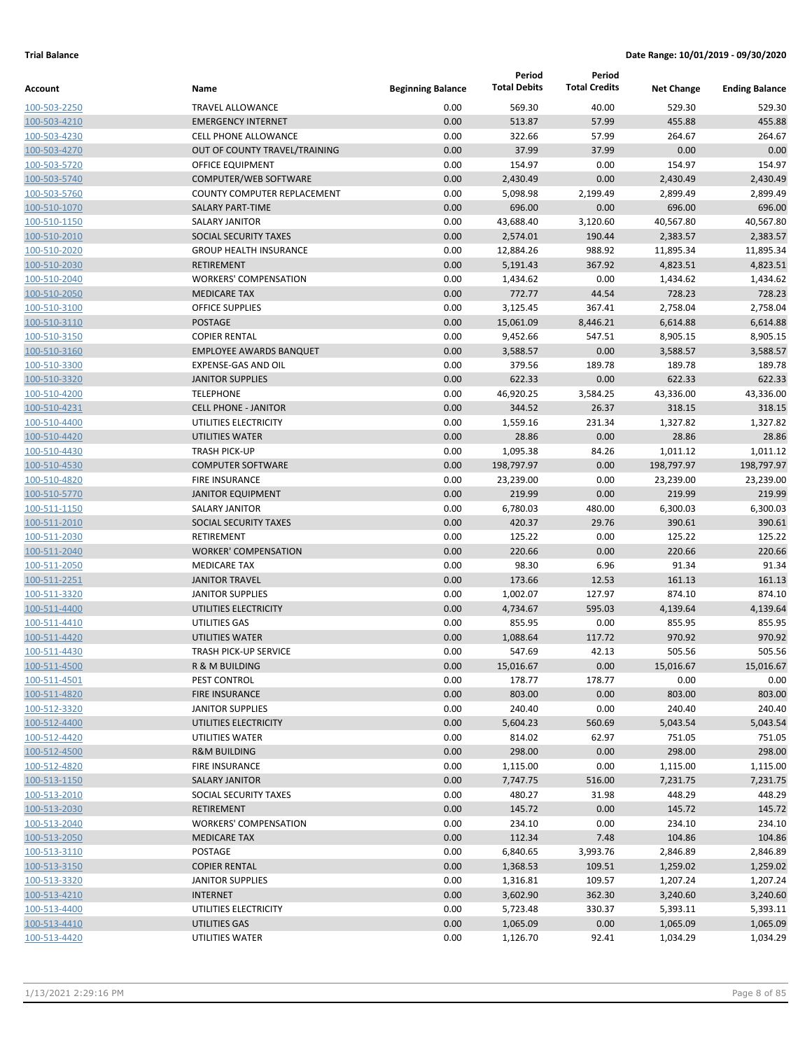**Trial Balance** **Date Range: 10/01/2019 - 09/30/2020**

| Account | Name | Beginning Balance | Period Total Debits | Period Total Credits | Net Change | Ending Balance |
|---|---|---|---|---|---|---|
| 100-503-2250 | TRAVEL ALLOWANCE | 0.00 | 569.30 | 40.00 | 529.30 | 529.30 |
| 100-503-4210 | EMERGENCY INTERNET | 0.00 | 513.87 | 57.99 | 455.88 | 455.88 |
| 100-503-4230 | CELL PHONE ALLOWANCE | 0.00 | 322.66 | 57.99 | 264.67 | 264.67 |
| 100-503-4270 | OUT OF COUNTY TRAVEL/TRAINING | 0.00 | 37.99 | 37.99 | 0.00 | 0.00 |
| 100-503-5720 | OFFICE EQUIPMENT | 0.00 | 154.97 | 0.00 | 154.97 | 154.97 |
| 100-503-5740 | COMPUTER/WEB SOFTWARE | 0.00 | 2,430.49 | 0.00 | 2,430.49 | 2,430.49 |
| 100-503-5760 | COUNTY COMPUTER REPLACEMENT | 0.00 | 5,098.98 | 2,199.49 | 2,899.49 | 2,899.49 |
| 100-510-1070 | SALARY PART-TIME | 0.00 | 696.00 | 0.00 | 696.00 | 696.00 |
| 100-510-1150 | SALARY JANITOR | 0.00 | 43,688.40 | 3,120.60 | 40,567.80 | 40,567.80 |
| 100-510-2010 | SOCIAL SECURITY TAXES | 0.00 | 2,574.01 | 190.44 | 2,383.57 | 2,383.57 |
| 100-510-2020 | GROUP HEALTH INSURANCE | 0.00 | 12,884.26 | 988.92 | 11,895.34 | 11,895.34 |
| 100-510-2030 | RETIREMENT | 0.00 | 5,191.43 | 367.92 | 4,823.51 | 4,823.51 |
| 100-510-2040 | WORKERS' COMPENSATION | 0.00 | 1,434.62 | 0.00 | 1,434.62 | 1,434.62 |
| 100-510-2050 | MEDICARE TAX | 0.00 | 772.77 | 44.54 | 728.23 | 728.23 |
| 100-510-3100 | OFFICE SUPPLIES | 0.00 | 3,125.45 | 367.41 | 2,758.04 | 2,758.04 |
| 100-510-3110 | POSTAGE | 0.00 | 15,061.09 | 8,446.21 | 6,614.88 | 6,614.88 |
| 100-510-3150 | COPIER RENTAL | 0.00 | 9,452.66 | 547.51 | 8,905.15 | 8,905.15 |
| 100-510-3160 | EMPLOYEE AWARDS BANQUET | 0.00 | 3,588.57 | 0.00 | 3,588.57 | 3,588.57 |
| 100-510-3300 | EXPENSE-GAS AND OIL | 0.00 | 379.56 | 189.78 | 189.78 | 189.78 |
| 100-510-3320 | JANITOR SUPPLIES | 0.00 | 622.33 | 0.00 | 622.33 | 622.33 |
| 100-510-4200 | TELEPHONE | 0.00 | 46,920.25 | 3,584.25 | 43,336.00 | 43,336.00 |
| 100-510-4231 | CELL PHONE - JANITOR | 0.00 | 344.52 | 26.37 | 318.15 | 318.15 |
| 100-510-4400 | UTILITIES ELECTRICITY | 0.00 | 1,559.16 | 231.34 | 1,327.82 | 1,327.82 |
| 100-510-4420 | UTILITIES WATER | 0.00 | 28.86 | 0.00 | 28.86 | 28.86 |
| 100-510-4430 | TRASH PICK-UP | 0.00 | 1,095.38 | 84.26 | 1,011.12 | 1,011.12 |
| 100-510-4530 | COMPUTER SOFTWARE | 0.00 | 198,797.97 | 0.00 | 198,797.97 | 198,797.97 |
| 100-510-4820 | FIRE INSURANCE | 0.00 | 23,239.00 | 0.00 | 23,239.00 | 23,239.00 |
| 100-510-5770 | JANITOR EQUIPMENT | 0.00 | 219.99 | 0.00 | 219.99 | 219.99 |
| 100-511-1150 | SALARY JANITOR | 0.00 | 6,780.03 | 480.00 | 6,300.03 | 6,300.03 |
| 100-511-2010 | SOCIAL SECURITY TAXES | 0.00 | 420.37 | 29.76 | 390.61 | 390.61 |
| 100-511-2030 | RETIREMENT | 0.00 | 125.22 | 0.00 | 125.22 | 125.22 |
| 100-511-2040 | WORKER' COMPENSATION | 0.00 | 220.66 | 0.00 | 220.66 | 220.66 |
| 100-511-2050 | MEDICARE TAX | 0.00 | 98.30 | 6.96 | 91.34 | 91.34 |
| 100-511-2251 | JANITOR TRAVEL | 0.00 | 173.66 | 12.53 | 161.13 | 161.13 |
| 100-511-3320 | JANITOR SUPPLIES | 0.00 | 1,002.07 | 127.97 | 874.10 | 874.10 |
| 100-511-4400 | UTILITIES ELECTRICITY | 0.00 | 4,734.67 | 595.03 | 4,139.64 | 4,139.64 |
| 100-511-4410 | UTILITIES GAS | 0.00 | 855.95 | 0.00 | 855.95 | 855.95 |
| 100-511-4420 | UTILITIES WATER | 0.00 | 1,088.64 | 117.72 | 970.92 | 970.92 |
| 100-511-4430 | TRASH PICK-UP SERVICE | 0.00 | 547.69 | 42.13 | 505.56 | 505.56 |
| 100-511-4500 | R & M BUILDING | 0.00 | 15,016.67 | 0.00 | 15,016.67 | 15,016.67 |
| 100-511-4501 | PEST CONTROL | 0.00 | 178.77 | 178.77 | 0.00 | 0.00 |
| 100-511-4820 | FIRE INSURANCE | 0.00 | 803.00 | 0.00 | 803.00 | 803.00 |
| 100-512-3320 | JANITOR SUPPLIES | 0.00 | 240.40 | 0.00 | 240.40 | 240.40 |
| 100-512-4400 | UTILITIES ELECTRICITY | 0.00 | 5,604.23 | 560.69 | 5,043.54 | 5,043.54 |
| 100-512-4420 | UTILITIES WATER | 0.00 | 814.02 | 62.97 | 751.05 | 751.05 |
| 100-512-4500 | R&M BUILDING | 0.00 | 298.00 | 0.00 | 298.00 | 298.00 |
| 100-512-4820 | FIRE INSURANCE | 0.00 | 1,115.00 | 0.00 | 1,115.00 | 1,115.00 |
| 100-513-1150 | SALARY JANITOR | 0.00 | 7,747.75 | 516.00 | 7,231.75 | 7,231.75 |
| 100-513-2010 | SOCIAL SECURITY TAXES | 0.00 | 480.27 | 31.98 | 448.29 | 448.29 |
| 100-513-2030 | RETIREMENT | 0.00 | 145.72 | 0.00 | 145.72 | 145.72 |
| 100-513-2040 | WORKERS' COMPENSATION | 0.00 | 234.10 | 0.00 | 234.10 | 234.10 |
| 100-513-2050 | MEDICARE TAX | 0.00 | 112.34 | 7.48 | 104.86 | 104.86 |
| 100-513-3110 | POSTAGE | 0.00 | 6,840.65 | 3,993.76 | 2,846.89 | 2,846.89 |
| 100-513-3150 | COPIER RENTAL | 0.00 | 1,368.53 | 109.51 | 1,259.02 | 1,259.02 |
| 100-513-3320 | JANITOR SUPPLIES | 0.00 | 1,316.81 | 109.57 | 1,207.24 | 1,207.24 |
| 100-513-4210 | INTERNET | 0.00 | 3,602.90 | 362.30 | 3,240.60 | 3,240.60 |
| 100-513-4400 | UTILITIES ELECTRICITY | 0.00 | 5,723.48 | 330.37 | 5,393.11 | 5,393.11 |
| 100-513-4410 | UTILITIES GAS | 0.00 | 1,065.09 | 0.00 | 1,065.09 | 1,065.09 |
| 100-513-4420 | UTILITIES WATER | 0.00 | 1,126.70 | 92.41 | 1,034.29 | 1,034.29 |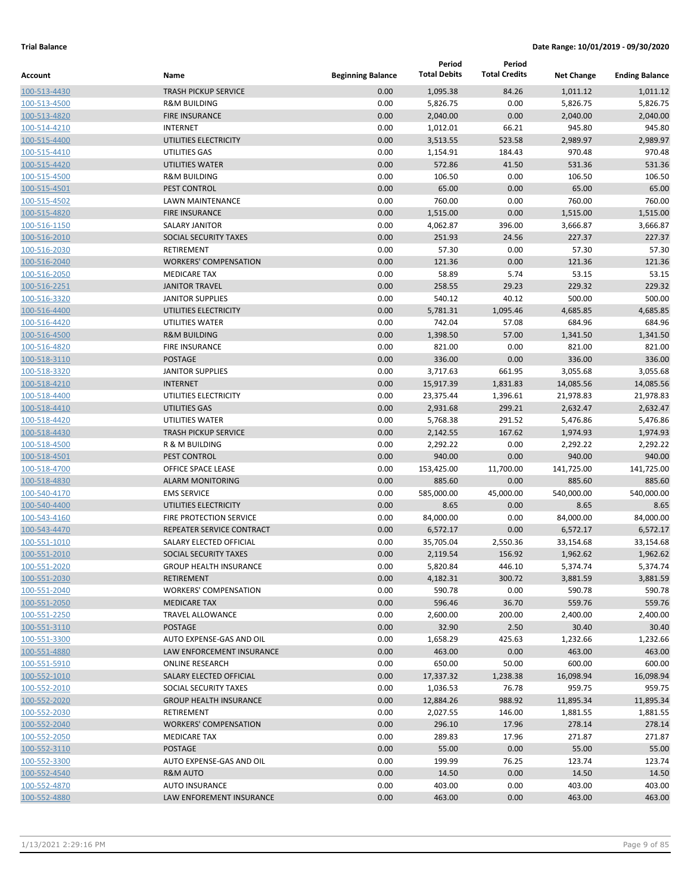**Trial Balance** **Date Range: 10/01/2019 - 09/30/2020**

| Account | Name | Beginning Balance | Period Total Debits | Period Total Credits | Net Change | Ending Balance |
|---|---|---|---|---|---|---|
| 100-513-4430 | TRASH PICKUP SERVICE | 0.00 | 1,095.38 | 84.26 | 1,011.12 | 1,011.12 |
| 100-513-4500 | R&M BUILDING | 0.00 | 5,826.75 | 0.00 | 5,826.75 | 5,826.75 |
| 100-513-4820 | FIRE INSURANCE | 0.00 | 2,040.00 | 0.00 | 2,040.00 | 2,040.00 |
| 100-514-4210 | INTERNET | 0.00 | 1,012.01 | 66.21 | 945.80 | 945.80 |
| 100-515-4400 | UTILITIES ELECTRICITY | 0.00 | 3,513.55 | 523.58 | 2,989.97 | 2,989.97 |
| 100-515-4410 | UTILITIES GAS | 0.00 | 1,154.91 | 184.43 | 970.48 | 970.48 |
| 100-515-4420 | UTILITIES WATER | 0.00 | 572.86 | 41.50 | 531.36 | 531.36 |
| 100-515-4500 | R&M BUILDING | 0.00 | 106.50 | 0.00 | 106.50 | 106.50 |
| 100-515-4501 | PEST CONTROL | 0.00 | 65.00 | 0.00 | 65.00 | 65.00 |
| 100-515-4502 | LAWN MAINTENANCE | 0.00 | 760.00 | 0.00 | 760.00 | 760.00 |
| 100-515-4820 | FIRE INSURANCE | 0.00 | 1,515.00 | 0.00 | 1,515.00 | 1,515.00 |
| 100-516-1150 | SALARY JANITOR | 0.00 | 4,062.87 | 396.00 | 3,666.87 | 3,666.87 |
| 100-516-2010 | SOCIAL SECURITY TAXES | 0.00 | 251.93 | 24.56 | 227.37 | 227.37 |
| 100-516-2030 | RETIREMENT | 0.00 | 57.30 | 0.00 | 57.30 | 57.30 |
| 100-516-2040 | WORKERS' COMPENSATION | 0.00 | 121.36 | 0.00 | 121.36 | 121.36 |
| 100-516-2050 | MEDICARE TAX | 0.00 | 58.89 | 5.74 | 53.15 | 53.15 |
| 100-516-2251 | JANITOR TRAVEL | 0.00 | 258.55 | 29.23 | 229.32 | 229.32 |
| 100-516-3320 | JANITOR SUPPLIES | 0.00 | 540.12 | 40.12 | 500.00 | 500.00 |
| 100-516-4400 | UTILITIES ELECTRICITY | 0.00 | 5,781.31 | 1,095.46 | 4,685.85 | 4,685.85 |
| 100-516-4420 | UTILITIES WATER | 0.00 | 742.04 | 57.08 | 684.96 | 684.96 |
| 100-516-4500 | R&M BUILDING | 0.00 | 1,398.50 | 57.00 | 1,341.50 | 1,341.50 |
| 100-516-4820 | FIRE INSURANCE | 0.00 | 821.00 | 0.00 | 821.00 | 821.00 |
| 100-518-3110 | POSTAGE | 0.00 | 336.00 | 0.00 | 336.00 | 336.00 |
| 100-518-3320 | JANITOR SUPPLIES | 0.00 | 3,717.63 | 661.95 | 3,055.68 | 3,055.68 |
| 100-518-4210 | INTERNET | 0.00 | 15,917.39 | 1,831.83 | 14,085.56 | 14,085.56 |
| 100-518-4400 | UTILITIES ELECTRICITY | 0.00 | 23,375.44 | 1,396.61 | 21,978.83 | 21,978.83 |
| 100-518-4410 | UTILITIES GAS | 0.00 | 2,931.68 | 299.21 | 2,632.47 | 2,632.47 |
| 100-518-4420 | UTILITIES WATER | 0.00 | 5,768.38 | 291.52 | 5,476.86 | 5,476.86 |
| 100-518-4430 | TRASH PICKUP SERVICE | 0.00 | 2,142.55 | 167.62 | 1,974.93 | 1,974.93 |
| 100-518-4500 | R & M BUILDING | 0.00 | 2,292.22 | 0.00 | 2,292.22 | 2,292.22 |
| 100-518-4501 | PEST CONTROL | 0.00 | 940.00 | 0.00 | 940.00 | 940.00 |
| 100-518-4700 | OFFICE SPACE LEASE | 0.00 | 153,425.00 | 11,700.00 | 141,725.00 | 141,725.00 |
| 100-518-4830 | ALARM MONITORING | 0.00 | 885.60 | 0.00 | 885.60 | 885.60 |
| 100-540-4170 | EMS SERVICE | 0.00 | 585,000.00 | 45,000.00 | 540,000.00 | 540,000.00 |
| 100-540-4400 | UTILITIES ELECTRICITY | 0.00 | 8.65 | 0.00 | 8.65 | 8.65 |
| 100-543-4160 | FIRE PROTECTION SERVICE | 0.00 | 84,000.00 | 0.00 | 84,000.00 | 84,000.00 |
| 100-543-4470 | REPEATER SERVICE CONTRACT | 0.00 | 6,572.17 | 0.00 | 6,572.17 | 6,572.17 |
| 100-551-1010 | SALARY ELECTED OFFICIAL | 0.00 | 35,705.04 | 2,550.36 | 33,154.68 | 33,154.68 |
| 100-551-2010 | SOCIAL SECURITY TAXES | 0.00 | 2,119.54 | 156.92 | 1,962.62 | 1,962.62 |
| 100-551-2020 | GROUP HEALTH INSURANCE | 0.00 | 5,820.84 | 446.10 | 5,374.74 | 5,374.74 |
| 100-551-2030 | RETIREMENT | 0.00 | 4,182.31 | 300.72 | 3,881.59 | 3,881.59 |
| 100-551-2040 | WORKERS' COMPENSATION | 0.00 | 590.78 | 0.00 | 590.78 | 590.78 |
| 100-551-2050 | MEDICARE TAX | 0.00 | 596.46 | 36.70 | 559.76 | 559.76 |
| 100-551-2250 | TRAVEL ALLOWANCE | 0.00 | 2,600.00 | 200.00 | 2,400.00 | 2,400.00 |
| 100-551-3110 | POSTAGE | 0.00 | 32.90 | 2.50 | 30.40 | 30.40 |
| 100-551-3300 | AUTO EXPENSE-GAS AND OIL | 0.00 | 1,658.29 | 425.63 | 1,232.66 | 1,232.66 |
| 100-551-4880 | LAW ENFORCEMENT INSURANCE | 0.00 | 463.00 | 0.00 | 463.00 | 463.00 |
| 100-551-5910 | ONLINE RESEARCH | 0.00 | 650.00 | 50.00 | 600.00 | 600.00 |
| 100-552-1010 | SALARY ELECTED OFFICIAL | 0.00 | 17,337.32 | 1,238.38 | 16,098.94 | 16,098.94 |
| 100-552-2010 | SOCIAL SECURITY TAXES | 0.00 | 1,036.53 | 76.78 | 959.75 | 959.75 |
| 100-552-2020 | GROUP HEALTH INSURANCE | 0.00 | 12,884.26 | 988.92 | 11,895.34 | 11,895.34 |
| 100-552-2030 | RETIREMENT | 0.00 | 2,027.55 | 146.00 | 1,881.55 | 1,881.55 |
| 100-552-2040 | WORKERS' COMPENSATION | 0.00 | 296.10 | 17.96 | 278.14 | 278.14 |
| 100-552-2050 | MEDICARE TAX | 0.00 | 289.83 | 17.96 | 271.87 | 271.87 |
| 100-552-3110 | POSTAGE | 0.00 | 55.00 | 0.00 | 55.00 | 55.00 |
| 100-552-3300 | AUTO EXPENSE-GAS AND OIL | 0.00 | 199.99 | 76.25 | 123.74 | 123.74 |
| 100-552-4540 | R&M AUTO | 0.00 | 14.50 | 0.00 | 14.50 | 14.50 |
| 100-552-4870 | AUTO INSURANCE | 0.00 | 403.00 | 0.00 | 403.00 | 403.00 |
| 100-552-4880 | LAW ENFOREMENT INSURANCE | 0.00 | 463.00 | 0.00 | 463.00 | 463.00 |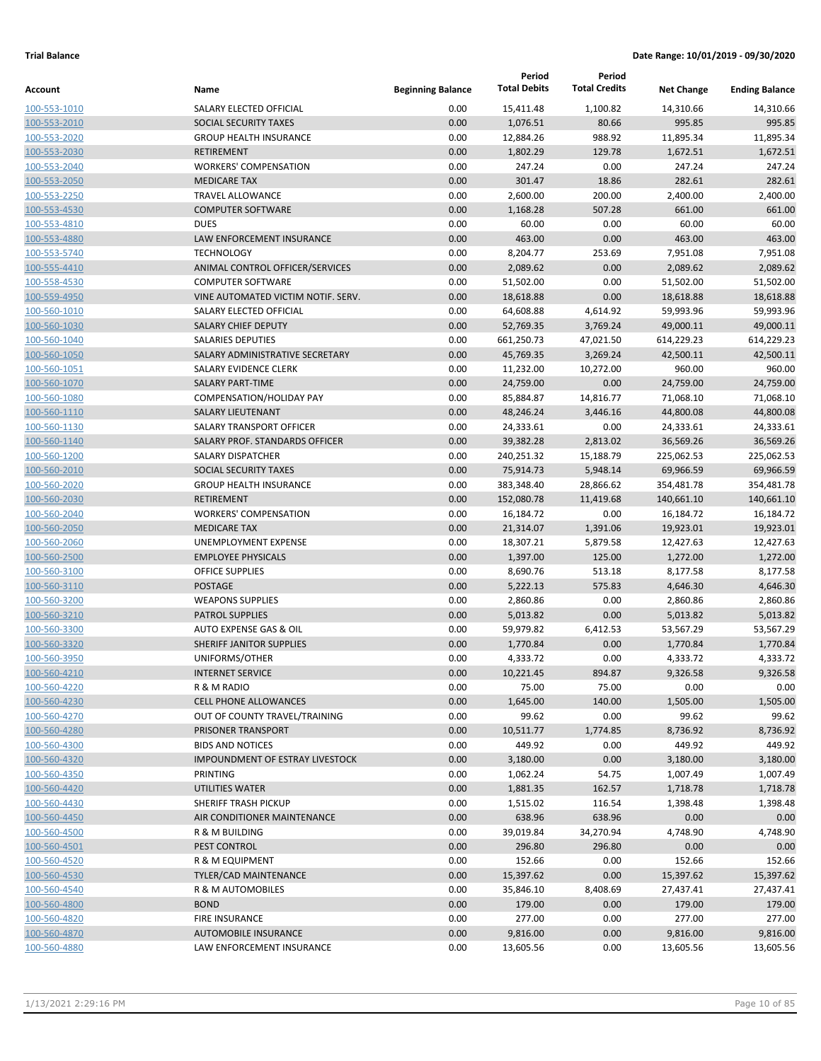**Trial Balance** **Date Range: 10/01/2019 - 09/30/2020**

| Account | Name | Beginning Balance | Period Total Debits | Period Total Credits | Net Change | Ending Balance |
|---|---|---|---|---|---|---|
| 100-553-1010 | SALARY ELECTED OFFICIAL | 0.00 | 15,411.48 | 1,100.82 | 14,310.66 | 14,310.66 |
| 100-553-2010 | SOCIAL SECURITY TAXES | 0.00 | 1,076.51 | 80.66 | 995.85 | 995.85 |
| 100-553-2020 | GROUP HEALTH INSURANCE | 0.00 | 12,884.26 | 988.92 | 11,895.34 | 11,895.34 |
| 100-553-2030 | RETIREMENT | 0.00 | 1,802.29 | 129.78 | 1,672.51 | 1,672.51 |
| 100-553-2040 | WORKERS' COMPENSATION | 0.00 | 247.24 | 0.00 | 247.24 | 247.24 |
| 100-553-2050 | MEDICARE TAX | 0.00 | 301.47 | 18.86 | 282.61 | 282.61 |
| 100-553-2250 | TRAVEL ALLOWANCE | 0.00 | 2,600.00 | 200.00 | 2,400.00 | 2,400.00 |
| 100-553-4530 | COMPUTER SOFTWARE | 0.00 | 1,168.28 | 507.28 | 661.00 | 661.00 |
| 100-553-4810 | DUES | 0.00 | 60.00 | 0.00 | 60.00 | 60.00 |
| 100-553-4880 | LAW ENFORCEMENT INSURANCE | 0.00 | 463.00 | 0.00 | 463.00 | 463.00 |
| 100-553-5740 | TECHNOLOGY | 0.00 | 8,204.77 | 253.69 | 7,951.08 | 7,951.08 |
| 100-555-4410 | ANIMAL CONTROL OFFICER/SERVICES | 0.00 | 2,089.62 | 0.00 | 2,089.62 | 2,089.62 |
| 100-558-4530 | COMPUTER SOFTWARE | 0.00 | 51,502.00 | 0.00 | 51,502.00 | 51,502.00 |
| 100-559-4950 | VINE AUTOMATED VICTIM NOTIF. SERV. | 0.00 | 18,618.88 | 0.00 | 18,618.88 | 18,618.88 |
| 100-560-1010 | SALARY ELECTED OFFICIAL | 0.00 | 64,608.88 | 4,614.92 | 59,993.96 | 59,993.96 |
| 100-560-1030 | SALARY CHIEF DEPUTY | 0.00 | 52,769.35 | 3,769.24 | 49,000.11 | 49,000.11 |
| 100-560-1040 | SALARIES DEPUTIES | 0.00 | 661,250.73 | 47,021.50 | 614,229.23 | 614,229.23 |
| 100-560-1050 | SALARY ADMINISTRATIVE SECRETARY | 0.00 | 45,769.35 | 3,269.24 | 42,500.11 | 42,500.11 |
| 100-560-1051 | SALARY EVIDENCE CLERK | 0.00 | 11,232.00 | 10,272.00 | 960.00 | 960.00 |
| 100-560-1070 | SALARY PART-TIME | 0.00 | 24,759.00 | 0.00 | 24,759.00 | 24,759.00 |
| 100-560-1080 | COMPENSATION/HOLIDAY PAY | 0.00 | 85,884.87 | 14,816.77 | 71,068.10 | 71,068.10 |
| 100-560-1110 | SALARY LIEUTENANT | 0.00 | 48,246.24 | 3,446.16 | 44,800.08 | 44,800.08 |
| 100-560-1130 | SALARY TRANSPORT OFFICER | 0.00 | 24,333.61 | 0.00 | 24,333.61 | 24,333.61 |
| 100-560-1140 | SALARY PROF. STANDARDS OFFICER | 0.00 | 39,382.28 | 2,813.02 | 36,569.26 | 36,569.26 |
| 100-560-1200 | SALARY DISPATCHER | 0.00 | 240,251.32 | 15,188.79 | 225,062.53 | 225,062.53 |
| 100-560-2010 | SOCIAL SECURITY TAXES | 0.00 | 75,914.73 | 5,948.14 | 69,966.59 | 69,966.59 |
| 100-560-2020 | GROUP HEALTH INSURANCE | 0.00 | 383,348.40 | 28,866.62 | 354,481.78 | 354,481.78 |
| 100-560-2030 | RETIREMENT | 0.00 | 152,080.78 | 11,419.68 | 140,661.10 | 140,661.10 |
| 100-560-2040 | WORKERS' COMPENSATION | 0.00 | 16,184.72 | 0.00 | 16,184.72 | 16,184.72 |
| 100-560-2050 | MEDICARE TAX | 0.00 | 21,314.07 | 1,391.06 | 19,923.01 | 19,923.01 |
| 100-560-2060 | UNEMPLOYMENT EXPENSE | 0.00 | 18,307.21 | 5,879.58 | 12,427.63 | 12,427.63 |
| 100-560-2500 | EMPLOYEE PHYSICALS | 0.00 | 1,397.00 | 125.00 | 1,272.00 | 1,272.00 |
| 100-560-3100 | OFFICE SUPPLIES | 0.00 | 8,690.76 | 513.18 | 8,177.58 | 8,177.58 |
| 100-560-3110 | POSTAGE | 0.00 | 5,222.13 | 575.83 | 4,646.30 | 4,646.30 |
| 100-560-3200 | WEAPONS SUPPLIES | 0.00 | 2,860.86 | 0.00 | 2,860.86 | 2,860.86 |
| 100-560-3210 | PATROL SUPPLIES | 0.00 | 5,013.82 | 0.00 | 5,013.82 | 5,013.82 |
| 100-560-3300 | AUTO EXPENSE GAS & OIL | 0.00 | 59,979.82 | 6,412.53 | 53,567.29 | 53,567.29 |
| 100-560-3320 | SHERIFF JANITOR SUPPLIES | 0.00 | 1,770.84 | 0.00 | 1,770.84 | 1,770.84 |
| 100-560-3950 | UNIFORMS/OTHER | 0.00 | 4,333.72 | 0.00 | 4,333.72 | 4,333.72 |
| 100-560-4210 | INTERNET SERVICE | 0.00 | 10,221.45 | 894.87 | 9,326.58 | 9,326.58 |
| 100-560-4220 | R & M RADIO | 0.00 | 75.00 | 75.00 | 0.00 | 0.00 |
| 100-560-4230 | CELL PHONE ALLOWANCES | 0.00 | 1,645.00 | 140.00 | 1,505.00 | 1,505.00 |
| 100-560-4270 | OUT OF COUNTY TRAVEL/TRAINING | 0.00 | 99.62 | 0.00 | 99.62 | 99.62 |
| 100-560-4280 | PRISONER TRANSPORT | 0.00 | 10,511.77 | 1,774.85 | 8,736.92 | 8,736.92 |
| 100-560-4300 | BIDS AND NOTICES | 0.00 | 449.92 | 0.00 | 449.92 | 449.92 |
| 100-560-4320 | IMPOUNDMENT OF ESTRAY LIVESTOCK | 0.00 | 3,180.00 | 0.00 | 3,180.00 | 3,180.00 |
| 100-560-4350 | PRINTING | 0.00 | 1,062.24 | 54.75 | 1,007.49 | 1,007.49 |
| 100-560-4420 | UTILITIES WATER | 0.00 | 1,881.35 | 162.57 | 1,718.78 | 1,718.78 |
| 100-560-4430 | SHERIFF TRASH PICKUP | 0.00 | 1,515.02 | 116.54 | 1,398.48 | 1,398.48 |
| 100-560-4450 | AIR CONDITIONER MAINTENANCE | 0.00 | 638.96 | 638.96 | 0.00 | 0.00 |
| 100-560-4500 | R & M BUILDING | 0.00 | 39,019.84 | 34,270.94 | 4,748.90 | 4,748.90 |
| 100-560-4501 | PEST CONTROL | 0.00 | 296.80 | 296.80 | 0.00 | 0.00 |
| 100-560-4520 | R & M EQUIPMENT | 0.00 | 152.66 | 0.00 | 152.66 | 152.66 |
| 100-560-4530 | TYLER/CAD MAINTENANCE | 0.00 | 15,397.62 | 0.00 | 15,397.62 | 15,397.62 |
| 100-560-4540 | R & M AUTOMOBILES | 0.00 | 35,846.10 | 8,408.69 | 27,437.41 | 27,437.41 |
| 100-560-4800 | BOND | 0.00 | 179.00 | 0.00 | 179.00 | 179.00 |
| 100-560-4820 | FIRE INSURANCE | 0.00 | 277.00 | 0.00 | 277.00 | 277.00 |
| 100-560-4870 | AUTOMOBILE INSURANCE | 0.00 | 9,816.00 | 0.00 | 9,816.00 | 9,816.00 |
| 100-560-4880 | LAW ENFORCEMENT INSURANCE | 0.00 | 13,605.56 | 0.00 | 13,605.56 | 13,605.56 |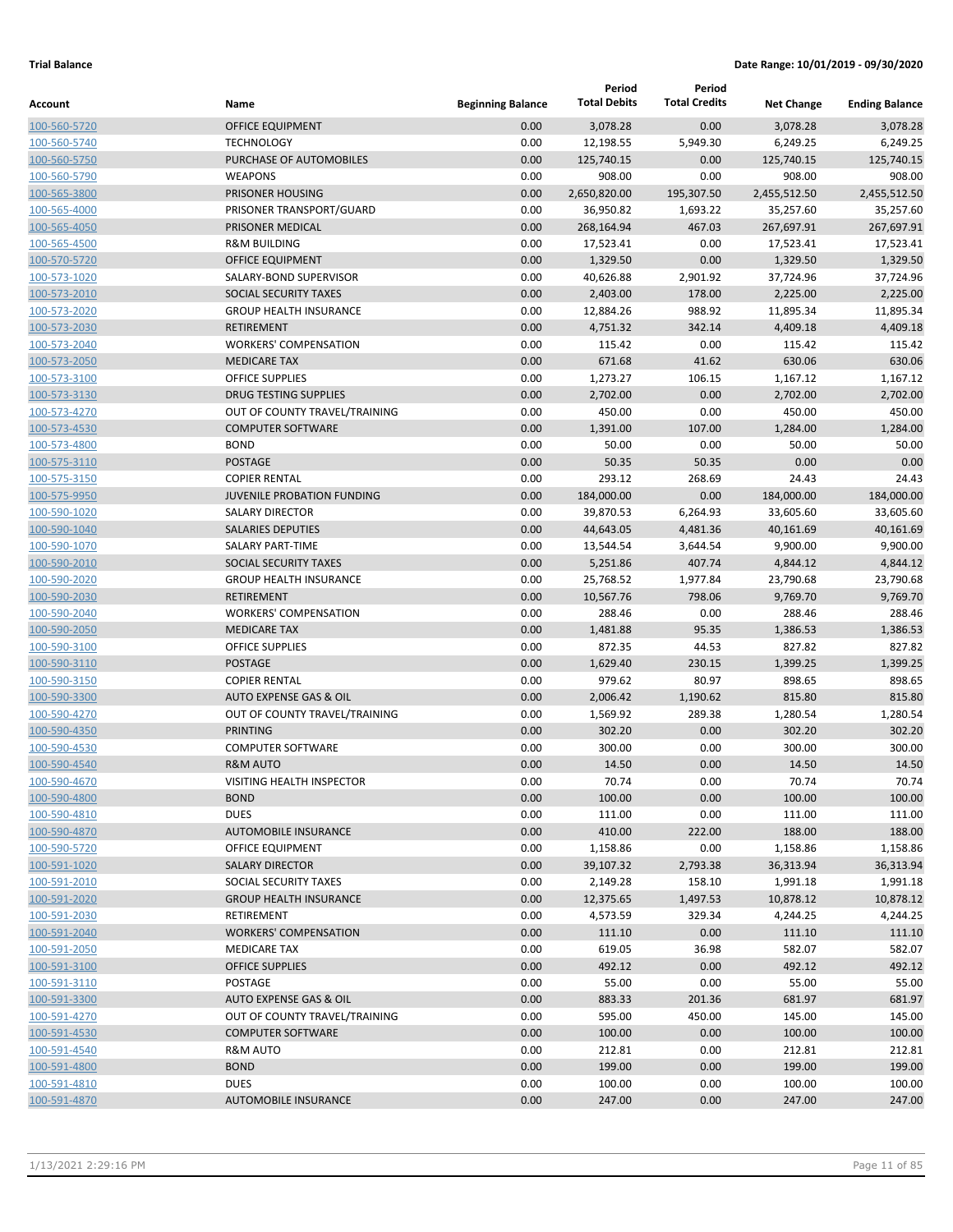**Trial Balance** **Date Range: 10/01/2019 - 09/30/2020**

| Account | Name | Beginning Balance | Period Total Debits | Period Total Credits | Net Change | Ending Balance |
|---|---|---|---|---|---|---|
| 100-560-5720 | OFFICE EQUIPMENT | 0.00 | 3,078.28 | 0.00 | 3,078.28 | 3,078.28 |
| 100-560-5740 | TECHNOLOGY | 0.00 | 12,198.55 | 5,949.30 | 6,249.25 | 6,249.25 |
| 100-560-5750 | PURCHASE OF AUTOMOBILES | 0.00 | 125,740.15 | 0.00 | 125,740.15 | 125,740.15 |
| 100-560-5790 | WEAPONS | 0.00 | 908.00 | 0.00 | 908.00 | 908.00 |
| 100-565-3800 | PRISONER HOUSING | 0.00 | 2,650,820.00 | 195,307.50 | 2,455,512.50 | 2,455,512.50 |
| 100-565-4000 | PRISONER TRANSPORT/GUARD | 0.00 | 36,950.82 | 1,693.22 | 35,257.60 | 35,257.60 |
| 100-565-4050 | PRISONER MEDICAL | 0.00 | 268,164.94 | 467.03 | 267,697.91 | 267,697.91 |
| 100-565-4500 | R&M BUILDING | 0.00 | 17,523.41 | 0.00 | 17,523.41 | 17,523.41 |
| 100-570-5720 | OFFICE EQUIPMENT | 0.00 | 1,329.50 | 0.00 | 1,329.50 | 1,329.50 |
| 100-573-1020 | SALARY-BOND SUPERVISOR | 0.00 | 40,626.88 | 2,901.92 | 37,724.96 | 37,724.96 |
| 100-573-2010 | SOCIAL SECURITY TAXES | 0.00 | 2,403.00 | 178.00 | 2,225.00 | 2,225.00 |
| 100-573-2020 | GROUP HEALTH INSURANCE | 0.00 | 12,884.26 | 988.92 | 11,895.34 | 11,895.34 |
| 100-573-2030 | RETIREMENT | 0.00 | 4,751.32 | 342.14 | 4,409.18 | 4,409.18 |
| 100-573-2040 | WORKERS' COMPENSATION | 0.00 | 115.42 | 0.00 | 115.42 | 115.42 |
| 100-573-2050 | MEDICARE TAX | 0.00 | 671.68 | 41.62 | 630.06 | 630.06 |
| 100-573-3100 | OFFICE SUPPLIES | 0.00 | 1,273.27 | 106.15 | 1,167.12 | 1,167.12 |
| 100-573-3130 | DRUG TESTING SUPPLIES | 0.00 | 2,702.00 | 0.00 | 2,702.00 | 2,702.00 |
| 100-573-4270 | OUT OF COUNTY TRAVEL/TRAINING | 0.00 | 450.00 | 0.00 | 450.00 | 450.00 |
| 100-573-4530 | COMPUTER SOFTWARE | 0.00 | 1,391.00 | 107.00 | 1,284.00 | 1,284.00 |
| 100-573-4800 | BOND | 0.00 | 50.00 | 0.00 | 50.00 | 50.00 |
| 100-575-3110 | POSTAGE | 0.00 | 50.35 | 50.35 | 0.00 | 0.00 |
| 100-575-3150 | COPIER RENTAL | 0.00 | 293.12 | 268.69 | 24.43 | 24.43 |
| 100-575-9950 | JUVENILE PROBATION FUNDING | 0.00 | 184,000.00 | 0.00 | 184,000.00 | 184,000.00 |
| 100-590-1020 | SALARY DIRECTOR | 0.00 | 39,870.53 | 6,264.93 | 33,605.60 | 33,605.60 |
| 100-590-1040 | SALARIES DEPUTIES | 0.00 | 44,643.05 | 4,481.36 | 40,161.69 | 40,161.69 |
| 100-590-1070 | SALARY PART-TIME | 0.00 | 13,544.54 | 3,644.54 | 9,900.00 | 9,900.00 |
| 100-590-2010 | SOCIAL SECURITY TAXES | 0.00 | 5,251.86 | 407.74 | 4,844.12 | 4,844.12 |
| 100-590-2020 | GROUP HEALTH INSURANCE | 0.00 | 25,768.52 | 1,977.84 | 23,790.68 | 23,790.68 |
| 100-590-2030 | RETIREMENT | 0.00 | 10,567.76 | 798.06 | 9,769.70 | 9,769.70 |
| 100-590-2040 | WORKERS' COMPENSATION | 0.00 | 288.46 | 0.00 | 288.46 | 288.46 |
| 100-590-2050 | MEDICARE TAX | 0.00 | 1,481.88 | 95.35 | 1,386.53 | 1,386.53 |
| 100-590-3100 | OFFICE SUPPLIES | 0.00 | 872.35 | 44.53 | 827.82 | 827.82 |
| 100-590-3110 | POSTAGE | 0.00 | 1,629.40 | 230.15 | 1,399.25 | 1,399.25 |
| 100-590-3150 | COPIER RENTAL | 0.00 | 979.62 | 80.97 | 898.65 | 898.65 |
| 100-590-3300 | AUTO EXPENSE GAS & OIL | 0.00 | 2,006.42 | 1,190.62 | 815.80 | 815.80 |
| 100-590-4270 | OUT OF COUNTY TRAVEL/TRAINING | 0.00 | 1,569.92 | 289.38 | 1,280.54 | 1,280.54 |
| 100-590-4350 | PRINTING | 0.00 | 302.20 | 0.00 | 302.20 | 302.20 |
| 100-590-4530 | COMPUTER SOFTWARE | 0.00 | 300.00 | 0.00 | 300.00 | 300.00 |
| 100-590-4540 | R&M AUTO | 0.00 | 14.50 | 0.00 | 14.50 | 14.50 |
| 100-590-4670 | VISITING HEALTH INSPECTOR | 0.00 | 70.74 | 0.00 | 70.74 | 70.74 |
| 100-590-4800 | BOND | 0.00 | 100.00 | 0.00 | 100.00 | 100.00 |
| 100-590-4810 | DUES | 0.00 | 111.00 | 0.00 | 111.00 | 111.00 |
| 100-590-4870 | AUTOMOBILE INSURANCE | 0.00 | 410.00 | 222.00 | 188.00 | 188.00 |
| 100-590-5720 | OFFICE EQUIPMENT | 0.00 | 1,158.86 | 0.00 | 1,158.86 | 1,158.86 |
| 100-591-1020 | SALARY DIRECTOR | 0.00 | 39,107.32 | 2,793.38 | 36,313.94 | 36,313.94 |
| 100-591-2010 | SOCIAL SECURITY TAXES | 0.00 | 2,149.28 | 158.10 | 1,991.18 | 1,991.18 |
| 100-591-2020 | GROUP HEALTH INSURANCE | 0.00 | 12,375.65 | 1,497.53 | 10,878.12 | 10,878.12 |
| 100-591-2030 | RETIREMENT | 0.00 | 4,573.59 | 329.34 | 4,244.25 | 4,244.25 |
| 100-591-2040 | WORKERS' COMPENSATION | 0.00 | 111.10 | 0.00 | 111.10 | 111.10 |
| 100-591-2050 | MEDICARE TAX | 0.00 | 619.05 | 36.98 | 582.07 | 582.07 |
| 100-591-3100 | OFFICE SUPPLIES | 0.00 | 492.12 | 0.00 | 492.12 | 492.12 |
| 100-591-3110 | POSTAGE | 0.00 | 55.00 | 0.00 | 55.00 | 55.00 |
| 100-591-3300 | AUTO EXPENSE GAS & OIL | 0.00 | 883.33 | 201.36 | 681.97 | 681.97 |
| 100-591-4270 | OUT OF COUNTY TRAVEL/TRAINING | 0.00 | 595.00 | 450.00 | 145.00 | 145.00 |
| 100-591-4530 | COMPUTER SOFTWARE | 0.00 | 100.00 | 0.00 | 100.00 | 100.00 |
| 100-591-4540 | R&M AUTO | 0.00 | 212.81 | 0.00 | 212.81 | 212.81 |
| 100-591-4800 | BOND | 0.00 | 199.00 | 0.00 | 199.00 | 199.00 |
| 100-591-4810 | DUES | 0.00 | 100.00 | 0.00 | 100.00 | 100.00 |
| 100-591-4870 | AUTOMOBILE INSURANCE | 0.00 | 247.00 | 0.00 | 247.00 | 247.00 |

1/13/2021 2:29:16 PM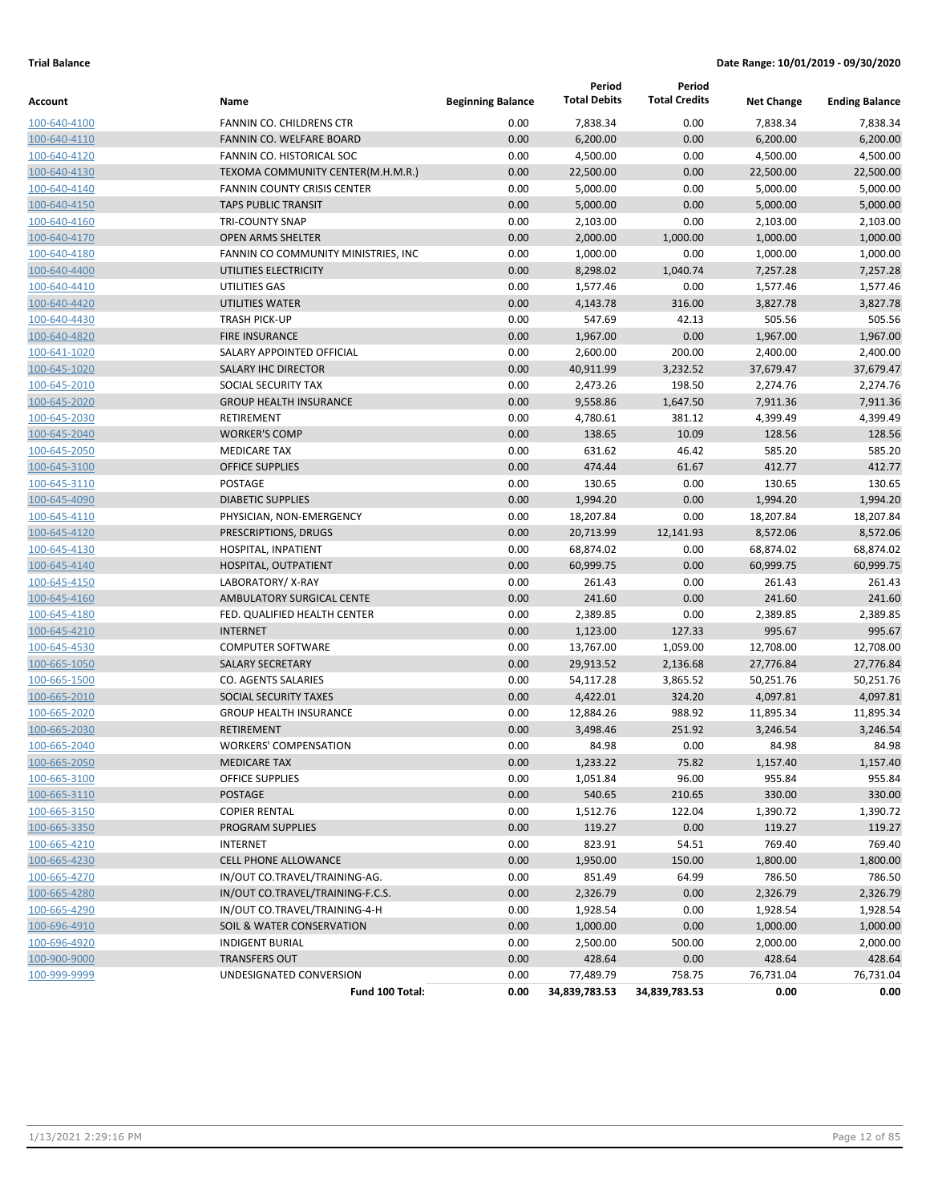**Trial Balance** **Date Range: 10/01/2019 - 09/30/2020**

| Account | Name | Beginning Balance | Period Total Debits | Period Total Credits | Net Change | Ending Balance |
|---|---|---|---|---|---|---|
| 100-640-4100 | FANNIN CO. CHILDRENS CTR | 0.00 | 7,838.34 | 0.00 | 7,838.34 | 7,838.34 |
| 100-640-4110 | FANNIN CO. WELFARE BOARD | 0.00 | 6,200.00 | 0.00 | 6,200.00 | 6,200.00 |
| 100-640-4120 | FANNIN CO. HISTORICAL SOC | 0.00 | 4,500.00 | 0.00 | 4,500.00 | 4,500.00 |
| 100-640-4130 | TEXOMA COMMUNITY CENTER(M.H.M.R.) | 0.00 | 22,500.00 | 0.00 | 22,500.00 | 22,500.00 |
| 100-640-4140 | FANNIN COUNTY CRISIS CENTER | 0.00 | 5,000.00 | 0.00 | 5,000.00 | 5,000.00 |
| 100-640-4150 | TAPS PUBLIC TRANSIT | 0.00 | 5,000.00 | 0.00 | 5,000.00 | 5,000.00 |
| 100-640-4160 | TRI-COUNTY SNAP | 0.00 | 2,103.00 | 0.00 | 2,103.00 | 2,103.00 |
| 100-640-4170 | OPEN ARMS SHELTER | 0.00 | 2,000.00 | 1,000.00 | 1,000.00 | 1,000.00 |
| 100-640-4180 | FANNIN CO COMMUNITY MINISTRIES, INC | 0.00 | 1,000.00 | 0.00 | 1,000.00 | 1,000.00 |
| 100-640-4400 | UTILITIES ELECTRICITY | 0.00 | 8,298.02 | 1,040.74 | 7,257.28 | 7,257.28 |
| 100-640-4410 | UTILITIES GAS | 0.00 | 1,577.46 | 0.00 | 1,577.46 | 1,577.46 |
| 100-640-4420 | UTILITIES WATER | 0.00 | 4,143.78 | 316.00 | 3,827.78 | 3,827.78 |
| 100-640-4430 | TRASH PICK-UP | 0.00 | 547.69 | 42.13 | 505.56 | 505.56 |
| 100-640-4820 | FIRE INSURANCE | 0.00 | 1,967.00 | 0.00 | 1,967.00 | 1,967.00 |
| 100-641-1020 | SALARY APPOINTED OFFICIAL | 0.00 | 2,600.00 | 200.00 | 2,400.00 | 2,400.00 |
| 100-645-1020 | SALARY IHC DIRECTOR | 0.00 | 40,911.99 | 3,232.52 | 37,679.47 | 37,679.47 |
| 100-645-2010 | SOCIAL SECURITY TAX | 0.00 | 2,473.26 | 198.50 | 2,274.76 | 2,274.76 |
| 100-645-2020 | GROUP HEALTH INSURANCE | 0.00 | 9,558.86 | 1,647.50 | 7,911.36 | 7,911.36 |
| 100-645-2030 | RETIREMENT | 0.00 | 4,780.61 | 381.12 | 4,399.49 | 4,399.49 |
| 100-645-2040 | WORKER'S COMP | 0.00 | 138.65 | 10.09 | 128.56 | 128.56 |
| 100-645-2050 | MEDICARE TAX | 0.00 | 631.62 | 46.42 | 585.20 | 585.20 |
| 100-645-3100 | OFFICE SUPPLIES | 0.00 | 474.44 | 61.67 | 412.77 | 412.77 |
| 100-645-3110 | POSTAGE | 0.00 | 130.65 | 0.00 | 130.65 | 130.65 |
| 100-645-4090 | DIABETIC SUPPLIES | 0.00 | 1,994.20 | 0.00 | 1,994.20 | 1,994.20 |
| 100-645-4110 | PHYSICIAN, NON-EMERGENCY | 0.00 | 18,207.84 | 0.00 | 18,207.84 | 18,207.84 |
| 100-645-4120 | PRESCRIPTIONS, DRUGS | 0.00 | 20,713.99 | 12,141.93 | 8,572.06 | 8,572.06 |
| 100-645-4130 | HOSPITAL, INPATIENT | 0.00 | 68,874.02 | 0.00 | 68,874.02 | 68,874.02 |
| 100-645-4140 | HOSPITAL, OUTPATIENT | 0.00 | 60,999.75 | 0.00 | 60,999.75 | 60,999.75 |
| 100-645-4150 | LABORATORY/ X-RAY | 0.00 | 261.43 | 0.00 | 261.43 | 261.43 |
| 100-645-4160 | AMBULATORY SURGICAL CENTE | 0.00 | 241.60 | 0.00 | 241.60 | 241.60 |
| 100-645-4180 | FED. QUALIFIED HEALTH CENTER | 0.00 | 2,389.85 | 0.00 | 2,389.85 | 2,389.85 |
| 100-645-4210 | INTERNET | 0.00 | 1,123.00 | 127.33 | 995.67 | 995.67 |
| 100-645-4530 | COMPUTER SOFTWARE | 0.00 | 13,767.00 | 1,059.00 | 12,708.00 | 12,708.00 |
| 100-665-1050 | SALARY SECRETARY | 0.00 | 29,913.52 | 2,136.68 | 27,776.84 | 27,776.84 |
| 100-665-1500 | CO. AGENTS SALARIES | 0.00 | 54,117.28 | 3,865.52 | 50,251.76 | 50,251.76 |
| 100-665-2010 | SOCIAL SECURITY TAXES | 0.00 | 4,422.01 | 324.20 | 4,097.81 | 4,097.81 |
| 100-665-2020 | GROUP HEALTH INSURANCE | 0.00 | 12,884.26 | 988.92 | 11,895.34 | 11,895.34 |
| 100-665-2030 | RETIREMENT | 0.00 | 3,498.46 | 251.92 | 3,246.54 | 3,246.54 |
| 100-665-2040 | WORKERS' COMPENSATION | 0.00 | 84.98 | 0.00 | 84.98 | 84.98 |
| 100-665-2050 | MEDICARE TAX | 0.00 | 1,233.22 | 75.82 | 1,157.40 | 1,157.40 |
| 100-665-3100 | OFFICE SUPPLIES | 0.00 | 1,051.84 | 96.00 | 955.84 | 955.84 |
| 100-665-3110 | POSTAGE | 0.00 | 540.65 | 210.65 | 330.00 | 330.00 |
| 100-665-3150 | COPIER RENTAL | 0.00 | 1,512.76 | 122.04 | 1,390.72 | 1,390.72 |
| 100-665-3350 | PROGRAM SUPPLIES | 0.00 | 119.27 | 0.00 | 119.27 | 119.27 |
| 100-665-4210 | INTERNET | 0.00 | 823.91 | 54.51 | 769.40 | 769.40 |
| 100-665-4230 | CELL PHONE ALLOWANCE | 0.00 | 1,950.00 | 150.00 | 1,800.00 | 1,800.00 |
| 100-665-4270 | IN/OUT CO.TRAVEL/TRAINING-AG. | 0.00 | 851.49 | 64.99 | 786.50 | 786.50 |
| 100-665-4280 | IN/OUT CO.TRAVEL/TRAINING-F.C.S. | 0.00 | 2,326.79 | 0.00 | 2,326.79 | 2,326.79 |
| 100-665-4290 | IN/OUT CO.TRAVEL/TRAINING-4-H | 0.00 | 1,928.54 | 0.00 | 1,928.54 | 1,928.54 |
| 100-696-4910 | SOIL & WATER CONSERVATION | 0.00 | 1,000.00 | 0.00 | 1,000.00 | 1,000.00 |
| 100-696-4920 | INDIGENT BURIAL | 0.00 | 2,500.00 | 500.00 | 2,000.00 | 2,000.00 |
| 100-900-9000 | TRANSFERS OUT | 0.00 | 428.64 | 0.00 | 428.64 | 428.64 |
| 100-999-9999 | UNDESIGNATED CONVERSION | 0.00 | 77,489.79 | 758.75 | 76,731.04 | 76,731.04 |
| | **Fund 100 Total:** | **0.00** | **34,839,783.53** | **34,839,783.53** | **0.00** | **0.00** |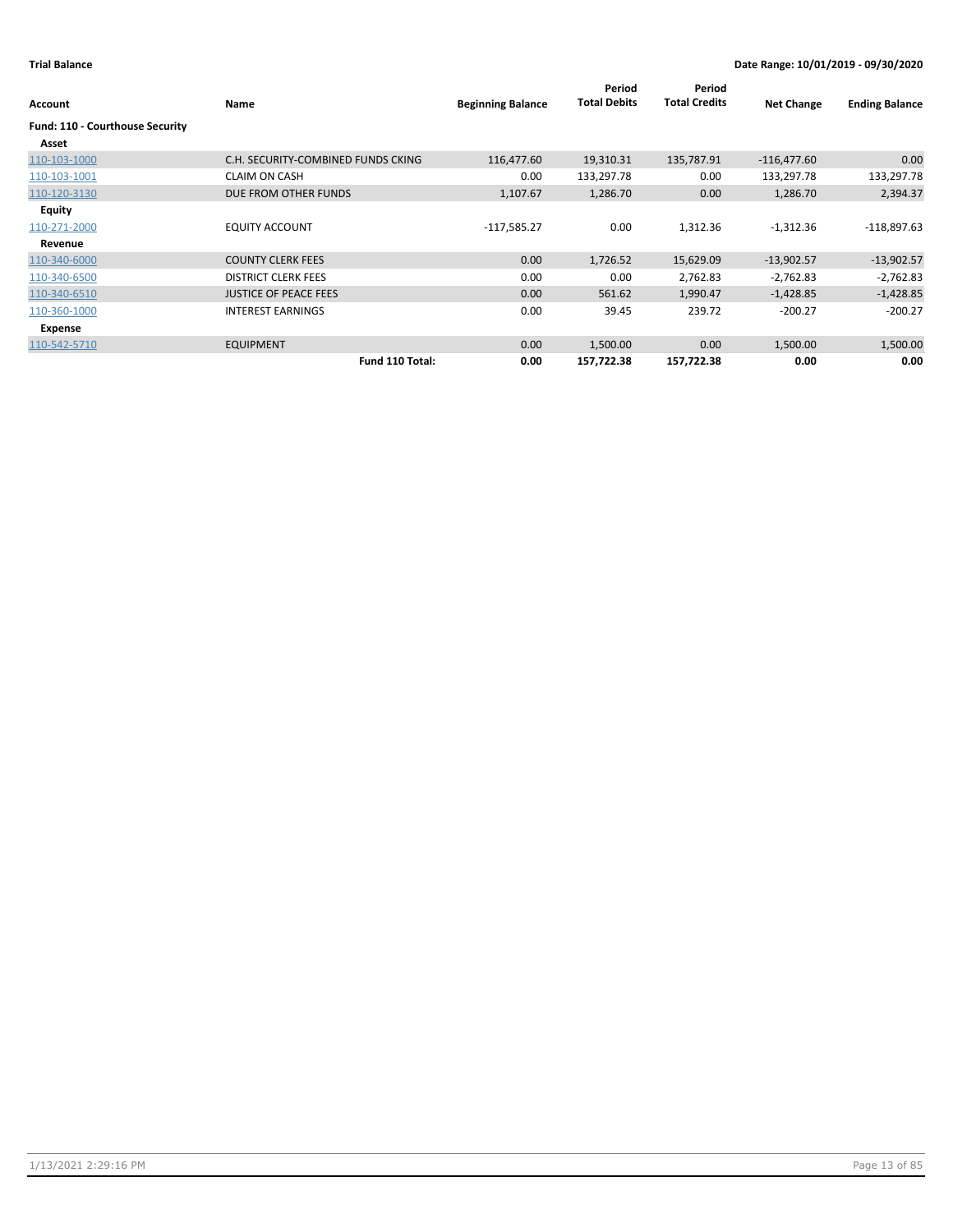**Trial Balance** **Date Range: 10/01/2019 - 09/30/2020**

| Account | Name | Beginning Balance | Period Total Debits | Period Total Credits | Net Change | Ending Balance |
|---|---|---|---|---|---|---|
| **Fund: 110 - Courthouse Security** | | | | | | |
| **Asset** | | | | | | |
| 110-103-1000 | C.H. SECURITY-COMBINED FUNDS CKING | 116,477.60 | 19,310.31 | 135,787.91 | -116,477.60 | 0.00 |
| 110-103-1001 | CLAIM ON CASH | 0.00 | 133,297.78 | 0.00 | 133,297.78 | 133,297.78 |
| 110-120-3130 | DUE FROM OTHER FUNDS | 1,107.67 | 1,286.70 | 0.00 | 1,286.70 | 2,394.37 |
| **Equity** | | | | | | |
| 110-271-2000 | EQUITY ACCOUNT | -117,585.27 | 0.00 | 1,312.36 | -1,312.36 | -118,897.63 |
| **Revenue** | | | | | | |
| 110-340-6000 | COUNTY CLERK FEES | 0.00 | 1,726.52 | 15,629.09 | -13,902.57 | -13,902.57 |
| 110-340-6500 | DISTRICT CLERK FEES | 0.00 | 0.00 | 2,762.83 | -2,762.83 | -2,762.83 |
| 110-340-6510 | JUSTICE OF PEACE FEES | 0.00 | 561.62 | 1,990.47 | -1,428.85 | -1,428.85 |
| 110-360-1000 | INTEREST EARNINGS | 0.00 | 39.45 | 239.72 | -200.27 | -200.27 |
| **Expense** | | | | | | |
| 110-542-5710 | EQUIPMENT | 0.00 | 1,500.00 | 0.00 | 1,500.00 | 1,500.00 |
| | **Fund 110 Total:** | **0.00** | **157,722.38** | **157,722.38** | **0.00** | **0.00** |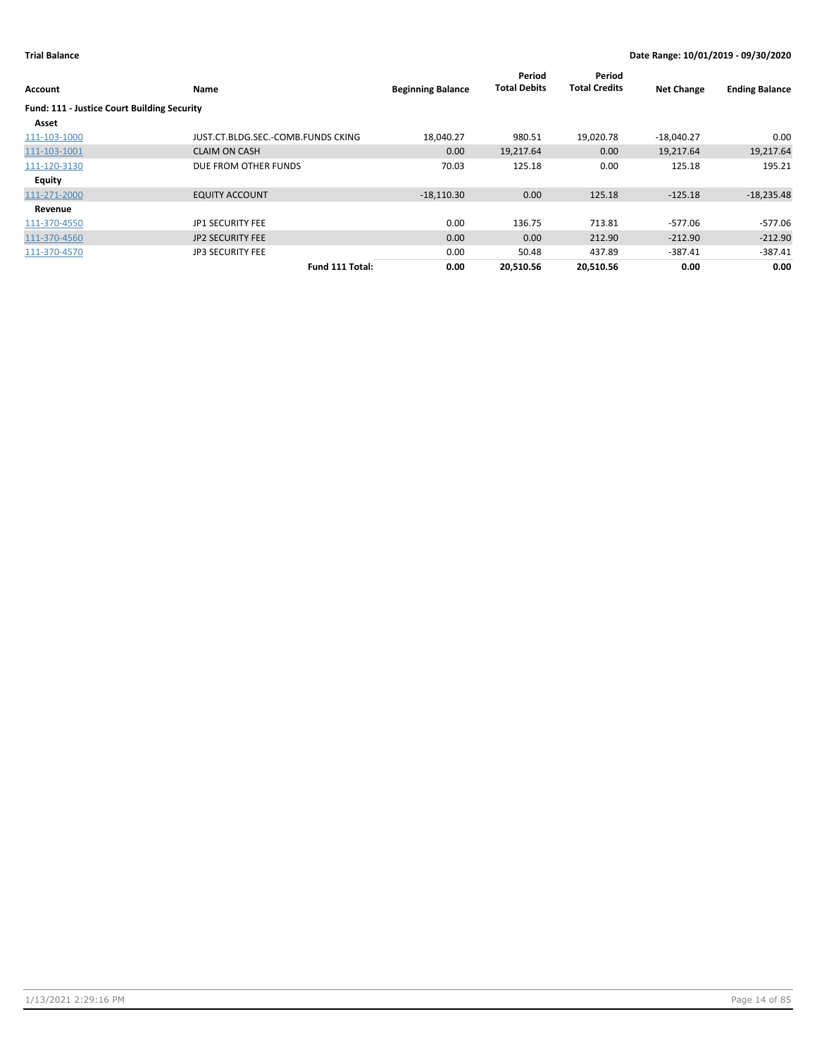**Trial Balance** | **Date Range: 10/01/2019 - 09/30/2020**

| Account | Name | Beginning Balance | Period Total Debits | Period Total Credits | Net Change | Ending Balance |
|---|---|---|---|---|---|---|
| **Fund: 111 - Justice Court Building Security** | | | | | | |
| **Asset** | | | | | | |
| 111-103-1000 | JUST.CT.BLDG.SEC.-COMB.FUNDS CKING | 18,040.27 | 980.51 | 19,020.78 | -18,040.27 | 0.00 |
| 111-103-1001 | CLAIM ON CASH | 0.00 | 19,217.64 | 0.00 | 19,217.64 | 19,217.64 |
| 111-120-3130 | DUE FROM OTHER FUNDS | 70.03 | 125.18 | 0.00 | 125.18 | 195.21 |
| **Equity** | | | | | | |
| 111-271-2000 | EQUITY ACCOUNT | -18,110.30 | 0.00 | 125.18 | -125.18 | -18,235.48 |
| **Revenue** | | | | | | |
| 111-370-4550 | JP1 SECURITY FEE | 0.00 | 136.75 | 713.81 | -577.06 | -577.06 |
| 111-370-4560 | JP2 SECURITY FEE | 0.00 | 0.00 | 212.90 | -212.90 | -212.90 |
| 111-370-4570 | JP3 SECURITY FEE | 0.00 | 50.48 | 437.89 | -387.41 | -387.41 |
| | **Fund 111 Total:** | **0.00** | **20,510.56** | **20,510.56** | **0.00** | **0.00** |

1/13/2021 2:29:16 PM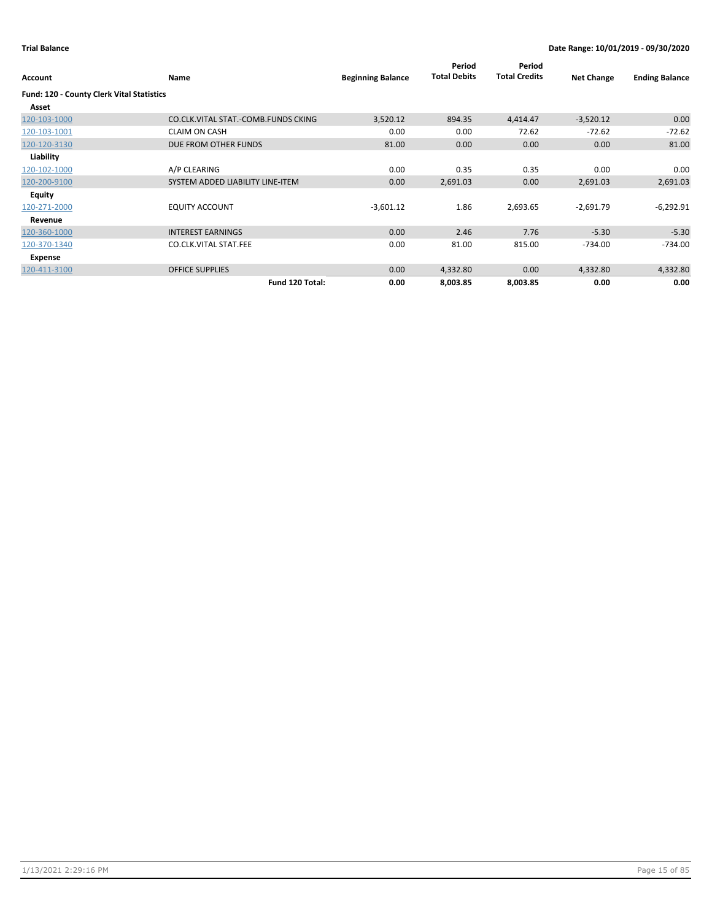**Trial Balance** | **Date Range: 10/01/2019 - 09/30/2020**

| Account | Name | Beginning Balance | Period Total Debits | Period Total Credits | Net Change | Ending Balance |
|---|---|---|---|---|---|---|
| **Fund: 120 - County Clerk Vital Statistics** | | | | | | |
| **Asset** | | | | | | |
| 120-103-1000 | CO.CLK.VITAL STAT.-COMB.FUNDS CKING | 3,520.12 | 894.35 | 4,414.47 | -3,520.12 | 0.00 |
| 120-103-1001 | CLAIM ON CASH | 0.00 | 0.00 | 72.62 | -72.62 | -72.62 |
| 120-120-3130 | DUE FROM OTHER FUNDS | 81.00 | 0.00 | 0.00 | 0.00 | 81.00 |
| **Liability** | | | | | | |
| 120-102-1000 | A/P CLEARING | 0.00 | 0.35 | 0.35 | 0.00 | 0.00 |
| 120-200-9100 | SYSTEM ADDED LIABILITY LINE-ITEM | 0.00 | 2,691.03 | 0.00 | 2,691.03 | 2,691.03 |
| **Equity** | | | | | | |
| 120-271-2000 | EQUITY ACCOUNT | -3,601.12 | 1.86 | 2,693.65 | -2,691.79 | -6,292.91 |
| **Revenue** | | | | | | |
| 120-360-1000 | INTEREST EARNINGS | 0.00 | 2.46 | 7.76 | -5.30 | -5.30 |
| 120-370-1340 | CO.CLK.VITAL STAT.FEE | 0.00 | 81.00 | 815.00 | -734.00 | -734.00 |
| **Expense** | | | | | | |
| 120-411-3100 | OFFICE SUPPLIES | 0.00 | 4,332.80 | 0.00 | 4,332.80 | 4,332.80 |
| | **Fund 120 Total:** | **0.00** | **8,003.85** | **8,003.85** | **0.00** | **0.00** |

1/13/2021 2:29:16 PM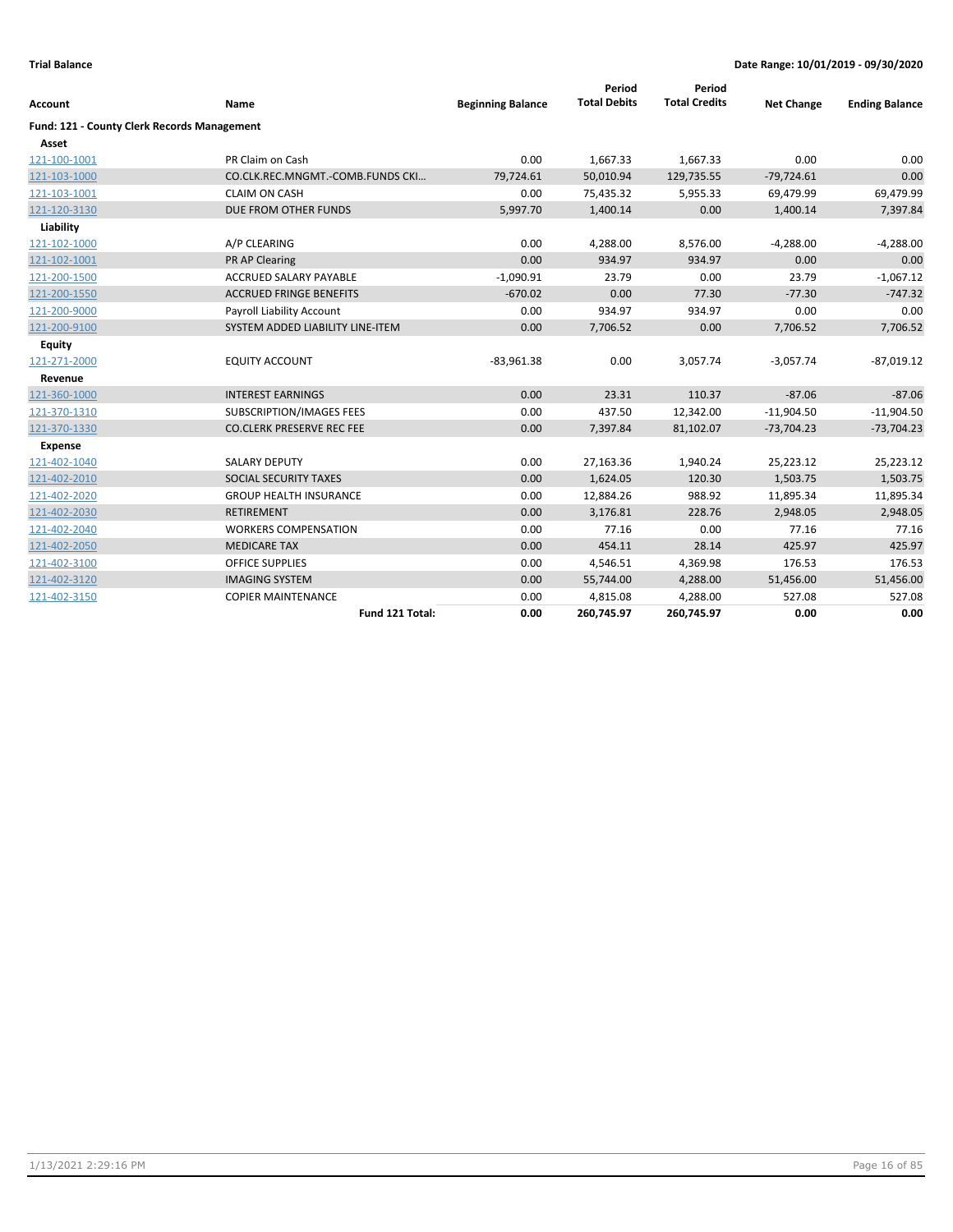**Trial Balance** **Date Range: 10/01/2019 - 09/30/2020**

| Account | Name | Beginning Balance | Period Total Debits | Period Total Credits | Net Change | Ending Balance |
|---|---|---|---|---|---|---|
| **Fund: 121 - County Clerk Records Management** | | | | | | |
| **Asset** | | | | | | |
| 121-100-1001 | PR Claim on Cash | 0.00 | 1,667.33 | 1,667.33 | 0.00 | 0.00 |
| 121-103-1000 | CO.CLK.REC.MNGMT.-COMB.FUNDS CKI… | 79,724.61 | 50,010.94 | 129,735.55 | -79,724.61 | 0.00 |
| 121-103-1001 | CLAIM ON CASH | 0.00 | 75,435.32 | 5,955.33 | 69,479.99 | 69,479.99 |
| 121-120-3130 | DUE FROM OTHER FUNDS | 5,997.70 | 1,400.14 | 0.00 | 1,400.14 | 7,397.84 |
| **Liability** | | | | | | |
| 121-102-1000 | A/P CLEARING | 0.00 | 4,288.00 | 8,576.00 | -4,288.00 | -4,288.00 |
| 121-102-1001 | PR AP Clearing | 0.00 | 934.97 | 934.97 | 0.00 | 0.00 |
| 121-200-1500 | ACCRUED SALARY PAYABLE | -1,090.91 | 23.79 | 0.00 | 23.79 | -1,067.12 |
| 121-200-1550 | ACCRUED FRINGE BENEFITS | -670.02 | 0.00 | 77.30 | -77.30 | -747.32 |
| 121-200-9000 | Payroll Liability Account | 0.00 | 934.97 | 934.97 | 0.00 | 0.00 |
| 121-200-9100 | SYSTEM ADDED LIABILITY LINE-ITEM | 0.00 | 7,706.52 | 0.00 | 7,706.52 | 7,706.52 |
| **Equity** | | | | | | |
| 121-271-2000 | EQUITY ACCOUNT | -83,961.38 | 0.00 | 3,057.74 | -3,057.74 | -87,019.12 |
| **Revenue** | | | | | | |
| 121-360-1000 | INTEREST EARNINGS | 0.00 | 23.31 | 110.37 | -87.06 | -87.06 |
| 121-370-1310 | SUBSCRIPTION/IMAGES FEES | 0.00 | 437.50 | 12,342.00 | -11,904.50 | -11,904.50 |
| 121-370-1330 | CO.CLERK PRESERVE REC FEE | 0.00 | 7,397.84 | 81,102.07 | -73,704.23 | -73,704.23 |
| **Expense** | | | | | | |
| 121-402-1040 | SALARY DEPUTY | 0.00 | 27,163.36 | 1,940.24 | 25,223.12 | 25,223.12 |
| 121-402-2010 | SOCIAL SECURITY TAXES | 0.00 | 1,624.05 | 120.30 | 1,503.75 | 1,503.75 |
| 121-402-2020 | GROUP HEALTH INSURANCE | 0.00 | 12,884.26 | 988.92 | 11,895.34 | 11,895.34 |
| 121-402-2030 | RETIREMENT | 0.00 | 3,176.81 | 228.76 | 2,948.05 | 2,948.05 |
| 121-402-2040 | WORKERS COMPENSATION | 0.00 | 77.16 | 0.00 | 77.16 | 77.16 |
| 121-402-2050 | MEDICARE TAX | 0.00 | 454.11 | 28.14 | 425.97 | 425.97 |
| 121-402-3100 | OFFICE SUPPLIES | 0.00 | 4,546.51 | 4,369.98 | 176.53 | 176.53 |
| 121-402-3120 | IMAGING SYSTEM | 0.00 | 55,744.00 | 4,288.00 | 51,456.00 | 51,456.00 |
| 121-402-3150 | COPIER MAINTENANCE | 0.00 | 4,815.08 | 4,288.00 | 527.08 | 527.08 |
| | **Fund 121 Total:** | **0.00** | **260,745.97** | **260,745.97** | **0.00** | **0.00** |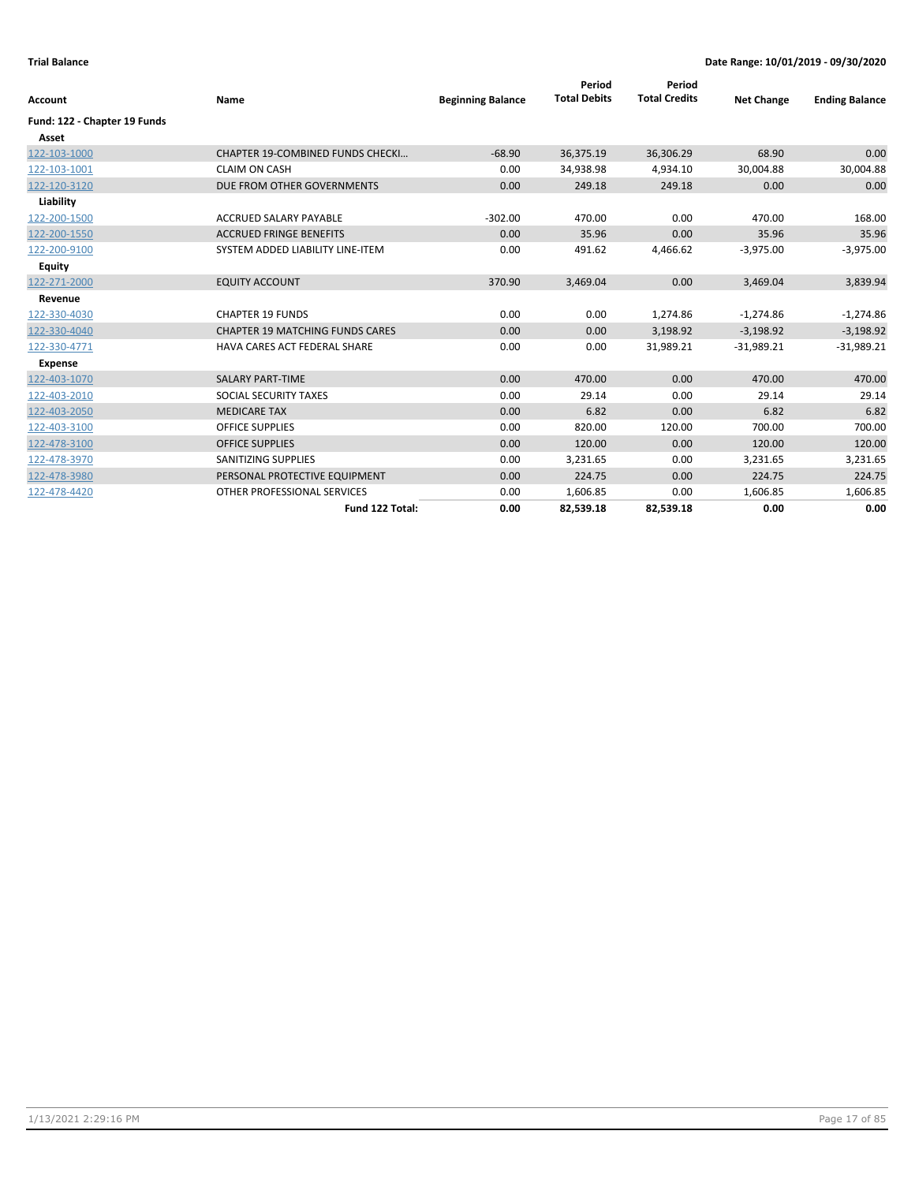**Trial Balance** | **Date Range: 10/01/2019 - 09/30/2020**

| Account | Name | Beginning Balance | Period Total Debits | Period Total Credits | Net Change | Ending Balance |
|---|---|---|---|---|---|---|
| **Fund: 122 - Chapter 19 Funds** | | | | | | |
| **Asset** | | | | | | |
| 122-103-1000 | CHAPTER 19-COMBINED FUNDS CHECKI... | -68.90 | 36,375.19 | 36,306.29 | 68.90 | 0.00 |
| 122-103-1001 | CLAIM ON CASH | 0.00 | 34,938.98 | 4,934.10 | 30,004.88 | 30,004.88 |
| 122-120-3120 | DUE FROM OTHER GOVERNMENTS | 0.00 | 249.18 | 249.18 | 0.00 | 0.00 |
| **Liability** | | | | | | |
| 122-200-1500 | ACCRUED SALARY PAYABLE | -302.00 | 470.00 | 0.00 | 470.00 | 168.00 |
| 122-200-1550 | ACCRUED FRINGE BENEFITS | 0.00 | 35.96 | 0.00 | 35.96 | 35.96 |
| 122-200-9100 | SYSTEM ADDED LIABILITY LINE-ITEM | 0.00 | 491.62 | 4,466.62 | -3,975.00 | -3,975.00 |
| **Equity** | | | | | | |
| 122-271-2000 | EQUITY ACCOUNT | 370.90 | 3,469.04 | 0.00 | 3,469.04 | 3,839.94 |
| **Revenue** | | | | | | |
| 122-330-4030 | CHAPTER 19 FUNDS | 0.00 | 0.00 | 1,274.86 | -1,274.86 | -1,274.86 |
| 122-330-4040 | CHAPTER 19 MATCHING FUNDS CARES | 0.00 | 0.00 | 3,198.92 | -3,198.92 | -3,198.92 |
| 122-330-4771 | HAVA CARES ACT FEDERAL SHARE | 0.00 | 0.00 | 31,989.21 | -31,989.21 | -31,989.21 |
| **Expense** | | | | | | |
| 122-403-1070 | SALARY PART-TIME | 0.00 | 470.00 | 0.00 | 470.00 | 470.00 |
| 122-403-2010 | SOCIAL SECURITY TAXES | 0.00 | 29.14 | 0.00 | 29.14 | 29.14 |
| 122-403-2050 | MEDICARE TAX | 0.00 | 6.82 | 0.00 | 6.82 | 6.82 |
| 122-403-3100 | OFFICE SUPPLIES | 0.00 | 820.00 | 120.00 | 700.00 | 700.00 |
| 122-478-3100 | OFFICE SUPPLIES | 0.00 | 120.00 | 0.00 | 120.00 | 120.00 |
| 122-478-3970 | SANITIZING SUPPLIES | 0.00 | 3,231.65 | 0.00 | 3,231.65 | 3,231.65 |
| 122-478-3980 | PERSONAL PROTECTIVE EQUIPMENT | 0.00 | 224.75 | 0.00 | 224.75 | 224.75 |
| 122-478-4420 | OTHER PROFESSIONAL SERVICES | 0.00 | 1,606.85 | 0.00 | 1,606.85 | 1,606.85 |
| | **Fund 122 Total:** | **0.00** | **82,539.18** | **82,539.18** | **0.00** | **0.00** |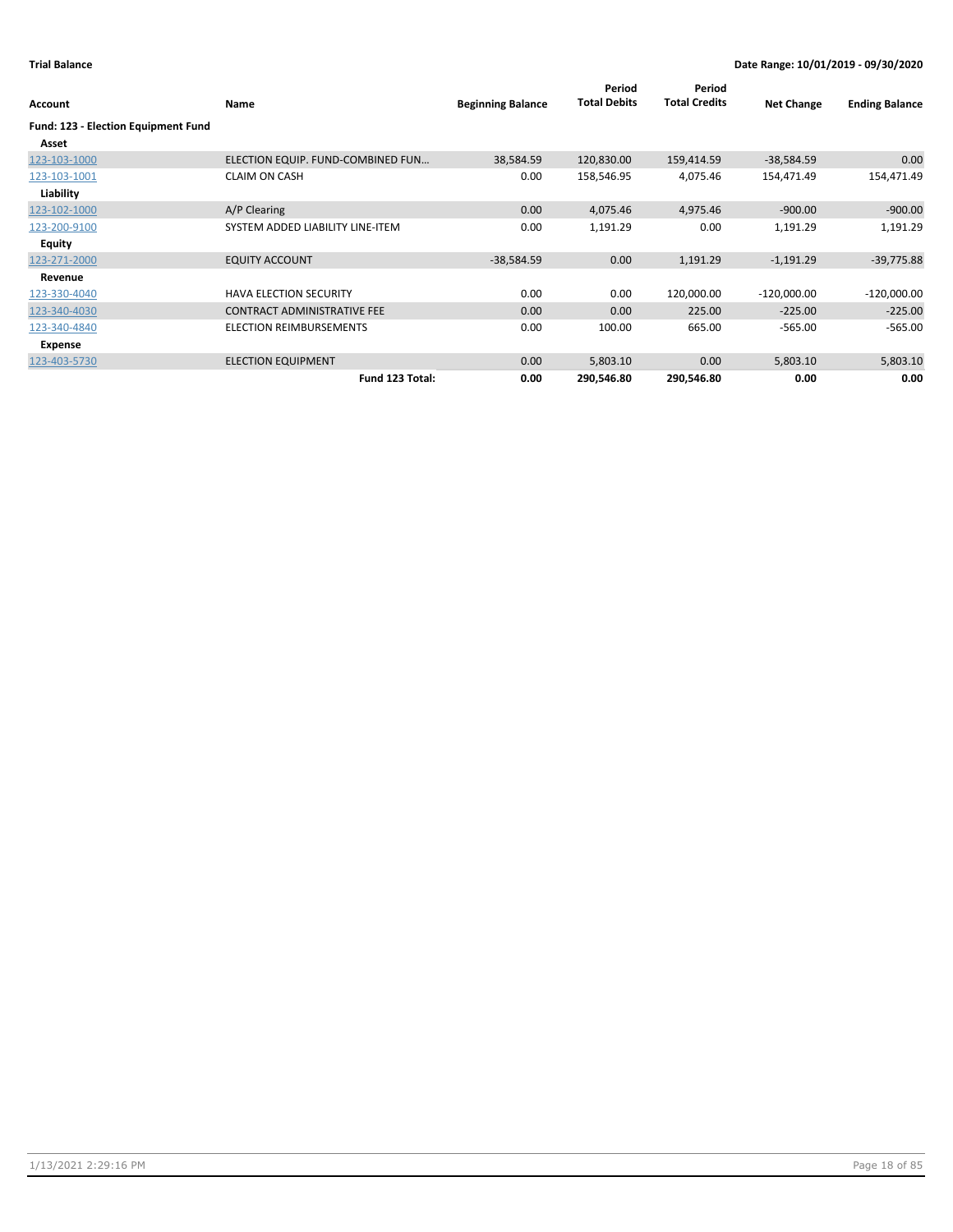**Trial Balance** | **Date Range: 10/01/2019 - 09/30/2020**

| Account | Name | Beginning Balance | Period Total Debits | Period Total Credits | Net Change | Ending Balance |
|---|---|---|---|---|---|---|
| **Fund: 123 - Election Equipment Fund** | | | | | | |
| **Asset** | | | | | | |
| 123-103-1000 | ELECTION EQUIP. FUND-COMBINED FUN… | 38,584.59 | 120,830.00 | 159,414.59 | -38,584.59 | 0.00 |
| 123-103-1001 | CLAIM ON CASH | 0.00 | 158,546.95 | 4,075.46 | 154,471.49 | 154,471.49 |
| **Liability** | | | | | | |
| 123-102-1000 | A/P Clearing | 0.00 | 4,075.46 | 4,975.46 | -900.00 | -900.00 |
| 123-200-9100 | SYSTEM ADDED LIABILITY LINE-ITEM | 0.00 | 1,191.29 | 0.00 | 1,191.29 | 1,191.29 |
| **Equity** | | | | | | |
| 123-271-2000 | EQUITY ACCOUNT | -38,584.59 | 0.00 | 1,191.29 | -1,191.29 | -39,775.88 |
| **Revenue** | | | | | | |
| 123-330-4040 | HAVA ELECTION SECURITY | 0.00 | 0.00 | 120,000.00 | -120,000.00 | -120,000.00 |
| 123-340-4030 | CONTRACT ADMINISTRATIVE FEE | 0.00 | 0.00 | 225.00 | -225.00 | -225.00 |
| 123-340-4840 | ELECTION REIMBURSEMENTS | 0.00 | 100.00 | 665.00 | -565.00 | -565.00 |
| **Expense** | | | | | | |
| 123-403-5730 | ELECTION EQUIPMENT | 0.00 | 5,803.10 | 0.00 | 5,803.10 | 5,803.10 |
| | **Fund 123 Total:** | **0.00** | **290,546.80** | **290,546.80** | **0.00** | **0.00** |

1/13/2021 2:29:16 PM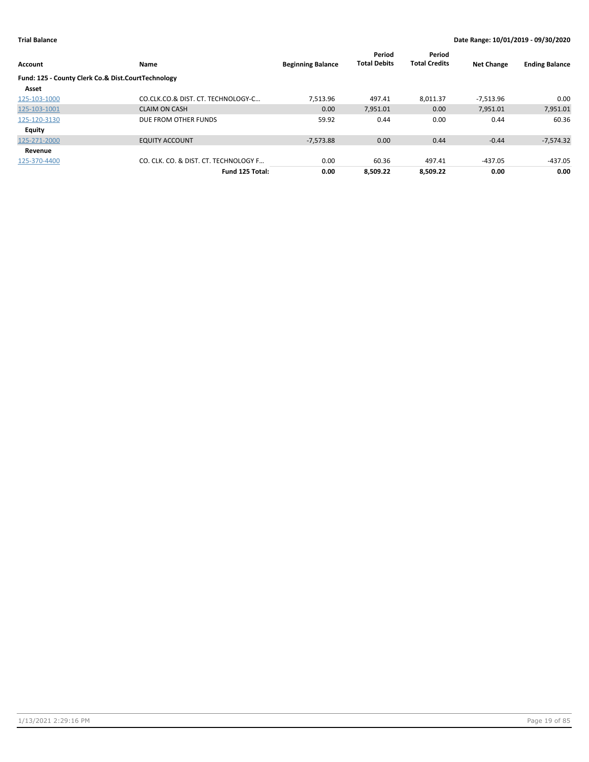**Trial Balance** **Date Range: 10/01/2019 - 09/30/2020**

| Account | Name | Beginning Balance | Period Total Debits | Period Total Credits | Net Change | Ending Balance |
|---|---|---|---|---|---|---|
| **Fund: 125 - County Clerk Co.& Dist.CourtTechnology** | | | | | | |
| **Asset** | | | | | | |
| 125-103-1000 | CO.CLK.CO.& DIST. CT. TECHNOLOGY-C… | 7,513.96 | 497.41 | 8,011.37 | -7,513.96 | 0.00 |
| 125-103-1001 | CLAIM ON CASH | 0.00 | 7,951.01 | 0.00 | 7,951.01 | 7,951.01 |
| 125-120-3130 | DUE FROM OTHER FUNDS | 59.92 | 0.44 | 0.00 | 0.44 | 60.36 |
| **Equity** | | | | | | |
| 125-271-2000 | EQUITY ACCOUNT | -7,573.88 | 0.00 | 0.44 | -0.44 | -7,574.32 |
| **Revenue** | | | | | | |
| 125-370-4400 | CO. CLK. CO. & DIST. CT. TECHNOLOGY F… | 0.00 | 60.36 | 497.41 | -437.05 | -437.05 |
| | **Fund 125 Total:** | **0.00** | **8,509.22** | **8,509.22** | **0.00** | **0.00** |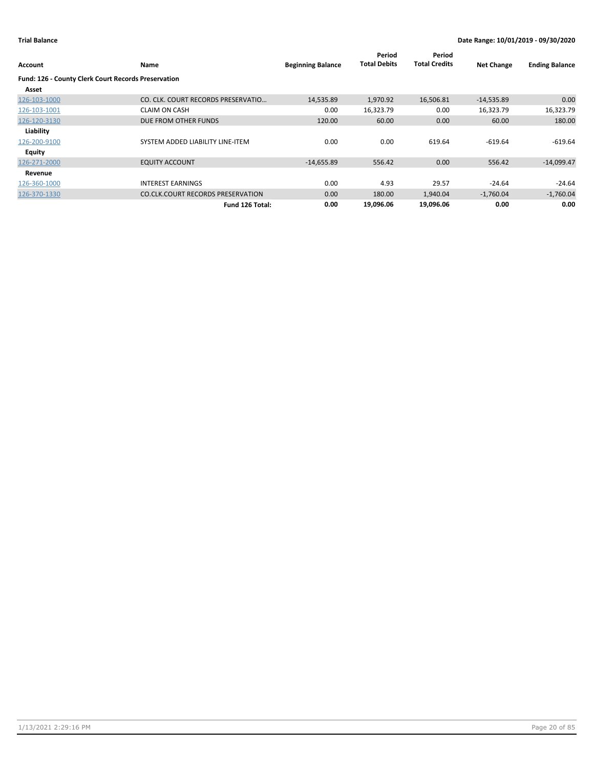**Trial Balance** | **Date Range: 10/01/2019 - 09/30/2020**

| Account | Name | Beginning Balance | Period Total Debits | Period Total Credits | Net Change | Ending Balance |
|---|---|---|---|---|---|---|
| **Fund: 126 - County Clerk Court Records Preservation** | | | | | | |
| **Asset** | | | | | | |
| 126-103-1000 | CO. CLK. COURT RECORDS PRESERVATIO… | 14,535.89 | 1,970.92 | 16,506.81 | -14,535.89 | 0.00 |
| 126-103-1001 | CLAIM ON CASH | 0.00 | 16,323.79 | 0.00 | 16,323.79 | 16,323.79 |
| 126-120-3130 | DUE FROM OTHER FUNDS | 120.00 | 60.00 | 0.00 | 60.00 | 180.00 |
| **Liability** | | | | | | |
| 126-200-9100 | SYSTEM ADDED LIABILITY LINE-ITEM | 0.00 | 0.00 | 619.64 | -619.64 | -619.64 |
| **Equity** | | | | | | |
| 126-271-2000 | EQUITY ACCOUNT | -14,655.89 | 556.42 | 0.00 | 556.42 | -14,099.47 |
| **Revenue** | | | | | | |
| 126-360-1000 | INTEREST EARNINGS | 0.00 | 4.93 | 29.57 | -24.64 | -24.64 |
| 126-370-1330 | CO.CLK.COURT RECORDS PRESERVATION | 0.00 | 180.00 | 1,940.04 | -1,760.04 | -1,760.04 |
| | **Fund 126 Total:** | **0.00** | **19,096.06** | **19,096.06** | **0.00** | **0.00** |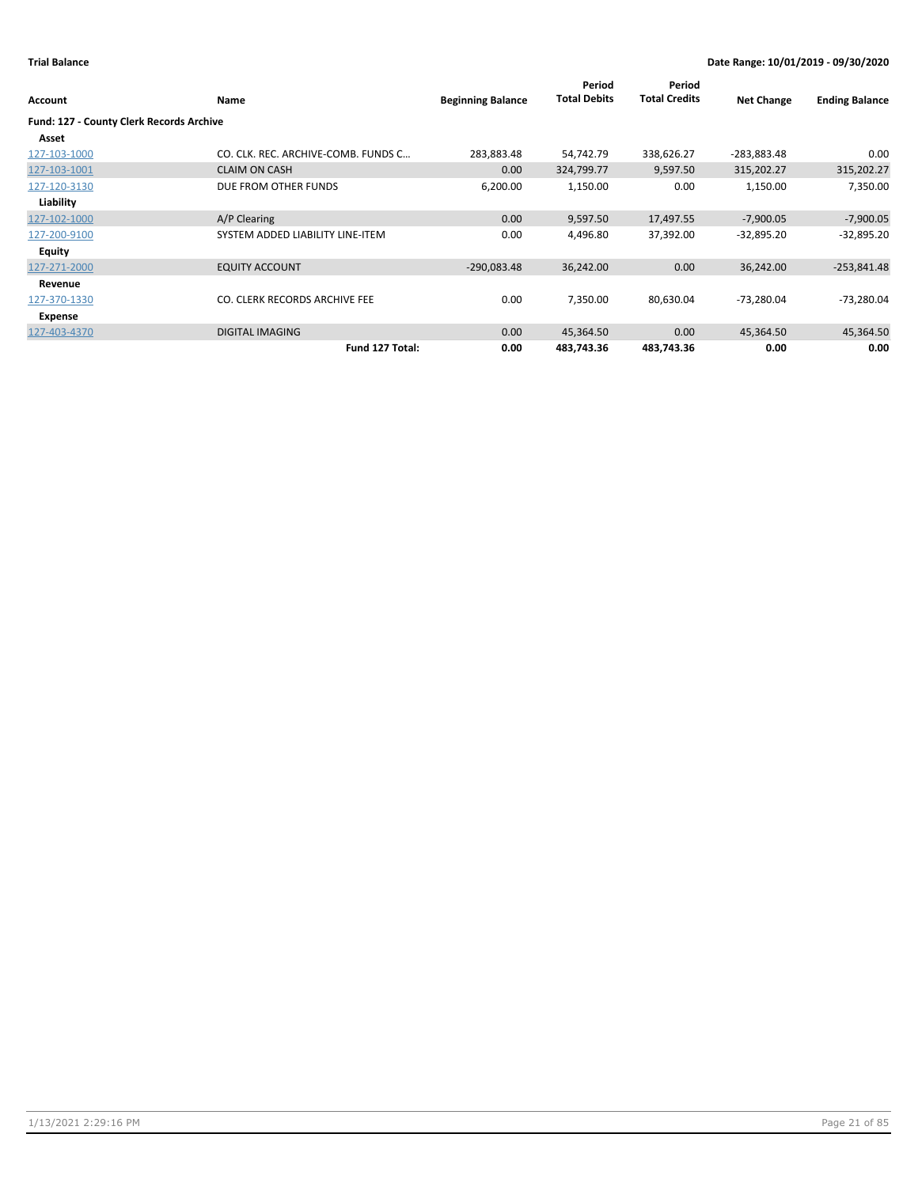**Trial Balance** | **Date Range: 10/01/2019 - 09/30/2020**

| Account | Name | Beginning Balance | Period Total Debits | Period Total Credits | Net Change | Ending Balance |
|---|---|---|---|---|---|---|
| **Fund: 127 - County Clerk Records Archive** | | | | | | |
| **Asset** | | | | | | |
| 127-103-1000 | CO. CLK. REC. ARCHIVE-COMB. FUNDS C… | 283,883.48 | 54,742.79 | 338,626.27 | -283,883.48 | 0.00 |
| 127-103-1001 | CLAIM ON CASH | 0.00 | 324,799.77 | 9,597.50 | 315,202.27 | 315,202.27 |
| 127-120-3130 | DUE FROM OTHER FUNDS | 6,200.00 | 1,150.00 | 0.00 | 1,150.00 | 7,350.00 |
| **Liability** | | | | | | |
| 127-102-1000 | A/P Clearing | 0.00 | 9,597.50 | 17,497.55 | -7,900.05 | -7,900.05 |
| 127-200-9100 | SYSTEM ADDED LIABILITY LINE-ITEM | 0.00 | 4,496.80 | 37,392.00 | -32,895.20 | -32,895.20 |
| **Equity** | | | | | | |
| 127-271-2000 | EQUITY ACCOUNT | -290,083.48 | 36,242.00 | 0.00 | 36,242.00 | -253,841.48 |
| **Revenue** | | | | | | |
| 127-370-1330 | CO. CLERK RECORDS ARCHIVE FEE | 0.00 | 7,350.00 | 80,630.04 | -73,280.04 | -73,280.04 |
| **Expense** | | | | | | |
| 127-403-4370 | DIGITAL IMAGING | 0.00 | 45,364.50 | 0.00 | 45,364.50 | 45,364.50 |
| | **Fund 127 Total:** | **0.00** | **483,743.36** | **483,743.36** | **0.00** | **0.00** |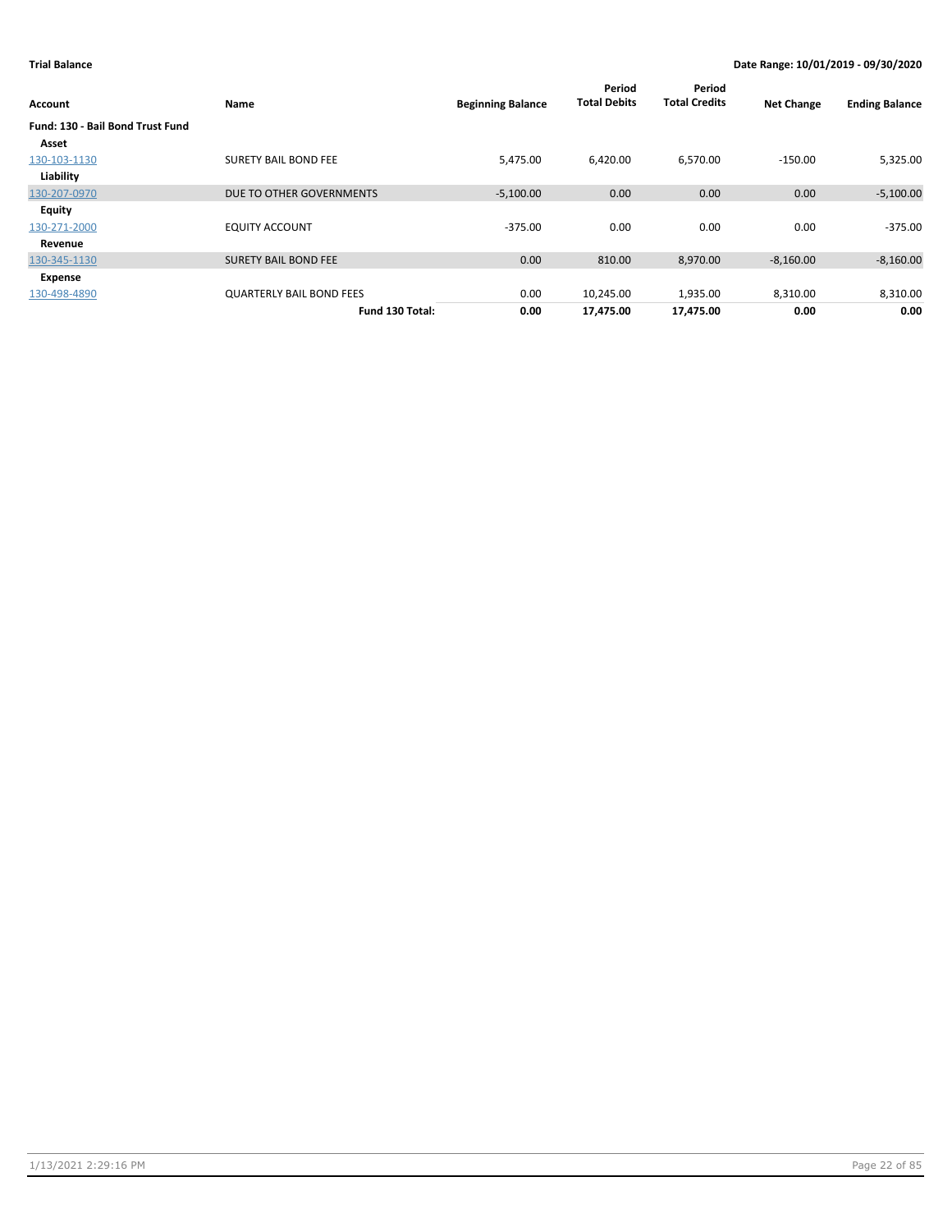**Trial Balance** **Date Range: 10/01/2019 - 09/30/2020**

| Account | Name | Beginning Balance | Period Total Debits | Period Total Credits | Net Change | Ending Balance |
|---|---|---|---|---|---|---|
| **Fund: 130 - Bail Bond Trust Fund** | | | | | | |
| **Asset** | | | | | | |
| 130-103-1130 | SURETY BAIL BOND FEE | 5,475.00 | 6,420.00 | 6,570.00 | -150.00 | 5,325.00 |
| **Liability** | | | | | | |
| 130-207-0970 | DUE TO OTHER GOVERNMENTS | -5,100.00 | 0.00 | 0.00 | 0.00 | -5,100.00 |
| **Equity** | | | | | | |
| 130-271-2000 | EQUITY ACCOUNT | -375.00 | 0.00 | 0.00 | 0.00 | -375.00 |
| **Revenue** | | | | | | |
| 130-345-1130 | SURETY BAIL BOND FEE | 0.00 | 810.00 | 8,970.00 | -8,160.00 | -8,160.00 |
| **Expense** | | | | | | |
| 130-498-4890 | QUARTERLY BAIL BOND FEES | 0.00 | 10,245.00 | 1,935.00 | 8,310.00 | 8,310.00 |
| | **Fund 130 Total:** | **0.00** | **17,475.00** | **17,475.00** | **0.00** | **0.00** |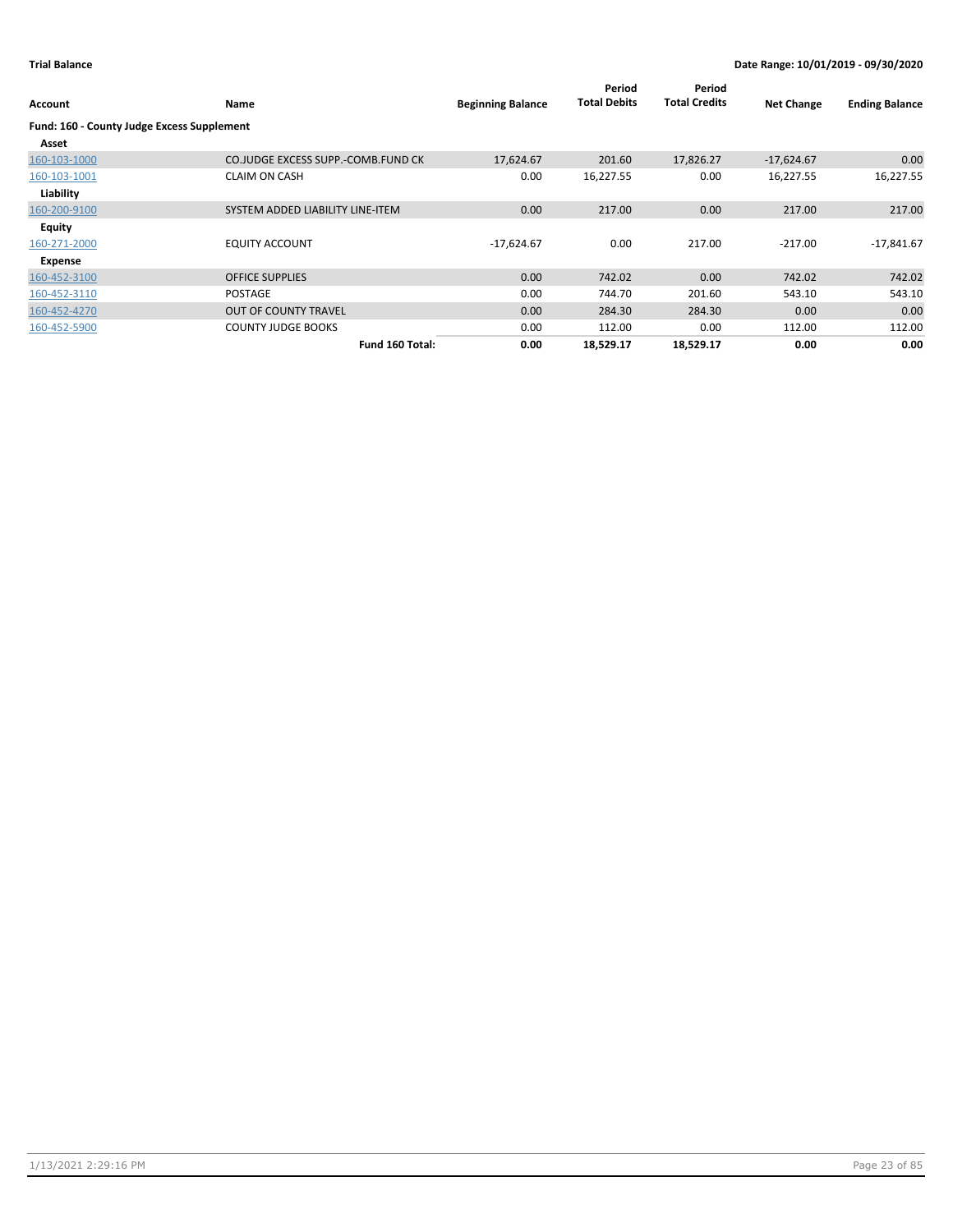**Trial Balance**

**Date Range: 10/01/2019 - 09/30/2020**

| Account | Name | Beginning Balance | Period Total Debits | Period Total Credits | Net Change | Ending Balance |
|---|---|---|---|---|---|---|
| **Fund: 160 - County Judge Excess Supplement** | | | | | | |
| **Asset** | | | | | | |
| 160-103-1000 | CO.JUDGE EXCESS SUPP.-COMB.FUND CK | 17,624.67 | 201.60 | 17,826.27 | -17,624.67 | 0.00 |
| 160-103-1001 | CLAIM ON CASH | 0.00 | 16,227.55 | 0.00 | 16,227.55 | 16,227.55 |
| **Liability** | | | | | | |
| 160-200-9100 | SYSTEM ADDED LIABILITY LINE-ITEM | 0.00 | 217.00 | 0.00 | 217.00 | 217.00 |
| **Equity** | | | | | | |
| 160-271-2000 | EQUITY ACCOUNT | -17,624.67 | 0.00 | 217.00 | -217.00 | -17,841.67 |
| **Expense** | | | | | | |
| 160-452-3100 | OFFICE SUPPLIES | 0.00 | 742.02 | 0.00 | 742.02 | 742.02 |
| 160-452-3110 | POSTAGE | 0.00 | 744.70 | 201.60 | 543.10 | 543.10 |
| 160-452-4270 | OUT OF COUNTY TRAVEL | 0.00 | 284.30 | 284.30 | 0.00 | 0.00 |
| 160-452-5900 | COUNTY JUDGE BOOKS | 0.00 | 112.00 | 0.00 | 112.00 | 112.00 |
| | **Fund 160 Total:** | **0.00** | **18,529.17** | **18,529.17** | **0.00** | **0.00** |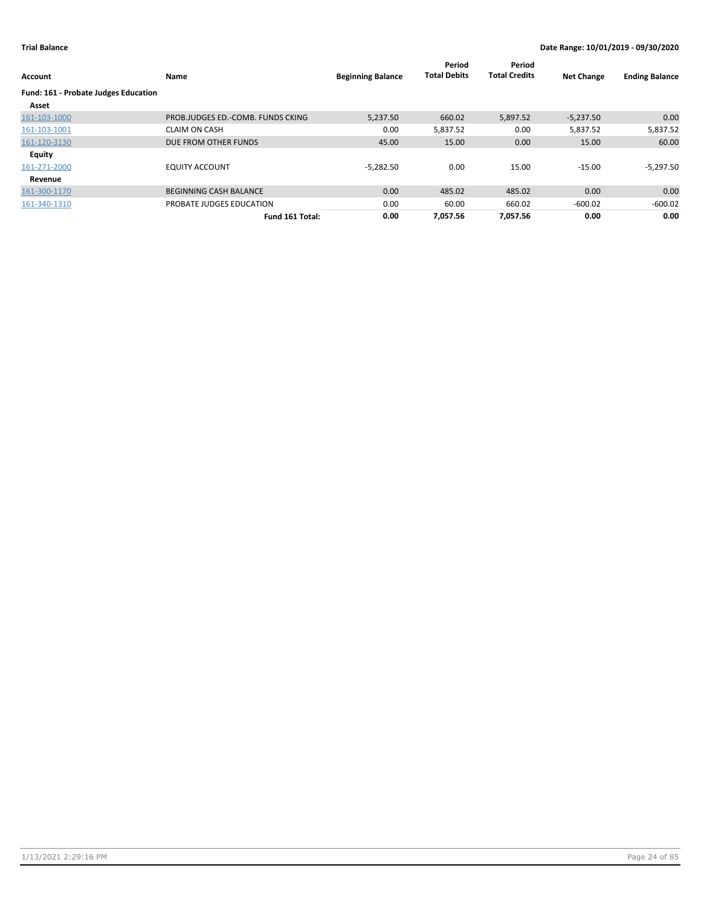**Trial Balance** **Date Range: 10/01/2019 - 09/30/2020**

| Account | Name | Beginning Balance | Period Total Debits | Period Total Credits | Net Change | Ending Balance |
|---|---|---|---|---|---|---|
| **Fund: 161 - Probate Judges Education** | | | | | | |
| **Asset** | | | | | | |
| 161-103-1000 | PROB.JUDGES ED.-COMB. FUNDS CKING | 5,237.50 | 660.02 | 5,897.52 | -5,237.50 | 0.00 |
| 161-103-1001 | CLAIM ON CASH | 0.00 | 5,837.52 | 0.00 | 5,837.52 | 5,837.52 |
| 161-120-3130 | DUE FROM OTHER FUNDS | 45.00 | 15.00 | 0.00 | 15.00 | 60.00 |
| **Equity** | | | | | | |
| 161-271-2000 | EQUITY ACCOUNT | -5,282.50 | 0.00 | 15.00 | -15.00 | -5,297.50 |
| **Revenue** | | | | | | |
| 161-300-1170 | BEGINNING CASH BALANCE | 0.00 | 485.02 | 485.02 | 0.00 | 0.00 |
| 161-340-1310 | PROBATE JUDGES EDUCATION | 0.00 | 60.00 | 660.02 | -600.02 | -600.02 |
| | **Fund 161 Total:** | **0.00** | **7,057.56** | **7,057.56** | **0.00** | **0.00** |

1/13/2021 2:29:16 PM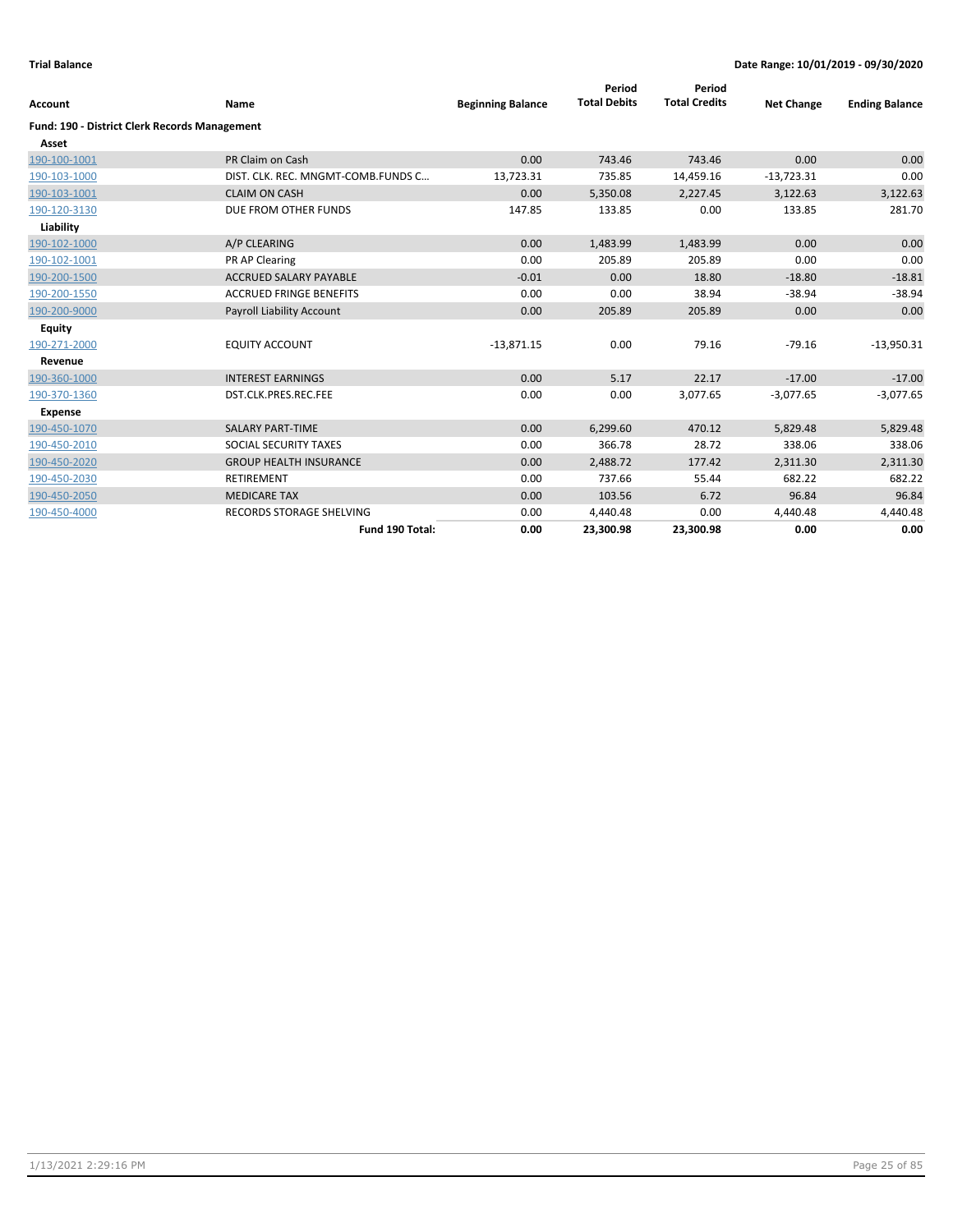**Trial Balance** | **Date Range: 10/01/2019 - 09/30/2020**

| Account | Name | Beginning Balance | Period Total Debits | Period Total Credits | Net Change | Ending Balance |
|---|---|---|---|---|---|---|
| **Fund: 190 - District Clerk Records Management** | | | | | | |
| **Asset** | | | | | | |
| 190-100-1001 | PR Claim on Cash | 0.00 | 743.46 | 743.46 | 0.00 | 0.00 |
| 190-103-1000 | DIST. CLK. REC. MNGMT-COMB.FUNDS C… | 13,723.31 | 735.85 | 14,459.16 | -13,723.31 | 0.00 |
| 190-103-1001 | CLAIM ON CASH | 0.00 | 5,350.08 | 2,227.45 | 3,122.63 | 3,122.63 |
| 190-120-3130 | DUE FROM OTHER FUNDS | 147.85 | 133.85 | 0.00 | 133.85 | 281.70 |
| **Liability** | | | | | | |
| 190-102-1000 | A/P CLEARING | 0.00 | 1,483.99 | 1,483.99 | 0.00 | 0.00 |
| 190-102-1001 | PR AP Clearing | 0.00 | 205.89 | 205.89 | 0.00 | 0.00 |
| 190-200-1500 | ACCRUED SALARY PAYABLE | -0.01 | 0.00 | 18.80 | -18.80 | -18.81 |
| 190-200-1550 | ACCRUED FRINGE BENEFITS | 0.00 | 0.00 | 38.94 | -38.94 | -38.94 |
| 190-200-9000 | Payroll Liability Account | 0.00 | 205.89 | 205.89 | 0.00 | 0.00 |
| **Equity** | | | | | | |
| 190-271-2000 | EQUITY ACCOUNT | -13,871.15 | 0.00 | 79.16 | -79.16 | -13,950.31 |
| **Revenue** | | | | | | |
| 190-360-1000 | INTEREST EARNINGS | 0.00 | 5.17 | 22.17 | -17.00 | -17.00 |
| 190-370-1360 | DST.CLK.PRES.REC.FEE | 0.00 | 0.00 | 3,077.65 | -3,077.65 | -3,077.65 |
| **Expense** | | | | | | |
| 190-450-1070 | SALARY PART-TIME | 0.00 | 6,299.60 | 470.12 | 5,829.48 | 5,829.48 |
| 190-450-2010 | SOCIAL SECURITY TAXES | 0.00 | 366.78 | 28.72 | 338.06 | 338.06 |
| 190-450-2020 | GROUP HEALTH INSURANCE | 0.00 | 2,488.72 | 177.42 | 2,311.30 | 2,311.30 |
| 190-450-2030 | RETIREMENT | 0.00 | 737.66 | 55.44 | 682.22 | 682.22 |
| 190-450-2050 | MEDICARE TAX | 0.00 | 103.56 | 6.72 | 96.84 | 96.84 |
| 190-450-4000 | RECORDS STORAGE SHELVING | 0.00 | 4,440.48 | 0.00 | 4,440.48 | 4,440.48 |
| | **Fund 190 Total:** | **0.00** | **23,300.98** | **23,300.98** | **0.00** | **0.00** |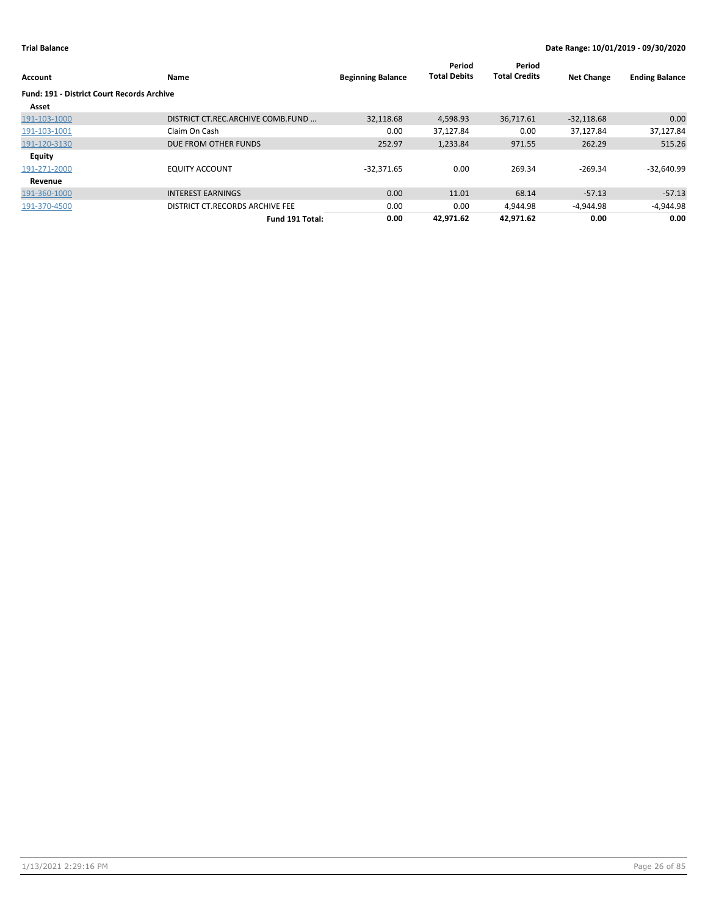**Trial Balance** **Date Range: 10/01/2019 - 09/30/2020**

| Account | Name | Beginning Balance | Period Total Debits | Period Total Credits | Net Change | Ending Balance |
|---|---|---|---|---|---|---|
| **Fund: 191 - District Court Records Archive** | | | | | | |
| **Asset** | | | | | | |
| 191-103-1000 | DISTRICT CT.REC.ARCHIVE COMB.FUND ... | 32,118.68 | 4,598.93 | 36,717.61 | -32,118.68 | 0.00 |
| 191-103-1001 | Claim On Cash | 0.00 | 37,127.84 | 0.00 | 37,127.84 | 37,127.84 |
| 191-120-3130 | DUE FROM OTHER FUNDS | 252.97 | 1,233.84 | 971.55 | 262.29 | 515.26 |
| **Equity** | | | | | | |
| 191-271-2000 | EQUITY ACCOUNT | -32,371.65 | 0.00 | 269.34 | -269.34 | -32,640.99 |
| **Revenue** | | | | | | |
| 191-360-1000 | INTEREST EARNINGS | 0.00 | 11.01 | 68.14 | -57.13 | -57.13 |
| 191-370-4500 | DISTRICT CT.RECORDS ARCHIVE FEE | 0.00 | 0.00 | 4,944.98 | -4,944.98 | -4,944.98 |
| | **Fund 191 Total:** | **0.00** | **42,971.62** | **42,971.62** | **0.00** | **0.00** |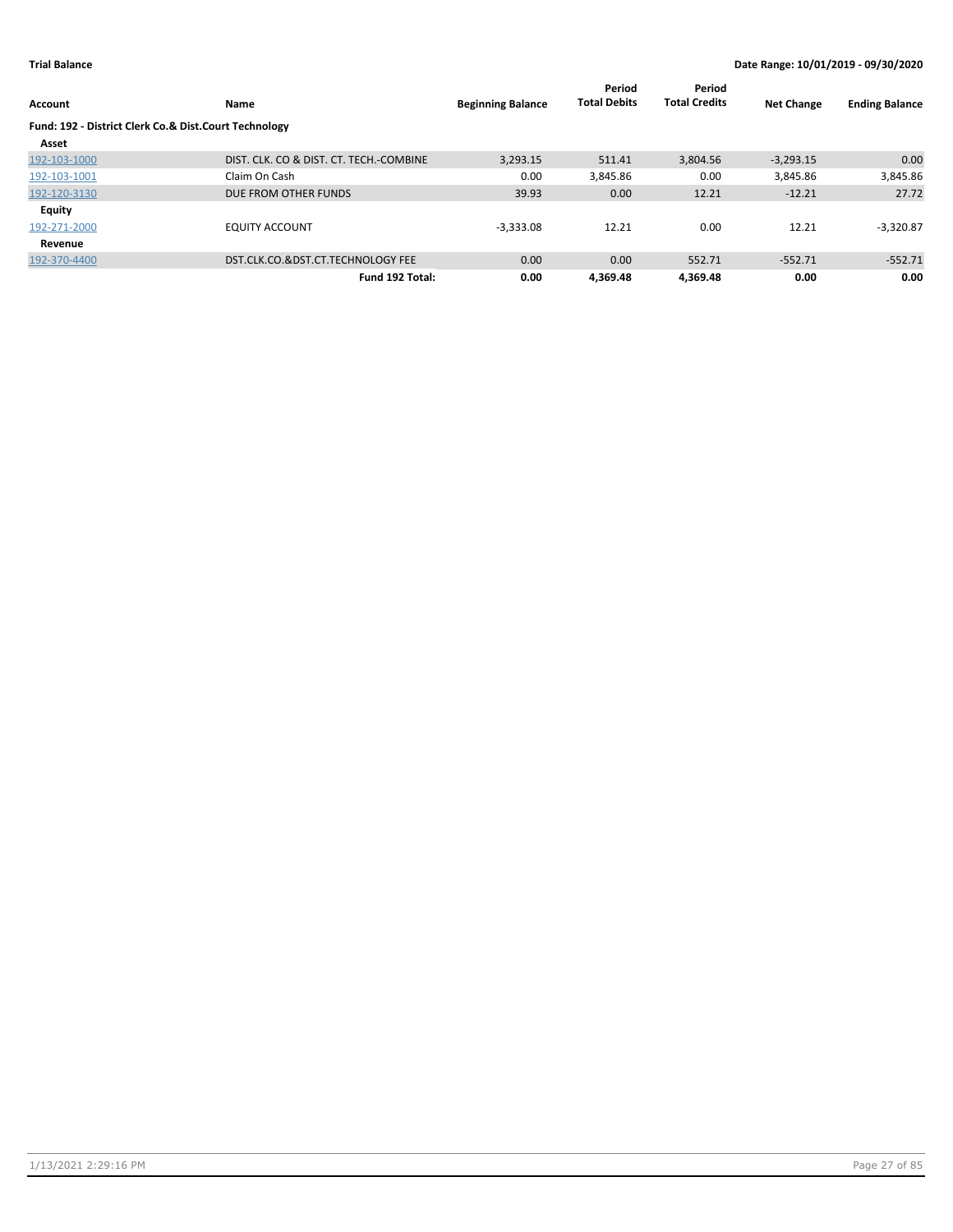**Trial Balance** **Date Range: 10/01/2019 - 09/30/2020**

| Account | Name | Beginning Balance | Period Total Debits | Period Total Credits | Net Change | Ending Balance |
|---|---|---|---|---|---|---|
| **Fund: 192 - District Clerk Co.& Dist.Court Technology** | | | | | | |
| **Asset** | | | | | | |
| 192-103-1000 | DIST. CLK. CO & DIST. CT. TECH.-COMBINE | 3,293.15 | 511.41 | 3,804.56 | -3,293.15 | 0.00 |
| 192-103-1001 | Claim On Cash | 0.00 | 3,845.86 | 0.00 | 3,845.86 | 3,845.86 |
| 192-120-3130 | DUE FROM OTHER FUNDS | 39.93 | 0.00 | 12.21 | -12.21 | 27.72 |
| **Equity** | | | | | | |
| 192-271-2000 | EQUITY ACCOUNT | -3,333.08 | 12.21 | 0.00 | 12.21 | -3,320.87 |
| **Revenue** | | | | | | |
| 192-370-4400 | DST.CLK.CO.&DST.CT.TECHNOLOGY FEE | 0.00 | 0.00 | 552.71 | -552.71 | -552.71 |
| | **Fund 192 Total:** | **0.00** | **4,369.48** | **4,369.48** | **0.00** | **0.00** |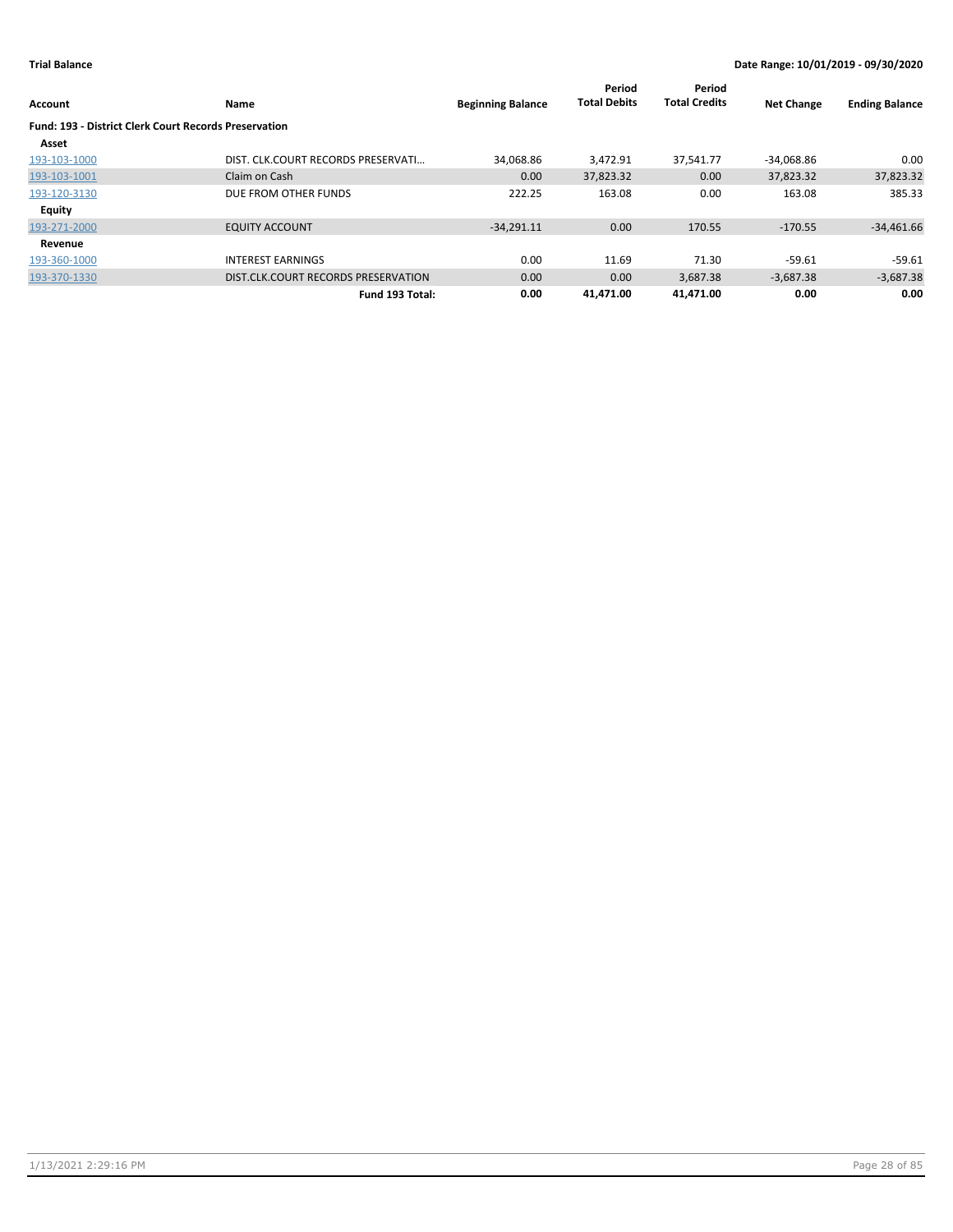**Trial Balance** | **Date Range: 10/01/2019 - 09/30/2020**

| Account | Name | Beginning Balance | Period Total Debits | Period Total Credits | Net Change | Ending Balance |
|---|---|---|---|---|---|---|
| **Fund: 193 - District Clerk Court Records Preservation** | | | | | | |
| **Asset** | | | | | | |
| 193-103-1000 | DIST. CLK.COURT RECORDS PRESERVATI... | 34,068.86 | 3,472.91 | 37,541.77 | -34,068.86 | 0.00 |
| 193-103-1001 | Claim on Cash | 0.00 | 37,823.32 | 0.00 | 37,823.32 | 37,823.32 |
| 193-120-3130 | DUE FROM OTHER FUNDS | 222.25 | 163.08 | 0.00 | 163.08 | 385.33 |
| **Equity** | | | | | | |
| 193-271-2000 | EQUITY ACCOUNT | -34,291.11 | 0.00 | 170.55 | -170.55 | -34,461.66 |
| **Revenue** | | | | | | |
| 193-360-1000 | INTEREST EARNINGS | 0.00 | 11.69 | 71.30 | -59.61 | -59.61 |
| 193-370-1330 | DIST.CLK.COURT RECORDS PRESERVATION | 0.00 | 0.00 | 3,687.38 | -3,687.38 | -3,687.38 |
| | **Fund 193 Total:** | **0.00** | **41,471.00** | **41,471.00** | **0.00** | **0.00** |

1/13/2021 2:29:16 PM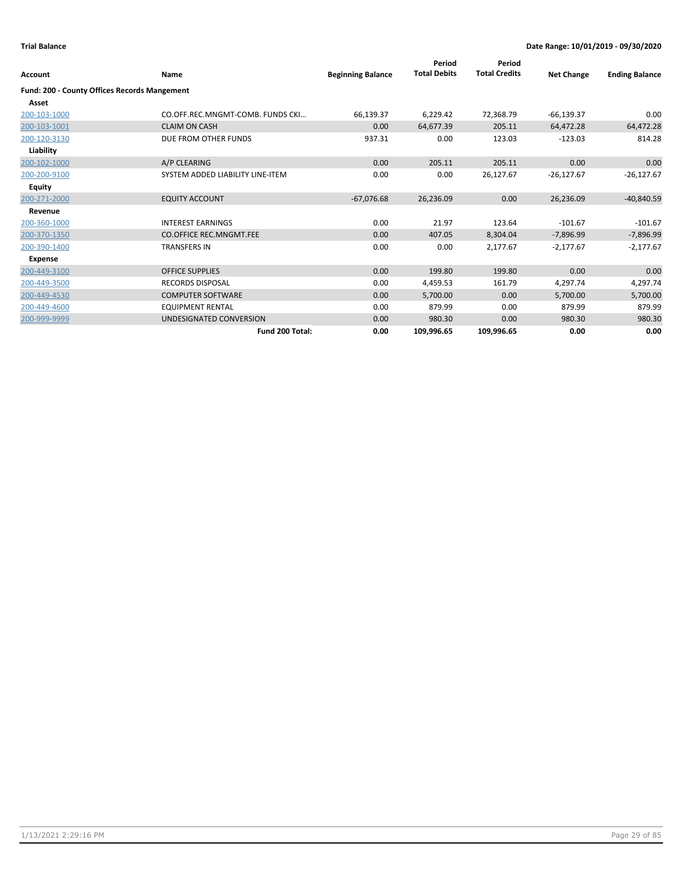**Trial Balance** **Date Range: 10/01/2019 - 09/30/2020**

| Account | Name | Beginning Balance | Period Total Debits | Period Total Credits | Net Change | Ending Balance |
|---|---|---|---|---|---|---|
| **Fund: 200 - County Offices Records Mangement** | | | | | | |
| **Asset** | | | | | | |
| 200-103-1000 | CO.OFF.REC.MNGMT-COMB. FUNDS CKI… | 66,139.37 | 6,229.42 | 72,368.79 | -66,139.37 | 0.00 |
| 200-103-1001 | CLAIM ON CASH | 0.00 | 64,677.39 | 205.11 | 64,472.28 | 64,472.28 |
| 200-120-3130 | DUE FROM OTHER FUNDS | 937.31 | 0.00 | 123.03 | -123.03 | 814.28 |
| **Liability** | | | | | | |
| 200-102-1000 | A/P CLEARING | 0.00 | 205.11 | 205.11 | 0.00 | 0.00 |
| 200-200-9100 | SYSTEM ADDED LIABILITY LINE-ITEM | 0.00 | 0.00 | 26,127.67 | -26,127.67 | -26,127.67 |
| **Equity** | | | | | | |
| 200-271-2000 | EQUITY ACCOUNT | -67,076.68 | 26,236.09 | 0.00 | 26,236.09 | -40,840.59 |
| **Revenue** | | | | | | |
| 200-360-1000 | INTEREST EARNINGS | 0.00 | 21.97 | 123.64 | -101.67 | -101.67 |
| 200-370-1350 | CO.OFFICE REC.MNGMT.FEE | 0.00 | 407.05 | 8,304.04 | -7,896.99 | -7,896.99 |
| 200-390-1400 | TRANSFERS IN | 0.00 | 0.00 | 2,177.67 | -2,177.67 | -2,177.67 |
| **Expense** | | | | | | |
| 200-449-3100 | OFFICE SUPPLIES | 0.00 | 199.80 | 199.80 | 0.00 | 0.00 |
| 200-449-3500 | RECORDS DISPOSAL | 0.00 | 4,459.53 | 161.79 | 4,297.74 | 4,297.74 |
| 200-449-4530 | COMPUTER SOFTWARE | 0.00 | 5,700.00 | 0.00 | 5,700.00 | 5,700.00 |
| 200-449-4600 | EQUIPMENT RENTAL | 0.00 | 879.99 | 0.00 | 879.99 | 879.99 |
| 200-999-9999 | UNDESIGNATED CONVERSION | 0.00 | 980.30 | 0.00 | 980.30 | 980.30 |
| | **Fund 200 Total:** | **0.00** | **109,996.65** | **109,996.65** | **0.00** | **0.00** |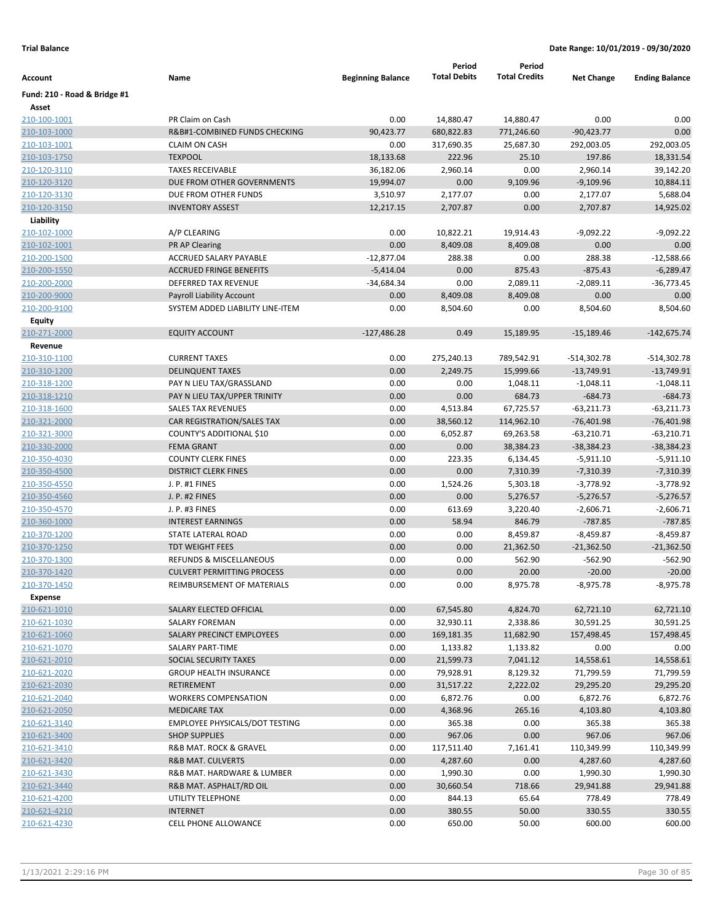**Trial Balance** — Date Range: 10/01/2019 - 09/30/2020

| Account | Name | Beginning Balance | Period Total Debits | Period Total Credits | Net Change | Ending Balance |
|---|---|---|---|---|---|---|
| **Fund: 210 - Road & Bridge #1** | | | | | | |
| **Asset** | | | | | | |
| 210-100-1001 | PR Claim on Cash | 0.00 | 14,880.47 | 14,880.47 | 0.00 | 0.00 |
| 210-103-1000 | R&B#1-COMBINED FUNDS CHECKING | 90,423.77 | 680,822.83 | 771,246.60 | -90,423.77 | 0.00 |
| 210-103-1001 | CLAIM ON CASH | 0.00 | 317,690.35 | 25,687.30 | 292,003.05 | 292,003.05 |
| 210-103-1750 | TEXPOOL | 18,133.68 | 222.96 | 25.10 | 197.86 | 18,331.54 |
| 210-120-3110 | TAXES RECEIVABLE | 36,182.06 | 2,960.14 | 0.00 | 2,960.14 | 39,142.20 |
| 210-120-3120 | DUE FROM OTHER GOVERNMENTS | 19,994.07 | 0.00 | 9,109.96 | -9,109.96 | 10,884.11 |
| 210-120-3130 | DUE FROM OTHER FUNDS | 3,510.97 | 2,177.07 | 0.00 | 2,177.07 | 5,688.04 |
| 210-120-3150 | INVENTORY ASSEST | 12,217.15 | 2,707.87 | 0.00 | 2,707.87 | 14,925.02 |
| **Liability** | | | | | | |
| 210-102-1000 | A/P CLEARING | 0.00 | 10,822.21 | 19,914.43 | -9,092.22 | -9,092.22 |
| 210-102-1001 | PR AP Clearing | 0.00 | 8,409.08 | 8,409.08 | 0.00 | 0.00 |
| 210-200-1500 | ACCRUED SALARY PAYABLE | -12,877.04 | 288.38 | 0.00 | 288.38 | -12,588.66 |
| 210-200-1550 | ACCRUED FRINGE BENEFITS | -5,414.04 | 0.00 | 875.43 | -875.43 | -6,289.47 |
| 210-200-2000 | DEFERRED TAX REVENUE | -34,684.34 | 0.00 | 2,089.11 | -2,089.11 | -36,773.45 |
| 210-200-9000 | Payroll Liability Account | 0.00 | 8,409.08 | 8,409.08 | 0.00 | 0.00 |
| 210-200-9100 | SYSTEM ADDED LIABILITY LINE-ITEM | 0.00 | 8,504.60 | 0.00 | 8,504.60 | 8,504.60 |
| **Equity** | | | | | | |
| 210-271-2000 | EQUITY ACCOUNT | -127,486.28 | 0.49 | 15,189.95 | -15,189.46 | -142,675.74 |
| **Revenue** | | | | | | |
| 210-310-1100 | CURRENT TAXES | 0.00 | 275,240.13 | 789,542.91 | -514,302.78 | -514,302.78 |
| 210-310-1200 | DELINQUENT TAXES | 0.00 | 2,249.75 | 15,999.66 | -13,749.91 | -13,749.91 |
| 210-318-1200 | PAY N LIEU TAX/GRASSLAND | 0.00 | 0.00 | 1,048.11 | -1,048.11 | -1,048.11 |
| 210-318-1210 | PAY N LIEU TAX/UPPER TRINITY | 0.00 | 0.00 | 684.73 | -684.73 | -684.73 |
| 210-318-1600 | SALES TAX REVENUES | 0.00 | 4,513.84 | 67,725.57 | -63,211.73 | -63,211.73 |
| 210-321-2000 | CAR REGISTRATION/SALES TAX | 0.00 | 38,560.12 | 114,962.10 | -76,401.98 | -76,401.98 |
| 210-321-3000 | COUNTY'S ADDITIONAL $10 | 0.00 | 6,052.87 | 69,263.58 | -63,210.71 | -63,210.71 |
| 210-330-2000 | FEMA GRANT | 0.00 | 0.00 | 38,384.23 | -38,384.23 | -38,384.23 |
| 210-350-4030 | COUNTY CLERK FINES | 0.00 | 223.35 | 6,134.45 | -5,911.10 | -5,911.10 |
| 210-350-4500 | DISTRICT CLERK FINES | 0.00 | 0.00 | 7,310.39 | -7,310.39 | -7,310.39 |
| 210-350-4550 | J. P. #1 FINES | 0.00 | 1,524.26 | 5,303.18 | -3,778.92 | -3,778.92 |
| 210-350-4560 | J. P. #2 FINES | 0.00 | 0.00 | 5,276.57 | -5,276.57 | -5,276.57 |
| 210-350-4570 | J. P. #3 FINES | 0.00 | 613.69 | 3,220.40 | -2,606.71 | -2,606.71 |
| 210-360-1000 | INTEREST EARNINGS | 0.00 | 58.94 | 846.79 | -787.85 | -787.85 |
| 210-370-1200 | STATE LATERAL ROAD | 0.00 | 0.00 | 8,459.87 | -8,459.87 | -8,459.87 |
| 210-370-1250 | TDT WEIGHT FEES | 0.00 | 0.00 | 21,362.50 | -21,362.50 | -21,362.50 |
| 210-370-1300 | REFUNDS & MISCELLANEOUS | 0.00 | 0.00 | 562.90 | -562.90 | -562.90 |
| 210-370-1420 | CULVERT PERMITTING PROCESS | 0.00 | 0.00 | 20.00 | -20.00 | -20.00 |
| 210-370-1450 | REIMBURSEMENT OF MATERIALS | 0.00 | 0.00 | 8,975.78 | -8,975.78 | -8,975.78 |
| **Expense** | | | | | | |
| 210-621-1010 | SALARY ELECTED OFFICIAL | 0.00 | 67,545.80 | 4,824.70 | 62,721.10 | 62,721.10 |
| 210-621-1030 | SALARY FOREMAN | 0.00 | 32,930.11 | 2,338.86 | 30,591.25 | 30,591.25 |
| 210-621-1060 | SALARY PRECINCT EMPLOYEES | 0.00 | 169,181.35 | 11,682.90 | 157,498.45 | 157,498.45 |
| 210-621-1070 | SALARY PART-TIME | 0.00 | 1,133.82 | 1,133.82 | 0.00 | 0.00 |
| 210-621-2010 | SOCIAL SECURITY TAXES | 0.00 | 21,599.73 | 7,041.12 | 14,558.61 | 14,558.61 |
| 210-621-2020 | GROUP HEALTH INSURANCE | 0.00 | 79,928.91 | 8,129.32 | 71,799.59 | 71,799.59 |
| 210-621-2030 | RETIREMENT | 0.00 | 31,517.22 | 2,222.02 | 29,295.20 | 29,295.20 |
| 210-621-2040 | WORKERS COMPENSATION | 0.00 | 6,872.76 | 0.00 | 6,872.76 | 6,872.76 |
| 210-621-2050 | MEDICARE TAX | 0.00 | 4,368.96 | 265.16 | 4,103.80 | 4,103.80 |
| 210-621-3140 | EMPLOYEE PHYSICALS/DOT TESTING | 0.00 | 365.38 | 0.00 | 365.38 | 365.38 |
| 210-621-3400 | SHOP SUPPLIES | 0.00 | 967.06 | 0.00 | 967.06 | 967.06 |
| 210-621-3410 | R&B MAT. ROCK & GRAVEL | 0.00 | 117,511.40 | 7,161.41 | 110,349.99 | 110,349.99 |
| 210-621-3420 | R&B MAT. CULVERTS | 0.00 | 4,287.60 | 0.00 | 4,287.60 | 4,287.60 |
| 210-621-3430 | R&B MAT. HARDWARE & LUMBER | 0.00 | 1,990.30 | 0.00 | 1,990.30 | 1,990.30 |
| 210-621-3440 | R&B MAT. ASPHALT/RD OIL | 0.00 | 30,660.54 | 718.66 | 29,941.88 | 29,941.88 |
| 210-621-4200 | UTILITY TELEPHONE | 0.00 | 844.13 | 65.64 | 778.49 | 778.49 |
| 210-621-4210 | INTERNET | 0.00 | 380.55 | 50.00 | 330.55 | 330.55 |
| 210-621-4230 | CELL PHONE ALLOWANCE | 0.00 | 650.00 | 50.00 | 600.00 | 600.00 |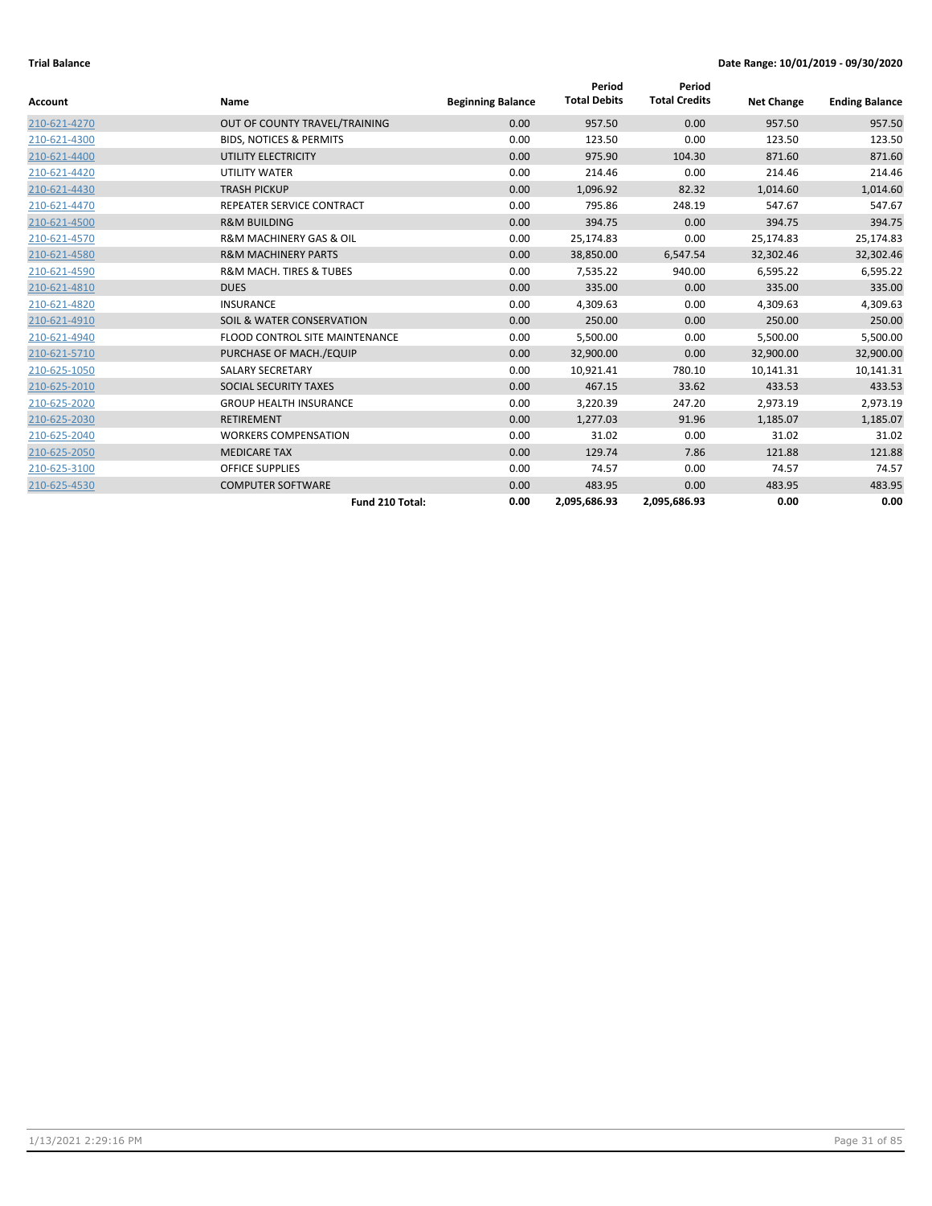**Trial Balance** **Date Range: 10/01/2019 - 09/30/2020**

| Account | Name | Beginning Balance | Period Total Debits | Period Total Credits | Net Change | Ending Balance |
|---|---|---|---|---|---|---|
| 210-621-4270 | OUT OF COUNTY TRAVEL/TRAINING | 0.00 | 957.50 | 0.00 | 957.50 | 957.50 |
| 210-621-4300 | BIDS, NOTICES & PERMITS | 0.00 | 123.50 | 0.00 | 123.50 | 123.50 |
| 210-621-4400 | UTILITY ELECTRICITY | 0.00 | 975.90 | 104.30 | 871.60 | 871.60 |
| 210-621-4420 | UTILITY WATER | 0.00 | 214.46 | 0.00 | 214.46 | 214.46 |
| 210-621-4430 | TRASH PICKUP | 0.00 | 1,096.92 | 82.32 | 1,014.60 | 1,014.60 |
| 210-621-4470 | REPEATER SERVICE CONTRACT | 0.00 | 795.86 | 248.19 | 547.67 | 547.67 |
| 210-621-4500 | R&M BUILDING | 0.00 | 394.75 | 0.00 | 394.75 | 394.75 |
| 210-621-4570 | R&M MACHINERY GAS & OIL | 0.00 | 25,174.83 | 0.00 | 25,174.83 | 25,174.83 |
| 210-621-4580 | R&M MACHINERY PARTS | 0.00 | 38,850.00 | 6,547.54 | 32,302.46 | 32,302.46 |
| 210-621-4590 | R&M MACH. TIRES & TUBES | 0.00 | 7,535.22 | 940.00 | 6,595.22 | 6,595.22 |
| 210-621-4810 | DUES | 0.00 | 335.00 | 0.00 | 335.00 | 335.00 |
| 210-621-4820 | INSURANCE | 0.00 | 4,309.63 | 0.00 | 4,309.63 | 4,309.63 |
| 210-621-4910 | SOIL & WATER CONSERVATION | 0.00 | 250.00 | 0.00 | 250.00 | 250.00 |
| 210-621-4940 | FLOOD CONTROL SITE MAINTENANCE | 0.00 | 5,500.00 | 0.00 | 5,500.00 | 5,500.00 |
| 210-621-5710 | PURCHASE OF MACH./EQUIP | 0.00 | 32,900.00 | 0.00 | 32,900.00 | 32,900.00 |
| 210-625-1050 | SALARY SECRETARY | 0.00 | 10,921.41 | 780.10 | 10,141.31 | 10,141.31 |
| 210-625-2010 | SOCIAL SECURITY TAXES | 0.00 | 467.15 | 33.62 | 433.53 | 433.53 |
| 210-625-2020 | GROUP HEALTH INSURANCE | 0.00 | 3,220.39 | 247.20 | 2,973.19 | 2,973.19 |
| 210-625-2030 | RETIREMENT | 0.00 | 1,277.03 | 91.96 | 1,185.07 | 1,185.07 |
| 210-625-2040 | WORKERS COMPENSATION | 0.00 | 31.02 | 0.00 | 31.02 | 31.02 |
| 210-625-2050 | MEDICARE TAX | 0.00 | 129.74 | 7.86 | 121.88 | 121.88 |
| 210-625-3100 | OFFICE SUPPLIES | 0.00 | 74.57 | 0.00 | 74.57 | 74.57 |
| 210-625-4530 | COMPUTER SOFTWARE | 0.00 | 483.95 | 0.00 | 483.95 | 483.95 |
| | **Fund 210 Total:** | **0.00** | **2,095,686.93** | **2,095,686.93** | **0.00** | **0.00** |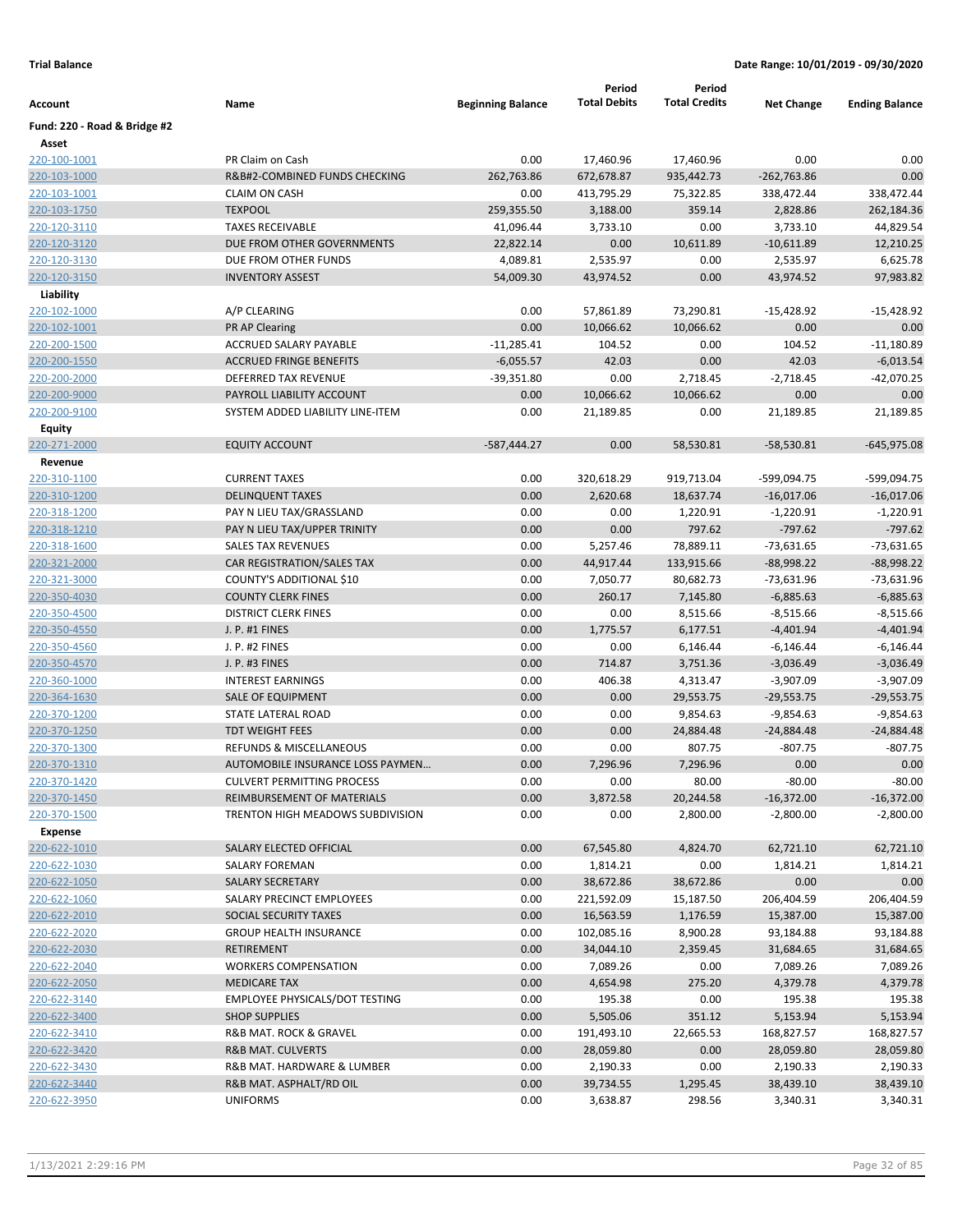**Trial Balance** **Date Range: 10/01/2019 - 09/30/2020**

| Account | Name | Beginning Balance | Period Total Debits | Period Total Credits | Net Change | Ending Balance |
|---|---|---|---|---|---|---|
| **Fund: 220 - Road & Bridge #2** | | | | | | |
| **Asset** | | | | | | |
| 220-100-1001 | PR Claim on Cash | 0.00 | 17,460.96 | 17,460.96 | 0.00 | 0.00 |
| 220-103-1000 | R&B#2-COMBINED FUNDS CHECKING | 262,763.86 | 672,678.87 | 935,442.73 | -262,763.86 | 0.00 |
| 220-103-1001 | CLAIM ON CASH | 0.00 | 413,795.29 | 75,322.85 | 338,472.44 | 338,472.44 |
| 220-103-1750 | TEXPOOL | 259,355.50 | 3,188.00 | 359.14 | 2,828.86 | 262,184.36 |
| 220-120-3110 | TAXES RECEIVABLE | 41,096.44 | 3,733.10 | 0.00 | 3,733.10 | 44,829.54 |
| 220-120-3120 | DUE FROM OTHER GOVERNMENTS | 22,822.14 | 0.00 | 10,611.89 | -10,611.89 | 12,210.25 |
| 220-120-3130 | DUE FROM OTHER FUNDS | 4,089.81 | 2,535.97 | 0.00 | 2,535.97 | 6,625.78 |
| 220-120-3150 | INVENTORY ASSEST | 54,009.30 | 43,974.52 | 0.00 | 43,974.52 | 97,983.82 |
| **Liability** | | | | | | |
| 220-102-1000 | A/P CLEARING | 0.00 | 57,861.89 | 73,290.81 | -15,428.92 | -15,428.92 |
| 220-102-1001 | PR AP Clearing | 0.00 | 10,066.62 | 10,066.62 | 0.00 | 0.00 |
| 220-200-1500 | ACCRUED SALARY PAYABLE | -11,285.41 | 104.52 | 0.00 | 104.52 | -11,180.89 |
| 220-200-1550 | ACCRUED FRINGE BENEFITS | -6,055.57 | 42.03 | 0.00 | 42.03 | -6,013.54 |
| 220-200-2000 | DEFERRED TAX REVENUE | -39,351.80 | 0.00 | 2,718.45 | -2,718.45 | -42,070.25 |
| 220-200-9000 | PAYROLL LIABILITY ACCOUNT | 0.00 | 10,066.62 | 10,066.62 | 0.00 | 0.00 |
| 220-200-9100 | SYSTEM ADDED LIABILITY LINE-ITEM | 0.00 | 21,189.85 | 0.00 | 21,189.85 | 21,189.85 |
| **Equity** | | | | | | |
| 220-271-2000 | EQUITY ACCOUNT | -587,444.27 | 0.00 | 58,530.81 | -58,530.81 | -645,975.08 |
| **Revenue** | | | | | | |
| 220-310-1100 | CURRENT TAXES | 0.00 | 320,618.29 | 919,713.04 | -599,094.75 | -599,094.75 |
| 220-310-1200 | DELINQUENT TAXES | 0.00 | 2,620.68 | 18,637.74 | -16,017.06 | -16,017.06 |
| 220-318-1200 | PAY N LIEU TAX/GRASSLAND | 0.00 | 0.00 | 1,220.91 | -1,220.91 | -1,220.91 |
| 220-318-1210 | PAY N LIEU TAX/UPPER TRINITY | 0.00 | 0.00 | 797.62 | -797.62 | -797.62 |
| 220-318-1600 | SALES TAX REVENUES | 0.00 | 5,257.46 | 78,889.11 | -73,631.65 | -73,631.65 |
| 220-321-2000 | CAR REGISTRATION/SALES TAX | 0.00 | 44,917.44 | 133,915.66 | -88,998.22 | -88,998.22 |
| 220-321-3000 | COUNTY'S ADDITIONAL $10 | 0.00 | 7,050.77 | 80,682.73 | -73,631.96 | -73,631.96 |
| 220-350-4030 | COUNTY CLERK FINES | 0.00 | 260.17 | 7,145.80 | -6,885.63 | -6,885.63 |
| 220-350-4500 | DISTRICT CLERK FINES | 0.00 | 0.00 | 8,515.66 | -8,515.66 | -8,515.66 |
| 220-350-4550 | J. P. #1 FINES | 0.00 | 1,775.57 | 6,177.51 | -4,401.94 | -4,401.94 |
| 220-350-4560 | J. P. #2 FINES | 0.00 | 0.00 | 6,146.44 | -6,146.44 | -6,146.44 |
| 220-350-4570 | J. P. #3 FINES | 0.00 | 714.87 | 3,751.36 | -3,036.49 | -3,036.49 |
| 220-360-1000 | INTEREST EARNINGS | 0.00 | 406.38 | 4,313.47 | -3,907.09 | -3,907.09 |
| 220-364-1630 | SALE OF EQUIPMENT | 0.00 | 0.00 | 29,553.75 | -29,553.75 | -29,553.75 |
| 220-370-1200 | STATE LATERAL ROAD | 0.00 | 0.00 | 9,854.63 | -9,854.63 | -9,854.63 |
| 220-370-1250 | TDT WEIGHT FEES | 0.00 | 0.00 | 24,884.48 | -24,884.48 | -24,884.48 |
| 220-370-1300 | REFUNDS & MISCELLANEOUS | 0.00 | 0.00 | 807.75 | -807.75 | -807.75 |
| 220-370-1310 | AUTOMOBILE INSURANCE LOSS PAYMEN... | 0.00 | 7,296.96 | 7,296.96 | 0.00 | 0.00 |
| 220-370-1420 | CULVERT PERMITTING PROCESS | 0.00 | 0.00 | 80.00 | -80.00 | -80.00 |
| 220-370-1450 | REIMBURSEMENT OF MATERIALS | 0.00 | 3,872.58 | 20,244.58 | -16,372.00 | -16,372.00 |
| 220-370-1500 | TRENTON HIGH MEADOWS SUBDIVISION | 0.00 | 0.00 | 2,800.00 | -2,800.00 | -2,800.00 |
| **Expense** | | | | | | |
| 220-622-1010 | SALARY ELECTED OFFICIAL | 0.00 | 67,545.80 | 4,824.70 | 62,721.10 | 62,721.10 |
| 220-622-1030 | SALARY FOREMAN | 0.00 | 1,814.21 | 0.00 | 1,814.21 | 1,814.21 |
| 220-622-1050 | SALARY SECRETARY | 0.00 | 38,672.86 | 38,672.86 | 0.00 | 0.00 |
| 220-622-1060 | SALARY PRECINCT EMPLOYEES | 0.00 | 221,592.09 | 15,187.50 | 206,404.59 | 206,404.59 |
| 220-622-2010 | SOCIAL SECURITY TAXES | 0.00 | 16,563.59 | 1,176.59 | 15,387.00 | 15,387.00 |
| 220-622-2020 | GROUP HEALTH INSURANCE | 0.00 | 102,085.16 | 8,900.28 | 93,184.88 | 93,184.88 |
| 220-622-2030 | RETIREMENT | 0.00 | 34,044.10 | 2,359.45 | 31,684.65 | 31,684.65 |
| 220-622-2040 | WORKERS COMPENSATION | 0.00 | 7,089.26 | 0.00 | 7,089.26 | 7,089.26 |
| 220-622-2050 | MEDICARE TAX | 0.00 | 4,654.98 | 275.20 | 4,379.78 | 4,379.78 |
| 220-622-3140 | EMPLOYEE PHYSICALS/DOT TESTING | 0.00 | 195.38 | 0.00 | 195.38 | 195.38 |
| 220-622-3400 | SHOP SUPPLIES | 0.00 | 5,505.06 | 351.12 | 5,153.94 | 5,153.94 |
| 220-622-3410 | R&B MAT. ROCK & GRAVEL | 0.00 | 191,493.10 | 22,665.53 | 168,827.57 | 168,827.57 |
| 220-622-3420 | R&B MAT. CULVERTS | 0.00 | 28,059.80 | 0.00 | 28,059.80 | 28,059.80 |
| 220-622-3430 | R&B MAT. HARDWARE & LUMBER | 0.00 | 2,190.33 | 0.00 | 2,190.33 | 2,190.33 |
| 220-622-3440 | R&B MAT. ASPHALT/RD OIL | 0.00 | 39,734.55 | 1,295.45 | 38,439.10 | 38,439.10 |
| 220-622-3950 | UNIFORMS | 0.00 | 3,638.87 | 298.56 | 3,340.31 | 3,340.31 |

1/13/2021 2:29:16 PM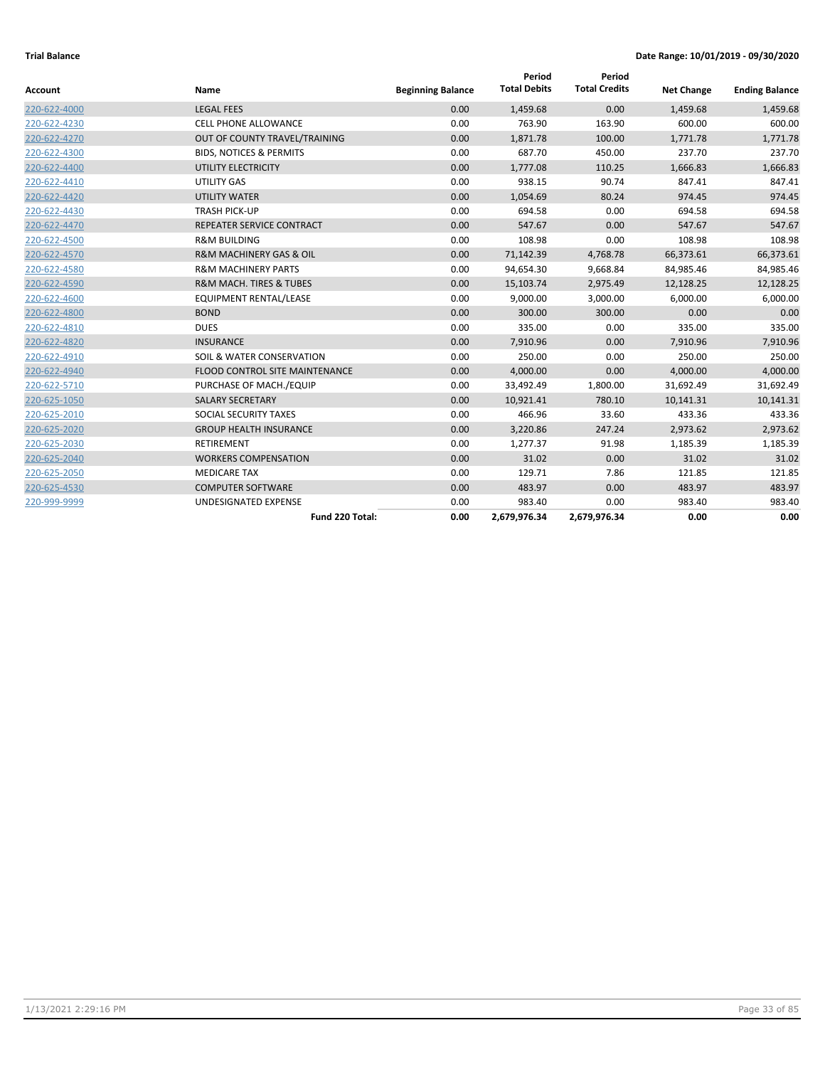**Trial Balance** **Date Range: 10/01/2019 - 09/30/2020**

| Account | Name | Beginning Balance | Period Total Debits | Period Total Credits | Net Change | Ending Balance |
|---|---|---|---|---|---|---|
| 220-622-4000 | LEGAL FEES | 0.00 | 1,459.68 | 0.00 | 1,459.68 | 1,459.68 |
| 220-622-4230 | CELL PHONE ALLOWANCE | 0.00 | 763.90 | 163.90 | 600.00 | 600.00 |
| 220-622-4270 | OUT OF COUNTY TRAVEL/TRAINING | 0.00 | 1,871.78 | 100.00 | 1,771.78 | 1,771.78 |
| 220-622-4300 | BIDS, NOTICES & PERMITS | 0.00 | 687.70 | 450.00 | 237.70 | 237.70 |
| 220-622-4400 | UTILITY ELECTRICITY | 0.00 | 1,777.08 | 110.25 | 1,666.83 | 1,666.83 |
| 220-622-4410 | UTILITY GAS | 0.00 | 938.15 | 90.74 | 847.41 | 847.41 |
| 220-622-4420 | UTILITY WATER | 0.00 | 1,054.69 | 80.24 | 974.45 | 974.45 |
| 220-622-4430 | TRASH PICK-UP | 0.00 | 694.58 | 0.00 | 694.58 | 694.58 |
| 220-622-4470 | REPEATER SERVICE CONTRACT | 0.00 | 547.67 | 0.00 | 547.67 | 547.67 |
| 220-622-4500 | R&M BUILDING | 0.00 | 108.98 | 0.00 | 108.98 | 108.98 |
| 220-622-4570 | R&M MACHINERY GAS & OIL | 0.00 | 71,142.39 | 4,768.78 | 66,373.61 | 66,373.61 |
| 220-622-4580 | R&M MACHINERY PARTS | 0.00 | 94,654.30 | 9,668.84 | 84,985.46 | 84,985.46 |
| 220-622-4590 | R&M MACH. TIRES & TUBES | 0.00 | 15,103.74 | 2,975.49 | 12,128.25 | 12,128.25 |
| 220-622-4600 | EQUIPMENT RENTAL/LEASE | 0.00 | 9,000.00 | 3,000.00 | 6,000.00 | 6,000.00 |
| 220-622-4800 | BOND | 0.00 | 300.00 | 300.00 | 0.00 | 0.00 |
| 220-622-4810 | DUES | 0.00 | 335.00 | 0.00 | 335.00 | 335.00 |
| 220-622-4820 | INSURANCE | 0.00 | 7,910.96 | 0.00 | 7,910.96 | 7,910.96 |
| 220-622-4910 | SOIL & WATER CONSERVATION | 0.00 | 250.00 | 0.00 | 250.00 | 250.00 |
| 220-622-4940 | FLOOD CONTROL SITE MAINTENANCE | 0.00 | 4,000.00 | 0.00 | 4,000.00 | 4,000.00 |
| 220-622-5710 | PURCHASE OF MACH./EQUIP | 0.00 | 33,492.49 | 1,800.00 | 31,692.49 | 31,692.49 |
| 220-625-1050 | SALARY SECRETARY | 0.00 | 10,921.41 | 780.10 | 10,141.31 | 10,141.31 |
| 220-625-2010 | SOCIAL SECURITY TAXES | 0.00 | 466.96 | 33.60 | 433.36 | 433.36 |
| 220-625-2020 | GROUP HEALTH INSURANCE | 0.00 | 3,220.86 | 247.24 | 2,973.62 | 2,973.62 |
| 220-625-2030 | RETIREMENT | 0.00 | 1,277.37 | 91.98 | 1,185.39 | 1,185.39 |
| 220-625-2040 | WORKERS COMPENSATION | 0.00 | 31.02 | 0.00 | 31.02 | 31.02 |
| 220-625-2050 | MEDICARE TAX | 0.00 | 129.71 | 7.86 | 121.85 | 121.85 |
| 220-625-4530 | COMPUTER SOFTWARE | 0.00 | 483.97 | 0.00 | 483.97 | 483.97 |
| 220-999-9999 | UNDESIGNATED EXPENSE | 0.00 | 983.40 | 0.00 | 983.40 | 983.40 |
| | **Fund 220 Total:** | **0.00** | **2,679,976.34** | **2,679,976.34** | **0.00** | **0.00** |

1/13/2021 2:29:16 PM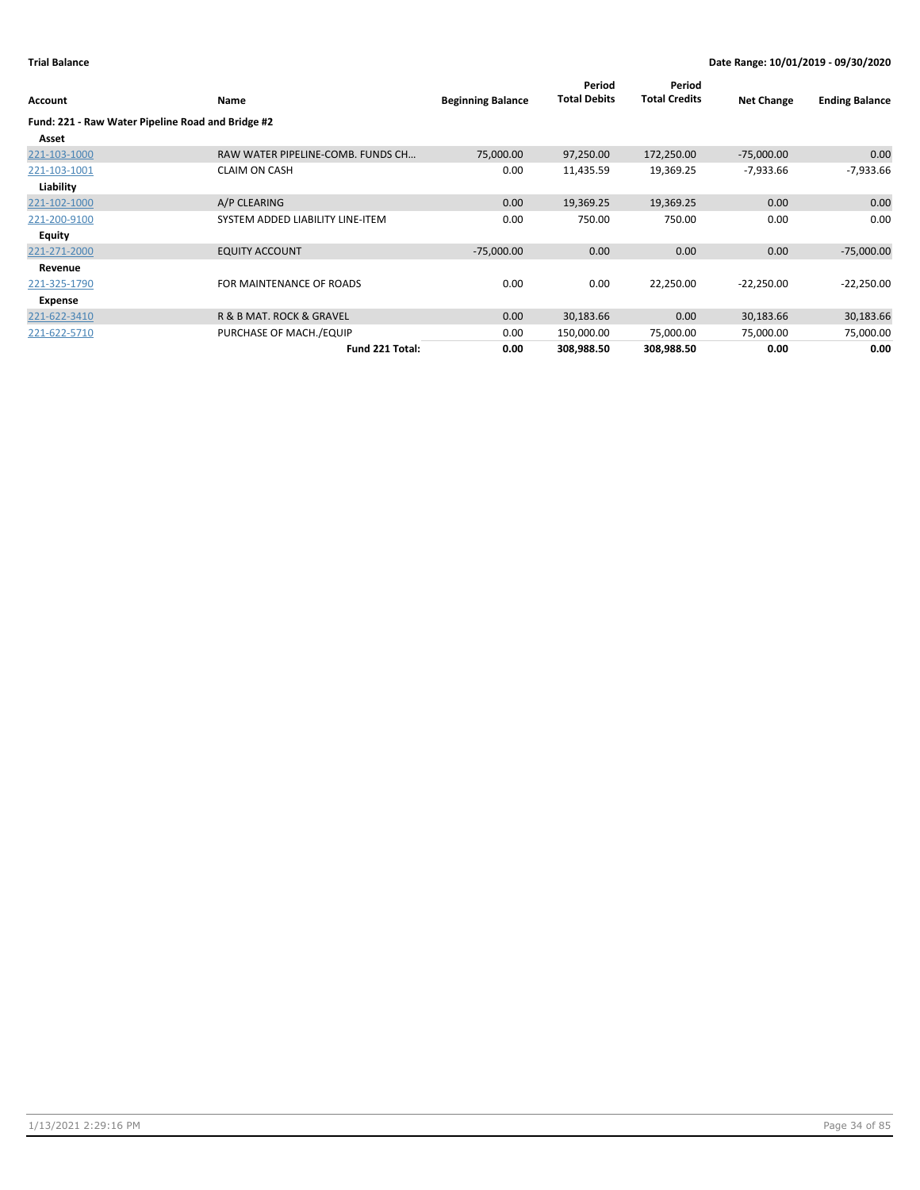**Trial Balance** — **Date Range: 10/01/2019 - 09/30/2020**

| Account | Name | Beginning Balance | Period Total Debits | Period Total Credits | Net Change | Ending Balance |
|---|---|---|---|---|---|---|
| **Fund: 221 - Raw Water Pipeline Road and Bridge #2** | | | | | | |
| **Asset** | | | | | | |
| 221-103-1000 | RAW WATER PIPELINE-COMB. FUNDS CH... | 75,000.00 | 97,250.00 | 172,250.00 | -75,000.00 | 0.00 |
| 221-103-1001 | CLAIM ON CASH | 0.00 | 11,435.59 | 19,369.25 | -7,933.66 | -7,933.66 |
| **Liability** | | | | | | |
| 221-102-1000 | A/P CLEARING | 0.00 | 19,369.25 | 19,369.25 | 0.00 | 0.00 |
| 221-200-9100 | SYSTEM ADDED LIABILITY LINE-ITEM | 0.00 | 750.00 | 750.00 | 0.00 | 0.00 |
| **Equity** | | | | | | |
| 221-271-2000 | EQUITY ACCOUNT | -75,000.00 | 0.00 | 0.00 | 0.00 | -75,000.00 |
| **Revenue** | | | | | | |
| 221-325-1790 | FOR MAINTENANCE OF ROADS | 0.00 | 0.00 | 22,250.00 | -22,250.00 | -22,250.00 |
| **Expense** | | | | | | |
| 221-622-3410 | R & B MAT. ROCK & GRAVEL | 0.00 | 30,183.66 | 0.00 | 30,183.66 | 30,183.66 |
| 221-622-5710 | PURCHASE OF MACH./EQUIP | 0.00 | 150,000.00 | 75,000.00 | 75,000.00 | 75,000.00 |
| | **Fund 221 Total:** | **0.00** | **308,988.50** | **308,988.50** | **0.00** | **0.00** |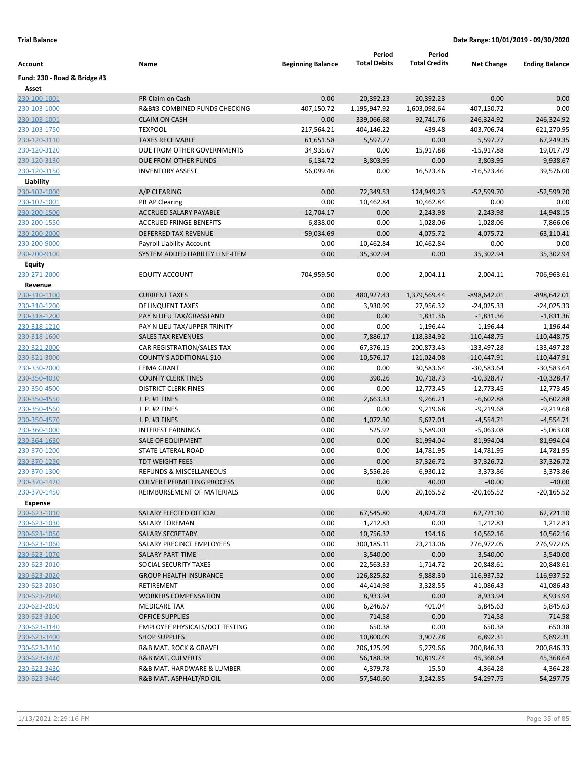**Trial Balance** **Date Range: 10/01/2019 - 09/30/2020**

| Account | Name | Beginning Balance | Period Total Debits | Period Total Credits | Net Change | Ending Balance |
|---|---|---|---|---|---|---|
| **Fund: 230 - Road & Bridge #3** | | | | | | |
| **Asset** | | | | | | |
| 230-100-1001 | PR Claim on Cash | 0.00 | 20,392.23 | 20,392.23 | 0.00 | 0.00 |
| 230-103-1000 | R&B#3-COMBINED FUNDS CHECKING | 407,150.72 | 1,195,947.92 | 1,603,098.64 | -407,150.72 | 0.00 |
| 230-103-1001 | CLAIM ON CASH | 0.00 | 339,066.68 | 92,741.76 | 246,324.92 | 246,324.92 |
| 230-103-1750 | TEXPOOL | 217,564.21 | 404,146.22 | 439.48 | 403,706.74 | 621,270.95 |
| 230-120-3110 | TAXES RECEIVABLE | 61,651.58 | 5,597.77 | 0.00 | 5,597.77 | 67,249.35 |
| 230-120-3120 | DUE FROM OTHER GOVERNMENTS | 34,935.67 | 0.00 | 15,917.88 | -15,917.88 | 19,017.79 |
| 230-120-3130 | DUE FROM OTHER FUNDS | 6,134.72 | 3,803.95 | 0.00 | 3,803.95 | 9,938.67 |
| 230-120-3150 | INVENTORY ASSEST | 56,099.46 | 0.00 | 16,523.46 | -16,523.46 | 39,576.00 |
| **Liability** | | | | | | |
| 230-102-1000 | A/P CLEARING | 0.00 | 72,349.53 | 124,949.23 | -52,599.70 | -52,599.70 |
| 230-102-1001 | PR AP Clearing | 0.00 | 10,462.84 | 10,462.84 | 0.00 | 0.00 |
| 230-200-1500 | ACCRUED SALARY PAYABLE | -12,704.17 | 0.00 | 2,243.98 | -2,243.98 | -14,948.15 |
| 230-200-1550 | ACCRUED FRINGE BENEFITS | -6,838.00 | 0.00 | 1,028.06 | -1,028.06 | -7,866.06 |
| 230-200-2000 | DEFERRED TAX REVENUE | -59,034.69 | 0.00 | 4,075.72 | -4,075.72 | -63,110.41 |
| 230-200-9000 | Payroll Liability Account | 0.00 | 10,462.84 | 10,462.84 | 0.00 | 0.00 |
| 230-200-9100 | SYSTEM ADDED LIABILITY LINE-ITEM | 0.00 | 35,302.94 | 0.00 | 35,302.94 | 35,302.94 |
| **Equity** | | | | | | |
| 230-271-2000 | EQUITY ACCOUNT | -704,959.50 | 0.00 | 2,004.11 | -2,004.11 | -706,963.61 |
| **Revenue** | | | | | | |
| 230-310-1100 | CURRENT TAXES | 0.00 | 480,927.43 | 1,379,569.44 | -898,642.01 | -898,642.01 |
| 230-310-1200 | DELINQUENT TAXES | 0.00 | 3,930.99 | 27,956.32 | -24,025.33 | -24,025.33 |
| 230-318-1200 | PAY N LIEU TAX/GRASSLAND | 0.00 | 0.00 | 1,831.36 | -1,831.36 | -1,831.36 |
| 230-318-1210 | PAY N LIEU TAX/UPPER TRINITY | 0.00 | 0.00 | 1,196.44 | -1,196.44 | -1,196.44 |
| 230-318-1600 | SALES TAX REVENUES | 0.00 | 7,886.17 | 118,334.92 | -110,448.75 | -110,448.75 |
| 230-321-2000 | CAR REGISTRATION/SALES TAX | 0.00 | 67,376.15 | 200,873.43 | -133,497.28 | -133,497.28 |
| 230-321-3000 | COUNTY'S ADDITIONAL $10 | 0.00 | 10,576.17 | 121,024.08 | -110,447.91 | -110,447.91 |
| 230-330-2000 | FEMA GRANT | 0.00 | 0.00 | 30,583.64 | -30,583.64 | -30,583.64 |
| 230-350-4030 | COUNTY CLERK FINES | 0.00 | 390.26 | 10,718.73 | -10,328.47 | -10,328.47 |
| 230-350-4500 | DISTRICT CLERK FINES | 0.00 | 0.00 | 12,773.45 | -12,773.45 | -12,773.45 |
| 230-350-4550 | J. P. #1 FINES | 0.00 | 2,663.33 | 9,266.21 | -6,602.88 | -6,602.88 |
| 230-350-4560 | J. P. #2 FINES | 0.00 | 0.00 | 9,219.68 | -9,219.68 | -9,219.68 |
| 230-350-4570 | J. P. #3 FINES | 0.00 | 1,072.30 | 5,627.01 | -4,554.71 | -4,554.71 |
| 230-360-1000 | INTEREST EARNINGS | 0.00 | 525.92 | 5,589.00 | -5,063.08 | -5,063.08 |
| 230-364-1630 | SALE OF EQUIPMENT | 0.00 | 0.00 | 81,994.04 | -81,994.04 | -81,994.04 |
| 230-370-1200 | STATE LATERAL ROAD | 0.00 | 0.00 | 14,781.95 | -14,781.95 | -14,781.95 |
| 230-370-1250 | TDT WEIGHT FEES | 0.00 | 0.00 | 37,326.72 | -37,326.72 | -37,326.72 |
| 230-370-1300 | REFUNDS & MISCELLANEOUS | 0.00 | 3,556.26 | 6,930.12 | -3,373.86 | -3,373.86 |
| 230-370-1420 | CULVERT PERMITTING PROCESS | 0.00 | 0.00 | 40.00 | -40.00 | -40.00 |
| 230-370-1450 | REIMBURSEMENT OF MATERIALS | 0.00 | 0.00 | 20,165.52 | -20,165.52 | -20,165.52 |
| **Expense** | | | | | | |
| 230-623-1010 | SALARY ELECTED OFFICIAL | 0.00 | 67,545.80 | 4,824.70 | 62,721.10 | 62,721.10 |
| 230-623-1030 | SALARY FOREMAN | 0.00 | 1,212.83 | 0.00 | 1,212.83 | 1,212.83 |
| 230-623-1050 | SALARY SECRETARY | 0.00 | 10,756.32 | 194.16 | 10,562.16 | 10,562.16 |
| 230-623-1060 | SALARY PRECINCT EMPLOYEES | 0.00 | 300,185.11 | 23,213.06 | 276,972.05 | 276,972.05 |
| 230-623-1070 | SALARY PART-TIME | 0.00 | 3,540.00 | 0.00 | 3,540.00 | 3,540.00 |
| 230-623-2010 | SOCIAL SECURITY TAXES | 0.00 | 22,563.33 | 1,714.72 | 20,848.61 | 20,848.61 |
| 230-623-2020 | GROUP HEALTH INSURANCE | 0.00 | 126,825.82 | 9,888.30 | 116,937.52 | 116,937.52 |
| 230-623-2030 | RETIREMENT | 0.00 | 44,414.98 | 3,328.55 | 41,086.43 | 41,086.43 |
| 230-623-2040 | WORKERS COMPENSATION | 0.00 | 8,933.94 | 0.00 | 8,933.94 | 8,933.94 |
| 230-623-2050 | MEDICARE TAX | 0.00 | 6,246.67 | 401.04 | 5,845.63 | 5,845.63 |
| 230-623-3100 | OFFICE SUPPLIES | 0.00 | 714.58 | 0.00 | 714.58 | 714.58 |
| 230-623-3140 | EMPLOYEE PHYSICALS/DOT TESTING | 0.00 | 650.38 | 0.00 | 650.38 | 650.38 |
| 230-623-3400 | SHOP SUPPLIES | 0.00 | 10,800.09 | 3,907.78 | 6,892.31 | 6,892.31 |
| 230-623-3410 | R&B MAT. ROCK & GRAVEL | 0.00 | 206,125.99 | 5,279.66 | 200,846.33 | 200,846.33 |
| 230-623-3420 | R&B MAT. CULVERTS | 0.00 | 56,188.38 | 10,819.74 | 45,368.64 | 45,368.64 |
| 230-623-3430 | R&B MAT. HARDWARE & LUMBER | 0.00 | 4,379.78 | 15.50 | 4,364.28 | 4,364.28 |
| 230-623-3440 | R&B MAT. ASPHALT/RD OIL | 0.00 | 57,540.60 | 3,242.85 | 54,297.75 | 54,297.75 |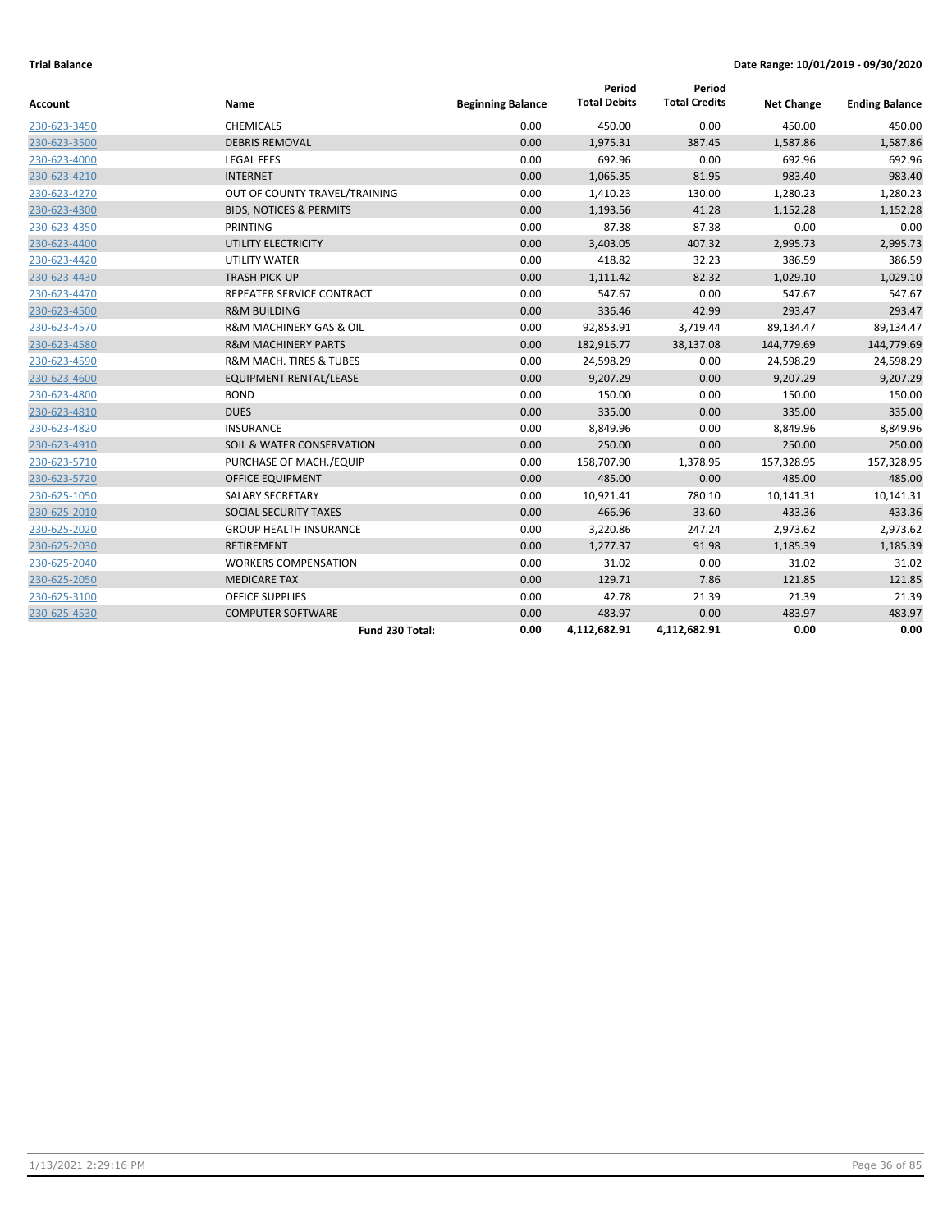**Trial Balance**

**Date Range: 10/01/2019 - 09/30/2020**

| Account | Name | Beginning Balance | Period Total Debits | Period Total Credits | Net Change | Ending Balance |
|---|---|---|---|---|---|---|
| 230-623-3450 | CHEMICALS | 0.00 | 450.00 | 0.00 | 450.00 | 450.00 |
| 230-623-3500 | DEBRIS REMOVAL | 0.00 | 1,975.31 | 387.45 | 1,587.86 | 1,587.86 |
| 230-623-4000 | LEGAL FEES | 0.00 | 692.96 | 0.00 | 692.96 | 692.96 |
| 230-623-4210 | INTERNET | 0.00 | 1,065.35 | 81.95 | 983.40 | 983.40 |
| 230-623-4270 | OUT OF COUNTY TRAVEL/TRAINING | 0.00 | 1,410.23 | 130.00 | 1,280.23 | 1,280.23 |
| 230-623-4300 | BIDS, NOTICES & PERMITS | 0.00 | 1,193.56 | 41.28 | 1,152.28 | 1,152.28 |
| 230-623-4350 | PRINTING | 0.00 | 87.38 | 87.38 | 0.00 | 0.00 |
| 230-623-4400 | UTILITY ELECTRICITY | 0.00 | 3,403.05 | 407.32 | 2,995.73 | 2,995.73 |
| 230-623-4420 | UTILITY WATER | 0.00 | 418.82 | 32.23 | 386.59 | 386.59 |
| 230-623-4430 | TRASH PICK-UP | 0.00 | 1,111.42 | 82.32 | 1,029.10 | 1,029.10 |
| 230-623-4470 | REPEATER SERVICE CONTRACT | 0.00 | 547.67 | 0.00 | 547.67 | 547.67 |
| 230-623-4500 | R&M BUILDING | 0.00 | 336.46 | 42.99 | 293.47 | 293.47 |
| 230-623-4570 | R&M MACHINERY GAS & OIL | 0.00 | 92,853.91 | 3,719.44 | 89,134.47 | 89,134.47 |
| 230-623-4580 | R&M MACHINERY PARTS | 0.00 | 182,916.77 | 38,137.08 | 144,779.69 | 144,779.69 |
| 230-623-4590 | R&M MACH. TIRES & TUBES | 0.00 | 24,598.29 | 0.00 | 24,598.29 | 24,598.29 |
| 230-623-4600 | EQUIPMENT RENTAL/LEASE | 0.00 | 9,207.29 | 0.00 | 9,207.29 | 9,207.29 |
| 230-623-4800 | BOND | 0.00 | 150.00 | 0.00 | 150.00 | 150.00 |
| 230-623-4810 | DUES | 0.00 | 335.00 | 0.00 | 335.00 | 335.00 |
| 230-623-4820 | INSURANCE | 0.00 | 8,849.96 | 0.00 | 8,849.96 | 8,849.96 |
| 230-623-4910 | SOIL & WATER CONSERVATION | 0.00 | 250.00 | 0.00 | 250.00 | 250.00 |
| 230-623-5710 | PURCHASE OF MACH./EQUIP | 0.00 | 158,707.90 | 1,378.95 | 157,328.95 | 157,328.95 |
| 230-623-5720 | OFFICE EQUIPMENT | 0.00 | 485.00 | 0.00 | 485.00 | 485.00 |
| 230-625-1050 | SALARY SECRETARY | 0.00 | 10,921.41 | 780.10 | 10,141.31 | 10,141.31 |
| 230-625-2010 | SOCIAL SECURITY TAXES | 0.00 | 466.96 | 33.60 | 433.36 | 433.36 |
| 230-625-2020 | GROUP HEALTH INSURANCE | 0.00 | 3,220.86 | 247.24 | 2,973.62 | 2,973.62 |
| 230-625-2030 | RETIREMENT | 0.00 | 1,277.37 | 91.98 | 1,185.39 | 1,185.39 |
| 230-625-2040 | WORKERS COMPENSATION | 0.00 | 31.02 | 0.00 | 31.02 | 31.02 |
| 230-625-2050 | MEDICARE TAX | 0.00 | 129.71 | 7.86 | 121.85 | 121.85 |
| 230-625-3100 | OFFICE SUPPLIES | 0.00 | 42.78 | 21.39 | 21.39 | 21.39 |
| 230-625-4530 | COMPUTER SOFTWARE | 0.00 | 483.97 | 0.00 | 483.97 | 483.97 |
| | **Fund 230 Total:** | **0.00** | **4,112,682.91** | **4,112,682.91** | **0.00** | **0.00** |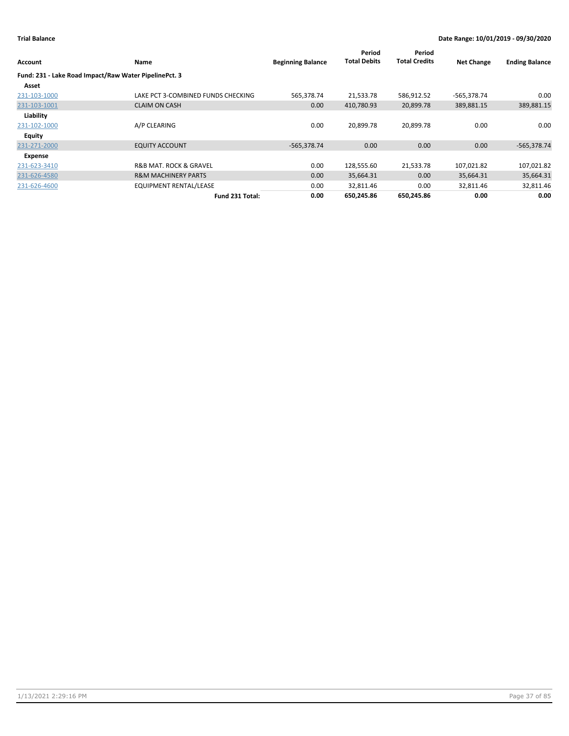**Trial Balance** — Date Range: 10/01/2019 - 09/30/2020

| Account | Name | Beginning Balance | Period Total Debits | Period Total Credits | Net Change | Ending Balance |
|---|---|---|---|---|---|---|
| **Fund: 231 - Lake Road Impact/Raw Water PipelinePct. 3** | | | | | | |
| **Asset** | | | | | | |
| 231-103-1000 | LAKE PCT 3-COMBINED FUNDS CHECKING | 565,378.74 | 21,533.78 | 586,912.52 | -565,378.74 | 0.00 |
| 231-103-1001 | CLAIM ON CASH | 0.00 | 410,780.93 | 20,899.78 | 389,881.15 | 389,881.15 |
| **Liability** | | | | | | |
| 231-102-1000 | A/P CLEARING | 0.00 | 20,899.78 | 20,899.78 | 0.00 | 0.00 |
| **Equity** | | | | | | |
| 231-271-2000 | EQUITY ACCOUNT | -565,378.74 | 0.00 | 0.00 | 0.00 | -565,378.74 |
| **Expense** | | | | | | |
| 231-623-3410 | R&B MAT. ROCK & GRAVEL | 0.00 | 128,555.60 | 21,533.78 | 107,021.82 | 107,021.82 |
| 231-626-4580 | R&M MACHINERY PARTS | 0.00 | 35,664.31 | 0.00 | 35,664.31 | 35,664.31 |
| 231-626-4600 | EQUIPMENT RENTAL/LEASE | 0.00 | 32,811.46 | 0.00 | 32,811.46 | 32,811.46 |
| | **Fund 231 Total:** | **0.00** | **650,245.86** | **650,245.86** | **0.00** | **0.00** |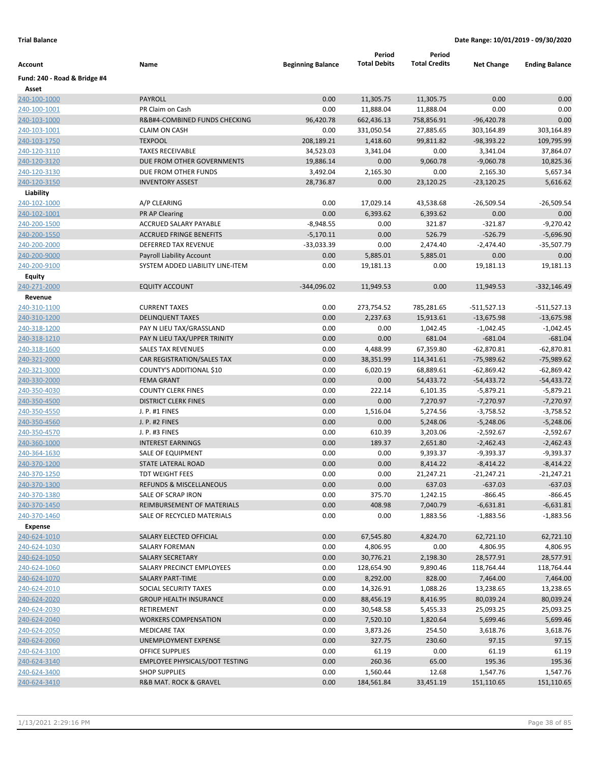**Trial Balance** **Date Range: 10/01/2019 - 09/30/2020**

| Account | Name | Beginning Balance | Period Total Debits | Period Total Credits | Net Change | Ending Balance |
|---|---|---|---|---|---|---|
| **Fund: 240 - Road & Bridge #4** | | | | | | |
| **Asset** | | | | | | |
| 240-100-1000 | PAYROLL | 0.00 | 11,305.75 | 11,305.75 | 0.00 | 0.00 |
| 240-100-1001 | PR Claim on Cash | 0.00 | 11,888.04 | 11,888.04 | 0.00 | 0.00 |
| 240-103-1000 | R&B#4-COMBINED FUNDS CHECKING | 96,420.78 | 662,436.13 | 758,856.91 | -96,420.78 | 0.00 |
| 240-103-1001 | CLAIM ON CASH | 0.00 | 331,050.54 | 27,885.65 | 303,164.89 | 303,164.89 |
| 240-103-1750 | TEXPOOL | 208,189.21 | 1,418.60 | 99,811.82 | -98,393.22 | 109,795.99 |
| 240-120-3110 | TAXES RECEIVABLE | 34,523.03 | 3,341.04 | 0.00 | 3,341.04 | 37,864.07 |
| 240-120-3120 | DUE FROM OTHER GOVERNMENTS | 19,886.14 | 0.00 | 9,060.78 | -9,060.78 | 10,825.36 |
| 240-120-3130 | DUE FROM OTHER FUNDS | 3,492.04 | 2,165.30 | 0.00 | 2,165.30 | 5,657.34 |
| 240-120-3150 | INVENTORY ASSEST | 28,736.87 | 0.00 | 23,120.25 | -23,120.25 | 5,616.62 |
| **Liability** | | | | | | |
| 240-102-1000 | A/P CLEARING | 0.00 | 17,029.14 | 43,538.68 | -26,509.54 | -26,509.54 |
| 240-102-1001 | PR AP Clearing | 0.00 | 6,393.62 | 6,393.62 | 0.00 | 0.00 |
| 240-200-1500 | ACCRUED SALARY PAYABLE | -8,948.55 | 0.00 | 321.87 | -321.87 | -9,270.42 |
| 240-200-1550 | ACCRUED FRINGE BENEFITS | -5,170.11 | 0.00 | 526.79 | -526.79 | -5,696.90 |
| 240-200-2000 | DEFERRED TAX REVENUE | -33,033.39 | 0.00 | 2,474.40 | -2,474.40 | -35,507.79 |
| 240-200-9000 | Payroll Liability Account | 0.00 | 5,885.01 | 5,885.01 | 0.00 | 0.00 |
| 240-200-9100 | SYSTEM ADDED LIABILITY LINE-ITEM | 0.00 | 19,181.13 | 0.00 | 19,181.13 | 19,181.13 |
| **Equity** | | | | | | |
| 240-271-2000 | EQUITY ACCOUNT | -344,096.02 | 11,949.53 | 0.00 | 11,949.53 | -332,146.49 |
| **Revenue** | | | | | | |
| 240-310-1100 | CURRENT TAXES | 0.00 | 273,754.52 | 785,281.65 | -511,527.13 | -511,527.13 |
| 240-310-1200 | DELINQUENT TAXES | 0.00 | 2,237.63 | 15,913.61 | -13,675.98 | -13,675.98 |
| 240-318-1200 | PAY N LIEU TAX/GRASSLAND | 0.00 | 0.00 | 1,042.45 | -1,042.45 | -1,042.45 |
| 240-318-1210 | PAY N LIEU TAX/UPPER TRINITY | 0.00 | 0.00 | 681.04 | -681.04 | -681.04 |
| 240-318-1600 | SALES TAX REVENUES | 0.00 | 4,488.99 | 67,359.80 | -62,870.81 | -62,870.81 |
| 240-321-2000 | CAR REGISTRATION/SALES TAX | 0.00 | 38,351.99 | 114,341.61 | -75,989.62 | -75,989.62 |
| 240-321-3000 | COUNTY'S ADDITIONAL $10 | 0.00 | 6,020.19 | 68,889.61 | -62,869.42 | -62,869.42 |
| 240-330-2000 | FEMA GRANT | 0.00 | 0.00 | 54,433.72 | -54,433.72 | -54,433.72 |
| 240-350-4030 | COUNTY CLERK FINES | 0.00 | 222.14 | 6,101.35 | -5,879.21 | -5,879.21 |
| 240-350-4500 | DISTRICT CLERK FINES | 0.00 | 0.00 | 7,270.97 | -7,270.97 | -7,270.97 |
| 240-350-4550 | J. P. #1 FINES | 0.00 | 1,516.04 | 5,274.56 | -3,758.52 | -3,758.52 |
| 240-350-4560 | J. P. #2 FINES | 0.00 | 0.00 | 5,248.06 | -5,248.06 | -5,248.06 |
| 240-350-4570 | J. P. #3 FINES | 0.00 | 610.39 | 3,203.06 | -2,592.67 | -2,592.67 |
| 240-360-1000 | INTEREST EARNINGS | 0.00 | 189.37 | 2,651.80 | -2,462.43 | -2,462.43 |
| 240-364-1630 | SALE OF EQUIPMENT | 0.00 | 0.00 | 9,393.37 | -9,393.37 | -9,393.37 |
| 240-370-1200 | STATE LATERAL ROAD | 0.00 | 0.00 | 8,414.22 | -8,414.22 | -8,414.22 |
| 240-370-1250 | TDT WEIGHT FEES | 0.00 | 0.00 | 21,247.21 | -21,247.21 | -21,247.21 |
| 240-370-1300 | REFUNDS & MISCELLANEOUS | 0.00 | 0.00 | 637.03 | -637.03 | -637.03 |
| 240-370-1380 | SALE OF SCRAP IRON | 0.00 | 375.70 | 1,242.15 | -866.45 | -866.45 |
| 240-370-1450 | REIMBURSEMENT OF MATERIALS | 0.00 | 408.98 | 7,040.79 | -6,631.81 | -6,631.81 |
| 240-370-1460 | SALE OF RECYCLED MATERIALS | 0.00 | 0.00 | 1,883.56 | -1,883.56 | -1,883.56 |
| **Expense** | | | | | | |
| 240-624-1010 | SALARY ELECTED OFFICIAL | 0.00 | 67,545.80 | 4,824.70 | 62,721.10 | 62,721.10 |
| 240-624-1030 | SALARY FOREMAN | 0.00 | 4,806.95 | 0.00 | 4,806.95 | 4,806.95 |
| 240-624-1050 | SALARY SECRETARY | 0.00 | 30,776.21 | 2,198.30 | 28,577.91 | 28,577.91 |
| 240-624-1060 | SALARY PRECINCT EMPLOYEES | 0.00 | 128,654.90 | 9,890.46 | 118,764.44 | 118,764.44 |
| 240-624-1070 | SALARY PART-TIME | 0.00 | 8,292.00 | 828.00 | 7,464.00 | 7,464.00 |
| 240-624-2010 | SOCIAL SECURITY TAXES | 0.00 | 14,326.91 | 1,088.26 | 13,238.65 | 13,238.65 |
| 240-624-2020 | GROUP HEALTH INSURANCE | 0.00 | 88,456.19 | 8,416.95 | 80,039.24 | 80,039.24 |
| 240-624-2030 | RETIREMENT | 0.00 | 30,548.58 | 5,455.33 | 25,093.25 | 25,093.25 |
| 240-624-2040 | WORKERS COMPENSATION | 0.00 | 7,520.10 | 1,820.64 | 5,699.46 | 5,699.46 |
| 240-624-2050 | MEDICARE TAX | 0.00 | 3,873.26 | 254.50 | 3,618.76 | 3,618.76 |
| 240-624-2060 | UNEMPLOYMENT EXPENSE | 0.00 | 327.75 | 230.60 | 97.15 | 97.15 |
| 240-624-3100 | OFFICE SUPPLIES | 0.00 | 61.19 | 0.00 | 61.19 | 61.19 |
| 240-624-3140 | EMPLOYEE PHYSICALS/DOT TESTING | 0.00 | 260.36 | 65.00 | 195.36 | 195.36 |
| 240-624-3400 | SHOP SUPPLIES | 0.00 | 1,560.44 | 12.68 | 1,547.76 | 1,547.76 |
| 240-624-3410 | R&B MAT. ROCK & GRAVEL | 0.00 | 184,561.84 | 33,451.19 | 151,110.65 | 151,110.65 |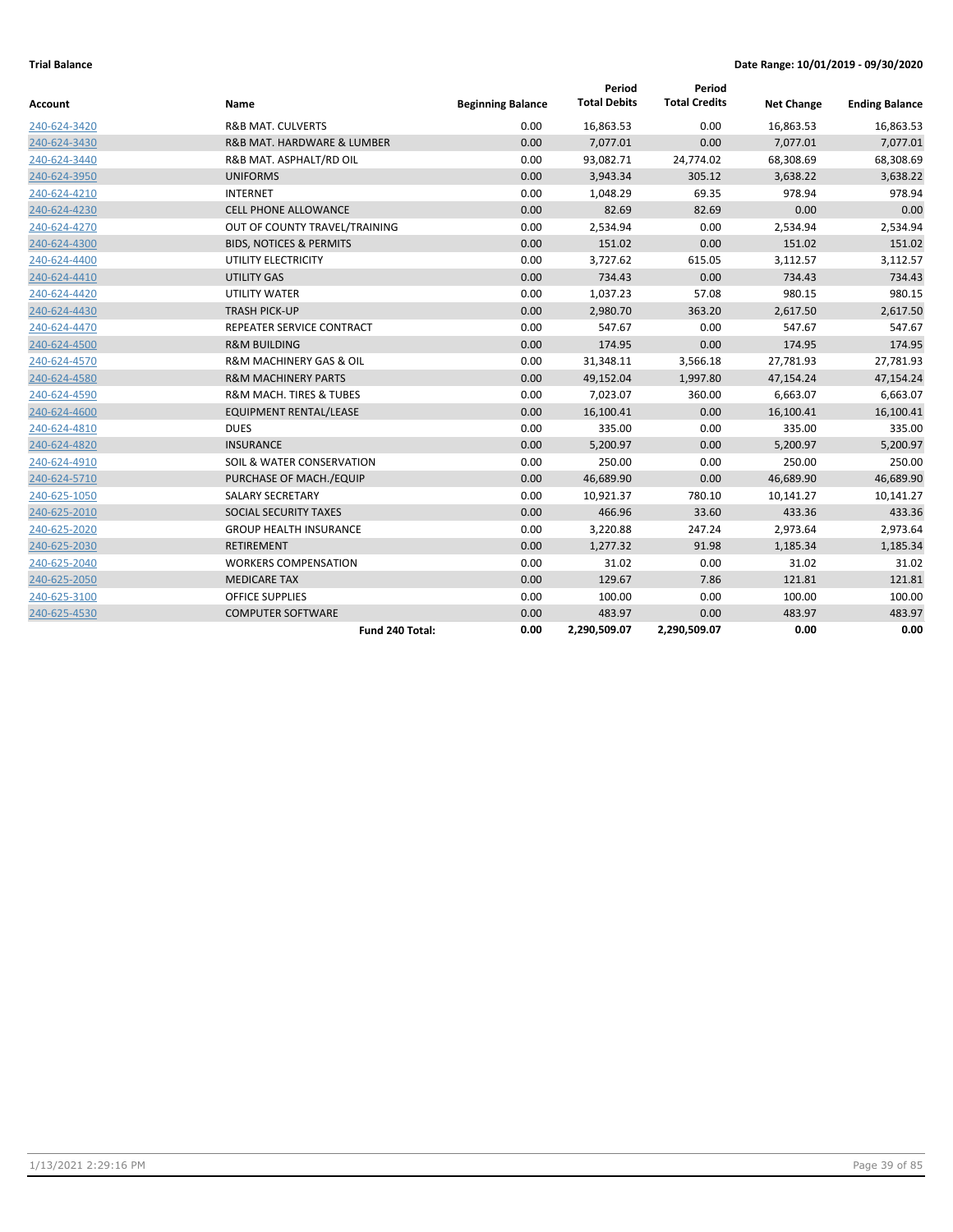**Trial Balance** **Date Range: 10/01/2019 - 09/30/2020**

| Account | Name | Beginning Balance | Period Total Debits | Period Total Credits | Net Change | Ending Balance |
|---|---|---|---|---|---|---|
| 240-624-3420 | R&B MAT. CULVERTS | 0.00 | 16,863.53 | 0.00 | 16,863.53 | 16,863.53 |
| 240-624-3430 | R&B MAT. HARDWARE & LUMBER | 0.00 | 7,077.01 | 0.00 | 7,077.01 | 7,077.01 |
| 240-624-3440 | R&B MAT. ASPHALT/RD OIL | 0.00 | 93,082.71 | 24,774.02 | 68,308.69 | 68,308.69 |
| 240-624-3950 | UNIFORMS | 0.00 | 3,943.34 | 305.12 | 3,638.22 | 3,638.22 |
| 240-624-4210 | INTERNET | 0.00 | 1,048.29 | 69.35 | 978.94 | 978.94 |
| 240-624-4230 | CELL PHONE ALLOWANCE | 0.00 | 82.69 | 82.69 | 0.00 | 0.00 |
| 240-624-4270 | OUT OF COUNTY TRAVEL/TRAINING | 0.00 | 2,534.94 | 0.00 | 2,534.94 | 2,534.94 |
| 240-624-4300 | BIDS, NOTICES & PERMITS | 0.00 | 151.02 | 0.00 | 151.02 | 151.02 |
| 240-624-4400 | UTILITY ELECTRICITY | 0.00 | 3,727.62 | 615.05 | 3,112.57 | 3,112.57 |
| 240-624-4410 | UTILITY GAS | 0.00 | 734.43 | 0.00 | 734.43 | 734.43 |
| 240-624-4420 | UTILITY WATER | 0.00 | 1,037.23 | 57.08 | 980.15 | 980.15 |
| 240-624-4430 | TRASH PICK-UP | 0.00 | 2,980.70 | 363.20 | 2,617.50 | 2,617.50 |
| 240-624-4470 | REPEATER SERVICE CONTRACT | 0.00 | 547.67 | 0.00 | 547.67 | 547.67 |
| 240-624-4500 | R&M BUILDING | 0.00 | 174.95 | 0.00 | 174.95 | 174.95 |
| 240-624-4570 | R&M MACHINERY GAS & OIL | 0.00 | 31,348.11 | 3,566.18 | 27,781.93 | 27,781.93 |
| 240-624-4580 | R&M MACHINERY PARTS | 0.00 | 49,152.04 | 1,997.80 | 47,154.24 | 47,154.24 |
| 240-624-4590 | R&M MACH. TIRES & TUBES | 0.00 | 7,023.07 | 360.00 | 6,663.07 | 6,663.07 |
| 240-624-4600 | EQUIPMENT RENTAL/LEASE | 0.00 | 16,100.41 | 0.00 | 16,100.41 | 16,100.41 |
| 240-624-4810 | DUES | 0.00 | 335.00 | 0.00 | 335.00 | 335.00 |
| 240-624-4820 | INSURANCE | 0.00 | 5,200.97 | 0.00 | 5,200.97 | 5,200.97 |
| 240-624-4910 | SOIL & WATER CONSERVATION | 0.00 | 250.00 | 0.00 | 250.00 | 250.00 |
| 240-624-5710 | PURCHASE OF MACH./EQUIP | 0.00 | 46,689.90 | 0.00 | 46,689.90 | 46,689.90 |
| 240-625-1050 | SALARY SECRETARY | 0.00 | 10,921.37 | 780.10 | 10,141.27 | 10,141.27 |
| 240-625-2010 | SOCIAL SECURITY TAXES | 0.00 | 466.96 | 33.60 | 433.36 | 433.36 |
| 240-625-2020 | GROUP HEALTH INSURANCE | 0.00 | 3,220.88 | 247.24 | 2,973.64 | 2,973.64 |
| 240-625-2030 | RETIREMENT | 0.00 | 1,277.32 | 91.98 | 1,185.34 | 1,185.34 |
| 240-625-2040 | WORKERS COMPENSATION | 0.00 | 31.02 | 0.00 | 31.02 | 31.02 |
| 240-625-2050 | MEDICARE TAX | 0.00 | 129.67 | 7.86 | 121.81 | 121.81 |
| 240-625-3100 | OFFICE SUPPLIES | 0.00 | 100.00 | 0.00 | 100.00 | 100.00 |
| 240-625-4530 | COMPUTER SOFTWARE | 0.00 | 483.97 | 0.00 | 483.97 | 483.97 |
| | **Fund 240 Total:** | **0.00** | **2,290,509.07** | **2,290,509.07** | **0.00** | **0.00** |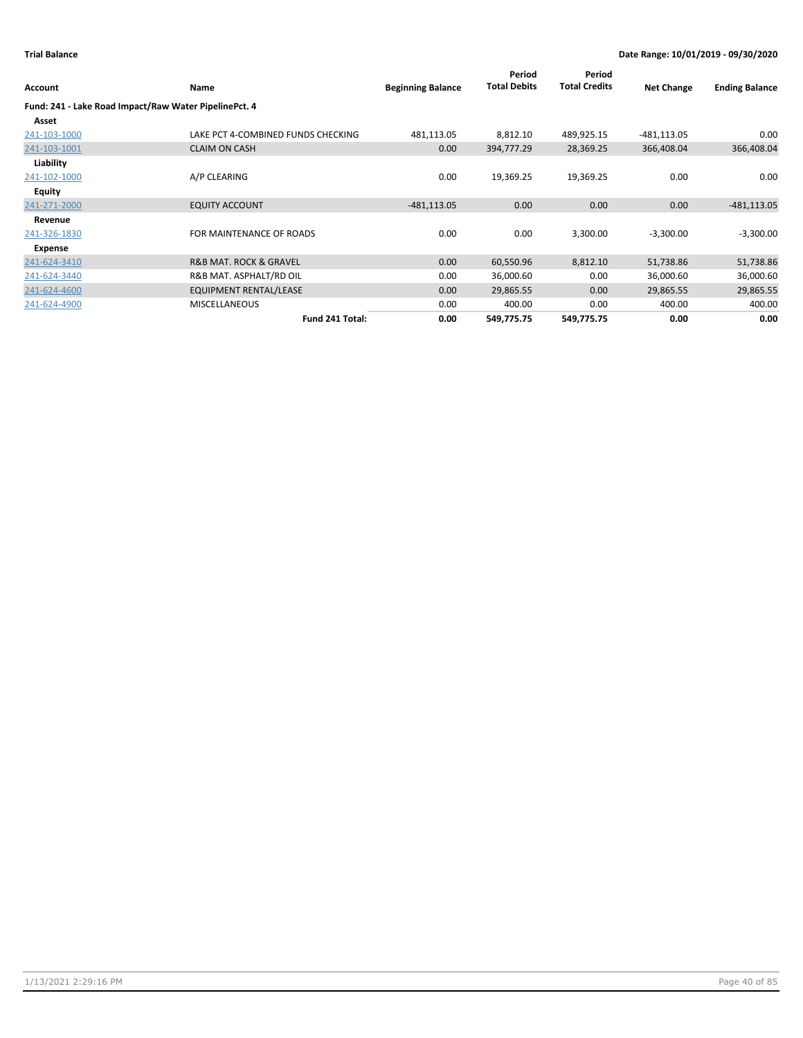**Trial Balance** — **Date Range: 10/01/2019 - 09/30/2020**

| Account | Name | Beginning Balance | Period Total Debits | Period Total Credits | Net Change | Ending Balance |
|---|---|---|---|---|---|---|
| **Fund: 241 - Lake Road Impact/Raw Water PipelinePct. 4** | | | | | | |
| **Asset** | | | | | | |
| 241-103-1000 | LAKE PCT 4-COMBINED FUNDS CHECKING | 481,113.05 | 8,812.10 | 489,925.15 | -481,113.05 | 0.00 |
| 241-103-1001 | CLAIM ON CASH | 0.00 | 394,777.29 | 28,369.25 | 366,408.04 | 366,408.04 |
| **Liability** | | | | | | |
| 241-102-1000 | A/P CLEARING | 0.00 | 19,369.25 | 19,369.25 | 0.00 | 0.00 |
| **Equity** | | | | | | |
| 241-271-2000 | EQUITY ACCOUNT | -481,113.05 | 0.00 | 0.00 | 0.00 | -481,113.05 |
| **Revenue** | | | | | | |
| 241-326-1830 | FOR MAINTENANCE OF ROADS | 0.00 | 0.00 | 3,300.00 | -3,300.00 | -3,300.00 |
| **Expense** | | | | | | |
| 241-624-3410 | R&B MAT. ROCK & GRAVEL | 0.00 | 60,550.96 | 8,812.10 | 51,738.86 | 51,738.86 |
| 241-624-3440 | R&B MAT. ASPHALT/RD OIL | 0.00 | 36,000.60 | 0.00 | 36,000.60 | 36,000.60 |
| 241-624-4600 | EQUIPMENT RENTAL/LEASE | 0.00 | 29,865.55 | 0.00 | 29,865.55 | 29,865.55 |
| 241-624-4900 | MISCELLANEOUS | 0.00 | 400.00 | 0.00 | 400.00 | 400.00 |
| | **Fund 241 Total:** | **0.00** | **549,775.75** | **549,775.75** | **0.00** | **0.00** |

1/13/2021 2:29:16 PM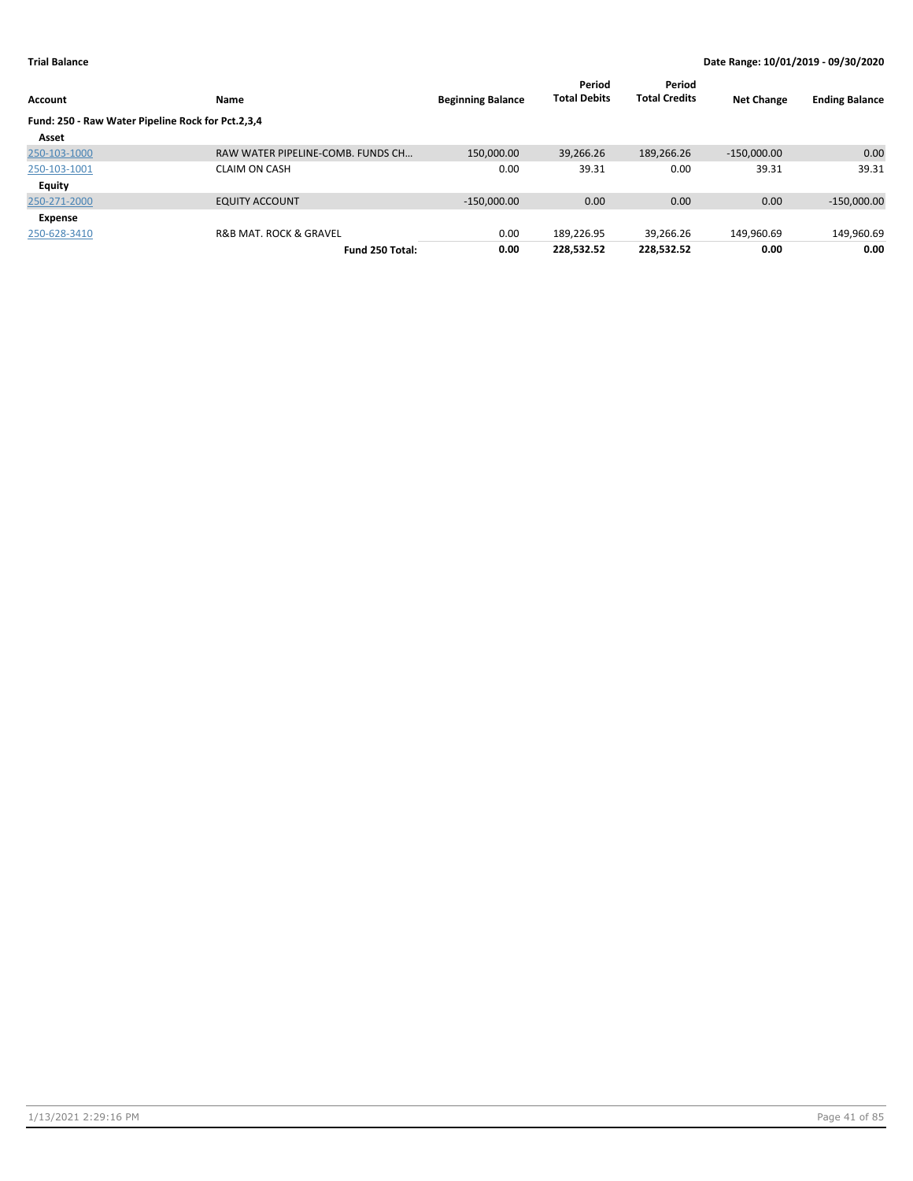**Trial Balance** **Date Range: 10/01/2019 - 09/30/2020**

| Account | Name | Beginning Balance | Period Total Debits | Period Total Credits | Net Change | Ending Balance |
|---|---|---|---|---|---|---|
| **Fund: 250 - Raw Water Pipeline Rock for Pct.2,3,4** | | | | | | |
| **Asset** | | | | | | |
| 250-103-1000 | RAW WATER PIPELINE-COMB. FUNDS CH… | 150,000.00 | 39,266.26 | 189,266.26 | -150,000.00 | 0.00 |
| 250-103-1001 | CLAIM ON CASH | 0.00 | 39.31 | 0.00 | 39.31 | 39.31 |
| **Equity** | | | | | | |
| 250-271-2000 | EQUITY ACCOUNT | -150,000.00 | 0.00 | 0.00 | 0.00 | -150,000.00 |
| **Expense** | | | | | | |
| 250-628-3410 | R&B MAT. ROCK & GRAVEL | 0.00 | 189,226.95 | 39,266.26 | 149,960.69 | 149,960.69 |
| | **Fund 250 Total:** | **0.00** | **228,532.52** | **228,532.52** | **0.00** | **0.00** |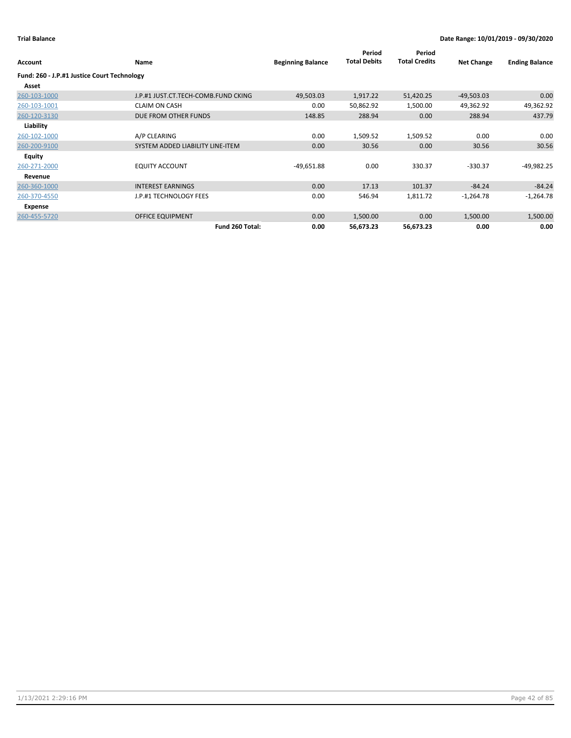**Trial Balance** | **Date Range: 10/01/2019 - 09/30/2020**

| Account | Name | Beginning Balance | Period Total Debits | Period Total Credits | Net Change | Ending Balance |
|---|---|---|---|---|---|---|
| **Fund: 260 - J.P.#1 Justice Court Technology** | | | | | | |
| **Asset** | | | | | | |
| 260-103-1000 | J.P.#1 JUST.CT.TECH-COMB.FUND CKING | 49,503.03 | 1,917.22 | 51,420.25 | -49,503.03 | 0.00 |
| 260-103-1001 | CLAIM ON CASH | 0.00 | 50,862.92 | 1,500.00 | 49,362.92 | 49,362.92 |
| 260-120-3130 | DUE FROM OTHER FUNDS | 148.85 | 288.94 | 0.00 | 288.94 | 437.79 |
| **Liability** | | | | | | |
| 260-102-1000 | A/P CLEARING | 0.00 | 1,509.52 | 1,509.52 | 0.00 | 0.00 |
| 260-200-9100 | SYSTEM ADDED LIABILITY LINE-ITEM | 0.00 | 30.56 | 0.00 | 30.56 | 30.56 |
| **Equity** | | | | | | |
| 260-271-2000 | EQUITY ACCOUNT | -49,651.88 | 0.00 | 330.37 | -330.37 | -49,982.25 |
| **Revenue** | | | | | | |
| 260-360-1000 | INTEREST EARNINGS | 0.00 | 17.13 | 101.37 | -84.24 | -84.24 |
| 260-370-4550 | J.P.#1 TECHNOLOGY FEES | 0.00 | 546.94 | 1,811.72 | -1,264.78 | -1,264.78 |
| **Expense** | | | | | | |
| 260-455-5720 | OFFICE EQUIPMENT | 0.00 | 1,500.00 | 0.00 | 1,500.00 | 1,500.00 |
| | **Fund 260 Total:** | **0.00** | **56,673.23** | **56,673.23** | **0.00** | **0.00** |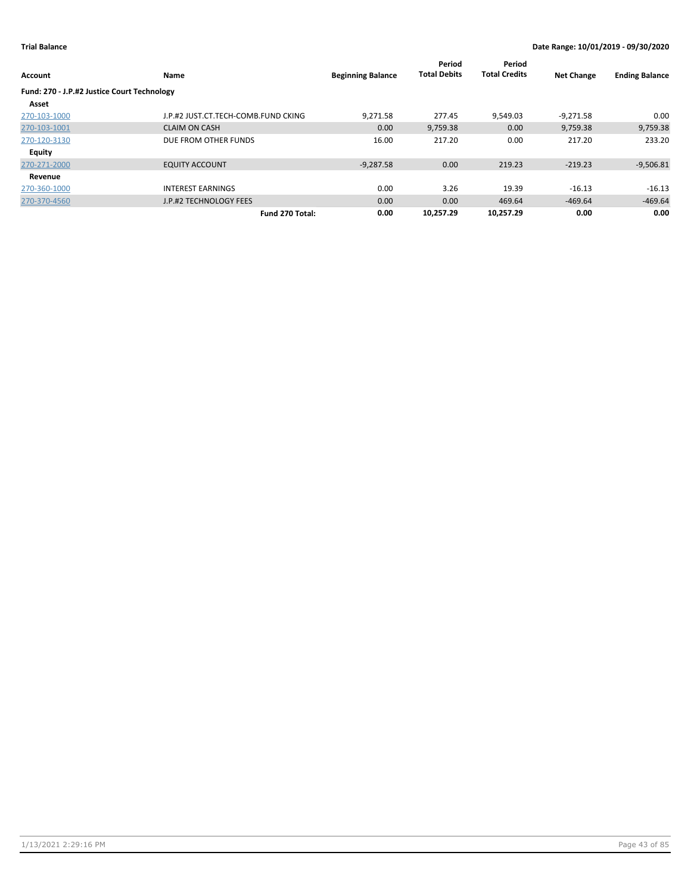**Trial Balance** **Date Range: 10/01/2019 - 09/30/2020**

| Account | Name | Beginning Balance | Period Total Debits | Period Total Credits | Net Change | Ending Balance |
|---|---|---|---|---|---|---|
| **Fund: 270 - J.P.#2 Justice Court Technology** | | | | | | |
| **Asset** | | | | | | |
| 270-103-1000 | J.P.#2 JUST.CT.TECH-COMB.FUND CKING | 9,271.58 | 277.45 | 9,549.03 | -9,271.58 | 0.00 |
| 270-103-1001 | CLAIM ON CASH | 0.00 | 9,759.38 | 0.00 | 9,759.38 | 9,759.38 |
| 270-120-3130 | DUE FROM OTHER FUNDS | 16.00 | 217.20 | 0.00 | 217.20 | 233.20 |
| **Equity** | | | | | | |
| 270-271-2000 | EQUITY ACCOUNT | -9,287.58 | 0.00 | 219.23 | -219.23 | -9,506.81 |
| **Revenue** | | | | | | |
| 270-360-1000 | INTEREST EARNINGS | 0.00 | 3.26 | 19.39 | -16.13 | -16.13 |
| 270-370-4560 | J.P.#2 TECHNOLOGY FEES | 0.00 | 0.00 | 469.64 | -469.64 | -469.64 |
| | **Fund 270 Total:** | **0.00** | **10,257.29** | **10,257.29** | **0.00** | **0.00** |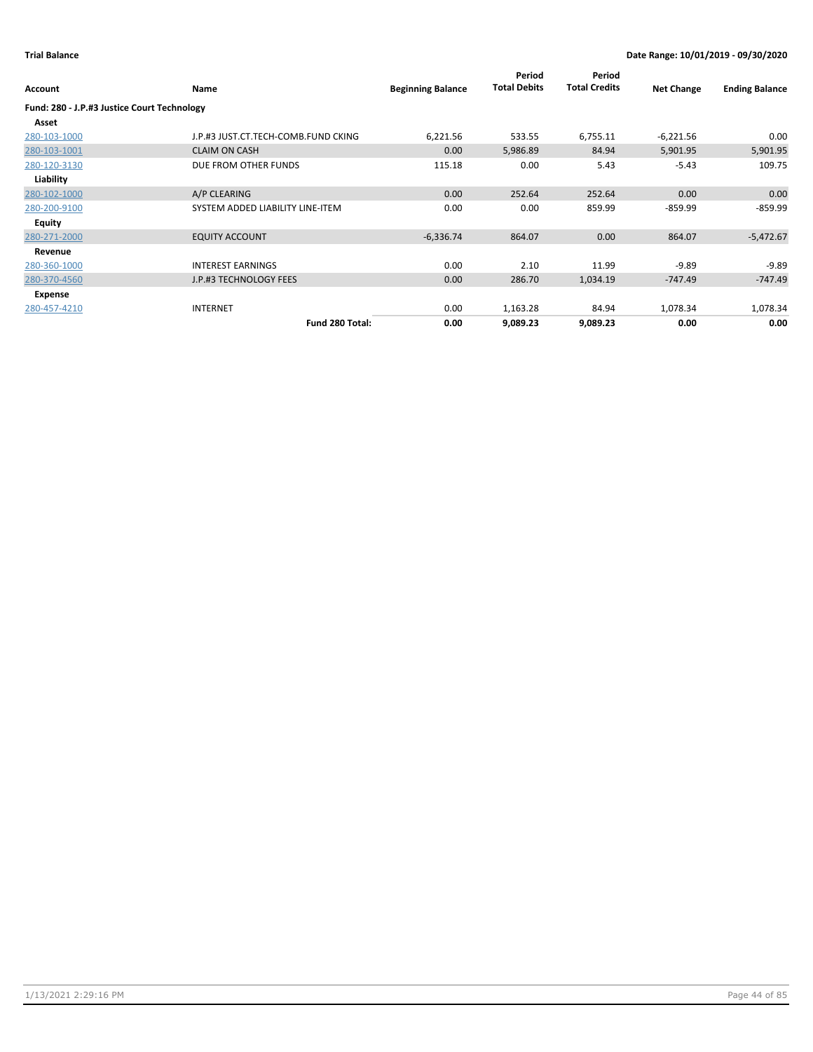**Trial Balance** | **Date Range: 10/01/2019 - 09/30/2020**

| Account | Name | Beginning Balance | Period Total Debits | Period Total Credits | Net Change | Ending Balance |
|---|---|---|---|---|---|---|
| **Fund: 280 - J.P.#3 Justice Court Technology** | | | | | | |
| **Asset** | | | | | | |
| 280-103-1000 | J.P.#3 JUST.CT.TECH-COMB.FUND CKING | 6,221.56 | 533.55 | 6,755.11 | -6,221.56 | 0.00 |
| 280-103-1001 | CLAIM ON CASH | 0.00 | 5,986.89 | 84.94 | 5,901.95 | 5,901.95 |
| 280-120-3130 | DUE FROM OTHER FUNDS | 115.18 | 0.00 | 5.43 | -5.43 | 109.75 |
| **Liability** | | | | | | |
| 280-102-1000 | A/P CLEARING | 0.00 | 252.64 | 252.64 | 0.00 | 0.00 |
| 280-200-9100 | SYSTEM ADDED LIABILITY LINE-ITEM | 0.00 | 0.00 | 859.99 | -859.99 | -859.99 |
| **Equity** | | | | | | |
| 280-271-2000 | EQUITY ACCOUNT | -6,336.74 | 864.07 | 0.00 | 864.07 | -5,472.67 |
| **Revenue** | | | | | | |
| 280-360-1000 | INTEREST EARNINGS | 0.00 | 2.10 | 11.99 | -9.89 | -9.89 |
| 280-370-4560 | J.P.#3 TECHNOLOGY FEES | 0.00 | 286.70 | 1,034.19 | -747.49 | -747.49 |
| **Expense** | | | | | | |
| 280-457-4210 | INTERNET | 0.00 | 1,163.28 | 84.94 | 1,078.34 | 1,078.34 |
| | **Fund 280 Total:** | **0.00** | **9,089.23** | **9,089.23** | **0.00** | **0.00** |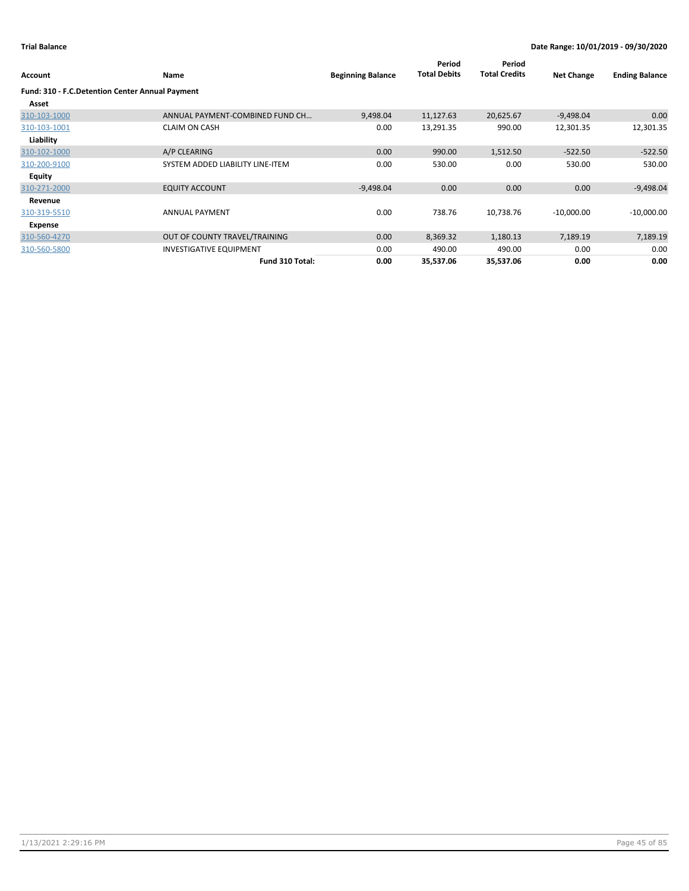**Trial Balance** **Date Range: 10/01/2019 - 09/30/2020**

| Account | Name | Beginning Balance | Period Total Debits | Period Total Credits | Net Change | Ending Balance |
|---|---|---|---|---|---|---|
| **Fund: 310 - F.C.Detention Center Annual Payment** | | | | | | |
| **Asset** | | | | | | |
| 310-103-1000 | ANNUAL PAYMENT-COMBINED FUND CH... | 9,498.04 | 11,127.63 | 20,625.67 | -9,498.04 | 0.00 |
| 310-103-1001 | CLAIM ON CASH | 0.00 | 13,291.35 | 990.00 | 12,301.35 | 12,301.35 |
| **Liability** | | | | | | |
| 310-102-1000 | A/P CLEARING | 0.00 | 990.00 | 1,512.50 | -522.50 | -522.50 |
| 310-200-9100 | SYSTEM ADDED LIABILITY LINE-ITEM | 0.00 | 530.00 | 0.00 | 530.00 | 530.00 |
| **Equity** | | | | | | |
| 310-271-2000 | EQUITY ACCOUNT | -9,498.04 | 0.00 | 0.00 | 0.00 | -9,498.04 |
| **Revenue** | | | | | | |
| 310-319-5510 | ANNUAL PAYMENT | 0.00 | 738.76 | 10,738.76 | -10,000.00 | -10,000.00 |
| **Expense** | | | | | | |
| 310-560-4270 | OUT OF COUNTY TRAVEL/TRAINING | 0.00 | 8,369.32 | 1,180.13 | 7,189.19 | 7,189.19 |
| 310-560-5800 | INVESTIGATIVE EQUIPMENT | 0.00 | 490.00 | 490.00 | 0.00 | 0.00 |
| | **Fund 310 Total:** | **0.00** | **35,537.06** | **35,537.06** | **0.00** | **0.00** |

1/13/2021 2:29:16 PM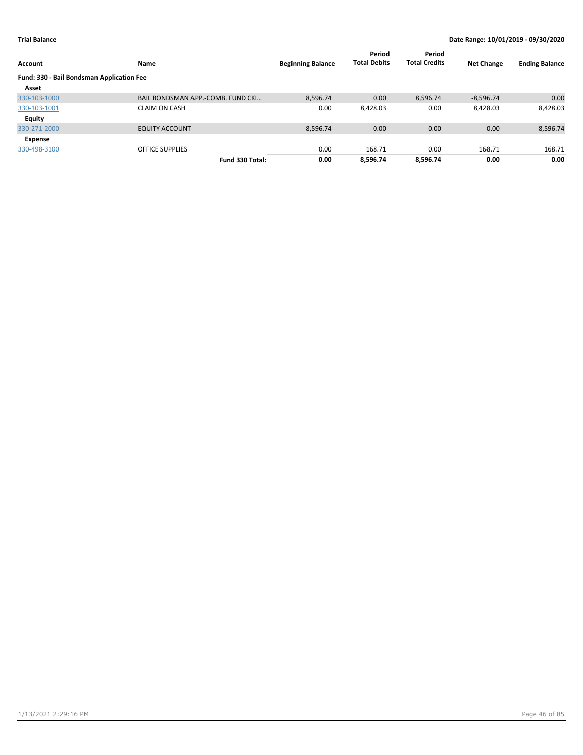**Trial Balance** **Date Range: 10/01/2019 - 09/30/2020**

| Account | Name | Beginning Balance | Period Total Debits | Period Total Credits | Net Change | Ending Balance |
|---|---|---|---|---|---|---|
| **Fund: 330 - Bail Bondsman Application Fee** | | | | | | |
| **Asset** | | | | | | |
| 330-103-1000 | BAIL BONDSMAN APP.-COMB. FUND CKI... | 8,596.74 | 0.00 | 8,596.74 | -8,596.74 | 0.00 |
| 330-103-1001 | CLAIM ON CASH | 0.00 | 8,428.03 | 0.00 | 8,428.03 | 8,428.03 |
| **Equity** | | | | | | |
| 330-271-2000 | EQUITY ACCOUNT | -8,596.74 | 0.00 | 0.00 | 0.00 | -8,596.74 |
| **Expense** | | | | | | |
| 330-498-3100 | OFFICE SUPPLIES | 0.00 | 168.71 | 0.00 | 168.71 | 168.71 |
| | **Fund 330 Total:** | **0.00** | **8,596.74** | **8,596.74** | **0.00** | **0.00** |

1/13/2021 2:29:16 PM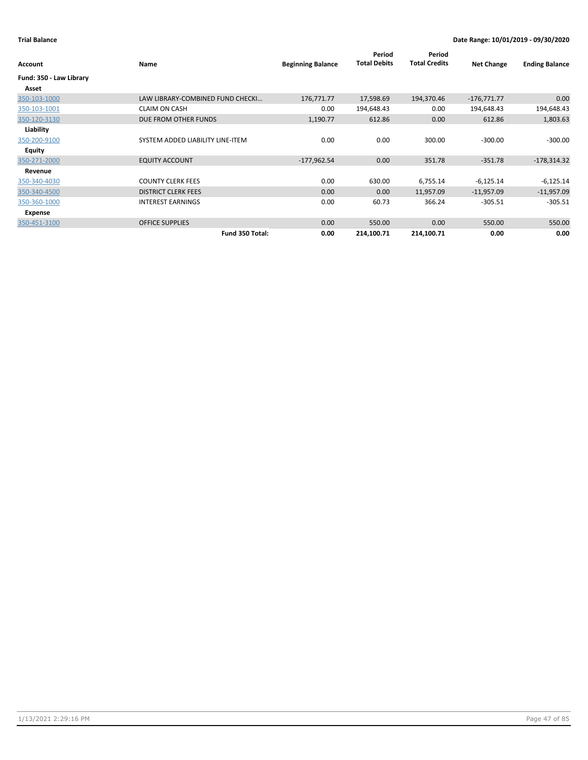**Trial Balance** **Date Range: 10/01/2019 - 09/30/2020**

| Account | Name | Beginning Balance | Period Total Debits | Period Total Credits | Net Change | Ending Balance |
|---|---|---|---|---|---|---|
| **Fund: 350 - Law Library** | | | | | | |
| **Asset** | | | | | | |
| 350-103-1000 | LAW LIBRARY-COMBINED FUND CHECKI… | 176,771.77 | 17,598.69 | 194,370.46 | -176,771.77 | 0.00 |
| 350-103-1001 | CLAIM ON CASH | 0.00 | 194,648.43 | 0.00 | 194,648.43 | 194,648.43 |
| 350-120-3130 | DUE FROM OTHER FUNDS | 1,190.77 | 612.86 | 0.00 | 612.86 | 1,803.63 |
| **Liability** | | | | | | |
| 350-200-9100 | SYSTEM ADDED LIABILITY LINE-ITEM | 0.00 | 0.00 | 300.00 | -300.00 | -300.00 |
| **Equity** | | | | | | |
| 350-271-2000 | EQUITY ACCOUNT | -177,962.54 | 0.00 | 351.78 | -351.78 | -178,314.32 |
| **Revenue** | | | | | | |
| 350-340-4030 | COUNTY CLERK FEES | 0.00 | 630.00 | 6,755.14 | -6,125.14 | -6,125.14 |
| 350-340-4500 | DISTRICT CLERK FEES | 0.00 | 0.00 | 11,957.09 | -11,957.09 | -11,957.09 |
| 350-360-1000 | INTEREST EARNINGS | 0.00 | 60.73 | 366.24 | -305.51 | -305.51 |
| **Expense** | | | | | | |
| 350-451-3100 | OFFICE SUPPLIES | 0.00 | 550.00 | 0.00 | 550.00 | 550.00 |
| | **Fund 350 Total:** | **0.00** | **214,100.71** | **214,100.71** | **0.00** | **0.00** |

1/13/2021 2:29:16 PM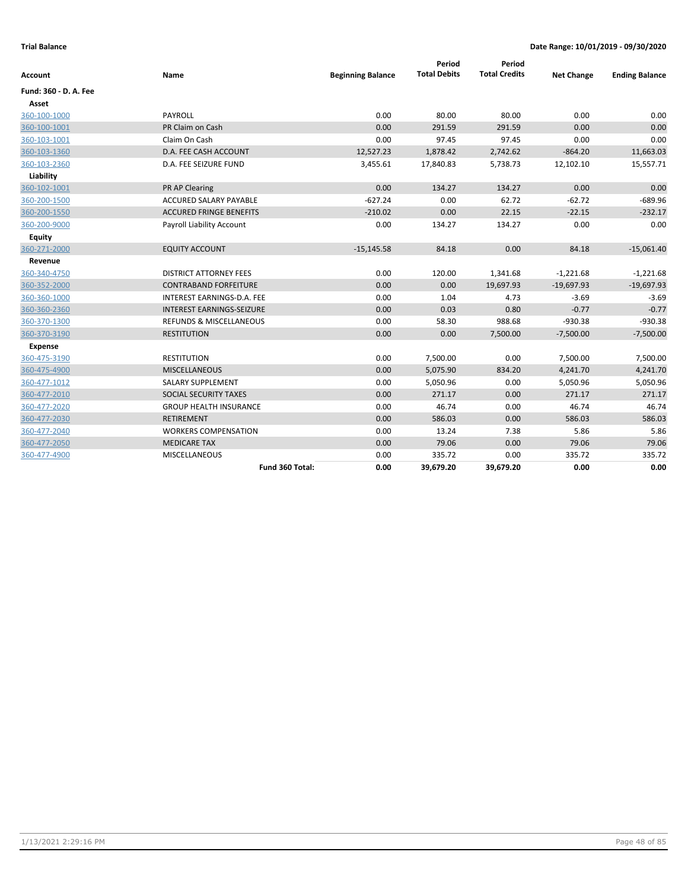**Trial Balance** **Date Range: 10/01/2019 - 09/30/2020**

| Account | Name | Beginning Balance | Period Total Debits | Period Total Credits | Net Change | Ending Balance |
|---|---|---|---|---|---|---|
| **Fund: 360 - D. A. Fee** | | | | | | |
| **Asset** | | | | | | |
| 360-100-1000 | PAYROLL | 0.00 | 80.00 | 80.00 | 0.00 | 0.00 |
| 360-100-1001 | PR Claim on Cash | 0.00 | 291.59 | 291.59 | 0.00 | 0.00 |
| 360-103-1001 | Claim On Cash | 0.00 | 97.45 | 97.45 | 0.00 | 0.00 |
| 360-103-1360 | D.A. FEE CASH ACCOUNT | 12,527.23 | 1,878.42 | 2,742.62 | -864.20 | 11,663.03 |
| 360-103-2360 | D.A. FEE SEIZURE FUND | 3,455.61 | 17,840.83 | 5,738.73 | 12,102.10 | 15,557.71 |
| **Liability** | | | | | | |
| 360-102-1001 | PR AP Clearing | 0.00 | 134.27 | 134.27 | 0.00 | 0.00 |
| 360-200-1500 | ACCURED SALARY PAYABLE | -627.24 | 0.00 | 62.72 | -62.72 | -689.96 |
| 360-200-1550 | ACCURED FRINGE BENEFITS | -210.02 | 0.00 | 22.15 | -22.15 | -232.17 |
| 360-200-9000 | Payroll Liability Account | 0.00 | 134.27 | 134.27 | 0.00 | 0.00 |
| **Equity** | | | | | | |
| 360-271-2000 | EQUITY ACCOUNT | -15,145.58 | 84.18 | 0.00 | 84.18 | -15,061.40 |
| **Revenue** | | | | | | |
| 360-340-4750 | DISTRICT ATTORNEY FEES | 0.00 | 120.00 | 1,341.68 | -1,221.68 | -1,221.68 |
| 360-352-2000 | CONTRABAND FORFEITURE | 0.00 | 0.00 | 19,697.93 | -19,697.93 | -19,697.93 |
| 360-360-1000 | INTEREST EARNINGS-D.A. FEE | 0.00 | 1.04 | 4.73 | -3.69 | -3.69 |
| 360-360-2360 | INTEREST EARNINGS-SEIZURE | 0.00 | 0.03 | 0.80 | -0.77 | -0.77 |
| 360-370-1300 | REFUNDS & MISCELLANEOUS | 0.00 | 58.30 | 988.68 | -930.38 | -930.38 |
| 360-370-3190 | RESTITUTION | 0.00 | 0.00 | 7,500.00 | -7,500.00 | -7,500.00 |
| **Expense** | | | | | | |
| 360-475-3190 | RESTITUTION | 0.00 | 7,500.00 | 0.00 | 7,500.00 | 7,500.00 |
| 360-475-4900 | MISCELLANEOUS | 0.00 | 5,075.90 | 834.20 | 4,241.70 | 4,241.70 |
| 360-477-1012 | SALARY SUPPLEMENT | 0.00 | 5,050.96 | 0.00 | 5,050.96 | 5,050.96 |
| 360-477-2010 | SOCIAL SECURITY TAXES | 0.00 | 271.17 | 0.00 | 271.17 | 271.17 |
| 360-477-2020 | GROUP HEALTH INSURANCE | 0.00 | 46.74 | 0.00 | 46.74 | 46.74 |
| 360-477-2030 | RETIREMENT | 0.00 | 586.03 | 0.00 | 586.03 | 586.03 |
| 360-477-2040 | WORKERS COMPENSATION | 0.00 | 13.24 | 7.38 | 5.86 | 5.86 |
| 360-477-2050 | MEDICARE TAX | 0.00 | 79.06 | 0.00 | 79.06 | 79.06 |
| 360-477-4900 | MISCELLANEOUS | 0.00 | 335.72 | 0.00 | 335.72 | 335.72 |
| | **Fund 360 Total:** | **0.00** | **39,679.20** | **39,679.20** | **0.00** | **0.00** |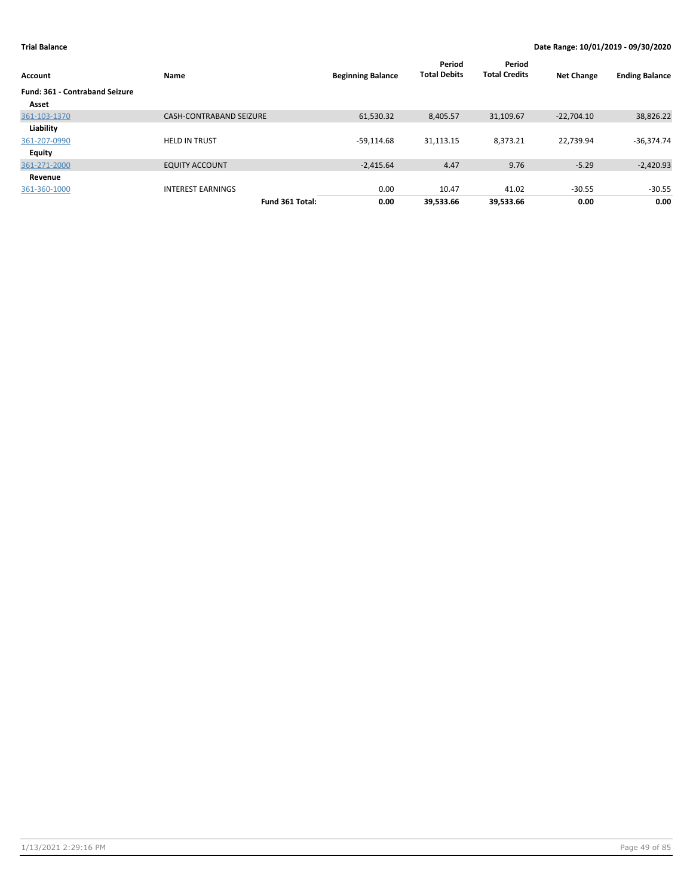**Trial Balance** **Date Range: 10/01/2019 - 09/30/2020**

| Account | Name | Beginning Balance | Period Total Debits | Period Total Credits | Net Change | Ending Balance |
|---|---|---|---|---|---|---|
| **Fund: 361 - Contraband Seizure** | | | | | | |
| **Asset** | | | | | | |
| 361-103-1370 | CASH-CONTRABAND SEIZURE | 61,530.32 | 8,405.57 | 31,109.67 | -22,704.10 | 38,826.22 |
| **Liability** | | | | | | |
| 361-207-0990 | HELD IN TRUST | -59,114.68 | 31,113.15 | 8,373.21 | 22,739.94 | -36,374.74 |
| **Equity** | | | | | | |
| 361-271-2000 | EQUITY ACCOUNT | -2,415.64 | 4.47 | 9.76 | -5.29 | -2,420.93 |
| **Revenue** | | | | | | |
| 361-360-1000 | INTEREST EARNINGS | 0.00 | 10.47 | 41.02 | -30.55 | -30.55 |
| | **Fund 361 Total:** | **0.00** | **39,533.66** | **39,533.66** | **0.00** | **0.00** |

1/13/2021 2:29:16 PM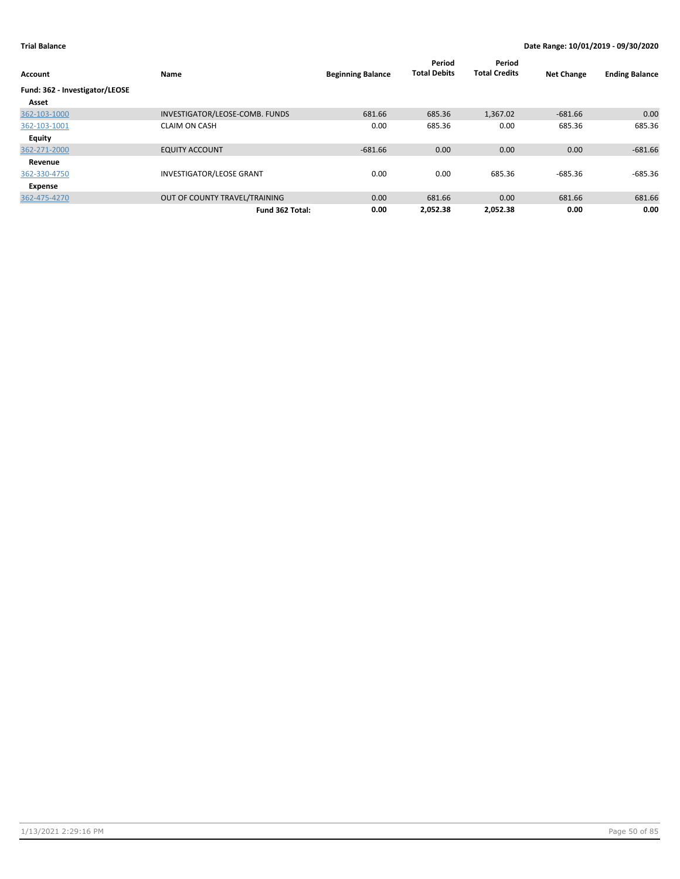**Trial Balance** **Date Range: 10/01/2019 - 09/30/2020**

| Account | Name | Beginning Balance | Period Total Debits | Period Total Credits | Net Change | Ending Balance |
|---|---|---|---|---|---|---|
| **Fund: 362 - Investigator/LEOSE** | | | | | | |
| **Asset** | | | | | | |
| 362-103-1000 | INVESTIGATOR/LEOSE-COMB. FUNDS | 681.66 | 685.36 | 1,367.02 | -681.66 | 0.00 |
| 362-103-1001 | CLAIM ON CASH | 0.00 | 685.36 | 0.00 | 685.36 | 685.36 |
| **Equity** | | | | | | |
| 362-271-2000 | EQUITY ACCOUNT | -681.66 | 0.00 | 0.00 | 0.00 | -681.66 |
| **Revenue** | | | | | | |
| 362-330-4750 | INVESTIGATOR/LEOSE GRANT | 0.00 | 0.00 | 685.36 | -685.36 | -685.36 |
| **Expense** | | | | | | |
| 362-475-4270 | OUT OF COUNTY TRAVEL/TRAINING | 0.00 | 681.66 | 0.00 | 681.66 | 681.66 |
| | **Fund 362 Total:** | **0.00** | **2,052.38** | **2,052.38** | **0.00** | **0.00** |

1/13/2021 2:29:16 PM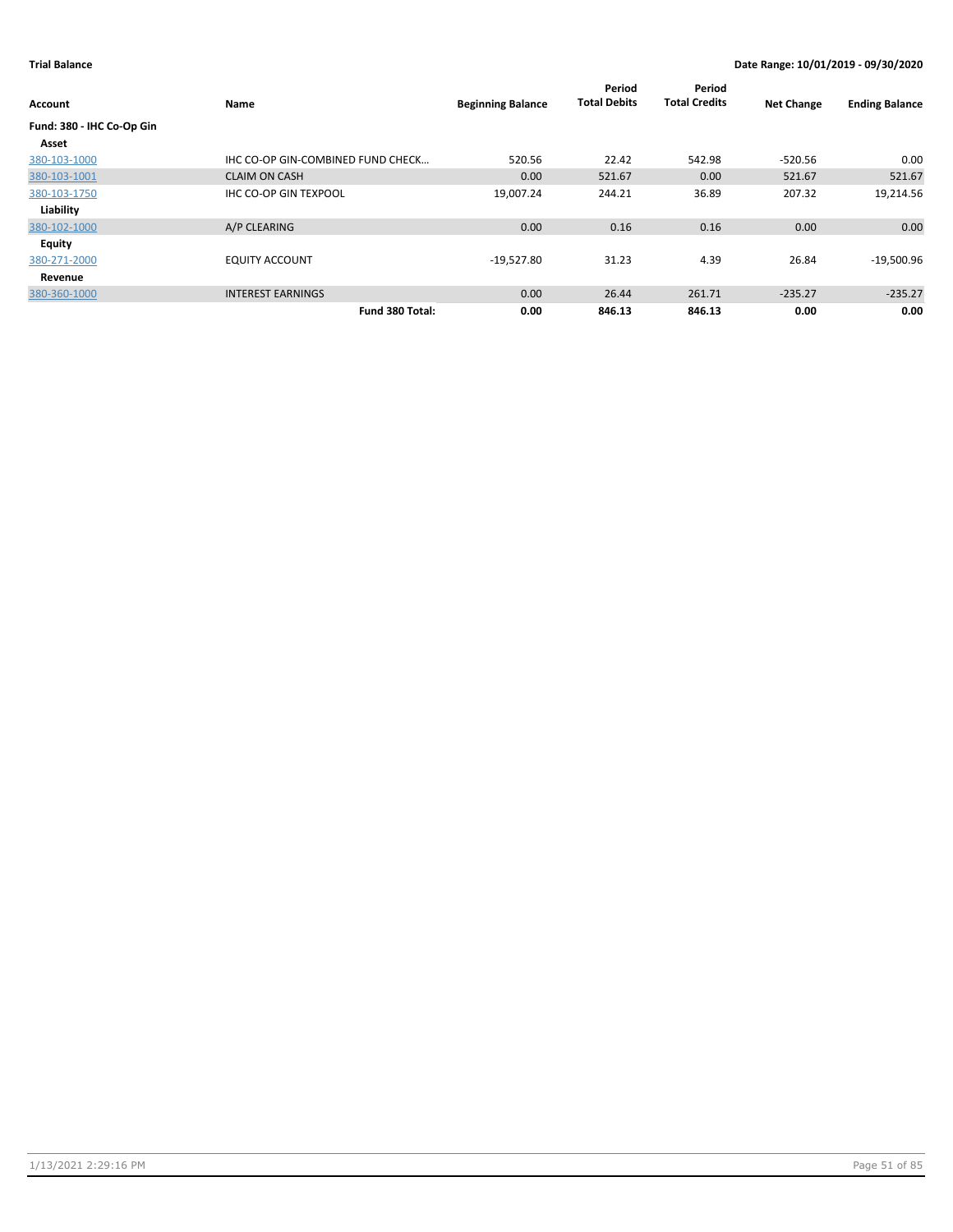**Trial Balance** **Date Range: 10/01/2019 - 09/30/2020**

| Account | Name | Beginning Balance | Period Total Debits | Period Total Credits | Net Change | Ending Balance |
|---|---|---|---|---|---|---|
| **Fund: 380 - IHC Co-Op Gin** | | | | | | |
| **Asset** | | | | | | |
| 380-103-1000 | IHC CO-OP GIN-COMBINED FUND CHECK… | 520.56 | 22.42 | 542.98 | -520.56 | 0.00 |
| 380-103-1001 | CLAIM ON CASH | 0.00 | 521.67 | 0.00 | 521.67 | 521.67 |
| 380-103-1750 | IHC CO-OP GIN TEXPOOL | 19,007.24 | 244.21 | 36.89 | 207.32 | 19,214.56 |
| **Liability** | | | | | | |
| 380-102-1000 | A/P CLEARING | 0.00 | 0.16 | 0.16 | 0.00 | 0.00 |
| **Equity** | | | | | | |
| 380-271-2000 | EQUITY ACCOUNT | -19,527.80 | 31.23 | 4.39 | 26.84 | -19,500.96 |
| **Revenue** | | | | | | |
| 380-360-1000 | INTEREST EARNINGS | 0.00 | 26.44 | 261.71 | -235.27 | -235.27 |
| | **Fund 380 Total:** | **0.00** | **846.13** | **846.13** | **0.00** | **0.00** |

1/13/2021 2:29:16 PM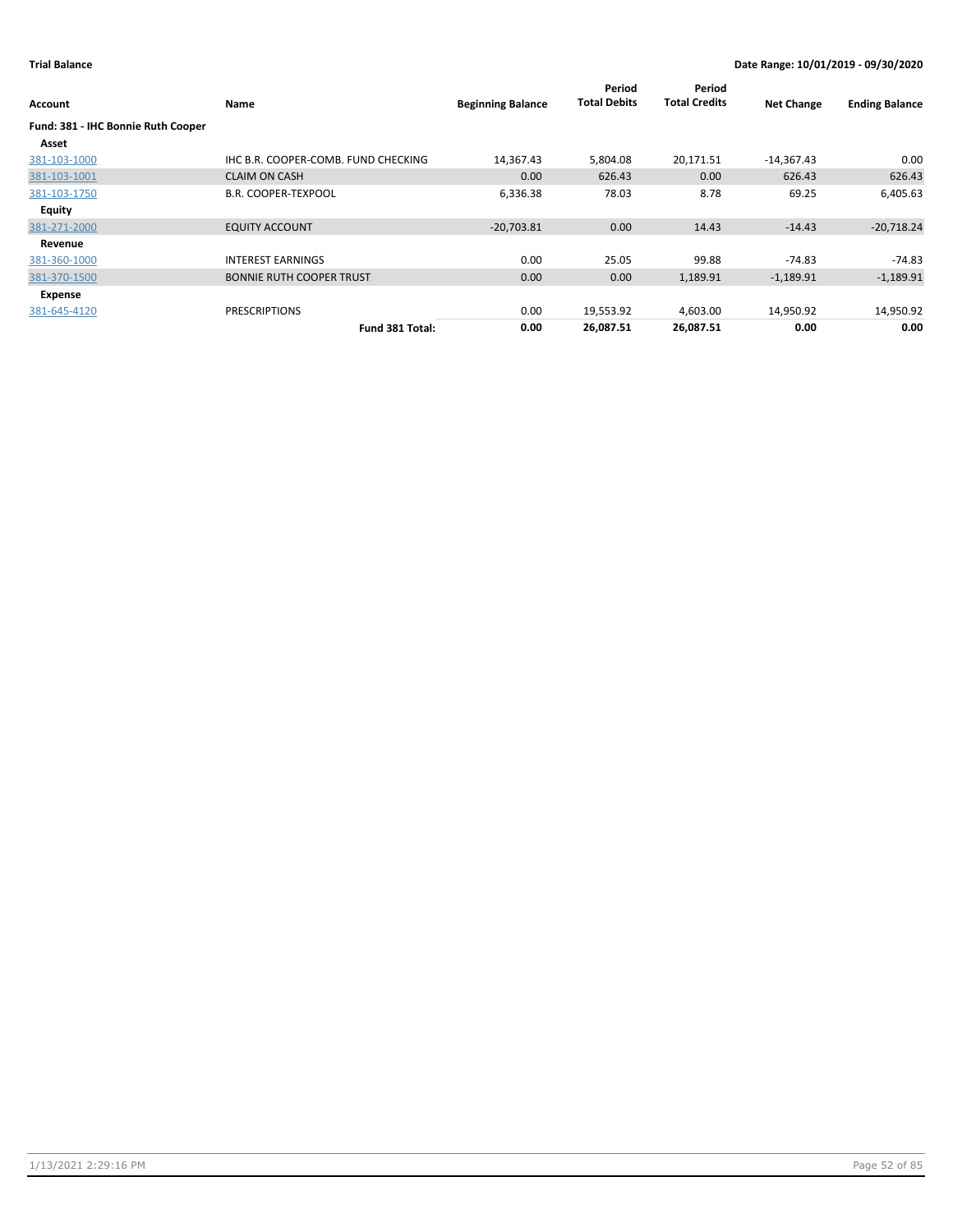**Trial Balance** — Date Range: 10/01/2019 - 09/30/2020

| Account | Name | Beginning Balance | Period Total Debits | Period Total Credits | Net Change | Ending Balance |
|---|---|---|---|---|---|---|
| **Fund: 381 - IHC Bonnie Ruth Cooper** | | | | | | |
| **Asset** | | | | | | |
| 381-103-1000 | IHC B.R. COOPER-COMB. FUND CHECKING | 14,367.43 | 5,804.08 | 20,171.51 | -14,367.43 | 0.00 |
| 381-103-1001 | CLAIM ON CASH | 0.00 | 626.43 | 0.00 | 626.43 | 626.43 |
| 381-103-1750 | B.R. COOPER-TEXPOOL | 6,336.38 | 78.03 | 8.78 | 69.25 | 6,405.63 |
| **Equity** | | | | | | |
| 381-271-2000 | EQUITY ACCOUNT | -20,703.81 | 0.00 | 14.43 | -14.43 | -20,718.24 |
| **Revenue** | | | | | | |
| 381-360-1000 | INTEREST EARNINGS | 0.00 | 25.05 | 99.88 | -74.83 | -74.83 |
| 381-370-1500 | BONNIE RUTH COOPER TRUST | 0.00 | 0.00 | 1,189.91 | -1,189.91 | -1,189.91 |
| **Expense** | | | | | | |
| 381-645-4120 | PRESCRIPTIONS | 0.00 | 19,553.92 | 4,603.00 | 14,950.92 | 14,950.92 |
| | **Fund 381 Total:** | **0.00** | **26,087.51** | **26,087.51** | **0.00** | **0.00** |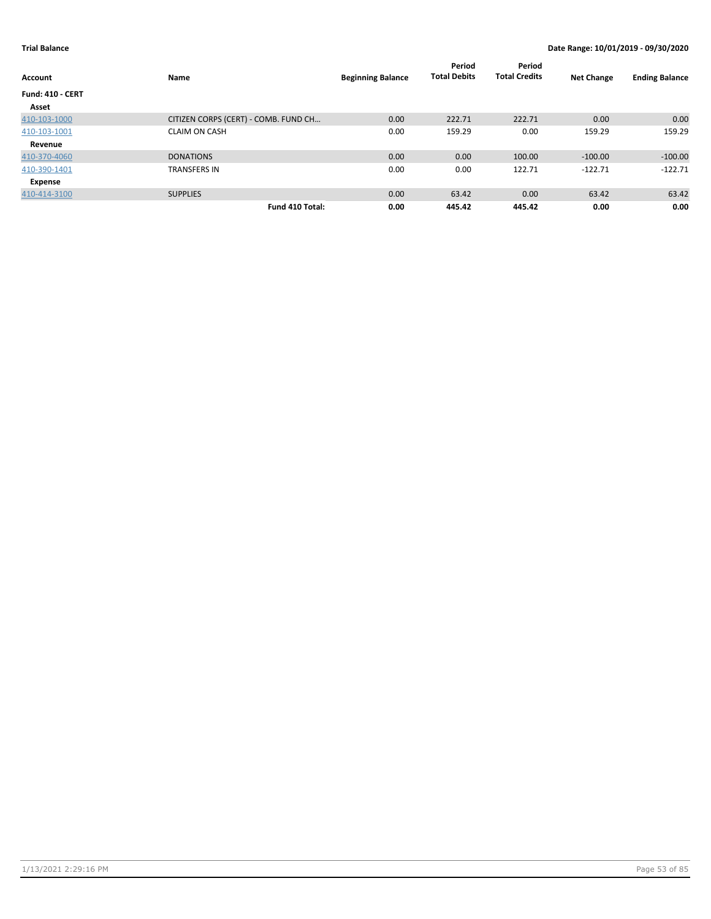**Trial Balance** | **Date Range: 10/01/2019 - 09/30/2020**

| Account | Name | Beginning Balance | Period Total Debits | Period Total Credits | Net Change | Ending Balance |
|---|---|---|---|---|---|---|
| **Fund: 410 - CERT** | | | | | | |
| **Asset** | | | | | | |
| 410-103-1000 | CITIZEN CORPS (CERT) - COMB. FUND CH… | 0.00 | 222.71 | 222.71 | 0.00 | 0.00 |
| 410-103-1001 | CLAIM ON CASH | 0.00 | 159.29 | 0.00 | 159.29 | 159.29 |
| **Revenue** | | | | | | |
| 410-370-4060 | DONATIONS | 0.00 | 0.00 | 100.00 | -100.00 | -100.00 |
| 410-390-1401 | TRANSFERS IN | 0.00 | 0.00 | 122.71 | -122.71 | -122.71 |
| **Expense** | | | | | | |
| 410-414-3100 | SUPPLIES | 0.00 | 63.42 | 0.00 | 63.42 | 63.42 |
| | **Fund 410 Total:** | **0.00** | **445.42** | **445.42** | **0.00** | **0.00** |

1/13/2021 2:29:16 PM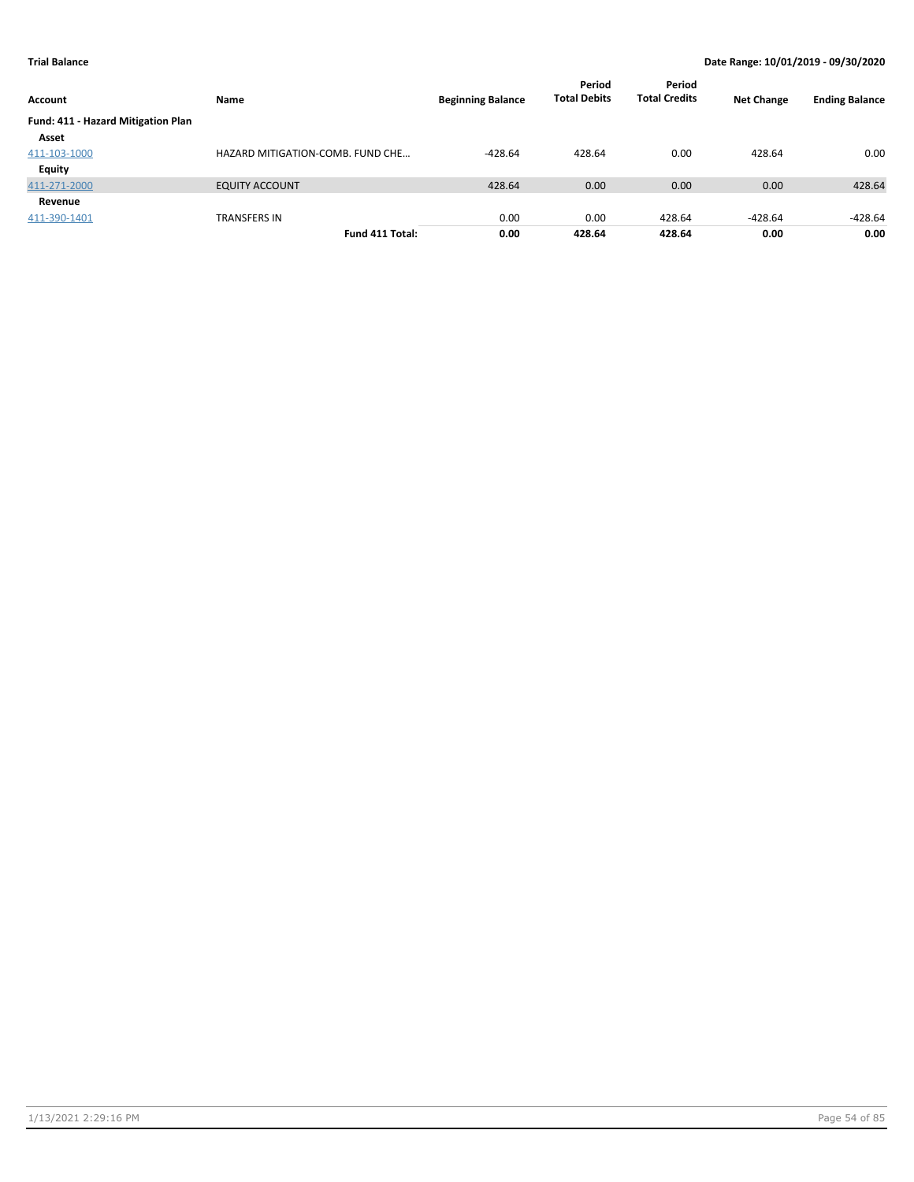**Trial Balance** | **Date Range: 10/01/2019 - 09/30/2020**

| Account | Name | Beginning Balance | Period Total Debits | Period Total Credits | Net Change | Ending Balance |
|---|---|---|---|---|---|---|
| **Fund: 411 - Hazard Mitigation Plan** | | | | | | |
| **Asset** | | | | | | |
| 411-103-1000 | HAZARD MITIGATION-COMB. FUND CHE… | -428.64 | 428.64 | 0.00 | 428.64 | 0.00 |
| **Equity** | | | | | | |
| 411-271-2000 | EQUITY ACCOUNT | 428.64 | 0.00 | 0.00 | 0.00 | 428.64 |
| **Revenue** | | | | | | |
| 411-390-1401 | TRANSFERS IN | 0.00 | 0.00 | 428.64 | -428.64 | -428.64 |
| | **Fund 411 Total:** | **0.00** | **428.64** | **428.64** | **0.00** | **0.00** |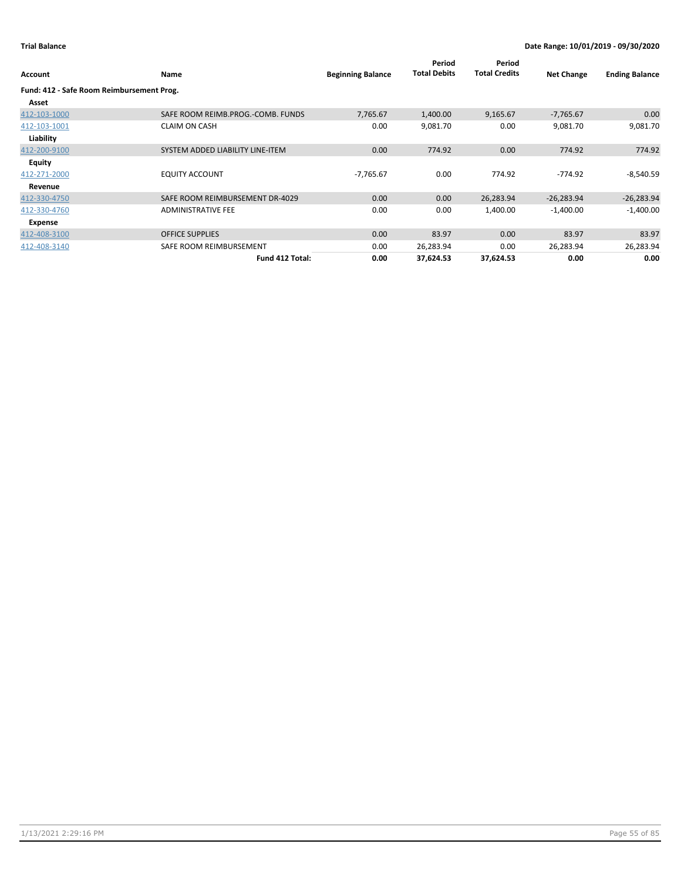**Trial Balance** **Date Range: 10/01/2019 - 09/30/2020**

| Account | Name | Beginning Balance | Period Total Debits | Period Total Credits | Net Change | Ending Balance |
|---|---|---|---|---|---|---|
| **Fund: 412 - Safe Room Reimbursement Prog.** | | | | | | |
| **Asset** | | | | | | |
| 412-103-1000 | SAFE ROOM REIMB.PROG.-COMB. FUNDS | 7,765.67 | 1,400.00 | 9,165.67 | -7,765.67 | 0.00 |
| 412-103-1001 | CLAIM ON CASH | 0.00 | 9,081.70 | 0.00 | 9,081.70 | 9,081.70 |
| **Liability** | | | | | | |
| 412-200-9100 | SYSTEM ADDED LIABILITY LINE-ITEM | 0.00 | 774.92 | 0.00 | 774.92 | 774.92 |
| **Equity** | | | | | | |
| 412-271-2000 | EQUITY ACCOUNT | -7,765.67 | 0.00 | 774.92 | -774.92 | -8,540.59 |
| **Revenue** | | | | | | |
| 412-330-4750 | SAFE ROOM REIMBURSEMENT DR-4029 | 0.00 | 0.00 | 26,283.94 | -26,283.94 | -26,283.94 |
| 412-330-4760 | ADMINISTRATIVE FEE | 0.00 | 0.00 | 1,400.00 | -1,400.00 | -1,400.00 |
| **Expense** | | | | | | |
| 412-408-3100 | OFFICE SUPPLIES | 0.00 | 83.97 | 0.00 | 83.97 | 83.97 |
| 412-408-3140 | SAFE ROOM REIMBURSEMENT | 0.00 | 26,283.94 | 0.00 | 26,283.94 | 26,283.94 |
| | **Fund 412 Total:** | **0.00** | **37,624.53** | **37,624.53** | **0.00** | **0.00** |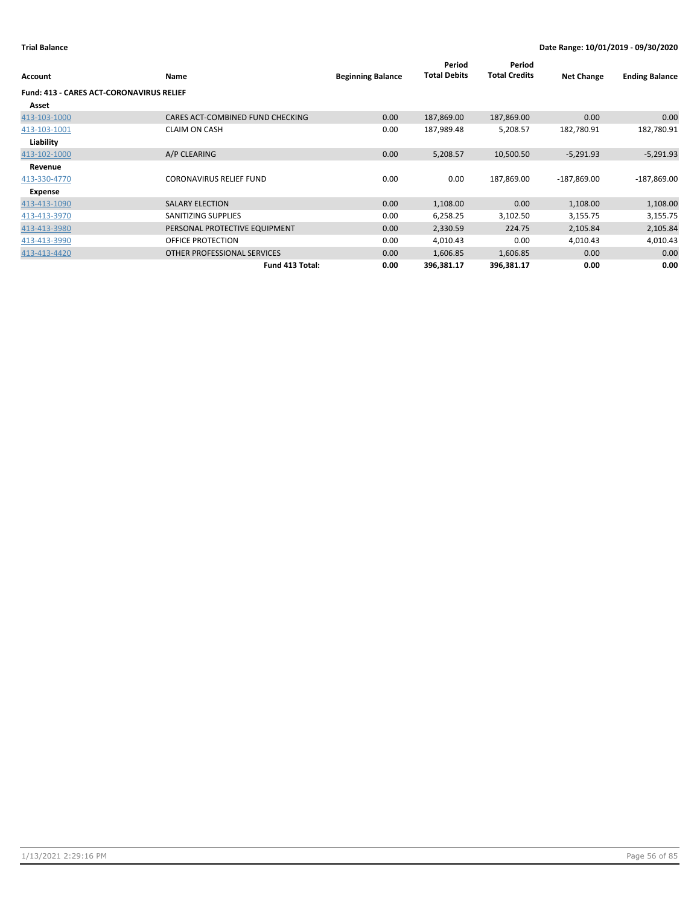**Trial Balance** — **Date Range: 10/01/2019 - 09/30/2020**

| Account | Name | Beginning Balance | Period Total Debits | Period Total Credits | Net Change | Ending Balance |
|---|---|---|---|---|---|---|
| **Fund: 413 - CARES ACT-CORONAVIRUS RELIEF** | | | | | | |
| **Asset** | | | | | | |
| 413-103-1000 | CARES ACT-COMBINED FUND CHECKING | 0.00 | 187,869.00 | 187,869.00 | 0.00 | 0.00 |
| 413-103-1001 | CLAIM ON CASH | 0.00 | 187,989.48 | 5,208.57 | 182,780.91 | 182,780.91 |
| **Liability** | | | | | | |
| 413-102-1000 | A/P CLEARING | 0.00 | 5,208.57 | 10,500.50 | -5,291.93 | -5,291.93 |
| **Revenue** | | | | | | |
| 413-330-4770 | CORONAVIRUS RELIEF FUND | 0.00 | 0.00 | 187,869.00 | -187,869.00 | -187,869.00 |
| **Expense** | | | | | | |
| 413-413-1090 | SALARY ELECTION | 0.00 | 1,108.00 | 0.00 | 1,108.00 | 1,108.00 |
| 413-413-3970 | SANITIZING SUPPLIES | 0.00 | 6,258.25 | 3,102.50 | 3,155.75 | 3,155.75 |
| 413-413-3980 | PERSONAL PROTECTIVE EQUIPMENT | 0.00 | 2,330.59 | 224.75 | 2,105.84 | 2,105.84 |
| 413-413-3990 | OFFICE PROTECTION | 0.00 | 4,010.43 | 0.00 | 4,010.43 | 4,010.43 |
| 413-413-4420 | OTHER PROFESSIONAL SERVICES | 0.00 | 1,606.85 | 1,606.85 | 0.00 | 0.00 |
| | **Fund 413 Total:** | **0.00** | **396,381.17** | **396,381.17** | **0.00** | **0.00** |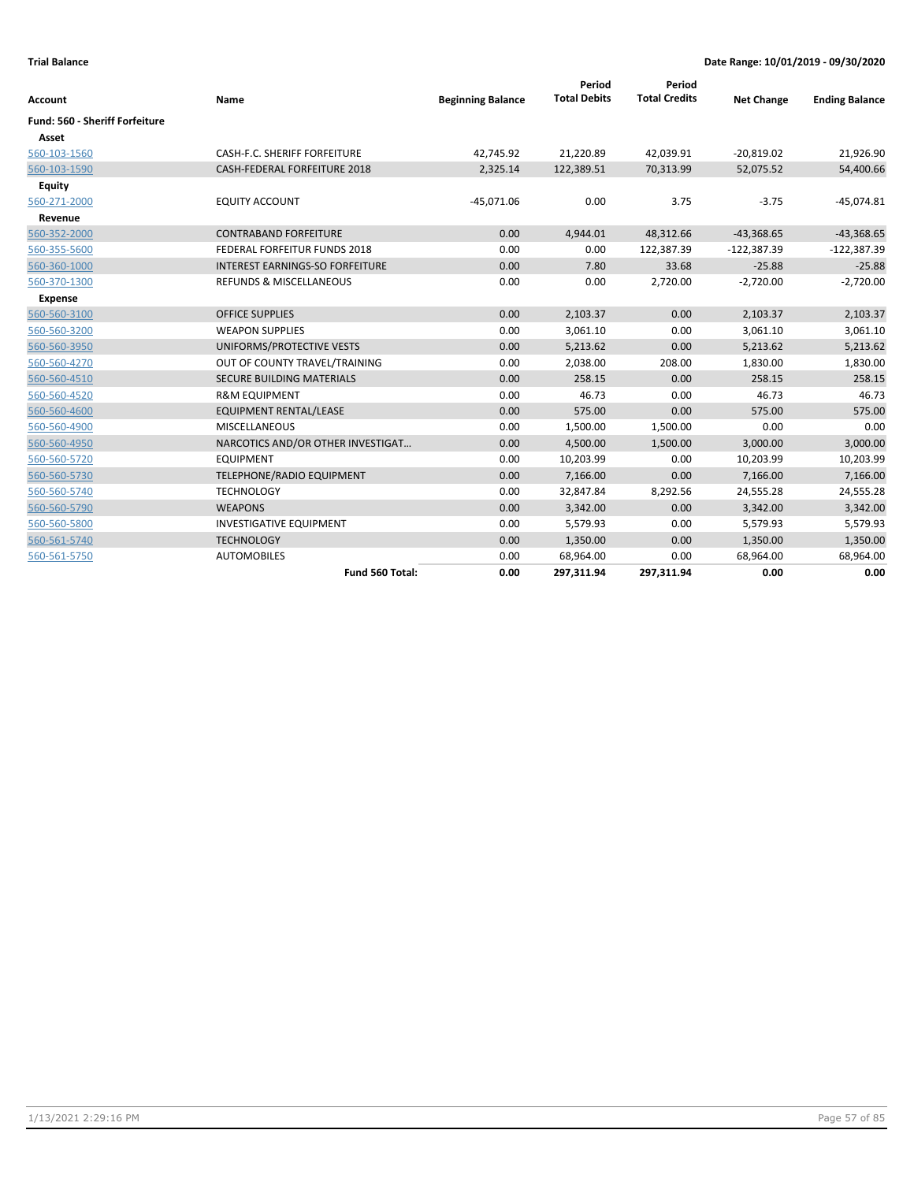**Trial Balance** **Date Range: 10/01/2019 - 09/30/2020**

| Account | Name | Beginning Balance | Period Total Debits | Period Total Credits | Net Change | Ending Balance |
|---|---|---|---|---|---|---|
| **Fund: 560 - Sheriff Forfeiture** | | | | | | |
| **Asset** | | | | | | |
| 560-103-1560 | CASH-F.C. SHERIFF FORFEITURE | 42,745.92 | 21,220.89 | 42,039.91 | -20,819.02 | 21,926.90 |
| 560-103-1590 | CASH-FEDERAL FORFEITURE 2018 | 2,325.14 | 122,389.51 | 70,313.99 | 52,075.52 | 54,400.66 |
| **Equity** | | | | | | |
| 560-271-2000 | EQUITY ACCOUNT | -45,071.06 | 0.00 | 3.75 | -3.75 | -45,074.81 |
| **Revenue** | | | | | | |
| 560-352-2000 | CONTRABAND FORFEITURE | 0.00 | 4,944.01 | 48,312.66 | -43,368.65 | -43,368.65 |
| 560-355-5600 | FEDERAL FORFEITUR FUNDS 2018 | 0.00 | 0.00 | 122,387.39 | -122,387.39 | -122,387.39 |
| 560-360-1000 | INTEREST EARNINGS-SO FORFEITURE | 0.00 | 7.80 | 33.68 | -25.88 | -25.88 |
| 560-370-1300 | REFUNDS & MISCELLANEOUS | 0.00 | 0.00 | 2,720.00 | -2,720.00 | -2,720.00 |
| **Expense** | | | | | | |
| 560-560-3100 | OFFICE SUPPLIES | 0.00 | 2,103.37 | 0.00 | 2,103.37 | 2,103.37 |
| 560-560-3200 | WEAPON SUPPLIES | 0.00 | 3,061.10 | 0.00 | 3,061.10 | 3,061.10 |
| 560-560-3950 | UNIFORMS/PROTECTIVE VESTS | 0.00 | 5,213.62 | 0.00 | 5,213.62 | 5,213.62 |
| 560-560-4270 | OUT OF COUNTY TRAVEL/TRAINING | 0.00 | 2,038.00 | 208.00 | 1,830.00 | 1,830.00 |
| 560-560-4510 | SECURE BUILDING MATERIALS | 0.00 | 258.15 | 0.00 | 258.15 | 258.15 |
| 560-560-4520 | R&M EQUIPMENT | 0.00 | 46.73 | 0.00 | 46.73 | 46.73 |
| 560-560-4600 | EQUIPMENT RENTAL/LEASE | 0.00 | 575.00 | 0.00 | 575.00 | 575.00 |
| 560-560-4900 | MISCELLANEOUS | 0.00 | 1,500.00 | 1,500.00 | 0.00 | 0.00 |
| 560-560-4950 | NARCOTICS AND/OR OTHER INVESTIGAT... | 0.00 | 4,500.00 | 1,500.00 | 3,000.00 | 3,000.00 |
| 560-560-5720 | EQUIPMENT | 0.00 | 10,203.99 | 0.00 | 10,203.99 | 10,203.99 |
| 560-560-5730 | TELEPHONE/RADIO EQUIPMENT | 0.00 | 7,166.00 | 0.00 | 7,166.00 | 7,166.00 |
| 560-560-5740 | TECHNOLOGY | 0.00 | 32,847.84 | 8,292.56 | 24,555.28 | 24,555.28 |
| 560-560-5790 | WEAPONS | 0.00 | 3,342.00 | 0.00 | 3,342.00 | 3,342.00 |
| 560-560-5800 | INVESTIGATIVE EQUIPMENT | 0.00 | 5,579.93 | 0.00 | 5,579.93 | 5,579.93 |
| 560-561-5740 | TECHNOLOGY | 0.00 | 1,350.00 | 0.00 | 1,350.00 | 1,350.00 |
| 560-561-5750 | AUTOMOBILES | 0.00 | 68,964.00 | 0.00 | 68,964.00 | 68,964.00 |
| | **Fund 560 Total:** | **0.00** | **297,311.94** | **297,311.94** | **0.00** | **0.00** |

1/13/2021 2:29:16 PM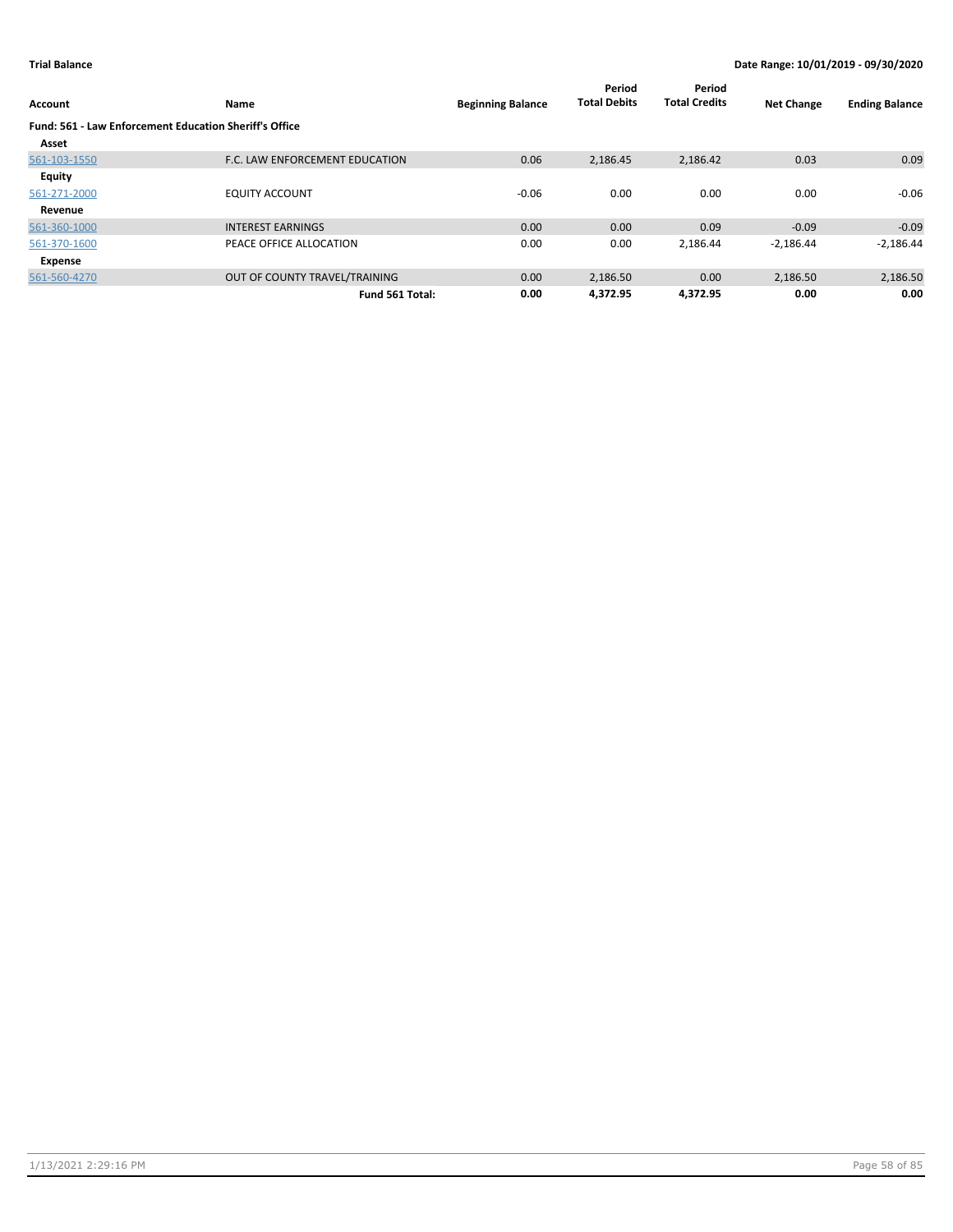**Trial Balance** **Date Range: 10/01/2019 - 09/30/2020**

| Account | Name | Beginning Balance | Period Total Debits | Period Total Credits | Net Change | Ending Balance |
|---|---|---|---|---|---|---|
| **Fund: 561 - Law Enforcement Education Sheriff's Office** | | | | | | |
| **Asset** | | | | | | |
| 561-103-1550 | F.C. LAW ENFORCEMENT EDUCATION | 0.06 | 2,186.45 | 2,186.42 | 0.03 | 0.09 |
| **Equity** | | | | | | |
| 561-271-2000 | EQUITY ACCOUNT | -0.06 | 0.00 | 0.00 | 0.00 | -0.06 |
| **Revenue** | | | | | | |
| 561-360-1000 | INTEREST EARNINGS | 0.00 | 0.00 | 0.09 | -0.09 | -0.09 |
| 561-370-1600 | PEACE OFFICE ALLOCATION | 0.00 | 0.00 | 2,186.44 | -2,186.44 | -2,186.44 |
| **Expense** | | | | | | |
| 561-560-4270 | OUT OF COUNTY TRAVEL/TRAINING | 0.00 | 2,186.50 | 0.00 | 2,186.50 | 2,186.50 |
| | **Fund 561 Total:** | **0.00** | **4,372.95** | **4,372.95** | **0.00** | **0.00** |

1/13/2021 2:29:16 PM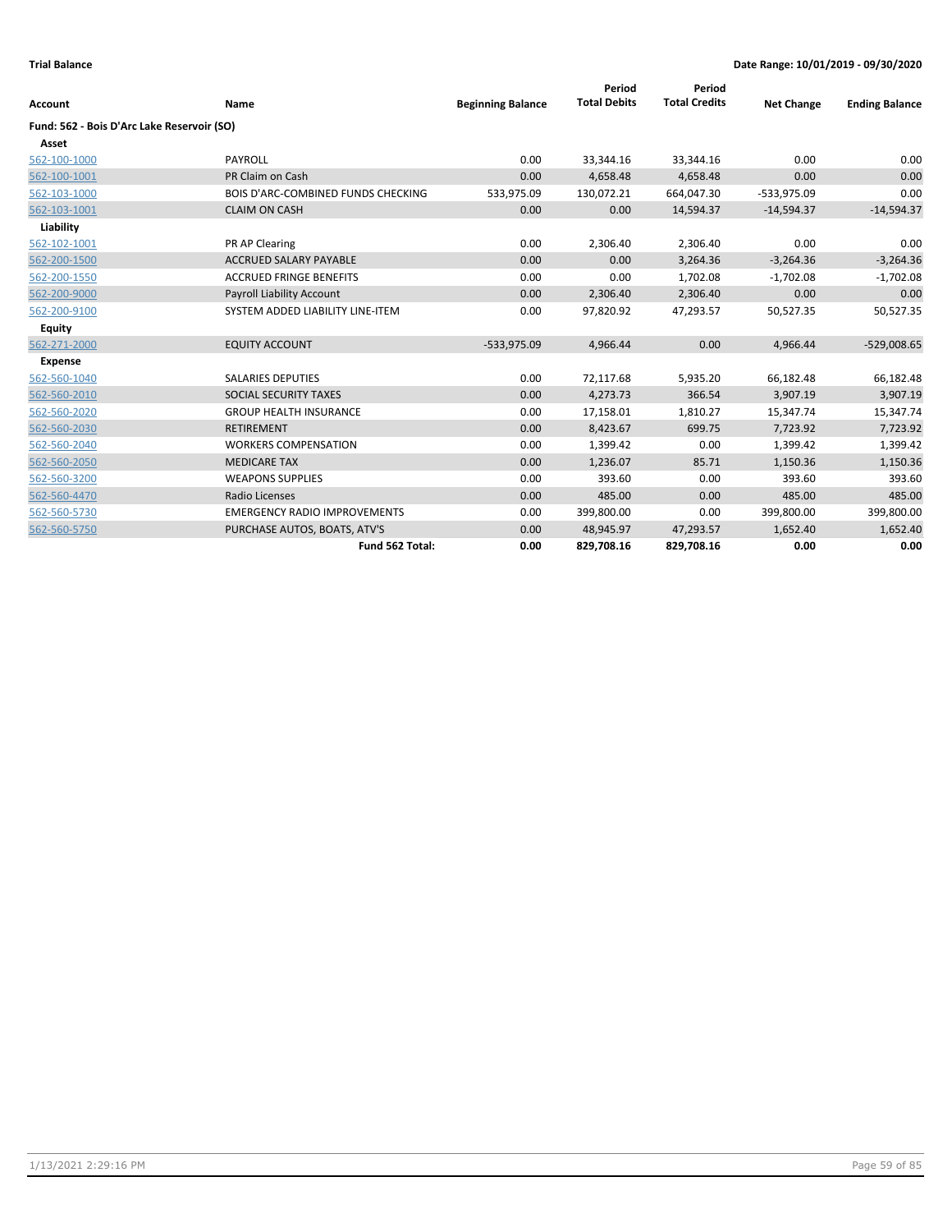**Trial Balance** **Date Range: 10/01/2019 - 09/30/2020**

| Account | Name | Beginning Balance | Period Total Debits | Period Total Credits | Net Change | Ending Balance |
|---|---|---|---|---|---|---|
| **Fund: 562 - Bois D'Arc Lake Reservoir (SO)** | | | | | | |
| **Asset** | | | | | | |
| 562-100-1000 | PAYROLL | 0.00 | 33,344.16 | 33,344.16 | 0.00 | 0.00 |
| 562-100-1001 | PR Claim on Cash | 0.00 | 4,658.48 | 4,658.48 | 0.00 | 0.00 |
| 562-103-1000 | BOIS D'ARC-COMBINED FUNDS CHECKING | 533,975.09 | 130,072.21 | 664,047.30 | -533,975.09 | 0.00 |
| 562-103-1001 | CLAIM ON CASH | 0.00 | 0.00 | 14,594.37 | -14,594.37 | -14,594.37 |
| **Liability** | | | | | | |
| 562-102-1001 | PR AP Clearing | 0.00 | 2,306.40 | 2,306.40 | 0.00 | 0.00 |
| 562-200-1500 | ACCRUED SALARY PAYABLE | 0.00 | 0.00 | 3,264.36 | -3,264.36 | -3,264.36 |
| 562-200-1550 | ACCRUED FRINGE BENEFITS | 0.00 | 0.00 | 1,702.08 | -1,702.08 | -1,702.08 |
| 562-200-9000 | Payroll Liability Account | 0.00 | 2,306.40 | 2,306.40 | 0.00 | 0.00 |
| 562-200-9100 | SYSTEM ADDED LIABILITY LINE-ITEM | 0.00 | 97,820.92 | 47,293.57 | 50,527.35 | 50,527.35 |
| **Equity** | | | | | | |
| 562-271-2000 | EQUITY ACCOUNT | -533,975.09 | 4,966.44 | 0.00 | 4,966.44 | -529,008.65 |
| **Expense** | | | | | | |
| 562-560-1040 | SALARIES DEPUTIES | 0.00 | 72,117.68 | 5,935.20 | 66,182.48 | 66,182.48 |
| 562-560-2010 | SOCIAL SECURITY TAXES | 0.00 | 4,273.73 | 366.54 | 3,907.19 | 3,907.19 |
| 562-560-2020 | GROUP HEALTH INSURANCE | 0.00 | 17,158.01 | 1,810.27 | 15,347.74 | 15,347.74 |
| 562-560-2030 | RETIREMENT | 0.00 | 8,423.67 | 699.75 | 7,723.92 | 7,723.92 |
| 562-560-2040 | WORKERS COMPENSATION | 0.00 | 1,399.42 | 0.00 | 1,399.42 | 1,399.42 |
| 562-560-2050 | MEDICARE TAX | 0.00 | 1,236.07 | 85.71 | 1,150.36 | 1,150.36 |
| 562-560-3200 | WEAPONS SUPPLIES | 0.00 | 393.60 | 0.00 | 393.60 | 393.60 |
| 562-560-4470 | Radio Licenses | 0.00 | 485.00 | 0.00 | 485.00 | 485.00 |
| 562-560-5730 | EMERGENCY RADIO IMPROVEMENTS | 0.00 | 399,800.00 | 0.00 | 399,800.00 | 399,800.00 |
| 562-560-5750 | PURCHASE AUTOS, BOATS, ATV'S | 0.00 | 48,945.97 | 47,293.57 | 1,652.40 | 1,652.40 |
| | **Fund 562 Total:** | **0.00** | **829,708.16** | **829,708.16** | **0.00** | **0.00** |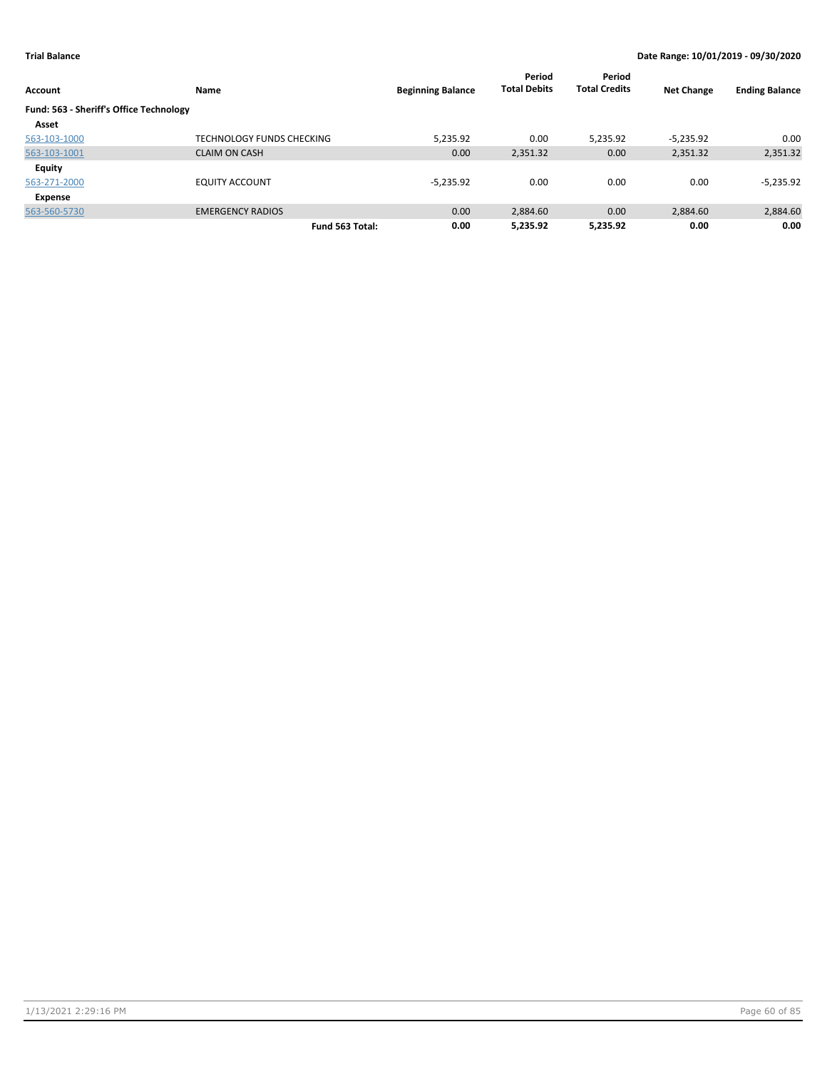**Trial Balance** **Date Range: 10/01/2019 - 09/30/2020**

| Account | Name | Beginning Balance | Period Total Debits | Period Total Credits | Net Change | Ending Balance |
|---|---|---|---|---|---|---|
| **Fund: 563 - Sheriff's Office Technology** | | | | | | |
| **Asset** | | | | | | |
| 563-103-1000 | TECHNOLOGY FUNDS CHECKING | 5,235.92 | 0.00 | 5,235.92 | -5,235.92 | 0.00 |
| 563-103-1001 | CLAIM ON CASH | 0.00 | 2,351.32 | 0.00 | 2,351.32 | 2,351.32 |
| **Equity** | | | | | | |
| 563-271-2000 | EQUITY ACCOUNT | -5,235.92 | 0.00 | 0.00 | 0.00 | -5,235.92 |
| **Expense** | | | | | | |
| 563-560-5730 | EMERGENCY RADIOS | 0.00 | 2,884.60 | 0.00 | 2,884.60 | 2,884.60 |
| | **Fund 563 Total:** | **0.00** | **5,235.92** | **5,235.92** | **0.00** | **0.00** |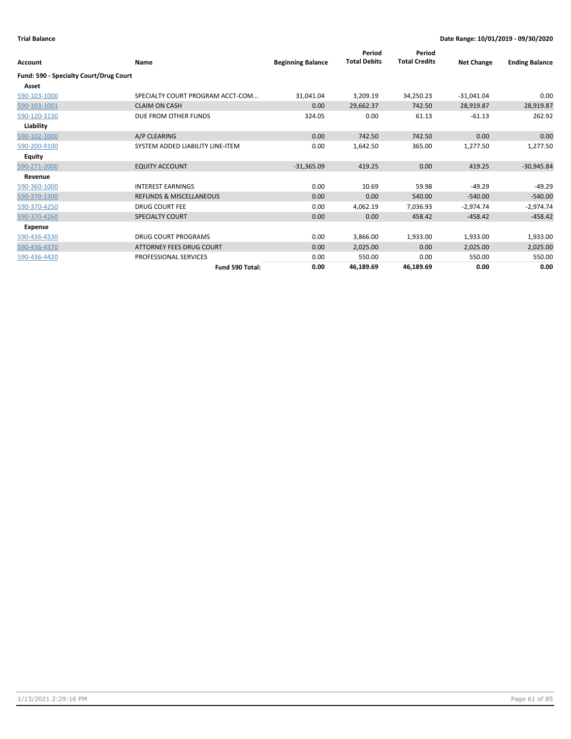**Trial Balance** | **Date Range: 10/01/2019 - 09/30/2020**

| Account | Name | Beginning Balance | Period Total Debits | Period Total Credits | Net Change | Ending Balance |
|---|---|---|---|---|---|---|
| **Fund: 590 - Specialty Court/Drug Court** | | | | | | |
| **Asset** | | | | | | |
| 590-103-1000 | SPECIALTY COURT PROGRAM ACCT-COM… | 31,041.04 | 3,209.19 | 34,250.23 | -31,041.04 | 0.00 |
| 590-103-1001 | CLAIM ON CASH | 0.00 | 29,662.37 | 742.50 | 28,919.87 | 28,919.87 |
| 590-120-3130 | DUE FROM OTHER FUNDS | 324.05 | 0.00 | 61.13 | -61.13 | 262.92 |
| **Liability** | | | | | | |
| 590-102-1000 | A/P CLEARING | 0.00 | 742.50 | 742.50 | 0.00 | 0.00 |
| 590-200-9100 | SYSTEM ADDED LIABILITY LINE-ITEM | 0.00 | 1,642.50 | 365.00 | 1,277.50 | 1,277.50 |
| **Equity** | | | | | | |
| 590-271-2000 | EQUITY ACCOUNT | -31,365.09 | 419.25 | 0.00 | 419.25 | -30,945.84 |
| **Revenue** | | | | | | |
| 590-360-1000 | INTEREST EARNINGS | 0.00 | 10.69 | 59.98 | -49.29 | -49.29 |
| 590-370-1300 | REFUNDS & MISCELLANEOUS | 0.00 | 0.00 | 540.00 | -540.00 | -540.00 |
| 590-370-4250 | DRUG COURT FEE | 0.00 | 4,062.19 | 7,036.93 | -2,974.74 | -2,974.74 |
| 590-370-4260 | SPECIALTY COURT | 0.00 | 0.00 | 458.42 | -458.42 | -458.42 |
| **Expense** | | | | | | |
| 590-436-4330 | DRUG COURT PROGRAMS | 0.00 | 3,866.00 | 1,933.00 | 1,933.00 | 1,933.00 |
| 590-436-4370 | ATTORNEY FEES DRUG COURT | 0.00 | 2,025.00 | 0.00 | 2,025.00 | 2,025.00 |
| 590-436-4420 | PROFESSIONAL SERVICES | 0.00 | 550.00 | 0.00 | 550.00 | 550.00 |
| | **Fund 590 Total:** | **0.00** | **46,189.69** | **46,189.69** | **0.00** | **0.00** |

1/13/2021 2:29:16 PM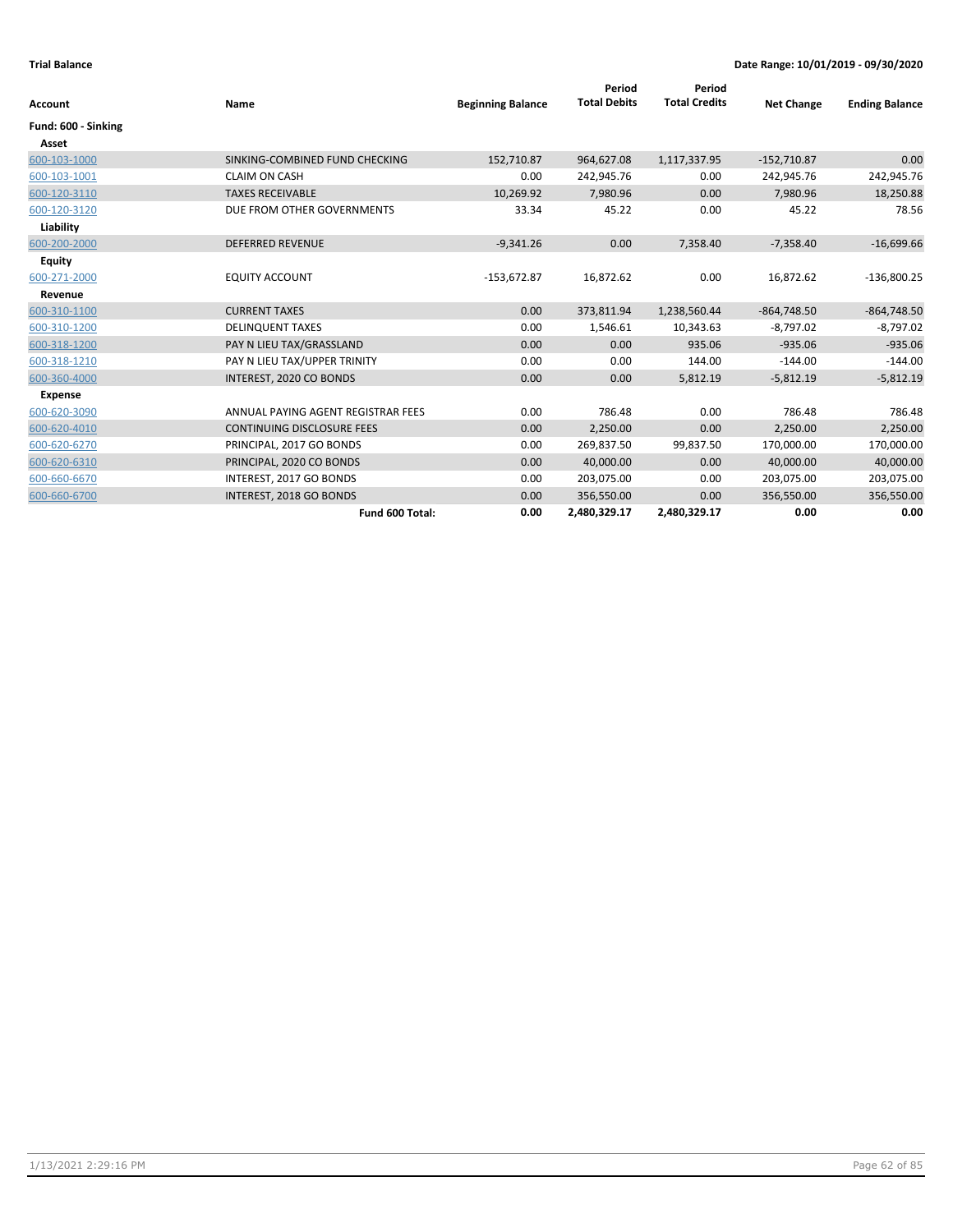**Trial Balance** **Date Range: 10/01/2019 - 09/30/2020**

| Account | Name | Beginning Balance | Period Total Debits | Period Total Credits | Net Change | Ending Balance |
|---|---|---|---|---|---|---|
| **Fund: 600 - Sinking** | | | | | | |
| **Asset** | | | | | | |
| 600-103-1000 | SINKING-COMBINED FUND CHECKING | 152,710.87 | 964,627.08 | 1,117,337.95 | -152,710.87 | 0.00 |
| 600-103-1001 | CLAIM ON CASH | 0.00 | 242,945.76 | 0.00 | 242,945.76 | 242,945.76 |
| 600-120-3110 | TAXES RECEIVABLE | 10,269.92 | 7,980.96 | 0.00 | 7,980.96 | 18,250.88 |
| 600-120-3120 | DUE FROM OTHER GOVERNMENTS | 33.34 | 45.22 | 0.00 | 45.22 | 78.56 |
| **Liability** | | | | | | |
| 600-200-2000 | DEFERRED REVENUE | -9,341.26 | 0.00 | 7,358.40 | -7,358.40 | -16,699.66 |
| **Equity** | | | | | | |
| 600-271-2000 | EQUITY ACCOUNT | -153,672.87 | 16,872.62 | 0.00 | 16,872.62 | -136,800.25 |
| **Revenue** | | | | | | |
| 600-310-1100 | CURRENT TAXES | 0.00 | 373,811.94 | 1,238,560.44 | -864,748.50 | -864,748.50 |
| 600-310-1200 | DELINQUENT TAXES | 0.00 | 1,546.61 | 10,343.63 | -8,797.02 | -8,797.02 |
| 600-318-1200 | PAY N LIEU TAX/GRASSLAND | 0.00 | 0.00 | 935.06 | -935.06 | -935.06 |
| 600-318-1210 | PAY N LIEU TAX/UPPER TRINITY | 0.00 | 0.00 | 144.00 | -144.00 | -144.00 |
| 600-360-4000 | INTEREST, 2020 CO BONDS | 0.00 | 0.00 | 5,812.19 | -5,812.19 | -5,812.19 |
| **Expense** | | | | | | |
| 600-620-3090 | ANNUAL PAYING AGENT REGISTRAR FEES | 0.00 | 786.48 | 0.00 | 786.48 | 786.48 |
| 600-620-4010 | CONTINUING DISCLOSURE FEES | 0.00 | 2,250.00 | 0.00 | 2,250.00 | 2,250.00 |
| 600-620-6270 | PRINCIPAL, 2017 GO BONDS | 0.00 | 269,837.50 | 99,837.50 | 170,000.00 | 170,000.00 |
| 600-620-6310 | PRINCIPAL, 2020 CO BONDS | 0.00 | 40,000.00 | 0.00 | 40,000.00 | 40,000.00 |
| 600-660-6670 | INTEREST, 2017 GO BONDS | 0.00 | 203,075.00 | 0.00 | 203,075.00 | 203,075.00 |
| 600-660-6700 | INTEREST, 2018 GO BONDS | 0.00 | 356,550.00 | 0.00 | 356,550.00 | 356,550.00 |
| | **Fund 600 Total:** | **0.00** | **2,480,329.17** | **2,480,329.17** | **0.00** | **0.00** |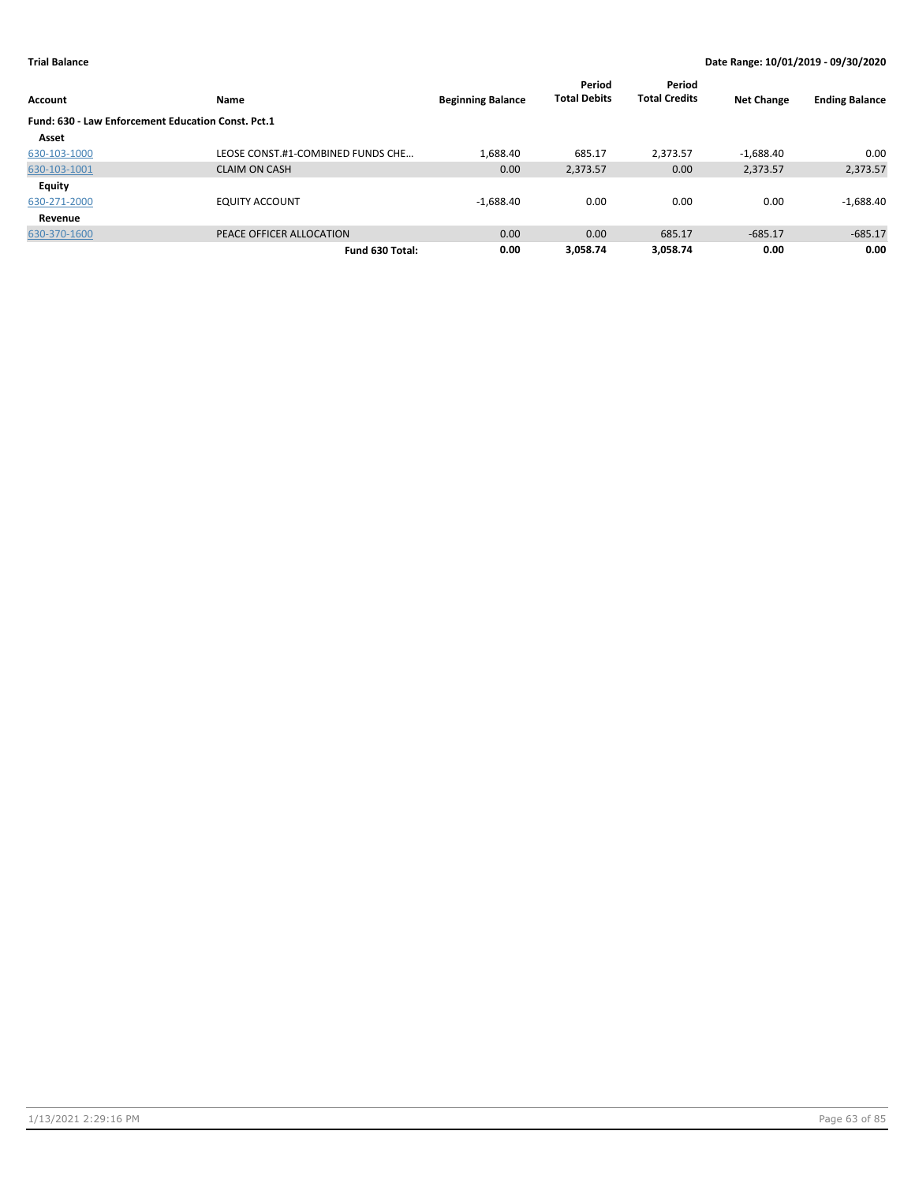**Trial Balance** **Date Range: 10/01/2019 - 09/30/2020**

| Account | Name | Beginning Balance | Period Total Debits | Period Total Credits | Net Change | Ending Balance |
|---|---|---|---|---|---|---|
| **Fund: 630 - Law Enforcement Education Const. Pct.1** | | | | | | |
| **Asset** | | | | | | |
| 630-103-1000 | LEOSE CONST.#1-COMBINED FUNDS CHE… | 1,688.40 | 685.17 | 2,373.57 | -1,688.40 | 0.00 |
| 630-103-1001 | CLAIM ON CASH | 0.00 | 2,373.57 | 0.00 | 2,373.57 | 2,373.57 |
| **Equity** | | | | | | |
| 630-271-2000 | EQUITY ACCOUNT | -1,688.40 | 0.00 | 0.00 | 0.00 | -1,688.40 |
| **Revenue** | | | | | | |
| 630-370-1600 | PEACE OFFICER ALLOCATION | 0.00 | 0.00 | 685.17 | -685.17 | -685.17 |
| | **Fund 630 Total:** | **0.00** | **3,058.74** | **3,058.74** | **0.00** | **0.00** |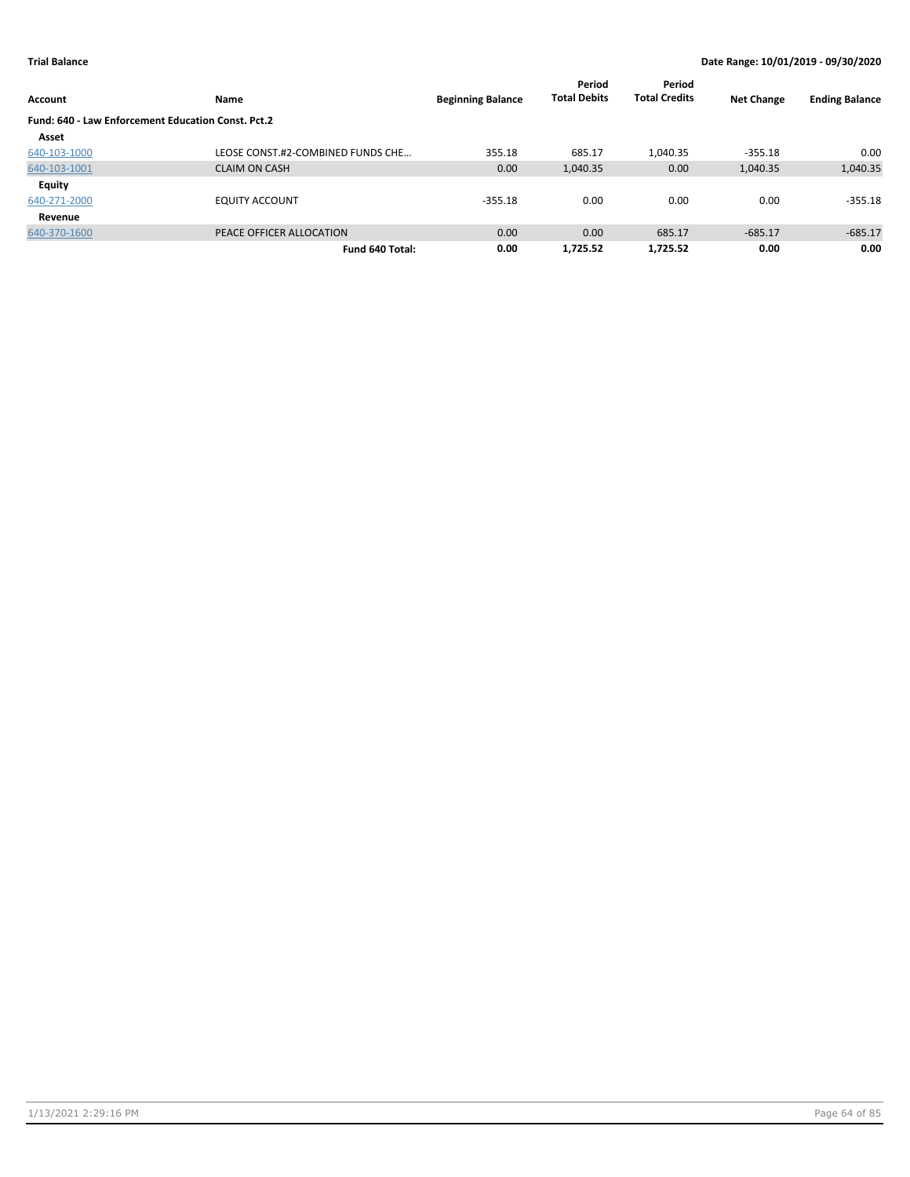**Trial Balance** | **Date Range: 10/01/2019 - 09/30/2020**

| Account | Name | Beginning Balance | Period Total Debits | Period Total Credits | Net Change | Ending Balance |
|---|---|---|---|---|---|---|
| **Fund: 640 - Law Enforcement Education Const. Pct.2** | | | | | | |
| **Asset** | | | | | | |
| 640-103-1000 | LEOSE CONST.#2-COMBINED FUNDS CHE… | 355.18 | 685.17 | 1,040.35 | -355.18 | 0.00 |
| 640-103-1001 | CLAIM ON CASH | 0.00 | 1,040.35 | 0.00 | 1,040.35 | 1,040.35 |
| **Equity** | | | | | | |
| 640-271-2000 | EQUITY ACCOUNT | -355.18 | 0.00 | 0.00 | 0.00 | -355.18 |
| **Revenue** | | | | | | |
| 640-370-1600 | PEACE OFFICER ALLOCATION | 0.00 | 0.00 | 685.17 | -685.17 | -685.17 |
| | **Fund 640 Total:** | **0.00** | **1,725.52** | **1,725.52** | **0.00** | **0.00** |

1/13/2021 2:29:16 PM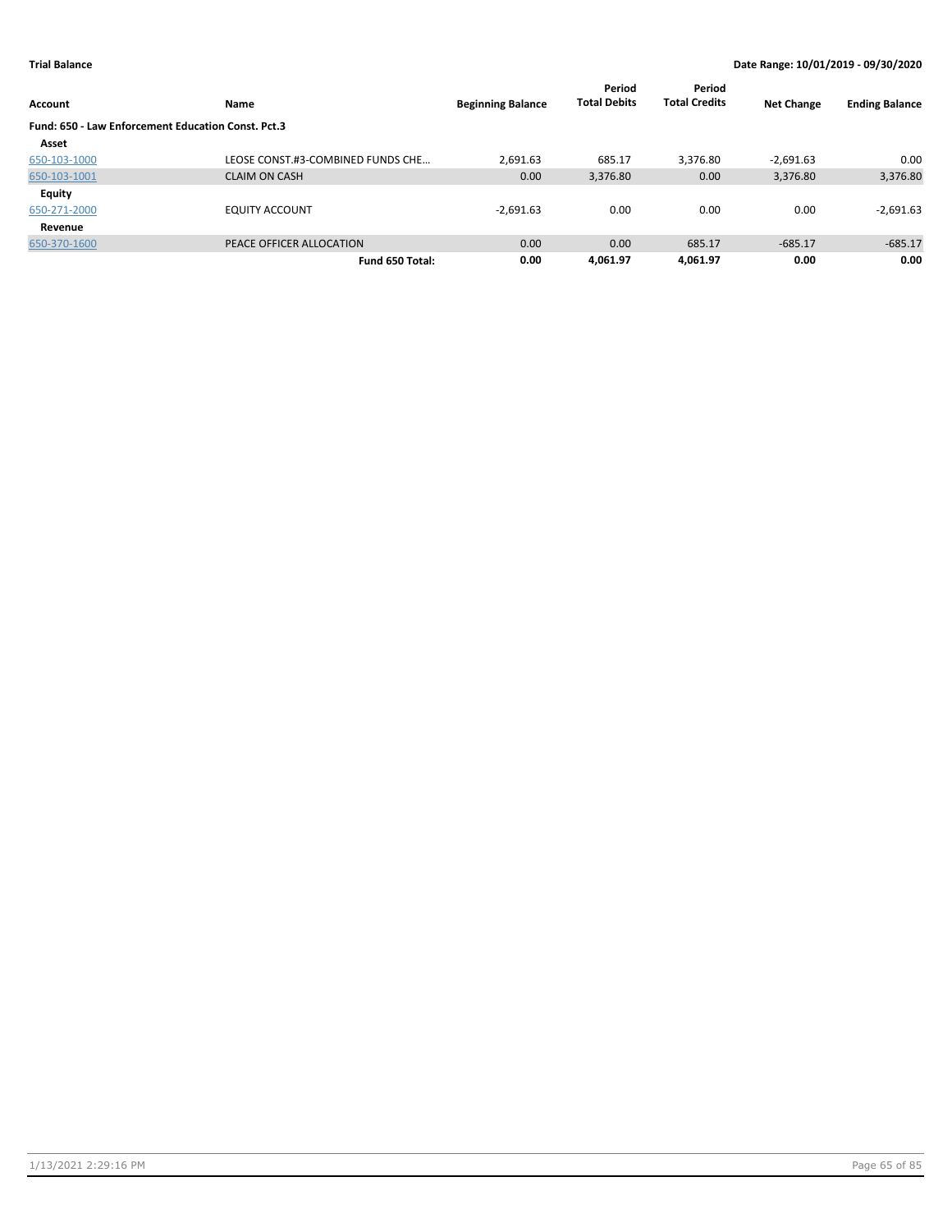**Trial Balance** **Date Range: 10/01/2019 - 09/30/2020**

| Account | Name | Beginning Balance | Period Total Debits | Period Total Credits | Net Change | Ending Balance |
|---|---|---|---|---|---|---|
| **Fund: 650 - Law Enforcement Education Const. Pct.3** | | | | | | |
| **Asset** | | | | | | |
| 650-103-1000 | LEOSE CONST.#3-COMBINED FUNDS CHE… | 2,691.63 | 685.17 | 3,376.80 | -2,691.63 | 0.00 |
| 650-103-1001 | CLAIM ON CASH | 0.00 | 3,376.80 | 0.00 | 3,376.80 | 3,376.80 |
| **Equity** | | | | | | |
| 650-271-2000 | EQUITY ACCOUNT | -2,691.63 | 0.00 | 0.00 | 0.00 | -2,691.63 |
| **Revenue** | | | | | | |
| 650-370-1600 | PEACE OFFICER ALLOCATION | 0.00 | 0.00 | 685.17 | -685.17 | -685.17 |
| | **Fund 650 Total:** | **0.00** | **4,061.97** | **4,061.97** | **0.00** | **0.00** |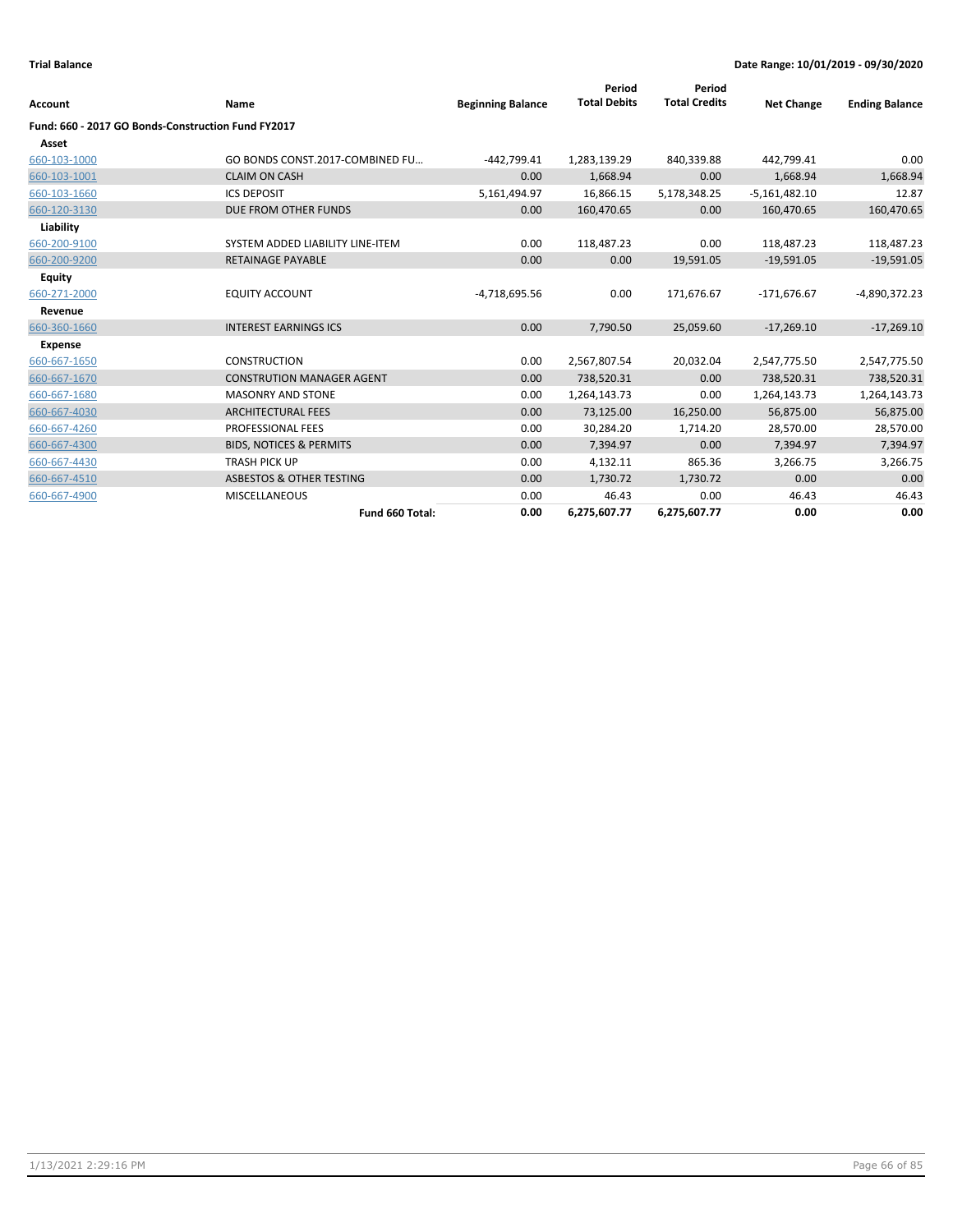**Trial Balance** | **Date Range: 10/01/2019 - 09/30/2020**

| Account | Name | Beginning Balance | Period Total Debits | Period Total Credits | Net Change | Ending Balance |
|---|---|---|---|---|---|---|
| **Fund: 660 - 2017 GO Bonds-Construction Fund FY2017** | | | | | | |
| **Asset** | | | | | | |
| 660-103-1000 | GO BONDS CONST.2017-COMBINED FU... | -442,799.41 | 1,283,139.29 | 840,339.88 | 442,799.41 | 0.00 |
| 660-103-1001 | CLAIM ON CASH | 0.00 | 1,668.94 | 0.00 | 1,668.94 | 1,668.94 |
| 660-103-1660 | ICS DEPOSIT | 5,161,494.97 | 16,866.15 | 5,178,348.25 | -5,161,482.10 | 12.87 |
| 660-120-3130 | DUE FROM OTHER FUNDS | 0.00 | 160,470.65 | 0.00 | 160,470.65 | 160,470.65 |
| **Liability** | | | | | | |
| 660-200-9100 | SYSTEM ADDED LIABILITY LINE-ITEM | 0.00 | 118,487.23 | 0.00 | 118,487.23 | 118,487.23 |
| 660-200-9200 | RETAINAGE PAYABLE | 0.00 | 0.00 | 19,591.05 | -19,591.05 | -19,591.05 |
| **Equity** | | | | | | |
| 660-271-2000 | EQUITY ACCOUNT | -4,718,695.56 | 0.00 | 171,676.67 | -171,676.67 | -4,890,372.23 |
| **Revenue** | | | | | | |
| 660-360-1660 | INTEREST EARNINGS ICS | 0.00 | 7,790.50 | 25,059.60 | -17,269.10 | -17,269.10 |
| **Expense** | | | | | | |
| 660-667-1650 | CONSTRUCTION | 0.00 | 2,567,807.54 | 20,032.04 | 2,547,775.50 | 2,547,775.50 |
| 660-667-1670 | CONSTRUTION MANAGER AGENT | 0.00 | 738,520.31 | 0.00 | 738,520.31 | 738,520.31 |
| 660-667-1680 | MASONRY AND STONE | 0.00 | 1,264,143.73 | 0.00 | 1,264,143.73 | 1,264,143.73 |
| 660-667-4030 | ARCHITECTURAL FEES | 0.00 | 73,125.00 | 16,250.00 | 56,875.00 | 56,875.00 |
| 660-667-4260 | PROFESSIONAL FEES | 0.00 | 30,284.20 | 1,714.20 | 28,570.00 | 28,570.00 |
| 660-667-4300 | BIDS, NOTICES & PERMITS | 0.00 | 7,394.97 | 0.00 | 7,394.97 | 7,394.97 |
| 660-667-4430 | TRASH PICK UP | 0.00 | 4,132.11 | 865.36 | 3,266.75 | 3,266.75 |
| 660-667-4510 | ASBESTOS & OTHER TESTING | 0.00 | 1,730.72 | 1,730.72 | 0.00 | 0.00 |
| 660-667-4900 | MISCELLANEOUS | 0.00 | 46.43 | 0.00 | 46.43 | 46.43 |
| | **Fund 660 Total:** | **0.00** | **6,275,607.77** | **6,275,607.77** | **0.00** | **0.00** |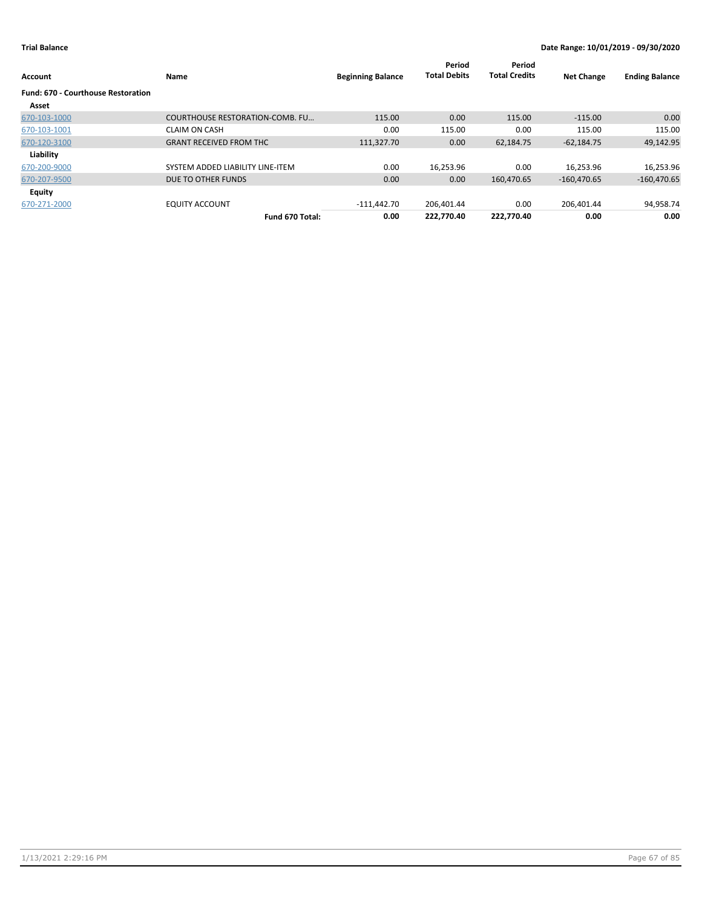**Trial Balance** — **Date Range: 10/01/2019 - 09/30/2020**

| Account | Name | Beginning Balance | Period Total Debits | Period Total Credits | Net Change | Ending Balance |
|---|---|---|---|---|---|---|
| **Fund: 670 - Courthouse Restoration** | | | | | | |
| **Asset** | | | | | | |
| 670-103-1000 | COURTHOUSE RESTORATION-COMB. FU… | 115.00 | 0.00 | 115.00 | -115.00 | 0.00 |
| 670-103-1001 | CLAIM ON CASH | 0.00 | 115.00 | 0.00 | 115.00 | 115.00 |
| 670-120-3100 | GRANT RECEIVED FROM THC | 111,327.70 | 0.00 | 62,184.75 | -62,184.75 | 49,142.95 |
| **Liability** | | | | | | |
| 670-200-9000 | SYSTEM ADDED LIABILITY LINE-ITEM | 0.00 | 16,253.96 | 0.00 | 16,253.96 | 16,253.96 |
| 670-207-9500 | DUE TO OTHER FUNDS | 0.00 | 0.00 | 160,470.65 | -160,470.65 | -160,470.65 |
| **Equity** | | | | | | |
| 670-271-2000 | EQUITY ACCOUNT | -111,442.70 | 206,401.44 | 0.00 | 206,401.44 | 94,958.74 |
| | **Fund 670 Total:** | **0.00** | **222,770.40** | **222,770.40** | **0.00** | **0.00** |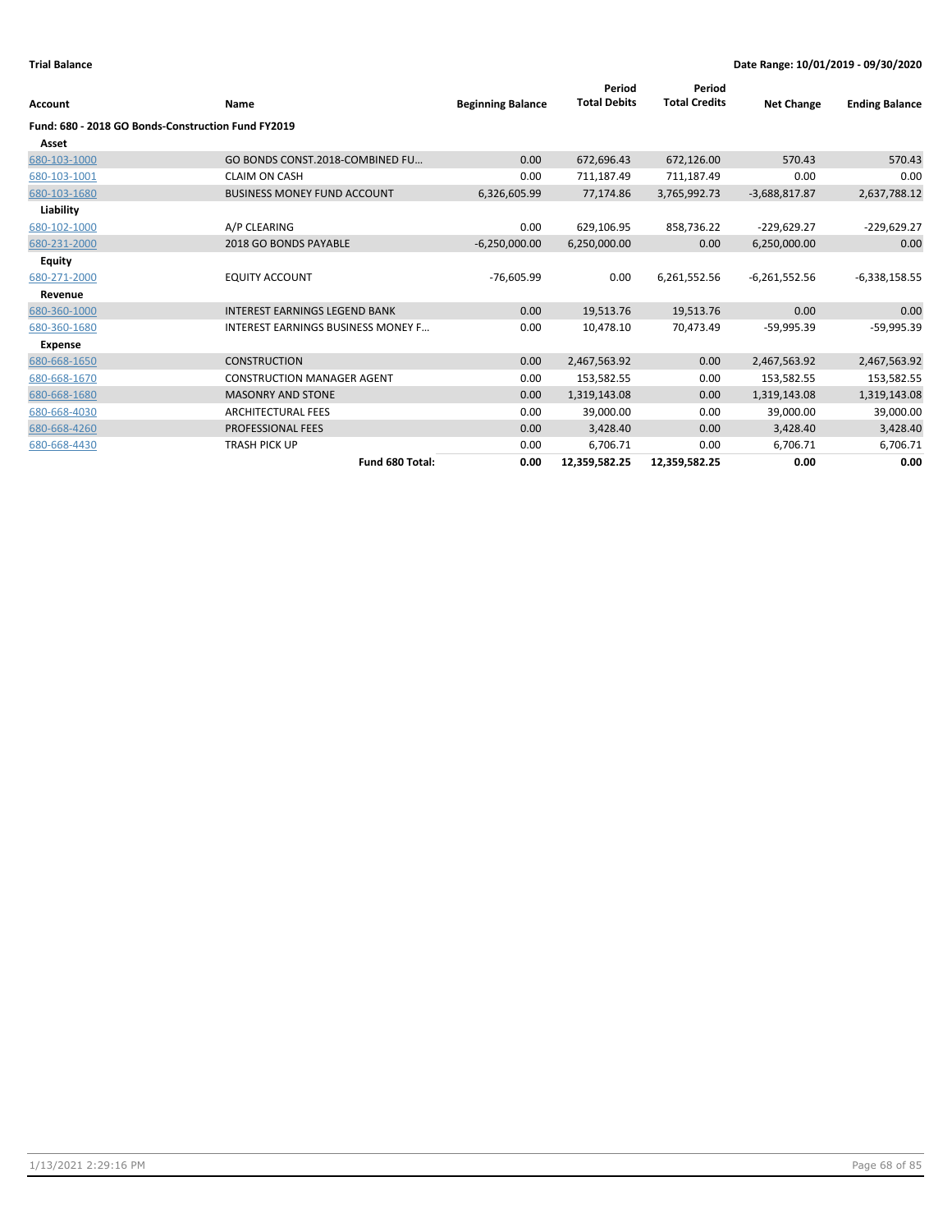**Trial Balance** — Date Range: 10/01/2019 - 09/30/2020

| Account | Name | Beginning Balance | Period Total Debits | Period Total Credits | Net Change | Ending Balance |
|---|---|---|---|---|---|---|
| **Fund: 680 - 2018 GO Bonds-Construction Fund FY2019** | | | | | | |
| **Asset** | | | | | | |
| 680-103-1000 | GO BONDS CONST.2018-COMBINED FU... | 0.00 | 672,696.43 | 672,126.00 | 570.43 | 570.43 |
| 680-103-1001 | CLAIM ON CASH | 0.00 | 711,187.49 | 711,187.49 | 0.00 | 0.00 |
| 680-103-1680 | BUSINESS MONEY FUND ACCOUNT | 6,326,605.99 | 77,174.86 | 3,765,992.73 | -3,688,817.87 | 2,637,788.12 |
| **Liability** | | | | | | |
| 680-102-1000 | A/P CLEARING | 0.00 | 629,106.95 | 858,736.22 | -229,629.27 | -229,629.27 |
| 680-231-2000 | 2018 GO BONDS PAYABLE | -6,250,000.00 | 6,250,000.00 | 0.00 | 6,250,000.00 | 0.00 |
| **Equity** | | | | | | |
| 680-271-2000 | EQUITY ACCOUNT | -76,605.99 | 0.00 | 6,261,552.56 | -6,261,552.56 | -6,338,158.55 |
| **Revenue** | | | | | | |
| 680-360-1000 | INTEREST EARNINGS LEGEND BANK | 0.00 | 19,513.76 | 19,513.76 | 0.00 | 0.00 |
| 680-360-1680 | INTEREST EARNINGS BUSINESS MONEY F... | 0.00 | 10,478.10 | 70,473.49 | -59,995.39 | -59,995.39 |
| **Expense** | | | | | | |
| 680-668-1650 | CONSTRUCTION | 0.00 | 2,467,563.92 | 0.00 | 2,467,563.92 | 2,467,563.92 |
| 680-668-1670 | CONSTRUCTION MANAGER AGENT | 0.00 | 153,582.55 | 0.00 | 153,582.55 | 153,582.55 |
| 680-668-1680 | MASONRY AND STONE | 0.00 | 1,319,143.08 | 0.00 | 1,319,143.08 | 1,319,143.08 |
| 680-668-4030 | ARCHITECTURAL FEES | 0.00 | 39,000.00 | 0.00 | 39,000.00 | 39,000.00 |
| 680-668-4260 | PROFESSIONAL FEES | 0.00 | 3,428.40 | 0.00 | 3,428.40 | 3,428.40 |
| 680-668-4430 | TRASH PICK UP | 0.00 | 6,706.71 | 0.00 | 6,706.71 | 6,706.71 |
| | **Fund 680 Total:** | **0.00** | **12,359,582.25** | **12,359,582.25** | **0.00** | **0.00** |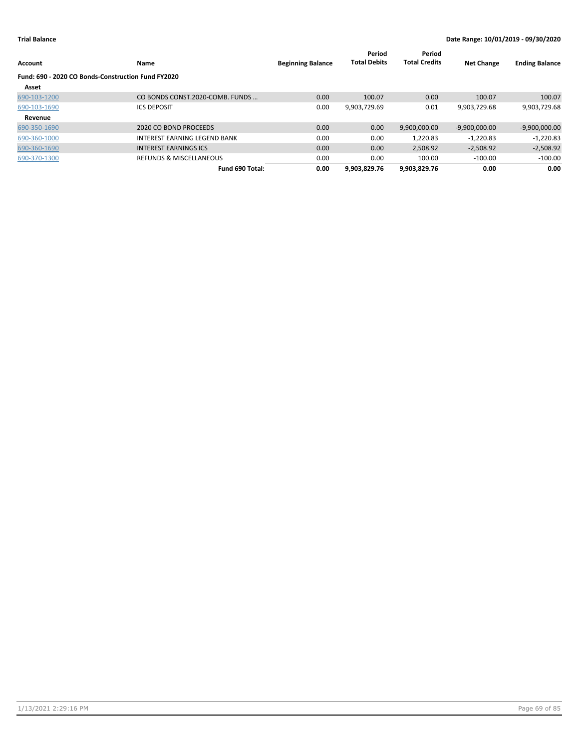**Trial Balance** | **Date Range: 10/01/2019 - 09/30/2020**

| Account | Name | Beginning Balance | Period Total Debits | Period Total Credits | Net Change | Ending Balance |
|---|---|---|---|---|---|---|
| **Fund: 690 - 2020 CO Bonds-Construction Fund FY2020** | | | | | | |
| **Asset** | | | | | | |
| 690-103-1200 | CO BONDS CONST.2020-COMB. FUNDS ... | 0.00 | 100.07 | 0.00 | 100.07 | 100.07 |
| 690-103-1690 | ICS DEPOSIT | 0.00 | 9,903,729.69 | 0.01 | 9,903,729.68 | 9,903,729.68 |
| **Revenue** | | | | | | |
| 690-350-1690 | 2020 CO BOND PROCEEDS | 0.00 | 0.00 | 9,900,000.00 | -9,900,000.00 | -9,900,000.00 |
| 690-360-1000 | INTEREST EARNING LEGEND BANK | 0.00 | 0.00 | 1,220.83 | -1,220.83 | -1,220.83 |
| 690-360-1690 | INTEREST EARNINGS ICS | 0.00 | 0.00 | 2,508.92 | -2,508.92 | -2,508.92 |
| 690-370-1300 | REFUNDS & MISCELLANEOUS | 0.00 | 0.00 | 100.00 | -100.00 | -100.00 |
| | **Fund 690 Total:** | **0.00** | **9,903,829.76** | **9,903,829.76** | **0.00** | **0.00** |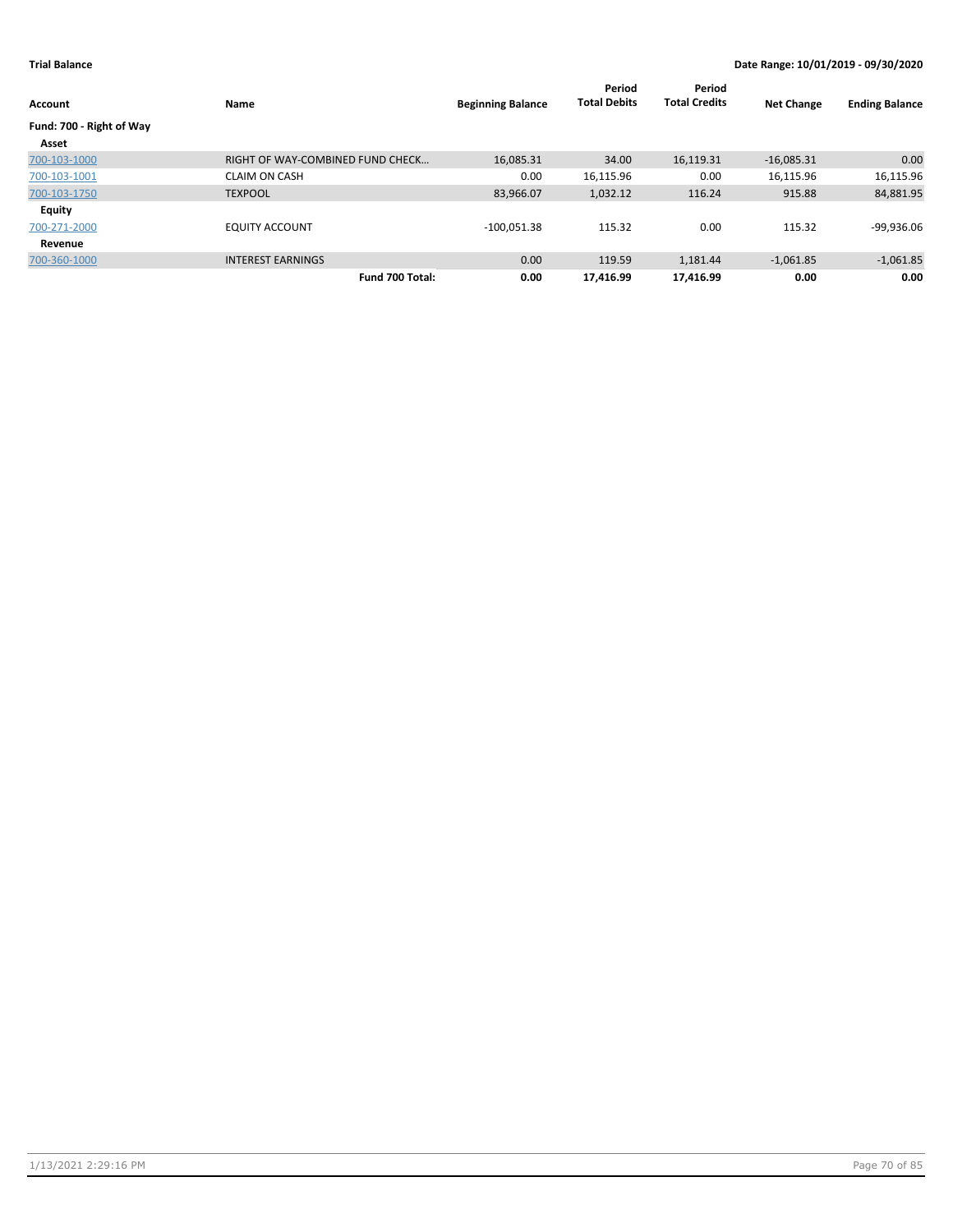**Trial Balance** — **Date Range: 10/01/2019 - 09/30/2020**

| Account | Name | Beginning Balance | Period Total Debits | Period Total Credits | Net Change | Ending Balance |
|---|---|---|---|---|---|---|
| **Fund: 700 - Right of Way** | | | | | | |
| **Asset** | | | | | | |
| 700-103-1000 | RIGHT OF WAY-COMBINED FUND CHECK… | 16,085.31 | 34.00 | 16,119.31 | -16,085.31 | 0.00 |
| 700-103-1001 | CLAIM ON CASH | 0.00 | 16,115.96 | 0.00 | 16,115.96 | 16,115.96 |
| 700-103-1750 | TEXPOOL | 83,966.07 | 1,032.12 | 116.24 | 915.88 | 84,881.95 |
| **Equity** | | | | | | |
| 700-271-2000 | EQUITY ACCOUNT | -100,051.38 | 115.32 | 0.00 | 115.32 | -99,936.06 |
| **Revenue** | | | | | | |
| 700-360-1000 | INTEREST EARNINGS | 0.00 | 119.59 | 1,181.44 | -1,061.85 | -1,061.85 |
| | **Fund 700 Total:** | **0.00** | **17,416.99** | **17,416.99** | **0.00** | **0.00** |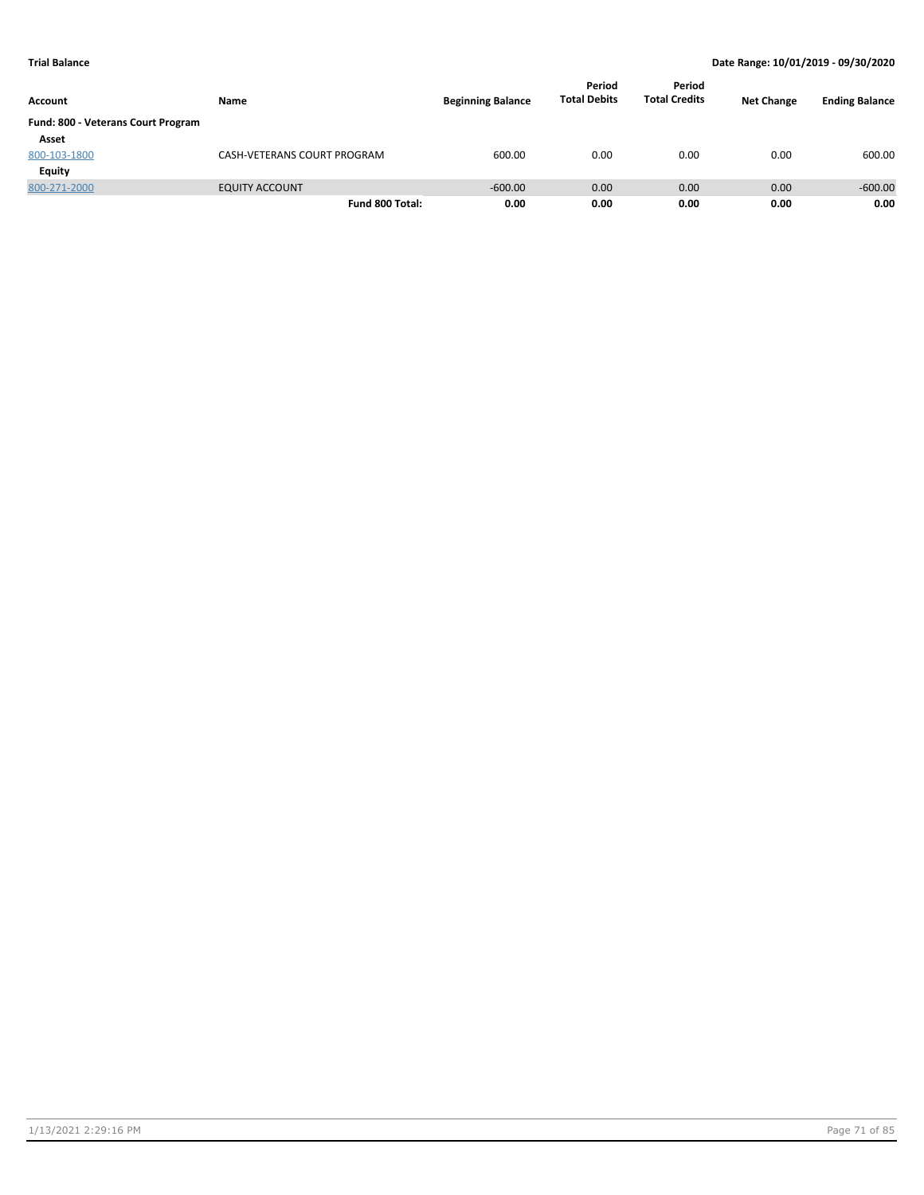**Trial Balance** | **Date Range: 10/01/2019 - 09/30/2020**

| Account | Name | Beginning Balance | Period Total Debits | Period Total Credits | Net Change | Ending Balance |
|---|---|---|---|---|---|---|
| **Fund: 800 - Veterans Court Program** | | | | | | |
| **Asset** | | | | | | |
| 800-103-1800 | CASH-VETERANS COURT PROGRAM | 600.00 | 0.00 | 0.00 | 0.00 | 600.00 |
| **Equity** | | | | | | |
| 800-271-2000 | EQUITY ACCOUNT | -600.00 | 0.00 | 0.00 | 0.00 | -600.00 |
| | **Fund 800 Total:** | **0.00** | **0.00** | **0.00** | **0.00** | **0.00** |

1/13/2021 2:29:16 PM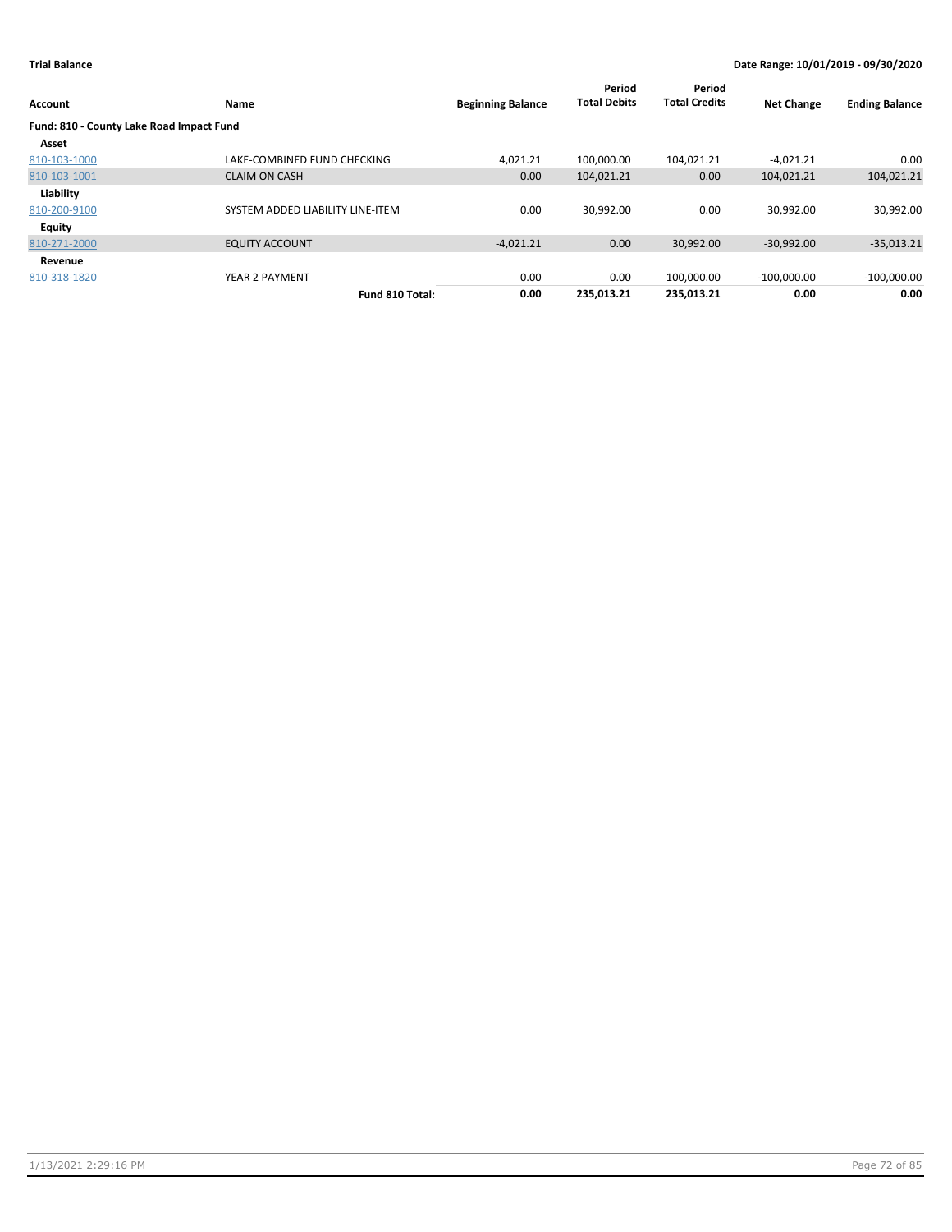**Trial Balance**

**Date Range: 10/01/2019 - 09/30/2020**

| Account | Name | Beginning Balance | Period Total Debits | Period Total Credits | Net Change | Ending Balance |
|---|---|---|---|---|---|---|
| **Fund: 810 - County Lake Road Impact Fund** | | | | | | |
| **Asset** | | | | | | |
| 810-103-1000 | LAKE-COMBINED FUND CHECKING | 4,021.21 | 100,000.00 | 104,021.21 | -4,021.21 | 0.00 |
| 810-103-1001 | CLAIM ON CASH | 0.00 | 104,021.21 | 0.00 | 104,021.21 | 104,021.21 |
| **Liability** | | | | | | |
| 810-200-9100 | SYSTEM ADDED LIABILITY LINE-ITEM | 0.00 | 30,992.00 | 0.00 | 30,992.00 | 30,992.00 |
| **Equity** | | | | | | |
| 810-271-2000 | EQUITY ACCOUNT | -4,021.21 | 0.00 | 30,992.00 | -30,992.00 | -35,013.21 |
| **Revenue** | | | | | | |
| 810-318-1820 | YEAR 2 PAYMENT | 0.00 | 0.00 | 100,000.00 | -100,000.00 | -100,000.00 |
| | **Fund 810 Total:** | **0.00** | **235,013.21** | **235,013.21** | **0.00** | **0.00** |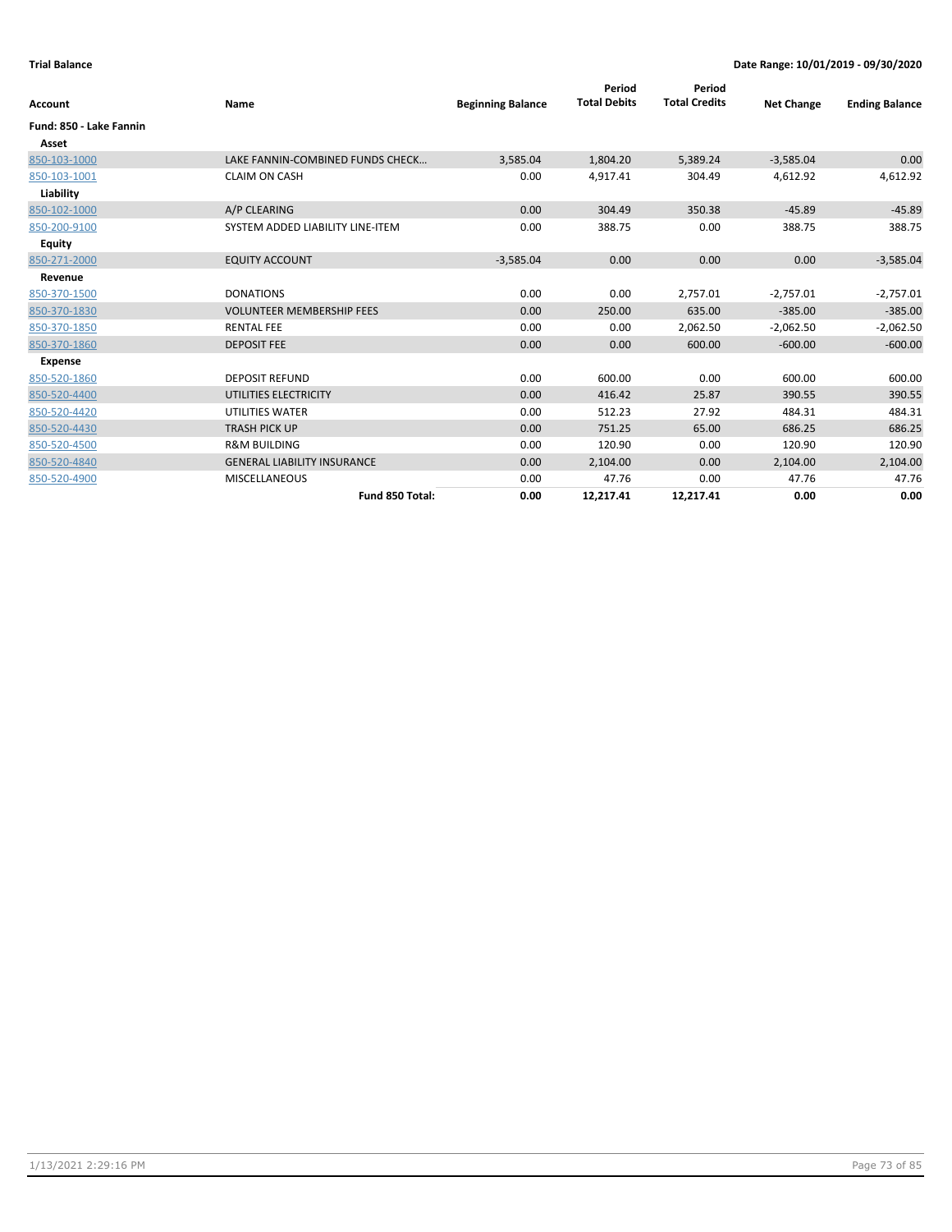**Trial Balance** **Date Range: 10/01/2019 - 09/30/2020**

| Account | Name | Beginning Balance | Period Total Debits | Period Total Credits | Net Change | Ending Balance |
|---|---|---|---|---|---|---|
| **Fund: 850 - Lake Fannin** | | | | | | |
| **Asset** | | | | | | |
| 850-103-1000 | LAKE FANNIN-COMBINED FUNDS CHECK… | 3,585.04 | 1,804.20 | 5,389.24 | -3,585.04 | 0.00 |
| 850-103-1001 | CLAIM ON CASH | 0.00 | 4,917.41 | 304.49 | 4,612.92 | 4,612.92 |
| **Liability** | | | | | | |
| 850-102-1000 | A/P CLEARING | 0.00 | 304.49 | 350.38 | -45.89 | -45.89 |
| 850-200-9100 | SYSTEM ADDED LIABILITY LINE-ITEM | 0.00 | 388.75 | 0.00 | 388.75 | 388.75 |
| **Equity** | | | | | | |
| 850-271-2000 | EQUITY ACCOUNT | -3,585.04 | 0.00 | 0.00 | 0.00 | -3,585.04 |
| **Revenue** | | | | | | |
| 850-370-1500 | DONATIONS | 0.00 | 0.00 | 2,757.01 | -2,757.01 | -2,757.01 |
| 850-370-1830 | VOLUNTEER MEMBERSHIP FEES | 0.00 | 250.00 | 635.00 | -385.00 | -385.00 |
| 850-370-1850 | RENTAL FEE | 0.00 | 0.00 | 2,062.50 | -2,062.50 | -2,062.50 |
| 850-370-1860 | DEPOSIT FEE | 0.00 | 0.00 | 600.00 | -600.00 | -600.00 |
| **Expense** | | | | | | |
| 850-520-1860 | DEPOSIT REFUND | 0.00 | 600.00 | 0.00 | 600.00 | 600.00 |
| 850-520-4400 | UTILITIES ELECTRICITY | 0.00 | 416.42 | 25.87 | 390.55 | 390.55 |
| 850-520-4420 | UTILITIES WATER | 0.00 | 512.23 | 27.92 | 484.31 | 484.31 |
| 850-520-4430 | TRASH PICK UP | 0.00 | 751.25 | 65.00 | 686.25 | 686.25 |
| 850-520-4500 | R&M BUILDING | 0.00 | 120.90 | 0.00 | 120.90 | 120.90 |
| 850-520-4840 | GENERAL LIABILITY INSURANCE | 0.00 | 2,104.00 | 0.00 | 2,104.00 | 2,104.00 |
| 850-520-4900 | MISCELLANEOUS | 0.00 | 47.76 | 0.00 | 47.76 | 47.76 |
| | **Fund 850 Total:** | **0.00** | **12,217.41** | **12,217.41** | **0.00** | **0.00** |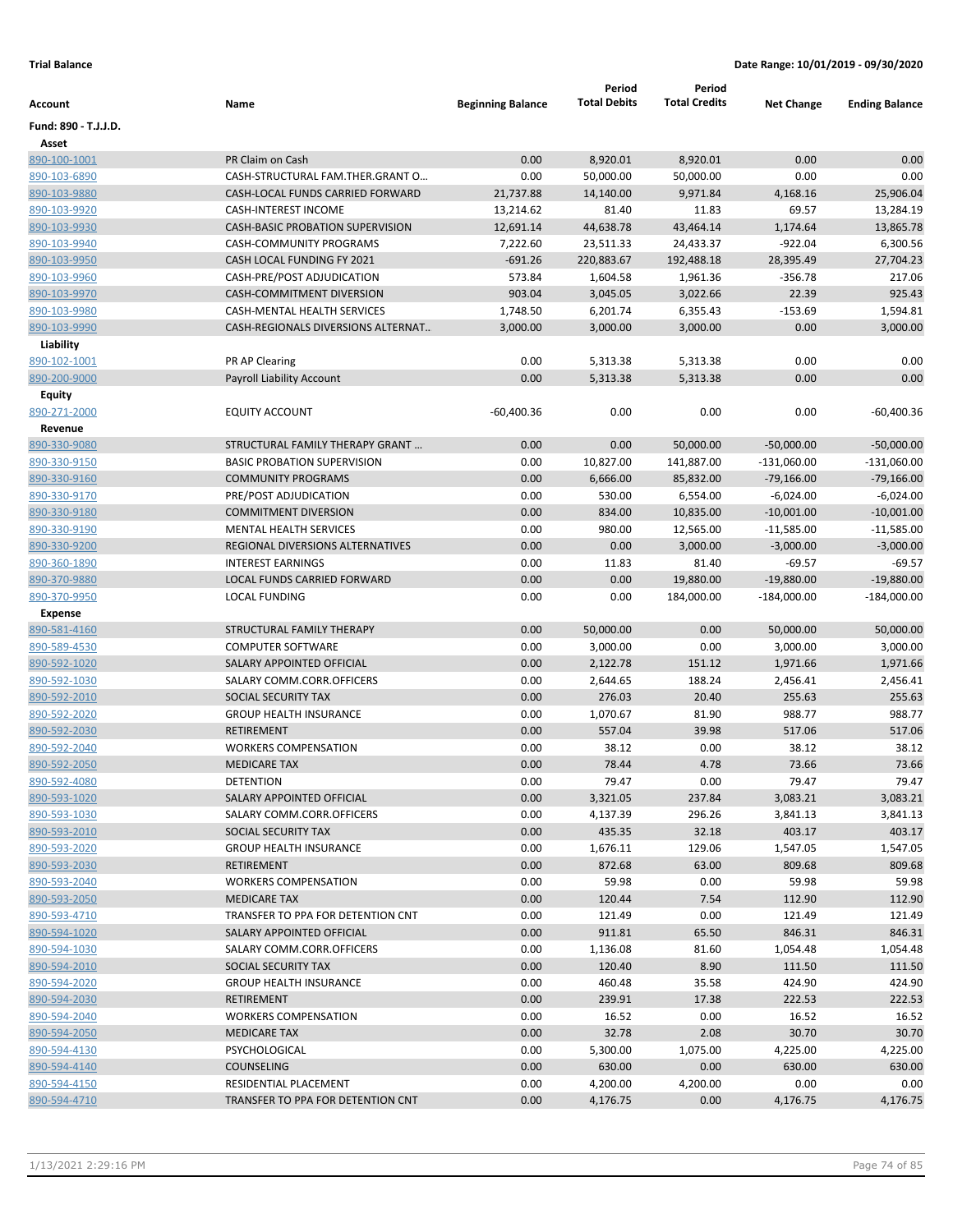**Trial Balance** — **Date Range: 10/01/2019 - 09/30/2020**

| Account | Name | Beginning Balance | Period Total Debits | Period Total Credits | Net Change | Ending Balance |
|---|---|---|---|---|---|---|
| **Fund: 890 - T.J.J.D.** | | | | | | |
| **Asset** | | | | | | |
| 890-100-1001 | PR Claim on Cash | 0.00 | 8,920.01 | 8,920.01 | 0.00 | 0.00 |
| 890-103-6890 | CASH-STRUCTURAL FAM.THER.GRANT O... | 0.00 | 50,000.00 | 50,000.00 | 0.00 | 0.00 |
| 890-103-9880 | CASH-LOCAL FUNDS CARRIED FORWARD | 21,737.88 | 14,140.00 | 9,971.84 | 4,168.16 | 25,906.04 |
| 890-103-9920 | CASH-INTEREST INCOME | 13,214.62 | 81.40 | 11.83 | 69.57 | 13,284.19 |
| 890-103-9930 | CASH-BASIC PROBATION SUPERVISION | 12,691.14 | 44,638.78 | 43,464.14 | 1,174.64 | 13,865.78 |
| 890-103-9940 | CASH-COMMUNITY PROGRAMS | 7,222.60 | 23,511.33 | 24,433.37 | -922.04 | 6,300.56 |
| 890-103-9950 | CASH LOCAL FUNDING FY 2021 | -691.26 | 220,883.67 | 192,488.18 | 28,395.49 | 27,704.23 |
| 890-103-9960 | CASH-PRE/POST ADJUDICATION | 573.84 | 1,604.58 | 1,961.36 | -356.78 | 217.06 |
| 890-103-9970 | CASH-COMMITMENT DIVERSION | 903.04 | 3,045.05 | 3,022.66 | 22.39 | 925.43 |
| 890-103-9980 | CASH-MENTAL HEALTH SERVICES | 1,748.50 | 6,201.74 | 6,355.43 | -153.69 | 1,594.81 |
| 890-103-9990 | CASH-REGIONALS DIVERSIONS ALTERNAT.. | 3,000.00 | 3,000.00 | 3,000.00 | 0.00 | 3,000.00 |
| **Liability** | | | | | | |
| 890-102-1001 | PR AP Clearing | 0.00 | 5,313.38 | 5,313.38 | 0.00 | 0.00 |
| 890-200-9000 | Payroll Liability Account | 0.00 | 5,313.38 | 5,313.38 | 0.00 | 0.00 |
| **Equity** | | | | | | |
| 890-271-2000 | EQUITY ACCOUNT | -60,400.36 | 0.00 | 0.00 | 0.00 | -60,400.36 |
| **Revenue** | | | | | | |
| 890-330-9080 | STRUCTURAL FAMILY THERAPY GRANT ... | 0.00 | 0.00 | 50,000.00 | -50,000.00 | -50,000.00 |
| 890-330-9150 | BASIC PROBATION SUPERVISION | 0.00 | 10,827.00 | 141,887.00 | -131,060.00 | -131,060.00 |
| 890-330-9160 | COMMUNITY PROGRAMS | 0.00 | 6,666.00 | 85,832.00 | -79,166.00 | -79,166.00 |
| 890-330-9170 | PRE/POST ADJUDICATION | 0.00 | 530.00 | 6,554.00 | -6,024.00 | -6,024.00 |
| 890-330-9180 | COMMITMENT DIVERSION | 0.00 | 834.00 | 10,835.00 | -10,001.00 | -10,001.00 |
| 890-330-9190 | MENTAL HEALTH SERVICES | 0.00 | 980.00 | 12,565.00 | -11,585.00 | -11,585.00 |
| 890-330-9200 | REGIONAL DIVERSIONS ALTERNATIVES | 0.00 | 0.00 | 3,000.00 | -3,000.00 | -3,000.00 |
| 890-360-1890 | INTEREST EARNINGS | 0.00 | 11.83 | 81.40 | -69.57 | -69.57 |
| 890-370-9880 | LOCAL FUNDS CARRIED FORWARD | 0.00 | 0.00 | 19,880.00 | -19,880.00 | -19,880.00 |
| 890-370-9950 | LOCAL FUNDING | 0.00 | 0.00 | 184,000.00 | -184,000.00 | -184,000.00 |
| **Expense** | | | | | | |
| 890-581-4160 | STRUCTURAL FAMILY THERAPY | 0.00 | 50,000.00 | 0.00 | 50,000.00 | 50,000.00 |
| 890-589-4530 | COMPUTER SOFTWARE | 0.00 | 3,000.00 | 0.00 | 3,000.00 | 3,000.00 |
| 890-592-1020 | SALARY APPOINTED OFFICIAL | 0.00 | 2,122.78 | 151.12 | 1,971.66 | 1,971.66 |
| 890-592-1030 | SALARY COMM.CORR.OFFICERS | 0.00 | 2,644.65 | 188.24 | 2,456.41 | 2,456.41 |
| 890-592-2010 | SOCIAL SECURITY TAX | 0.00 | 276.03 | 20.40 | 255.63 | 255.63 |
| 890-592-2020 | GROUP HEALTH INSURANCE | 0.00 | 1,070.67 | 81.90 | 988.77 | 988.77 |
| 890-592-2030 | RETIREMENT | 0.00 | 557.04 | 39.98 | 517.06 | 517.06 |
| 890-592-2040 | WORKERS COMPENSATION | 0.00 | 38.12 | 0.00 | 38.12 | 38.12 |
| 890-592-2050 | MEDICARE TAX | 0.00 | 78.44 | 4.78 | 73.66 | 73.66 |
| 890-592-4080 | DETENTION | 0.00 | 79.47 | 0.00 | 79.47 | 79.47 |
| 890-593-1020 | SALARY APPOINTED OFFICIAL | 0.00 | 3,321.05 | 237.84 | 3,083.21 | 3,083.21 |
| 890-593-1030 | SALARY COMM.CORR.OFFICERS | 0.00 | 4,137.39 | 296.26 | 3,841.13 | 3,841.13 |
| 890-593-2010 | SOCIAL SECURITY TAX | 0.00 | 435.35 | 32.18 | 403.17 | 403.17 |
| 890-593-2020 | GROUP HEALTH INSURANCE | 0.00 | 1,676.11 | 129.06 | 1,547.05 | 1,547.05 |
| 890-593-2030 | RETIREMENT | 0.00 | 872.68 | 63.00 | 809.68 | 809.68 |
| 890-593-2040 | WORKERS COMPENSATION | 0.00 | 59.98 | 0.00 | 59.98 | 59.98 |
| 890-593-2050 | MEDICARE TAX | 0.00 | 120.44 | 7.54 | 112.90 | 112.90 |
| 890-593-4710 | TRANSFER TO PPA FOR DETENTION CNT | 0.00 | 121.49 | 0.00 | 121.49 | 121.49 |
| 890-594-1020 | SALARY APPOINTED OFFICIAL | 0.00 | 911.81 | 65.50 | 846.31 | 846.31 |
| 890-594-1030 | SALARY COMM.CORR.OFFICERS | 0.00 | 1,136.08 | 81.60 | 1,054.48 | 1,054.48 |
| 890-594-2010 | SOCIAL SECURITY TAX | 0.00 | 120.40 | 8.90 | 111.50 | 111.50 |
| 890-594-2020 | GROUP HEALTH INSURANCE | 0.00 | 460.48 | 35.58 | 424.90 | 424.90 |
| 890-594-2030 | RETIREMENT | 0.00 | 239.91 | 17.38 | 222.53 | 222.53 |
| 890-594-2040 | WORKERS COMPENSATION | 0.00 | 16.52 | 0.00 | 16.52 | 16.52 |
| 890-594-2050 | MEDICARE TAX | 0.00 | 32.78 | 2.08 | 30.70 | 30.70 |
| 890-594-4130 | PSYCHOLOGICAL | 0.00 | 5,300.00 | 1,075.00 | 4,225.00 | 4,225.00 |
| 890-594-4140 | COUNSELING | 0.00 | 630.00 | 0.00 | 630.00 | 630.00 |
| 890-594-4150 | RESIDENTIAL PLACEMENT | 0.00 | 4,200.00 | 4,200.00 | 0.00 | 0.00 |
| 890-594-4710 | TRANSFER TO PPA FOR DETENTION CNT | 0.00 | 4,176.75 | 0.00 | 4,176.75 | 4,176.75 |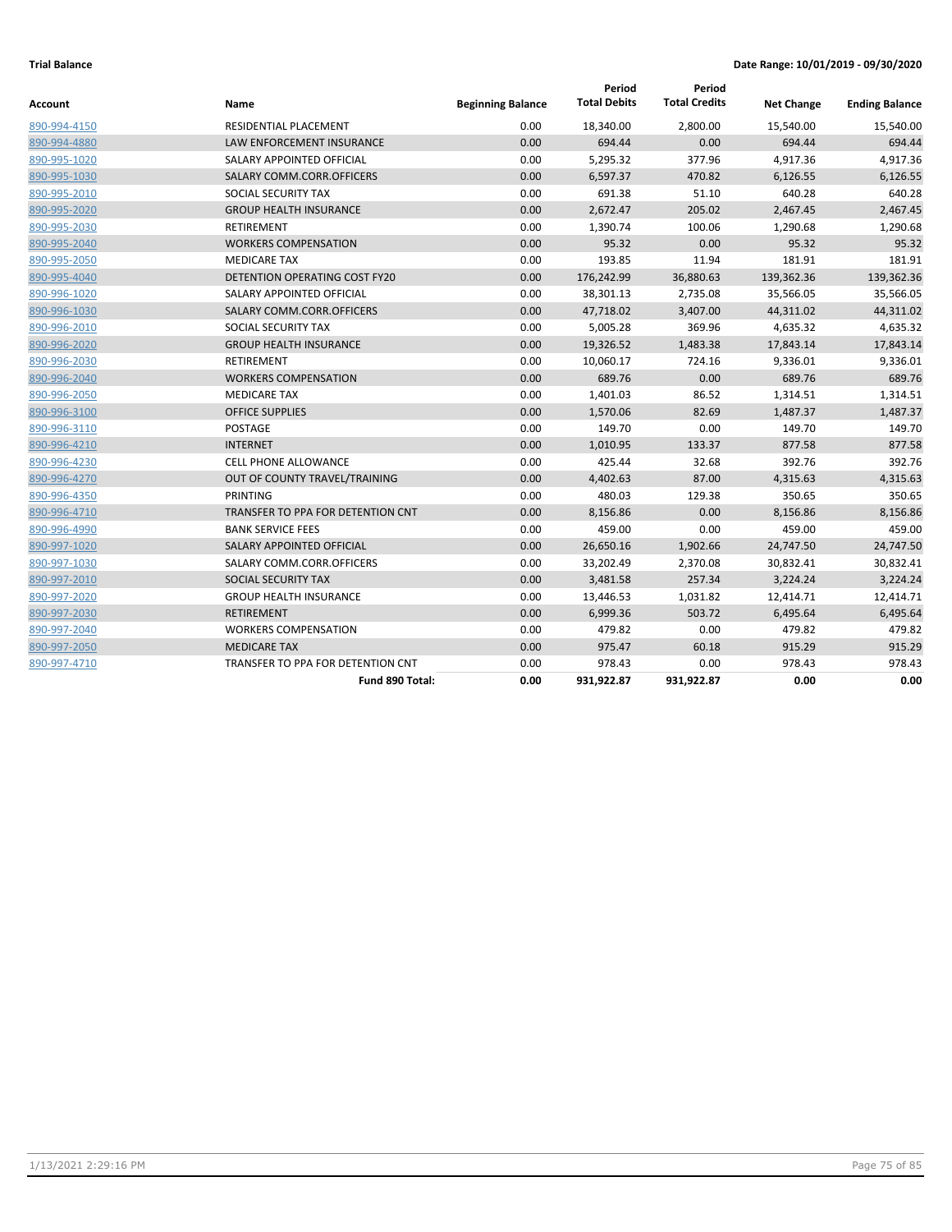**Trial Balance** **Date Range: 10/01/2019 - 09/30/2020**

| Account | Name | Beginning Balance | Period Total Debits | Period Total Credits | Net Change | Ending Balance |
|---|---|---|---|---|---|---|
| 890-994-4150 | RESIDENTIAL PLACEMENT | 0.00 | 18,340.00 | 2,800.00 | 15,540.00 | 15,540.00 |
| 890-994-4880 | LAW ENFORCEMENT INSURANCE | 0.00 | 694.44 | 0.00 | 694.44 | 694.44 |
| 890-995-1020 | SALARY APPOINTED OFFICIAL | 0.00 | 5,295.32 | 377.96 | 4,917.36 | 4,917.36 |
| 890-995-1030 | SALARY COMM.CORR.OFFICERS | 0.00 | 6,597.37 | 470.82 | 6,126.55 | 6,126.55 |
| 890-995-2010 | SOCIAL SECURITY TAX | 0.00 | 691.38 | 51.10 | 640.28 | 640.28 |
| 890-995-2020 | GROUP HEALTH INSURANCE | 0.00 | 2,672.47 | 205.02 | 2,467.45 | 2,467.45 |
| 890-995-2030 | RETIREMENT | 0.00 | 1,390.74 | 100.06 | 1,290.68 | 1,290.68 |
| 890-995-2040 | WORKERS COMPENSATION | 0.00 | 95.32 | 0.00 | 95.32 | 95.32 |
| 890-995-2050 | MEDICARE TAX | 0.00 | 193.85 | 11.94 | 181.91 | 181.91 |
| 890-995-4040 | DETENTION OPERATING COST FY20 | 0.00 | 176,242.99 | 36,880.63 | 139,362.36 | 139,362.36 |
| 890-996-1020 | SALARY APPOINTED OFFICIAL | 0.00 | 38,301.13 | 2,735.08 | 35,566.05 | 35,566.05 |
| 890-996-1030 | SALARY COMM.CORR.OFFICERS | 0.00 | 47,718.02 | 3,407.00 | 44,311.02 | 44,311.02 |
| 890-996-2010 | SOCIAL SECURITY TAX | 0.00 | 5,005.28 | 369.96 | 4,635.32 | 4,635.32 |
| 890-996-2020 | GROUP HEALTH INSURANCE | 0.00 | 19,326.52 | 1,483.38 | 17,843.14 | 17,843.14 |
| 890-996-2030 | RETIREMENT | 0.00 | 10,060.17 | 724.16 | 9,336.01 | 9,336.01 |
| 890-996-2040 | WORKERS COMPENSATION | 0.00 | 689.76 | 0.00 | 689.76 | 689.76 |
| 890-996-2050 | MEDICARE TAX | 0.00 | 1,401.03 | 86.52 | 1,314.51 | 1,314.51 |
| 890-996-3100 | OFFICE SUPPLIES | 0.00 | 1,570.06 | 82.69 | 1,487.37 | 1,487.37 |
| 890-996-3110 | POSTAGE | 0.00 | 149.70 | 0.00 | 149.70 | 149.70 |
| 890-996-4210 | INTERNET | 0.00 | 1,010.95 | 133.37 | 877.58 | 877.58 |
| 890-996-4230 | CELL PHONE ALLOWANCE | 0.00 | 425.44 | 32.68 | 392.76 | 392.76 |
| 890-996-4270 | OUT OF COUNTY TRAVEL/TRAINING | 0.00 | 4,402.63 | 87.00 | 4,315.63 | 4,315.63 |
| 890-996-4350 | PRINTING | 0.00 | 480.03 | 129.38 | 350.65 | 350.65 |
| 890-996-4710 | TRANSFER TO PPA FOR DETENTION CNT | 0.00 | 8,156.86 | 0.00 | 8,156.86 | 8,156.86 |
| 890-996-4990 | BANK SERVICE FEES | 0.00 | 459.00 | 0.00 | 459.00 | 459.00 |
| 890-997-1020 | SALARY APPOINTED OFFICIAL | 0.00 | 26,650.16 | 1,902.66 | 24,747.50 | 24,747.50 |
| 890-997-1030 | SALARY COMM.CORR.OFFICERS | 0.00 | 33,202.49 | 2,370.08 | 30,832.41 | 30,832.41 |
| 890-997-2010 | SOCIAL SECURITY TAX | 0.00 | 3,481.58 | 257.34 | 3,224.24 | 3,224.24 |
| 890-997-2020 | GROUP HEALTH INSURANCE | 0.00 | 13,446.53 | 1,031.82 | 12,414.71 | 12,414.71 |
| 890-997-2030 | RETIREMENT | 0.00 | 6,999.36 | 503.72 | 6,495.64 | 6,495.64 |
| 890-997-2040 | WORKERS COMPENSATION | 0.00 | 479.82 | 0.00 | 479.82 | 479.82 |
| 890-997-2050 | MEDICARE TAX | 0.00 | 975.47 | 60.18 | 915.29 | 915.29 |
| 890-997-4710 | TRANSFER TO PPA FOR DETENTION CNT | 0.00 | 978.43 | 0.00 | 978.43 | 978.43 |
| | **Fund 890 Total:** | **0.00** | **931,922.87** | **931,922.87** | **0.00** | **0.00** |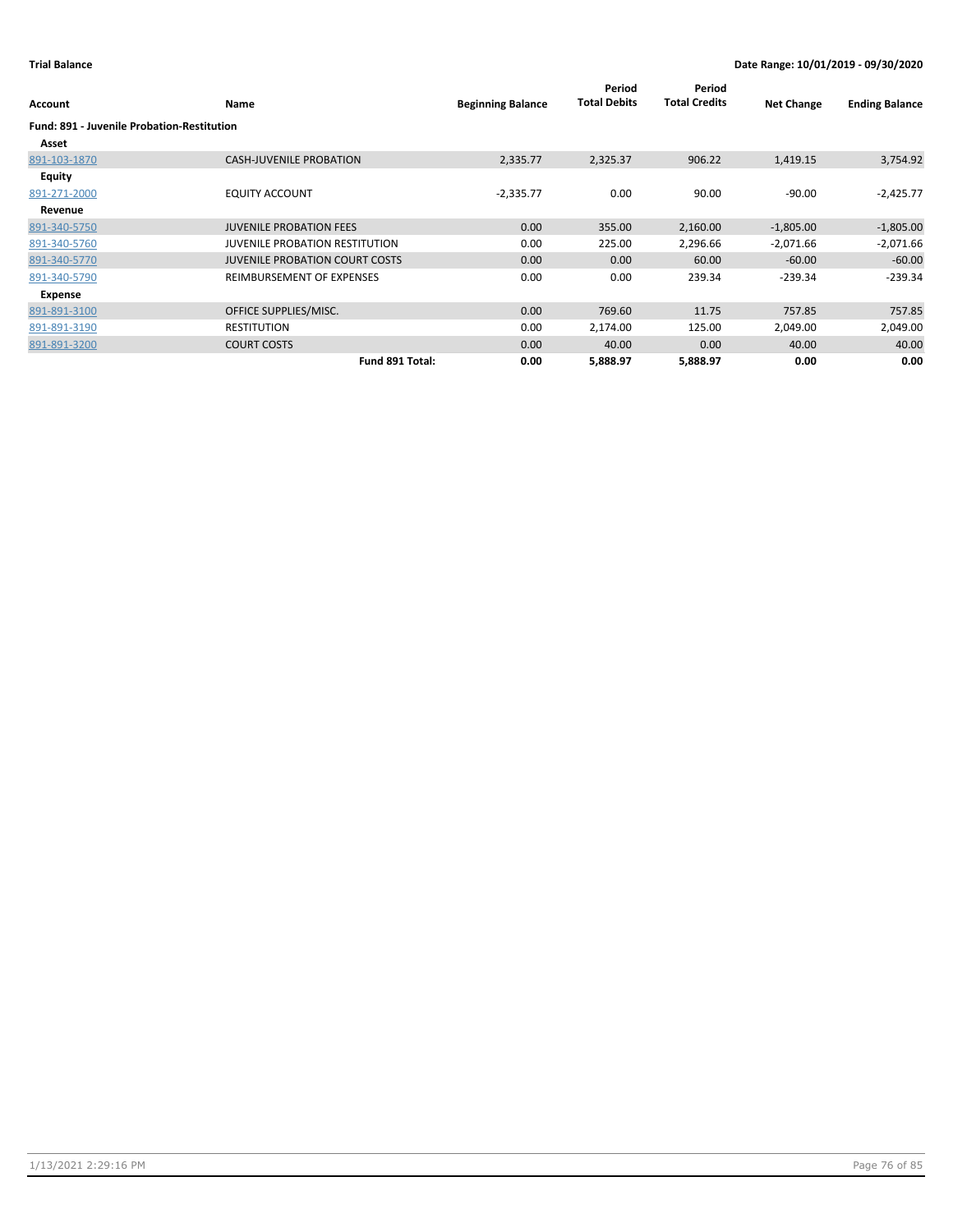**Trial Balance** **Date Range: 10/01/2019 - 09/30/2020**

| Account | Name | Beginning Balance | Period Total Debits | Period Total Credits | Net Change | Ending Balance |
|---|---|---|---|---|---|---|
| **Fund: 891 - Juvenile Probation-Restitution** | | | | | | |
| **Asset** | | | | | | |
| 891-103-1870 | CASH-JUVENILE PROBATION | 2,335.77 | 2,325.37 | 906.22 | 1,419.15 | 3,754.92 |
| **Equity** | | | | | | |
| 891-271-2000 | EQUITY ACCOUNT | -2,335.77 | 0.00 | 90.00 | -90.00 | -2,425.77 |
| **Revenue** | | | | | | |
| 891-340-5750 | JUVENILE PROBATION FEES | 0.00 | 355.00 | 2,160.00 | -1,805.00 | -1,805.00 |
| 891-340-5760 | JUVENILE PROBATION RESTITUTION | 0.00 | 225.00 | 2,296.66 | -2,071.66 | -2,071.66 |
| 891-340-5770 | JUVENILE PROBATION COURT COSTS | 0.00 | 0.00 | 60.00 | -60.00 | -60.00 |
| 891-340-5790 | REIMBURSEMENT OF EXPENSES | 0.00 | 0.00 | 239.34 | -239.34 | -239.34 |
| **Expense** | | | | | | |
| 891-891-3100 | OFFICE SUPPLIES/MISC. | 0.00 | 769.60 | 11.75 | 757.85 | 757.85 |
| 891-891-3190 | RESTITUTION | 0.00 | 2,174.00 | 125.00 | 2,049.00 | 2,049.00 |
| 891-891-3200 | COURT COSTS | 0.00 | 40.00 | 0.00 | 40.00 | 40.00 |
| | **Fund 891 Total:** | **0.00** | **5,888.97** | **5,888.97** | **0.00** | **0.00** |

1/13/2021 2:29:16 PM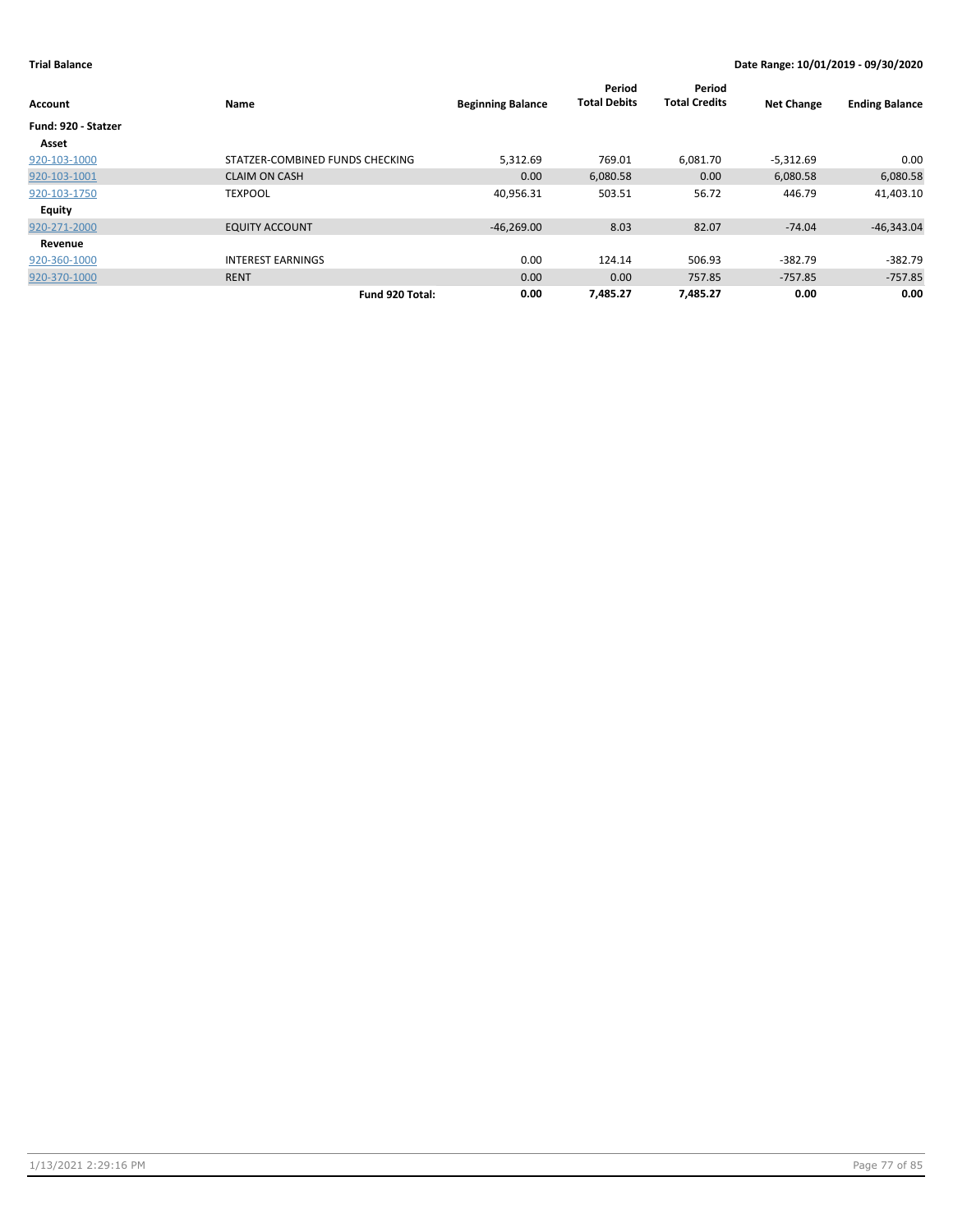**Trial Balance** **Date Range: 10/01/2019 - 09/30/2020**

| Account | Name | Beginning Balance | Period Total Debits | Period Total Credits | Net Change | Ending Balance |
|---|---|---|---|---|---|---|
| **Fund: 920 - Statzer** | | | | | | |
| **Asset** | | | | | | |
| 920-103-1000 | STATZER-COMBINED FUNDS CHECKING | 5,312.69 | 769.01 | 6,081.70 | -5,312.69 | 0.00 |
| 920-103-1001 | CLAIM ON CASH | 0.00 | 6,080.58 | 0.00 | 6,080.58 | 6,080.58 |
| 920-103-1750 | TEXPOOL | 40,956.31 | 503.51 | 56.72 | 446.79 | 41,403.10 |
| **Equity** | | | | | | |
| 920-271-2000 | EQUITY ACCOUNT | -46,269.00 | 8.03 | 82.07 | -74.04 | -46,343.04 |
| **Revenue** | | | | | | |
| 920-360-1000 | INTEREST EARNINGS | 0.00 | 124.14 | 506.93 | -382.79 | -382.79 |
| 920-370-1000 | RENT | 0.00 | 0.00 | 757.85 | -757.85 | -757.85 |
| | **Fund 920 Total:** | **0.00** | **7,485.27** | **7,485.27** | **0.00** | **0.00** |

1/13/2021 2:29:16 PM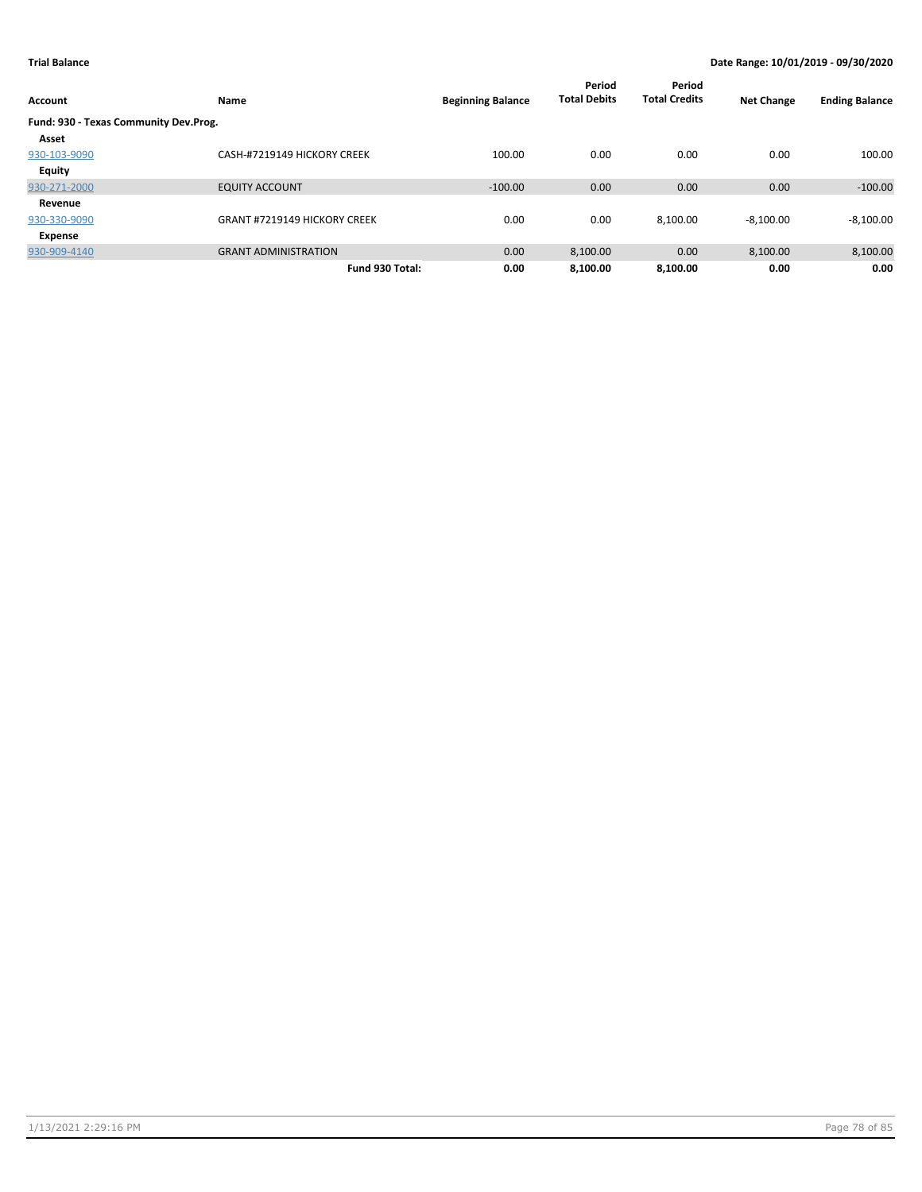**Trial Balance** **Date Range: 10/01/2019 - 09/30/2020**

| Account | Name | Beginning Balance | Period Total Debits | Period Total Credits | Net Change | Ending Balance |
|---|---|---|---|---|---|---|
| **Fund: 930 - Texas Community Dev.Prog.** | | | | | | |
| **Asset** | | | | | | |
| 930-103-9090 | CASH-#7219149 HICKORY CREEK | 100.00 | 0.00 | 0.00 | 0.00 | 100.00 |
| **Equity** | | | | | | |
| 930-271-2000 | EQUITY ACCOUNT | -100.00 | 0.00 | 0.00 | 0.00 | -100.00 |
| **Revenue** | | | | | | |
| 930-330-9090 | GRANT #7219149 HICKORY CREEK | 0.00 | 0.00 | 8,100.00 | -8,100.00 | -8,100.00 |
| **Expense** | | | | | | |
| 930-909-4140 | GRANT ADMINISTRATION | 0.00 | 8,100.00 | 0.00 | 8,100.00 | 8,100.00 |
| | **Fund 930 Total:** | **0.00** | **8,100.00** | **8,100.00** | **0.00** | **0.00** |

1/13/2021 2:29:16 PM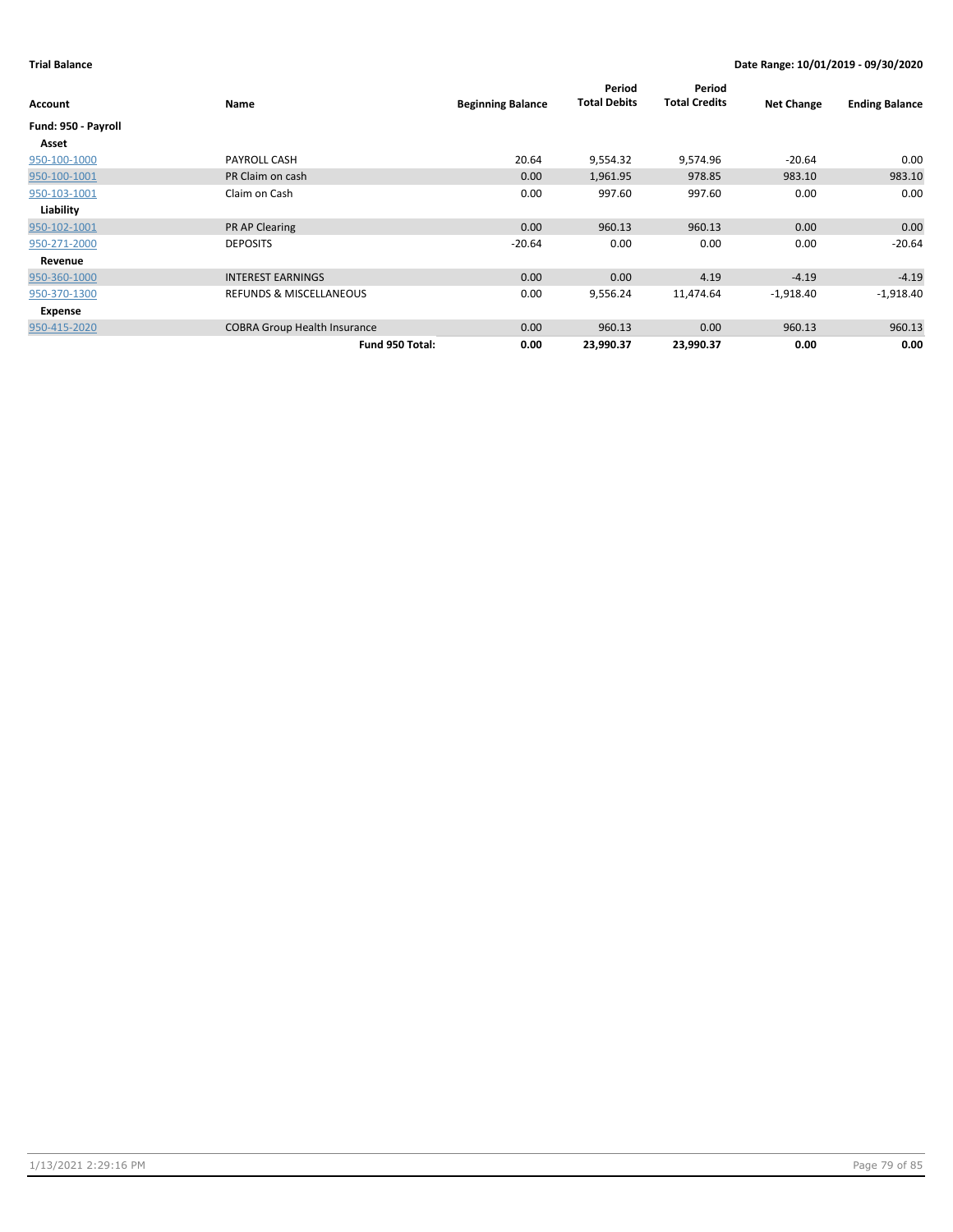**Trial Balance** **Date Range: 10/01/2019 - 09/30/2020**

| Account | Name | Beginning Balance | Period Total Debits | Period Total Credits | Net Change | Ending Balance |
|---|---|---|---|---|---|---|
| **Fund: 950 - Payroll** | | | | | | |
| **Asset** | | | | | | |
| 950-100-1000 | PAYROLL CASH | 20.64 | 9,554.32 | 9,574.96 | -20.64 | 0.00 |
| 950-100-1001 | PR Claim on cash | 0.00 | 1,961.95 | 978.85 | 983.10 | 983.10 |
| 950-103-1001 | Claim on Cash | 0.00 | 997.60 | 997.60 | 0.00 | 0.00 |
| **Liability** | | | | | | |
| 950-102-1001 | PR AP Clearing | 0.00 | 960.13 | 960.13 | 0.00 | 0.00 |
| 950-271-2000 | DEPOSITS | -20.64 | 0.00 | 0.00 | 0.00 | -20.64 |
| **Revenue** | | | | | | |
| 950-360-1000 | INTEREST EARNINGS | 0.00 | 0.00 | 4.19 | -4.19 | -4.19 |
| 950-370-1300 | REFUNDS & MISCELLANEOUS | 0.00 | 9,556.24 | 11,474.64 | -1,918.40 | -1,918.40 |
| **Expense** | | | | | | |
| 950-415-2020 | COBRA Group Health Insurance | 0.00 | 960.13 | 0.00 | 960.13 | 960.13 |
| | **Fund 950 Total:** | **0.00** | **23,990.37** | **23,990.37** | **0.00** | **0.00** |

1/13/2021 2:29:16 PM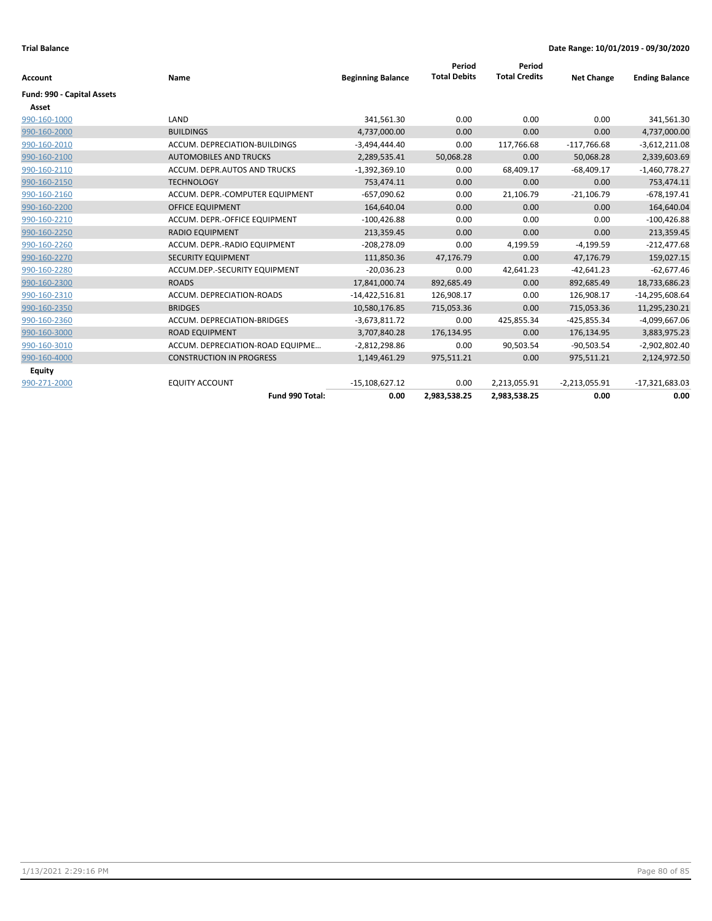**Trial Balance**

**Date Range: 10/01/2019 - 09/30/2020**

| Account | Name | Beginning Balance | Period Total Debits | Period Total Credits | Net Change | Ending Balance |
|---|---|---|---|---|---|---|
| **Fund: 990 - Capital Assets** | | | | | | |
| **Asset** | | | | | | |
| 990-160-1000 | LAND | 341,561.30 | 0.00 | 0.00 | 0.00 | 341,561.30 |
| 990-160-2000 | BUILDINGS | 4,737,000.00 | 0.00 | 0.00 | 0.00 | 4,737,000.00 |
| 990-160-2010 | ACCUM. DEPRECIATION-BUILDINGS | -3,494,444.40 | 0.00 | 117,766.68 | -117,766.68 | -3,612,211.08 |
| 990-160-2100 | AUTOMOBILES AND TRUCKS | 2,289,535.41 | 50,068.28 | 0.00 | 50,068.28 | 2,339,603.69 |
| 990-160-2110 | ACCUM. DEPR.AUTOS AND TRUCKS | -1,392,369.10 | 0.00 | 68,409.17 | -68,409.17 | -1,460,778.27 |
| 990-160-2150 | TECHNOLOGY | 753,474.11 | 0.00 | 0.00 | 0.00 | 753,474.11 |
| 990-160-2160 | ACCUM. DEPR.-COMPUTER EQUIPMENT | -657,090.62 | 0.00 | 21,106.79 | -21,106.79 | -678,197.41 |
| 990-160-2200 | OFFICE EQUIPMENT | 164,640.04 | 0.00 | 0.00 | 0.00 | 164,640.04 |
| 990-160-2210 | ACCUM. DEPR.-OFFICE EQUIPMENT | -100,426.88 | 0.00 | 0.00 | 0.00 | -100,426.88 |
| 990-160-2250 | RADIO EQUIPMENT | 213,359.45 | 0.00 | 0.00 | 0.00 | 213,359.45 |
| 990-160-2260 | ACCUM. DEPR.-RADIO EQUIPMENT | -208,278.09 | 0.00 | 4,199.59 | -4,199.59 | -212,477.68 |
| 990-160-2270 | SECURITY EQUIPMENT | 111,850.36 | 47,176.79 | 0.00 | 47,176.79 | 159,027.15 |
| 990-160-2280 | ACCUM.DEP.-SECURITY EQUIPMENT | -20,036.23 | 0.00 | 42,641.23 | -42,641.23 | -62,677.46 |
| 990-160-2300 | ROADS | 17,841,000.74 | 892,685.49 | 0.00 | 892,685.49 | 18,733,686.23 |
| 990-160-2310 | ACCUM. DEPRECIATION-ROADS | -14,422,516.81 | 126,908.17 | 0.00 | 126,908.17 | -14,295,608.64 |
| 990-160-2350 | BRIDGES | 10,580,176.85 | 715,053.36 | 0.00 | 715,053.36 | 11,295,230.21 |
| 990-160-2360 | ACCUM. DEPRECIATION-BRIDGES | -3,673,811.72 | 0.00 | 425,855.34 | -425,855.34 | -4,099,667.06 |
| 990-160-3000 | ROAD EQUIPMENT | 3,707,840.28 | 176,134.95 | 0.00 | 176,134.95 | 3,883,975.23 |
| 990-160-3010 | ACCUM. DEPRECIATION-ROAD EQUIPME… | -2,812,298.86 | 0.00 | 90,503.54 | -90,503.54 | -2,902,802.40 |
| 990-160-4000 | CONSTRUCTION IN PROGRESS | 1,149,461.29 | 975,511.21 | 0.00 | 975,511.21 | 2,124,972.50 |
| **Equity** | | | | | | |
| 990-271-2000 | EQUITY ACCOUNT | -15,108,627.12 | 0.00 | 2,213,055.91 | -2,213,055.91 | -17,321,683.03 |
| | **Fund 990 Total:** | **0.00** | **2,983,538.25** | **2,983,538.25** | **0.00** | **0.00** |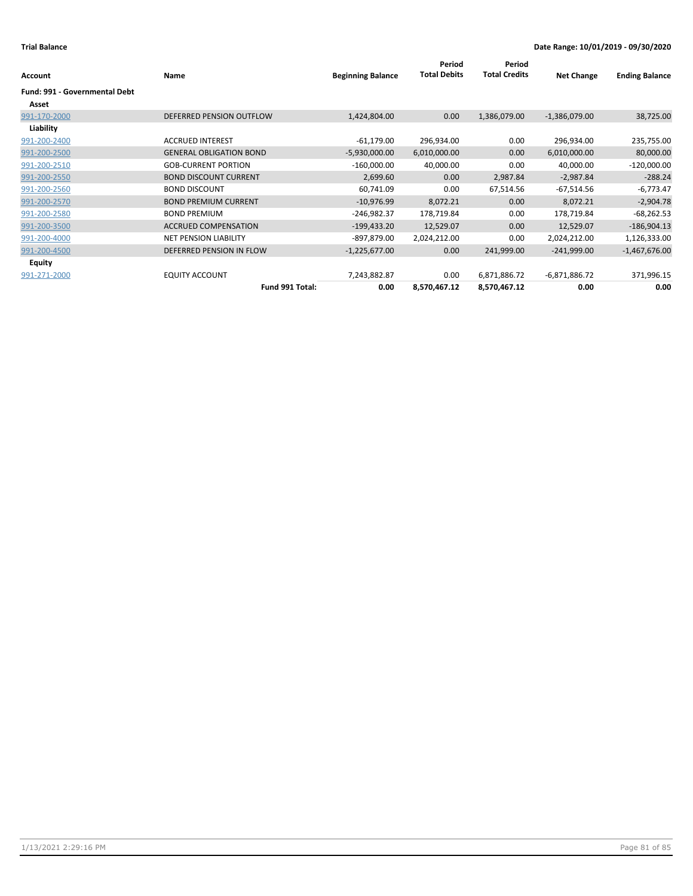**Trial Balance** — **Date Range: 10/01/2019 - 09/30/2020**

| Account | Name | Beginning Balance | Period Total Debits | Period Total Credits | Net Change | Ending Balance |
|---|---|---|---|---|---|---|
| **Fund: 991 - Governmental Debt** | | | | | | |
| **Asset** | | | | | | |
| 991-170-2000 | DEFERRED PENSION OUTFLOW | 1,424,804.00 | 0.00 | 1,386,079.00 | -1,386,079.00 | 38,725.00 |
| **Liability** | | | | | | |
| 991-200-2400 | ACCRUED INTEREST | -61,179.00 | 296,934.00 | 0.00 | 296,934.00 | 235,755.00 |
| 991-200-2500 | GENERAL OBLIGATION BOND | -5,930,000.00 | 6,010,000.00 | 0.00 | 6,010,000.00 | 80,000.00 |
| 991-200-2510 | GOB-CURRENT PORTION | -160,000.00 | 40,000.00 | 0.00 | 40,000.00 | -120,000.00 |
| 991-200-2550 | BOND DISCOUNT CURRENT | 2,699.60 | 0.00 | 2,987.84 | -2,987.84 | -288.24 |
| 991-200-2560 | BOND DISCOUNT | 60,741.09 | 0.00 | 67,514.56 | -67,514.56 | -6,773.47 |
| 991-200-2570 | BOND PREMIUM CURRENT | -10,976.99 | 8,072.21 | 0.00 | 8,072.21 | -2,904.78 |
| 991-200-2580 | BOND PREMIUM | -246,982.37 | 178,719.84 | 0.00 | 178,719.84 | -68,262.53 |
| 991-200-3500 | ACCRUED COMPENSATION | -199,433.20 | 12,529.07 | 0.00 | 12,529.07 | -186,904.13 |
| 991-200-4000 | NET PENSION LIABILITY | -897,879.00 | 2,024,212.00 | 0.00 | 2,024,212.00 | 1,126,333.00 |
| 991-200-4500 | DEFERRED PENSION IN FLOW | -1,225,677.00 | 0.00 | 241,999.00 | -241,999.00 | -1,467,676.00 |
| **Equity** | | | | | | |
| 991-271-2000 | EQUITY ACCOUNT | 7,243,882.87 | 0.00 | 6,871,886.72 | -6,871,886.72 | 371,996.15 |
| | **Fund 991 Total:** | **0.00** | **8,570,467.12** | **8,570,467.12** | **0.00** | **0.00** |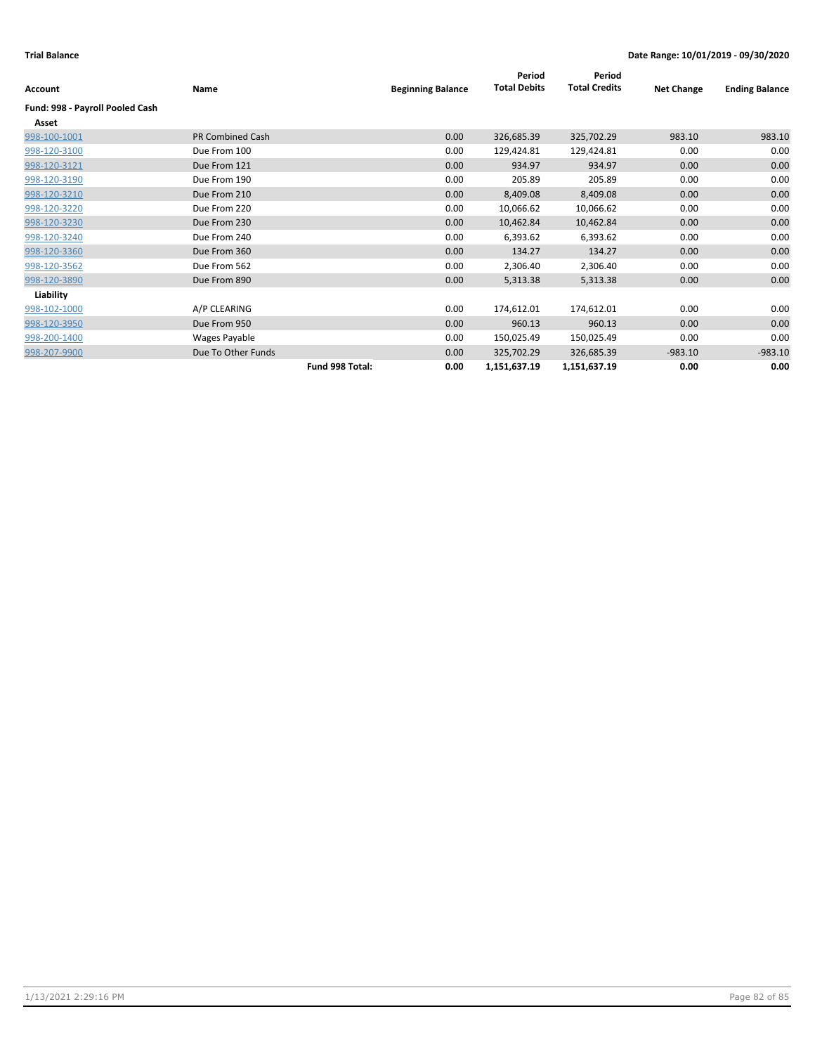**Trial Balance** **Date Range: 10/01/2019 - 09/30/2020**

| Account | Name | | Beginning Balance | Period Total Debits | Period Total Credits | Net Change | Ending Balance |
|---|---|---|---|---|---|---|---|
| **Fund: 998 - Payroll Pooled Cash** | | | | | | | |
| **Asset** | | | | | | | |
| 998-100-1001 | PR Combined Cash | | 0.00 | 326,685.39 | 325,702.29 | 983.10 | 983.10 |
| 998-120-3100 | Due From 100 | | 0.00 | 129,424.81 | 129,424.81 | 0.00 | 0.00 |
| 998-120-3121 | Due From 121 | | 0.00 | 934.97 | 934.97 | 0.00 | 0.00 |
| 998-120-3190 | Due From 190 | | 0.00 | 205.89 | 205.89 | 0.00 | 0.00 |
| 998-120-3210 | Due From 210 | | 0.00 | 8,409.08 | 8,409.08 | 0.00 | 0.00 |
| 998-120-3220 | Due From 220 | | 0.00 | 10,066.62 | 10,066.62 | 0.00 | 0.00 |
| 998-120-3230 | Due From 230 | | 0.00 | 10,462.84 | 10,462.84 | 0.00 | 0.00 |
| 998-120-3240 | Due From 240 | | 0.00 | 6,393.62 | 6,393.62 | 0.00 | 0.00 |
| 998-120-3360 | Due From 360 | | 0.00 | 134.27 | 134.27 | 0.00 | 0.00 |
| 998-120-3562 | Due From 562 | | 0.00 | 2,306.40 | 2,306.40 | 0.00 | 0.00 |
| 998-120-3890 | Due From 890 | | 0.00 | 5,313.38 | 5,313.38 | 0.00 | 0.00 |
| **Liability** | | | | | | | |
| 998-102-1000 | A/P CLEARING | | 0.00 | 174,612.01 | 174,612.01 | 0.00 | 0.00 |
| 998-120-3950 | Due From 950 | | 0.00 | 960.13 | 960.13 | 0.00 | 0.00 |
| 998-200-1400 | Wages Payable | | 0.00 | 150,025.49 | 150,025.49 | 0.00 | 0.00 |
| 998-207-9900 | Due To Other Funds | | 0.00 | 325,702.29 | 326,685.39 | -983.10 | -983.10 |
| | | **Fund 998 Total:** | **0.00** | **1,151,637.19** | **1,151,637.19** | **0.00** | **0.00** |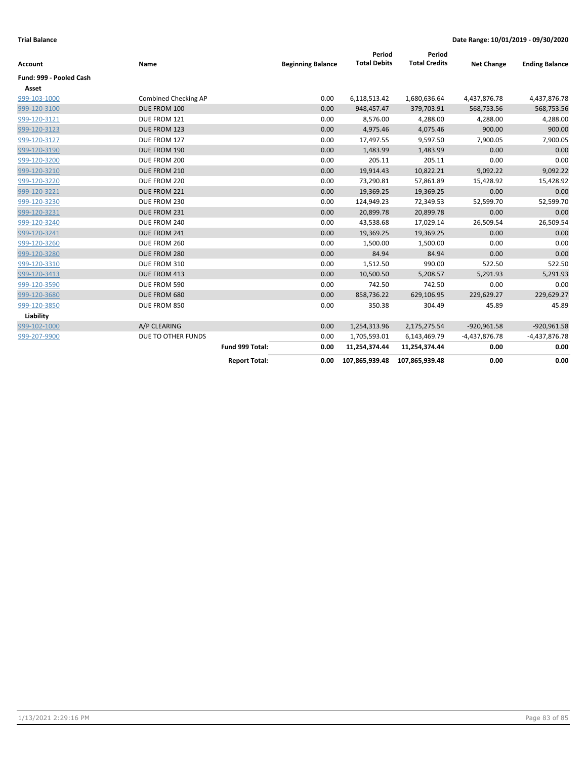**Trial Balance** | **Date Range: 10/01/2019 - 09/30/2020**

| Account | Name | Beginning Balance | Period Total Debits | Period Total Credits | Net Change | Ending Balance |
|---|---|---|---|---|---|---|
| **Fund: 999 - Pooled Cash** | | | | | | |
| **Asset** | | | | | | |
| 999-103-1000 | Combined Checking AP | 0.00 | 6,118,513.42 | 1,680,636.64 | 4,437,876.78 | 4,437,876.78 |
| 999-120-3100 | DUE FROM 100 | 0.00 | 948,457.47 | 379,703.91 | 568,753.56 | 568,753.56 |
| 999-120-3121 | DUE FROM 121 | 0.00 | 8,576.00 | 4,288.00 | 4,288.00 | 4,288.00 |
| 999-120-3123 | DUE FROM 123 | 0.00 | 4,975.46 | 4,075.46 | 900.00 | 900.00 |
| 999-120-3127 | DUE FROM 127 | 0.00 | 17,497.55 | 9,597.50 | 7,900.05 | 7,900.05 |
| 999-120-3190 | DUE FROM 190 | 0.00 | 1,483.99 | 1,483.99 | 0.00 | 0.00 |
| 999-120-3200 | DUE FROM 200 | 0.00 | 205.11 | 205.11 | 0.00 | 0.00 |
| 999-120-3210 | DUE FROM 210 | 0.00 | 19,914.43 | 10,822.21 | 9,092.22 | 9,092.22 |
| 999-120-3220 | DUE FROM 220 | 0.00 | 73,290.81 | 57,861.89 | 15,428.92 | 15,428.92 |
| 999-120-3221 | DUE FROM 221 | 0.00 | 19,369.25 | 19,369.25 | 0.00 | 0.00 |
| 999-120-3230 | DUE FROM 230 | 0.00 | 124,949.23 | 72,349.53 | 52,599.70 | 52,599.70 |
| 999-120-3231 | DUE FROM 231 | 0.00 | 20,899.78 | 20,899.78 | 0.00 | 0.00 |
| 999-120-3240 | DUE FROM 240 | 0.00 | 43,538.68 | 17,029.14 | 26,509.54 | 26,509.54 |
| 999-120-3241 | DUE FROM 241 | 0.00 | 19,369.25 | 19,369.25 | 0.00 | 0.00 |
| 999-120-3260 | DUE FROM 260 | 0.00 | 1,500.00 | 1,500.00 | 0.00 | 0.00 |
| 999-120-3280 | DUE FROM 280 | 0.00 | 84.94 | 84.94 | 0.00 | 0.00 |
| 999-120-3310 | DUE FROM 310 | 0.00 | 1,512.50 | 990.00 | 522.50 | 522.50 |
| 999-120-3413 | DUE FROM 413 | 0.00 | 10,500.50 | 5,208.57 | 5,291.93 | 5,291.93 |
| 999-120-3590 | DUE FROM 590 | 0.00 | 742.50 | 742.50 | 0.00 | 0.00 |
| 999-120-3680 | DUE FROM 680 | 0.00 | 858,736.22 | 629,106.95 | 229,629.27 | 229,629.27 |
| 999-120-3850 | DUE FROM 850 | 0.00 | 350.38 | 304.49 | 45.89 | 45.89 |
| **Liability** | | | | | | |
| 999-102-1000 | A/P CLEARING | 0.00 | 1,254,313.96 | 2,175,275.54 | -920,961.58 | -920,961.58 |
| 999-207-9900 | DUE TO OTHER FUNDS | 0.00 | 1,705,593.01 | 6,143,469.79 | -4,437,876.78 | -4,437,876.78 |
| | **Fund 999 Total:** | **0.00** | **11,254,374.44** | **11,254,374.44** | **0.00** | **0.00** |
| | **Report Total:** | **0.00** | **107,865,939.48** | **107,865,939.48** | **0.00** | **0.00** |

1/13/2021 2:29:16 PM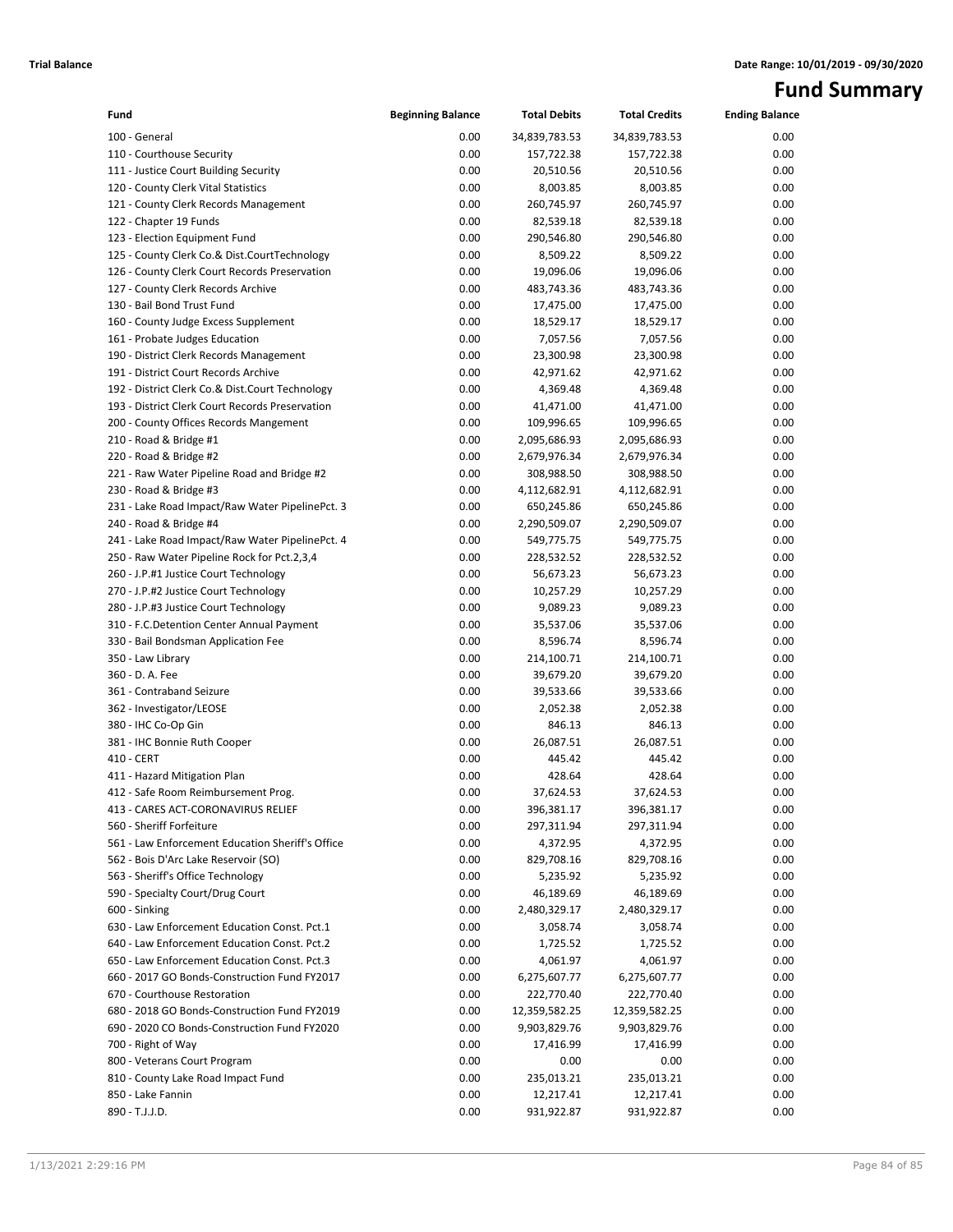**Trial Balance** **Date Range: 10/01/2019 - 09/30/2020**

# Fund Summary

| Fund | Beginning Balance | Total Debits | Total Credits | Ending Balance |
|---|---|---|---|---|
| 100 - General | 0.00 | 34,839,783.53 | 34,839,783.53 | 0.00 |
| 110 - Courthouse Security | 0.00 | 157,722.38 | 157,722.38 | 0.00 |
| 111 - Justice Court Building Security | 0.00 | 20,510.56 | 20,510.56 | 0.00 |
| 120 - County Clerk Vital Statistics | 0.00 | 8,003.85 | 8,003.85 | 0.00 |
| 121 - County Clerk Records Management | 0.00 | 260,745.97 | 260,745.97 | 0.00 |
| 122 - Chapter 19 Funds | 0.00 | 82,539.18 | 82,539.18 | 0.00 |
| 123 - Election Equipment Fund | 0.00 | 290,546.80 | 290,546.80 | 0.00 |
| 125 - County Clerk Co.& Dist.CourtTechnology | 0.00 | 8,509.22 | 8,509.22 | 0.00 |
| 126 - County Clerk Court Records Preservation | 0.00 | 19,096.06 | 19,096.06 | 0.00 |
| 127 - County Clerk Records Archive | 0.00 | 483,743.36 | 483,743.36 | 0.00 |
| 130 - Bail Bond Trust Fund | 0.00 | 17,475.00 | 17,475.00 | 0.00 |
| 160 - County Judge Excess Supplement | 0.00 | 18,529.17 | 18,529.17 | 0.00 |
| 161 - Probate Judges Education | 0.00 | 7,057.56 | 7,057.56 | 0.00 |
| 190 - District Clerk Records Management | 0.00 | 23,300.98 | 23,300.98 | 0.00 |
| 191 - District Court Records Archive | 0.00 | 42,971.62 | 42,971.62 | 0.00 |
| 192 - District Clerk Co.& Dist.Court Technology | 0.00 | 4,369.48 | 4,369.48 | 0.00 |
| 193 - District Clerk Court Records Preservation | 0.00 | 41,471.00 | 41,471.00 | 0.00 |
| 200 - County Offices Records Mangement | 0.00 | 109,996.65 | 109,996.65 | 0.00 |
| 210 - Road & Bridge #1 | 0.00 | 2,095,686.93 | 2,095,686.93 | 0.00 |
| 220 - Road & Bridge #2 | 0.00 | 2,679,976.34 | 2,679,976.34 | 0.00 |
| 221 - Raw Water Pipeline Road and Bridge #2 | 0.00 | 308,988.50 | 308,988.50 | 0.00 |
| 230 - Road & Bridge #3 | 0.00 | 4,112,682.91 | 4,112,682.91 | 0.00 |
| 231 - Lake Road Impact/Raw Water PipelinePct. 3 | 0.00 | 650,245.86 | 650,245.86 | 0.00 |
| 240 - Road & Bridge #4 | 0.00 | 2,290,509.07 | 2,290,509.07 | 0.00 |
| 241 - Lake Road Impact/Raw Water PipelinePct. 4 | 0.00 | 549,775.75 | 549,775.75 | 0.00 |
| 250 - Raw Water Pipeline Rock for Pct.2,3,4 | 0.00 | 228,532.52 | 228,532.52 | 0.00 |
| 260 - J.P.#1 Justice Court Technology | 0.00 | 56,673.23 | 56,673.23 | 0.00 |
| 270 - J.P.#2 Justice Court Technology | 0.00 | 10,257.29 | 10,257.29 | 0.00 |
| 280 - J.P.#3 Justice Court Technology | 0.00 | 9,089.23 | 9,089.23 | 0.00 |
| 310 - F.C.Detention Center Annual Payment | 0.00 | 35,537.06 | 35,537.06 | 0.00 |
| 330 - Bail Bondsman Application Fee | 0.00 | 8,596.74 | 8,596.74 | 0.00 |
| 350 - Law Library | 0.00 | 214,100.71 | 214,100.71 | 0.00 |
| 360 - D. A. Fee | 0.00 | 39,679.20 | 39,679.20 | 0.00 |
| 361 - Contraband Seizure | 0.00 | 39,533.66 | 39,533.66 | 0.00 |
| 362 - Investigator/LEOSE | 0.00 | 2,052.38 | 2,052.38 | 0.00 |
| 380 - IHC Co-Op Gin | 0.00 | 846.13 | 846.13 | 0.00 |
| 381 - IHC Bonnie Ruth Cooper | 0.00 | 26,087.51 | 26,087.51 | 0.00 |
| 410 - CERT | 0.00 | 445.42 | 445.42 | 0.00 |
| 411 - Hazard Mitigation Plan | 0.00 | 428.64 | 428.64 | 0.00 |
| 412 - Safe Room Reimbursement Prog. | 0.00 | 37,624.53 | 37,624.53 | 0.00 |
| 413 - CARES ACT-CORONAVIRUS RELIEF | 0.00 | 396,381.17 | 396,381.17 | 0.00 |
| 560 - Sheriff Forfeiture | 0.00 | 297,311.94 | 297,311.94 | 0.00 |
| 561 - Law Enforcement Education Sheriff's Office | 0.00 | 4,372.95 | 4,372.95 | 0.00 |
| 562 - Bois D'Arc Lake Reservoir (SO) | 0.00 | 829,708.16 | 829,708.16 | 0.00 |
| 563 - Sheriff's Office Technology | 0.00 | 5,235.92 | 5,235.92 | 0.00 |
| 590 - Specialty Court/Drug Court | 0.00 | 46,189.69 | 46,189.69 | 0.00 |
| 600 - Sinking | 0.00 | 2,480,329.17 | 2,480,329.17 | 0.00 |
| 630 - Law Enforcement Education Const. Pct.1 | 0.00 | 3,058.74 | 3,058.74 | 0.00 |
| 640 - Law Enforcement Education Const. Pct.2 | 0.00 | 1,725.52 | 1,725.52 | 0.00 |
| 650 - Law Enforcement Education Const. Pct.3 | 0.00 | 4,061.97 | 4,061.97 | 0.00 |
| 660 - 2017 GO Bonds-Construction Fund FY2017 | 0.00 | 6,275,607.77 | 6,275,607.77 | 0.00 |
| 670 - Courthouse Restoration | 0.00 | 222,770.40 | 222,770.40 | 0.00 |
| 680 - 2018 GO Bonds-Construction Fund FY2019 | 0.00 | 12,359,582.25 | 12,359,582.25 | 0.00 |
| 690 - 2020 CO Bonds-Construction Fund FY2020 | 0.00 | 9,903,829.76 | 9,903,829.76 | 0.00 |
| 700 - Right of Way | 0.00 | 17,416.99 | 17,416.99 | 0.00 |
| 800 - Veterans Court Program | 0.00 | 0.00 | 0.00 | 0.00 |
| 810 - County Lake Road Impact Fund | 0.00 | 235,013.21 | 235,013.21 | 0.00 |
| 850 - Lake Fannin | 0.00 | 12,217.41 | 12,217.41 | 0.00 |
| 890 - T.J.J.D. | 0.00 | 931,922.87 | 931,922.87 | 0.00 |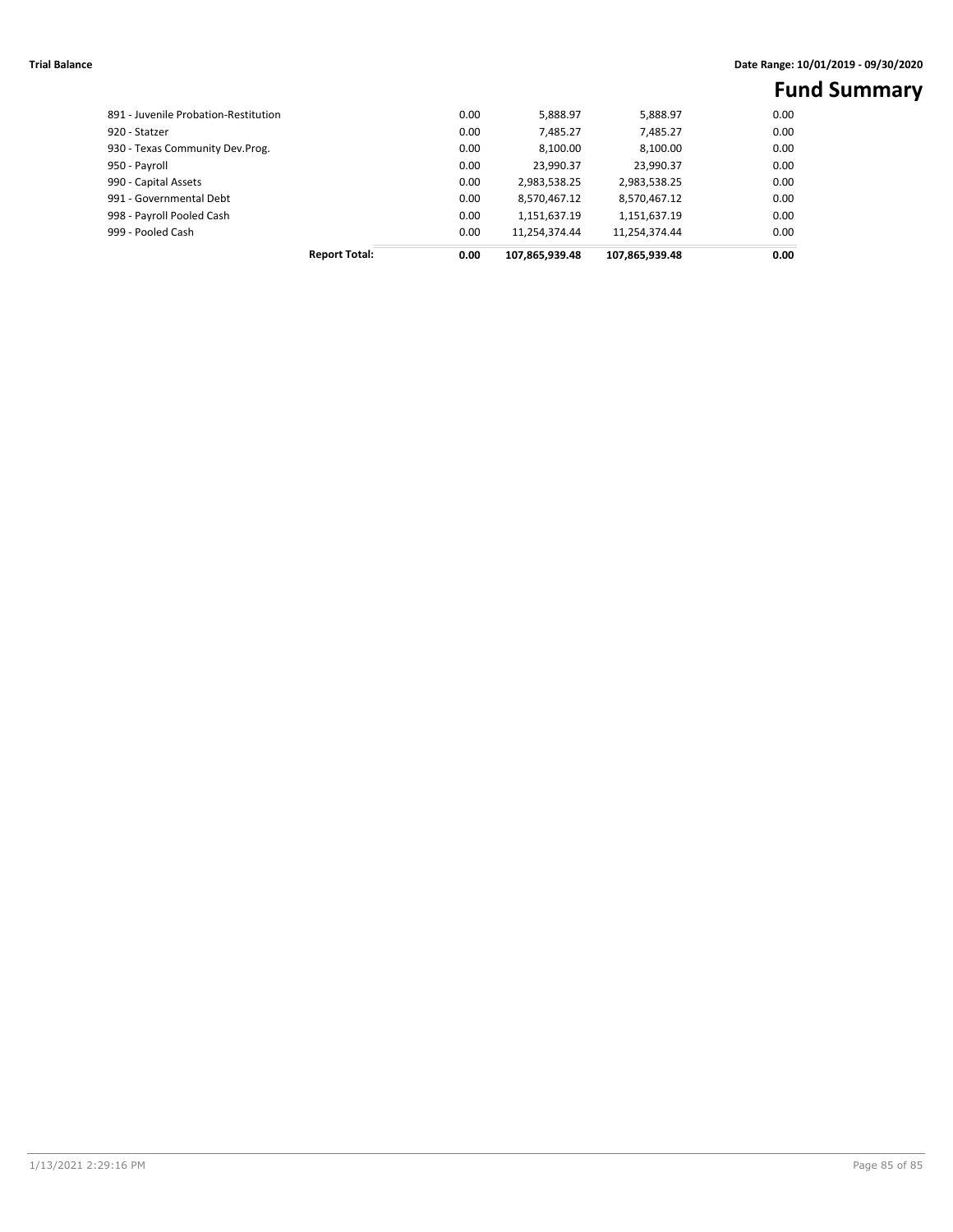# Fund Summary

| | | | | |
|---|---|---|---|---|
| 891 - Juvenile Probation-Restitution | 0.00 | 5,888.97 | 5,888.97 | 0.00 |
| 920 - Statzer | 0.00 | 7,485.27 | 7,485.27 | 0.00 |
| 930 - Texas Community Dev.Prog. | 0.00 | 8,100.00 | 8,100.00 | 0.00 |
| 950 - Payroll | 0.00 | 23,990.37 | 23,990.37 | 0.00 |
| 990 - Capital Assets | 0.00 | 2,983,538.25 | 2,983,538.25 | 0.00 |
| 991 - Governmental Debt | 0.00 | 8,570,467.12 | 8,570,467.12 | 0.00 |
| 998 - Payroll Pooled Cash | 0.00 | 1,151,637.19 | 1,151,637.19 | 0.00 |
| 999 - Pooled Cash | 0.00 | 11,254,374.44 | 11,254,374.44 | 0.00 |
| **Report Total:** | **0.00** | **107,865,939.48** | **107,865,939.48** | **0.00** |